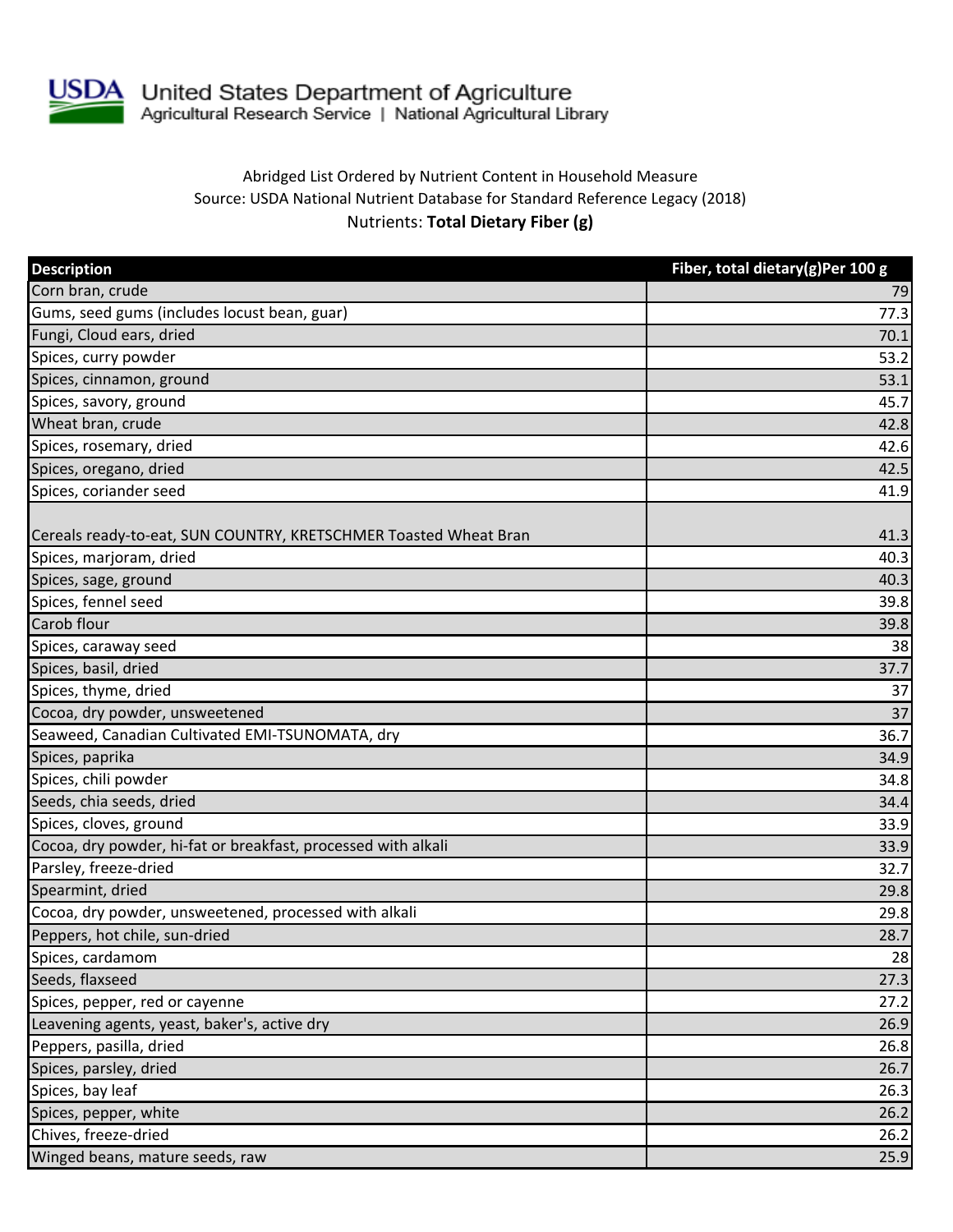United States Department of Agriculture
Agricultural Research Service | National Agricultural Library

Abridged List Ordered by Nutrient Content in Household Measure
Source: USDA National Nutrient Database for Standard Reference Legacy (2018)
Nutrients: **Total Dietary Fiber (g)**

| Description | Fiber, total dietary(g)Per 100 g |
|---|---|
| Corn bran, crude | 79 |
| Gums, seed gums (includes locust bean, guar) | 77.3 |
| Fungi, Cloud ears, dried | 70.1 |
| Spices, curry powder | 53.2 |
| Spices, cinnamon, ground | 53.1 |
| Spices, savory, ground | 45.7 |
| Wheat bran, crude | 42.8 |
| Spices, rosemary, dried | 42.6 |
| Spices, oregano, dried | 42.5 |
| Spices, coriander seed | 41.9 |
| Cereals ready-to-eat, SUN COUNTRY, KRETSCHMER Toasted Wheat Bran | 41.3 |
| Spices, marjoram, dried | 40.3 |
| Spices, sage, ground | 40.3 |
| Spices, fennel seed | 39.8 |
| Carob flour | 39.8 |
| Spices, caraway seed | 38 |
| Spices, basil, dried | 37.7 |
| Spices, thyme, dried | 37 |
| Cocoa, dry powder, unsweetened | 37 |
| Seaweed, Canadian Cultivated EMI-TSUNOMATA, dry | 36.7 |
| Spices, paprika | 34.9 |
| Spices, chili powder | 34.8 |
| Seeds, chia seeds, dried | 34.4 |
| Spices, cloves, ground | 33.9 |
| Cocoa, dry powder, hi-fat or breakfast, processed with alkali | 33.9 |
| Parsley, freeze-dried | 32.7 |
| Spearmint, dried | 29.8 |
| Cocoa, dry powder, unsweetened, processed with alkali | 29.8 |
| Peppers, hot chile, sun-dried | 28.7 |
| Spices, cardamom | 28 |
| Seeds, flaxseed | 27.3 |
| Spices, pepper, red or cayenne | 27.2 |
| Leavening agents, yeast, baker's, active dry | 26.9 |
| Peppers, pasilla, dried | 26.8 |
| Spices, parsley, dried | 26.7 |
| Spices, bay leaf | 26.3 |
| Spices, pepper, white | 26.2 |
| Chives, freeze-dried | 26.2 |
| Winged beans, mature seeds, raw | 25.9 |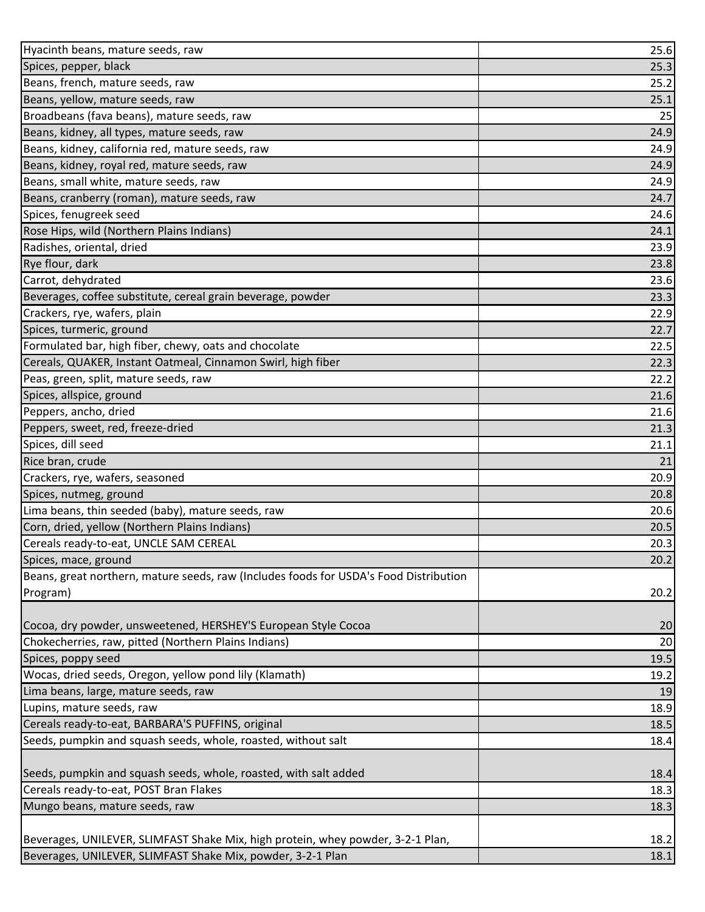| | |
|---|---|
| Hyacinth beans, mature seeds, raw | 25.6 |
| Spices, pepper, black | 25.3 |
| Beans, french, mature seeds, raw | 25.2 |
| Beans, yellow, mature seeds, raw | 25.1 |
| Broadbeans (fava beans), mature seeds, raw | 25 |
| Beans, kidney, all types, mature seeds, raw | 24.9 |
| Beans, kidney, california red, mature seeds, raw | 24.9 |
| Beans, kidney, royal red, mature seeds, raw | 24.9 |
| Beans, small white, mature seeds, raw | 24.9 |
| Beans, cranberry (roman), mature seeds, raw | 24.7 |
| Spices, fenugreek seed | 24.6 |
| Rose Hips, wild (Northern Plains Indians) | 24.1 |
| Radishes, oriental, dried | 23.9 |
| Rye flour, dark | 23.8 |
| Carrot, dehydrated | 23.6 |
| Beverages, coffee substitute, cereal grain beverage, powder | 23.3 |
| Crackers, rye, wafers, plain | 22.9 |
| Spices, turmeric, ground | 22.7 |
| Formulated bar, high fiber, chewy, oats and chocolate | 22.5 |
| Cereals, QUAKER, Instant Oatmeal, Cinnamon Swirl, high fiber | 22.3 |
| Peas, green, split, mature seeds, raw | 22.2 |
| Spices, allspice, ground | 21.6 |
| Peppers, ancho, dried | 21.6 |
| Peppers, sweet, red, freeze-dried | 21.3 |
| Spices, dill seed | 21.1 |
| Rice bran, crude | 21 |
| Crackers, rye, wafers, seasoned | 20.9 |
| Spices, nutmeg, ground | 20.8 |
| Lima beans, thin seeded (baby), mature seeds, raw | 20.6 |
| Corn, dried, yellow (Northern Plains Indians) | 20.5 |
| Cereals ready-to-eat, UNCLE SAM CEREAL | 20.3 |
| Spices, mace, ground | 20.2 |
| Beans, great northern, mature seeds, raw (Includes foods for USDA's Food Distribution Program) | 20.2 |
| Cocoa, dry powder, unsweetened, HERSHEY'S European Style Cocoa | 20 |
| Chokecherries, raw, pitted (Northern Plains Indians) | 20 |
| Spices, poppy seed | 19.5 |
| Wocas, dried seeds, Oregon, yellow pond lily (Klamath) | 19.2 |
| Lima beans, large, mature seeds, raw | 19 |
| Lupins, mature seeds, raw | 18.9 |
| Cereals ready-to-eat, BARBARA'S PUFFINS, original | 18.5 |
| Seeds, pumpkin and squash seeds, whole, roasted, without salt | 18.4 |
| Seeds, pumpkin and squash seeds, whole, roasted, with salt added | 18.4 |
| Cereals ready-to-eat, POST Bran Flakes | 18.3 |
| Mungo beans, mature seeds, raw | 18.3 |
| Beverages, UNILEVER, SLIMFAST Shake Mix, high protein, whey powder, 3-2-1 Plan, | 18.2 |
| Beverages, UNILEVER, SLIMFAST Shake Mix, powder, 3-2-1 Plan | 18.1 |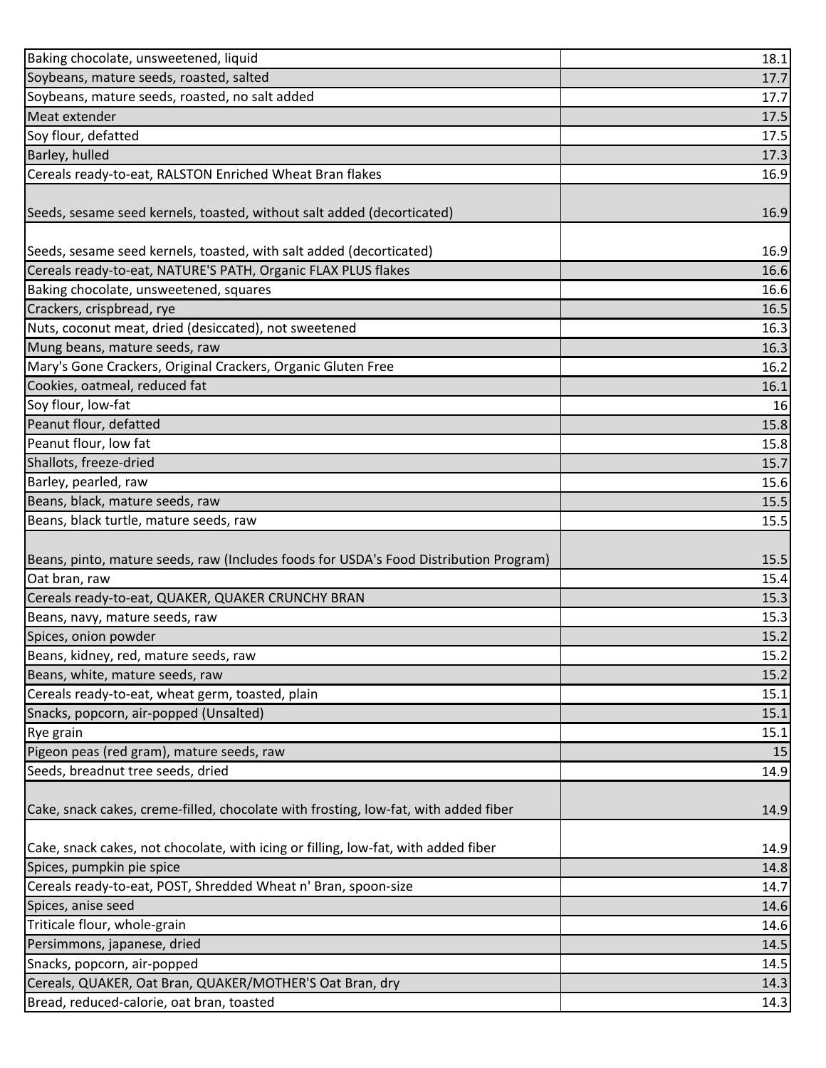| | |
|---|---|
| Baking chocolate, unsweetened, liquid | 18.1 |
| Soybeans, mature seeds, roasted, salted | 17.7 |
| Soybeans, mature seeds, roasted, no salt added | 17.7 |
| Meat extender | 17.5 |
| Soy flour, defatted | 17.5 |
| Barley, hulled | 17.3 |
| Cereals ready-to-eat, RALSTON Enriched Wheat Bran flakes | 16.9 |
| Seeds, sesame seed kernels, toasted, without salt added (decorticated) | 16.9 |
| Seeds, sesame seed kernels, toasted, with salt added (decorticated) | 16.9 |
| Cereals ready-to-eat, NATURE'S PATH, Organic FLAX PLUS flakes | 16.6 |
| Baking chocolate, unsweetened, squares | 16.6 |
| Crackers, crispbread, rye | 16.5 |
| Nuts, coconut meat, dried (desiccated), not sweetened | 16.3 |
| Mung beans, mature seeds, raw | 16.3 |
| Mary's Gone Crackers, Original Crackers, Organic Gluten Free | 16.2 |
| Cookies, oatmeal, reduced fat | 16.1 |
| Soy flour, low-fat | 16 |
| Peanut flour, defatted | 15.8 |
| Peanut flour, low fat | 15.8 |
| Shallots, freeze-dried | 15.7 |
| Barley, pearled, raw | 15.6 |
| Beans, black, mature seeds, raw | 15.5 |
| Beans, black turtle, mature seeds, raw | 15.5 |
| Beans, pinto, mature seeds, raw (Includes foods for USDA's Food Distribution Program) | 15.5 |
| Oat bran, raw | 15.4 |
| Cereals ready-to-eat, QUAKER, QUAKER CRUNCHY BRAN | 15.3 |
| Beans, navy, mature seeds, raw | 15.3 |
| Spices, onion powder | 15.2 |
| Beans, kidney, red, mature seeds, raw | 15.2 |
| Beans, white, mature seeds, raw | 15.2 |
| Cereals ready-to-eat, wheat germ, toasted, plain | 15.1 |
| Snacks, popcorn, air-popped (Unsalted) | 15.1 |
| Rye grain | 15.1 |
| Pigeon peas (red gram), mature seeds, raw | 15 |
| Seeds, breadnut tree seeds, dried | 14.9 |
| Cake, snack cakes, creme-filled, chocolate with frosting, low-fat, with added fiber | 14.9 |
| Cake, snack cakes, not chocolate, with icing or filling, low-fat, with added fiber | 14.9 |
| Spices, pumpkin pie spice | 14.8 |
| Cereals ready-to-eat, POST, Shredded Wheat n' Bran, spoon-size | 14.7 |
| Spices, anise seed | 14.6 |
| Triticale flour, whole-grain | 14.6 |
| Persimmons, japanese, dried | 14.5 |
| Snacks, popcorn, air-popped | 14.5 |
| Cereals, QUAKER, Oat Bran, QUAKER/MOTHER'S Oat Bran, dry | 14.3 |
| Bread, reduced-calorie, oat bran, toasted | 14.3 |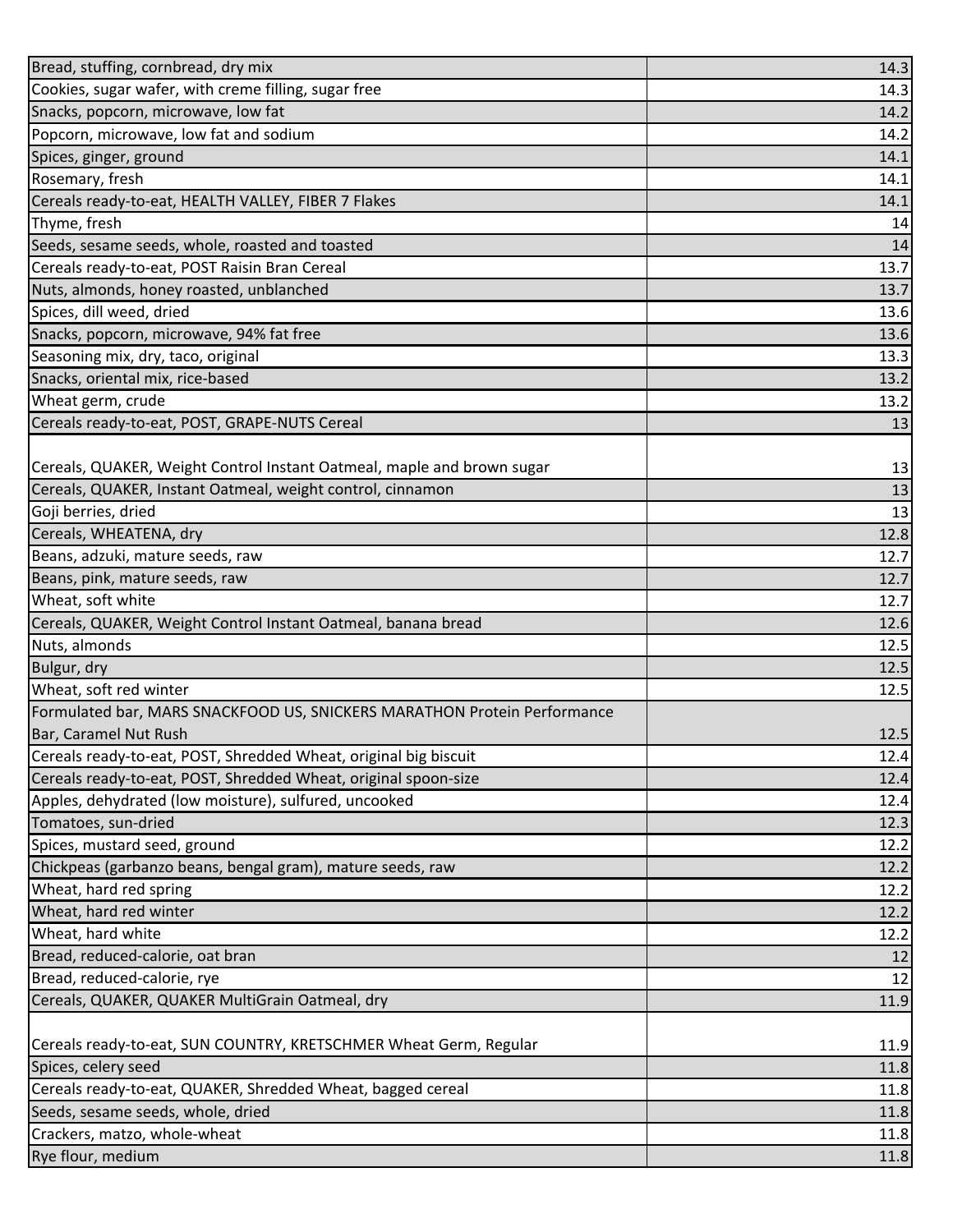| | |
|---|---|
| Bread, stuffing, cornbread, dry mix | 14.3 |
| Cookies, sugar wafer, with creme filling, sugar free | 14.3 |
| Snacks, popcorn, microwave, low fat | 14.2 |
| Popcorn, microwave, low fat and sodium | 14.2 |
| Spices, ginger, ground | 14.1 |
| Rosemary, fresh | 14.1 |
| Cereals ready-to-eat, HEALTH VALLEY, FIBER 7 Flakes | 14.1 |
| Thyme, fresh | 14 |
| Seeds, sesame seeds, whole, roasted and toasted | 14 |
| Cereals ready-to-eat, POST Raisin Bran Cereal | 13.7 |
| Nuts, almonds, honey roasted, unblanched | 13.7 |
| Spices, dill weed, dried | 13.6 |
| Snacks, popcorn, microwave, 94% fat free | 13.6 |
| Seasoning mix, dry, taco, original | 13.3 |
| Snacks, oriental mix, rice-based | 13.2 |
| Wheat germ, crude | 13.2 |
| Cereals ready-to-eat, POST, GRAPE-NUTS Cereal | 13 |
| Cereals, QUAKER, Weight Control Instant Oatmeal, maple and brown sugar | 13 |
| Cereals, QUAKER, Instant Oatmeal, weight control, cinnamon | 13 |
| Goji berries, dried | 13 |
| Cereals, WHEATENA, dry | 12.8 |
| Beans, adzuki, mature seeds, raw | 12.7 |
| Beans, pink, mature seeds, raw | 12.7 |
| Wheat, soft white | 12.7 |
| Cereals, QUAKER, Weight Control Instant Oatmeal, banana bread | 12.6 |
| Nuts, almonds | 12.5 |
| Bulgur, dry | 12.5 |
| Wheat, soft red winter | 12.5 |
| Formulated bar, MARS SNACKFOOD US, SNICKERS MARATHON Protein Performance Bar, Caramel Nut Rush | 12.5 |
| Cereals ready-to-eat, POST, Shredded Wheat, original big biscuit | 12.4 |
| Cereals ready-to-eat, POST, Shredded Wheat, original spoon-size | 12.4 |
| Apples, dehydrated (low moisture), sulfured, uncooked | 12.4 |
| Tomatoes, sun-dried | 12.3 |
| Spices, mustard seed, ground | 12.2 |
| Chickpeas (garbanzo beans, bengal gram), mature seeds, raw | 12.2 |
| Wheat, hard red spring | 12.2 |
| Wheat, hard red winter | 12.2 |
| Wheat, hard white | 12.2 |
| Bread, reduced-calorie, oat bran | 12 |
| Bread, reduced-calorie, rye | 12 |
| Cereals, QUAKER, QUAKER MultiGrain Oatmeal, dry | 11.9 |
| Cereals ready-to-eat, SUN COUNTRY, KRETSCHMER Wheat Germ, Regular | 11.9 |
| Spices, celery seed | 11.8 |
| Cereals ready-to-eat, QUAKER, Shredded Wheat, bagged cereal | 11.8 |
| Seeds, sesame seeds, whole, dried | 11.8 |
| Crackers, matzo, whole-wheat | 11.8 |
| Rye flour, medium | 11.8 |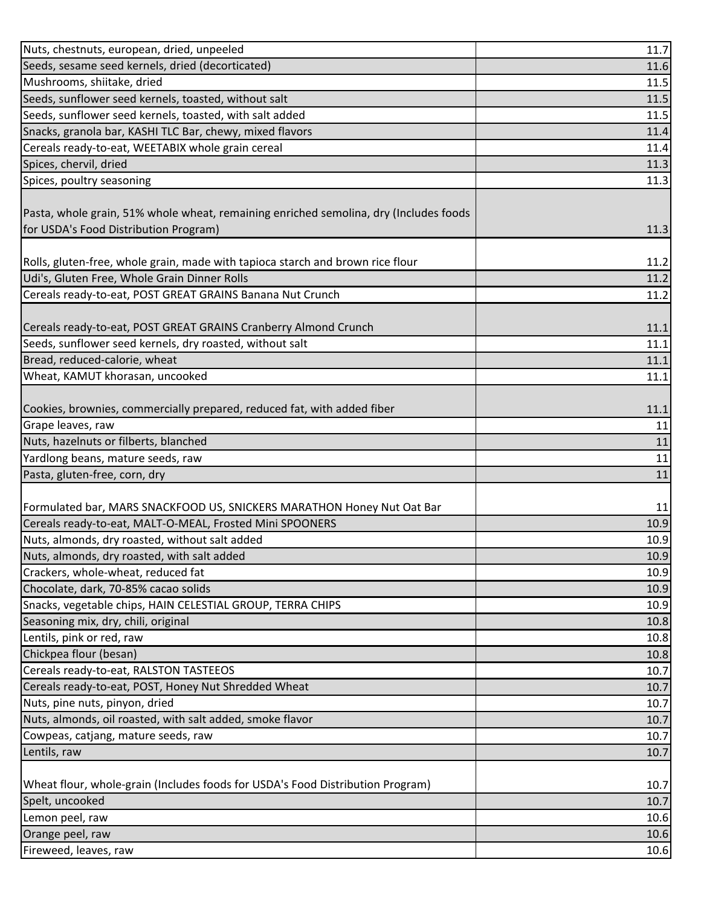| | |
|---|---|
| Nuts, chestnuts, european, dried, unpeeled | 11.7 |
| Seeds, sesame seed kernels, dried (decorticated) | 11.6 |
| Mushrooms, shiitake, dried | 11.5 |
| Seeds, sunflower seed kernels, toasted, without salt | 11.5 |
| Seeds, sunflower seed kernels, toasted, with salt added | 11.5 |
| Snacks, granola bar, KASHI TLC Bar, chewy, mixed flavors | 11.4 |
| Cereals ready-to-eat, WEETABIX whole grain cereal | 11.4 |
| Spices, chervil, dried | 11.3 |
| Spices, poultry seasoning | 11.3 |
| Pasta, whole grain, 51% whole wheat, remaining enriched semolina, dry (Includes foods for USDA's Food Distribution Program) | 11.3 |
| Rolls, gluten-free, whole grain, made with tapioca starch and brown rice flour | 11.2 |
| Udi's, Gluten Free, Whole Grain Dinner Rolls | 11.2 |
| Cereals ready-to-eat, POST GREAT GRAINS Banana Nut Crunch | 11.2 |
| Cereals ready-to-eat, POST GREAT GRAINS Cranberry Almond Crunch | 11.1 |
| Seeds, sunflower seed kernels, dry roasted, without salt | 11.1 |
| Bread, reduced-calorie, wheat | 11.1 |
| Wheat, KAMUT khorasan, uncooked | 11.1 |
| Cookies, brownies, commercially prepared, reduced fat, with added fiber | 11.1 |
| Grape leaves, raw | 11 |
| Nuts, hazelnuts or filberts, blanched | 11 |
| Yardlong beans, mature seeds, raw | 11 |
| Pasta, gluten-free, corn, dry | 11 |
| Formulated bar, MARS SNACKFOOD US, SNICKERS MARATHON Honey Nut Oat Bar | 11 |
| Cereals ready-to-eat, MALT-O-MEAL, Frosted Mini SPOONERS | 10.9 |
| Nuts, almonds, dry roasted, without salt added | 10.9 |
| Nuts, almonds, dry roasted, with salt added | 10.9 |
| Crackers, whole-wheat, reduced fat | 10.9 |
| Chocolate, dark, 70-85% cacao solids | 10.9 |
| Snacks, vegetable chips, HAIN CELESTIAL GROUP, TERRA CHIPS | 10.9 |
| Seasoning mix, dry, chili, original | 10.8 |
| Lentils, pink or red, raw | 10.8 |
| Chickpea flour (besan) | 10.8 |
| Cereals ready-to-eat, RALSTON TASTEEOS | 10.7 |
| Cereals ready-to-eat, POST, Honey Nut Shredded Wheat | 10.7 |
| Nuts, pine nuts, pinyon, dried | 10.7 |
| Nuts, almonds, oil roasted, with salt added, smoke flavor | 10.7 |
| Cowpeas, catjang, mature seeds, raw | 10.7 |
| Lentils, raw | 10.7 |
| Wheat flour, whole-grain (Includes foods for USDA's Food Distribution Program) | 10.7 |
| Spelt, uncooked | 10.7 |
| Lemon peel, raw | 10.6 |
| Orange peel, raw | 10.6 |
| Fireweed, leaves, raw | 10.6 |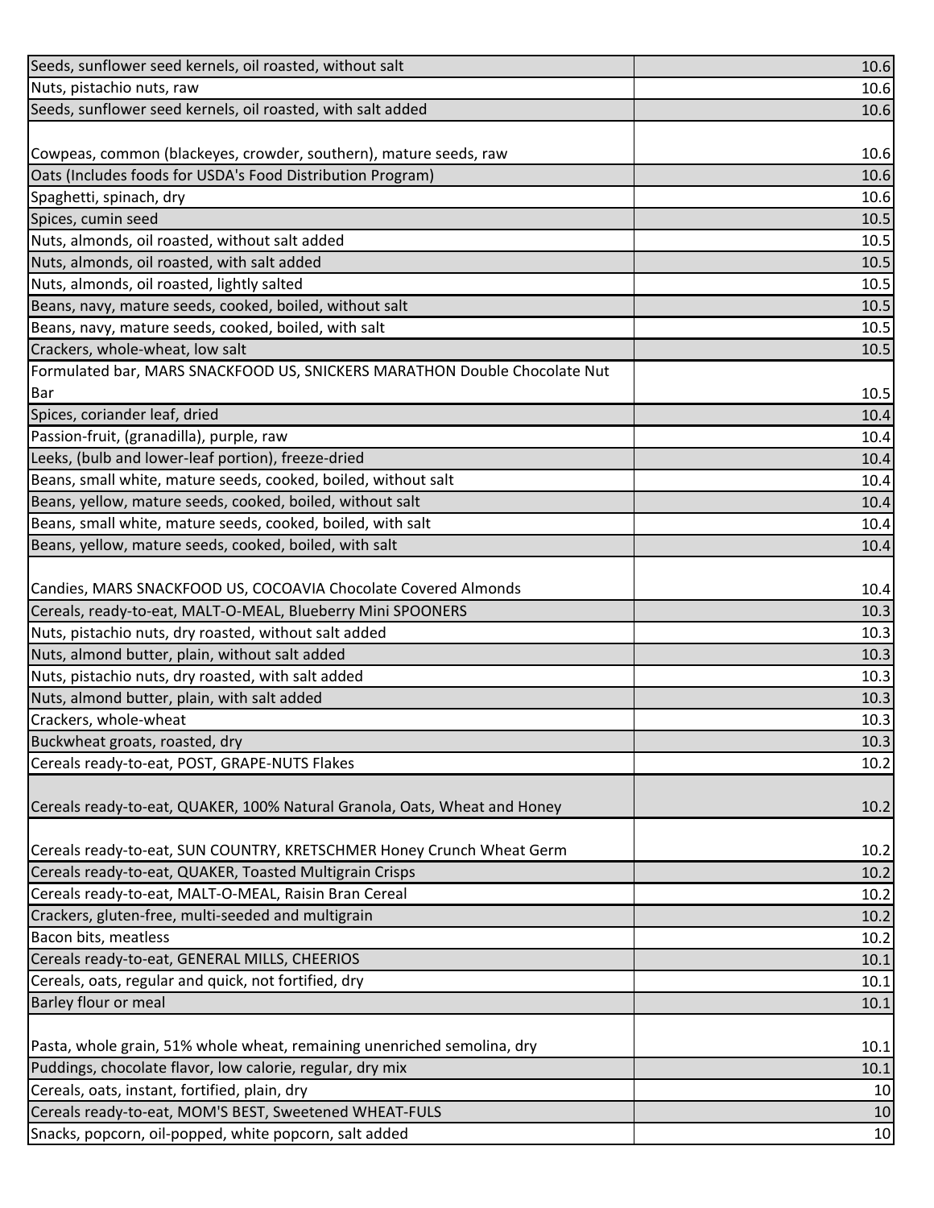| | |
|---|---|
| Seeds, sunflower seed kernels, oil roasted, without salt | 10.6 |
| Nuts, pistachio nuts, raw | 10.6 |
| Seeds, sunflower seed kernels, oil roasted, with salt added | 10.6 |
| Cowpeas, common (blackeyes, crowder, southern), mature seeds, raw | 10.6 |
| Oats (Includes foods for USDA's Food Distribution Program) | 10.6 |
| Spaghetti, spinach, dry | 10.6 |
| Spices, cumin seed | 10.5 |
| Nuts, almonds, oil roasted, without salt added | 10.5 |
| Nuts, almonds, oil roasted, with salt added | 10.5 |
| Nuts, almonds, oil roasted, lightly salted | 10.5 |
| Beans, navy, mature seeds, cooked, boiled, without salt | 10.5 |
| Beans, navy, mature seeds, cooked, boiled, with salt | 10.5 |
| Crackers, whole-wheat, low salt | 10.5 |
| Formulated bar, MARS SNACKFOOD US, SNICKERS MARATHON Double Chocolate Nut Bar | 10.5 |
| Spices, coriander leaf, dried | 10.4 |
| Passion-fruit, (granadilla), purple, raw | 10.4 |
| Leeks, (bulb and lower-leaf portion), freeze-dried | 10.4 |
| Beans, small white, mature seeds, cooked, boiled, without salt | 10.4 |
| Beans, yellow, mature seeds, cooked, boiled, without salt | 10.4 |
| Beans, small white, mature seeds, cooked, boiled, with salt | 10.4 |
| Beans, yellow, mature seeds, cooked, boiled, with salt | 10.4 |
| Candies, MARS SNACKFOOD US, COCOAVIA Chocolate Covered Almonds | 10.4 |
| Cereals, ready-to-eat, MALT-O-MEAL, Blueberry Mini SPOONERS | 10.3 |
| Nuts, pistachio nuts, dry roasted, without salt added | 10.3 |
| Nuts, almond butter, plain, without salt added | 10.3 |
| Nuts, pistachio nuts, dry roasted, with salt added | 10.3 |
| Nuts, almond butter, plain, with salt added | 10.3 |
| Crackers, whole-wheat | 10.3 |
| Buckwheat groats, roasted, dry | 10.3 |
| Cereals ready-to-eat, POST, GRAPE-NUTS Flakes | 10.2 |
| Cereals ready-to-eat, QUAKER, 100% Natural Granola, Oats, Wheat and Honey | 10.2 |
| Cereals ready-to-eat, SUN COUNTRY, KRETSCHMER Honey Crunch Wheat Germ | 10.2 |
| Cereals ready-to-eat, QUAKER, Toasted Multigrain Crisps | 10.2 |
| Cereals ready-to-eat, MALT-O-MEAL, Raisin Bran Cereal | 10.2 |
| Crackers, gluten-free, multi-seeded and multigrain | 10.2 |
| Bacon bits, meatless | 10.2 |
| Cereals ready-to-eat, GENERAL MILLS, CHEERIOS | 10.1 |
| Cereals, oats, regular and quick, not fortified, dry | 10.1 |
| Barley flour or meal | 10.1 |
| Pasta, whole grain, 51% whole wheat, remaining unenriched semolina, dry | 10.1 |
| Puddings, chocolate flavor, low calorie, regular, dry mix | 10.1 |
| Cereals, oats, instant, fortified, plain, dry | 10 |
| Cereals ready-to-eat, MOM'S BEST, Sweetened WHEAT-FULS | 10 |
| Snacks, popcorn, oil-popped, white popcorn, salt added | 10 |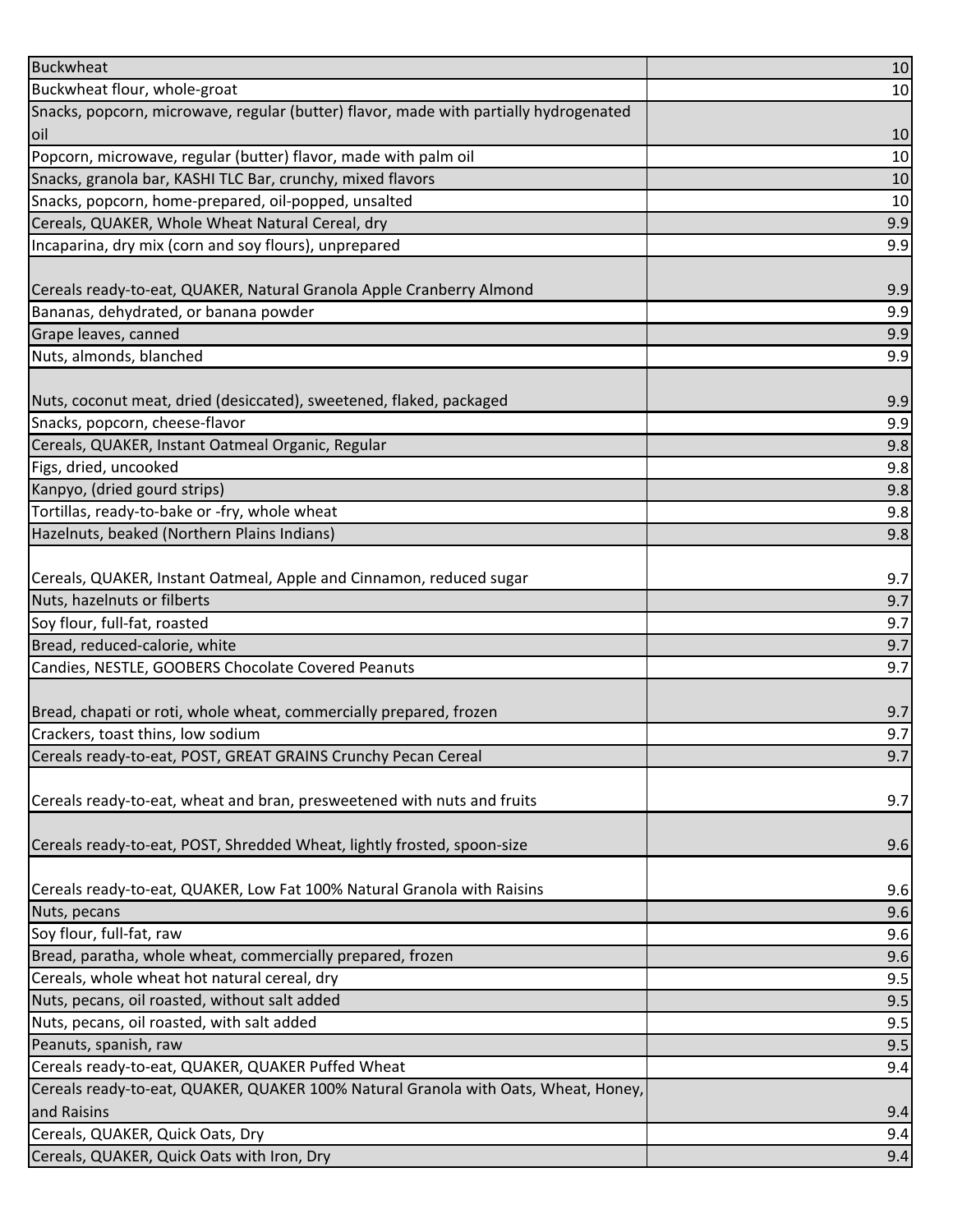| | |
|---|---|
| Buckwheat | 10 |
| Buckwheat flour, whole-groat | 10 |
| Snacks, popcorn, microwave, regular (butter) flavor, made with partially hydrogenated oil | 10 |
| Popcorn, microwave, regular (butter) flavor, made with palm oil | 10 |
| Snacks, granola bar, KASHI TLC Bar, crunchy, mixed flavors | 10 |
| Snacks, popcorn, home-prepared, oil-popped, unsalted | 10 |
| Cereals, QUAKER, Whole Wheat Natural Cereal, dry | 9.9 |
| Incaparina, dry mix (corn and soy flours), unprepared | 9.9 |
| Cereals ready-to-eat, QUAKER, Natural Granola Apple Cranberry Almond | 9.9 |
| Bananas, dehydrated, or banana powder | 9.9 |
| Grape leaves, canned | 9.9 |
| Nuts, almonds, blanched | 9.9 |
| Nuts, coconut meat, dried (desiccated), sweetened, flaked, packaged | 9.9 |
| Snacks, popcorn, cheese-flavor | 9.9 |
| Cereals, QUAKER, Instant Oatmeal Organic, Regular | 9.8 |
| Figs, dried, uncooked | 9.8 |
| Kanpyo, (dried gourd strips) | 9.8 |
| Tortillas, ready-to-bake or -fry, whole wheat | 9.8 |
| Hazelnuts, beaked (Northern Plains Indians) | 9.8 |
| Cereals, QUAKER, Instant Oatmeal, Apple and Cinnamon, reduced sugar | 9.7 |
| Nuts, hazelnuts or filberts | 9.7 |
| Soy flour, full-fat, roasted | 9.7 |
| Bread, reduced-calorie, white | 9.7 |
| Candies, NESTLE, GOOBERS Chocolate Covered Peanuts | 9.7 |
| Bread, chapati or roti, whole wheat, commercially prepared, frozen | 9.7 |
| Crackers, toast thins, low sodium | 9.7 |
| Cereals ready-to-eat, POST, GREAT GRAINS Crunchy Pecan Cereal | 9.7 |
| Cereals ready-to-eat, wheat and bran, presweetened with nuts and fruits | 9.7 |
| Cereals ready-to-eat, POST, Shredded Wheat, lightly frosted, spoon-size | 9.6 |
| Cereals ready-to-eat, QUAKER, Low Fat 100% Natural Granola with Raisins | 9.6 |
| Nuts, pecans | 9.6 |
| Soy flour, full-fat, raw | 9.6 |
| Bread, paratha, whole wheat, commercially prepared, frozen | 9.6 |
| Cereals, whole wheat hot natural cereal, dry | 9.5 |
| Nuts, pecans, oil roasted, without salt added | 9.5 |
| Nuts, pecans, oil roasted, with salt added | 9.5 |
| Peanuts, spanish, raw | 9.5 |
| Cereals ready-to-eat, QUAKER, QUAKER Puffed Wheat | 9.4 |
| Cereals ready-to-eat, QUAKER, QUAKER 100% Natural Granola with Oats, Wheat, Honey, and Raisins | 9.4 |
| Cereals, QUAKER, Quick Oats, Dry | 9.4 |
| Cereals, QUAKER, Quick Oats with Iron, Dry | 9.4 |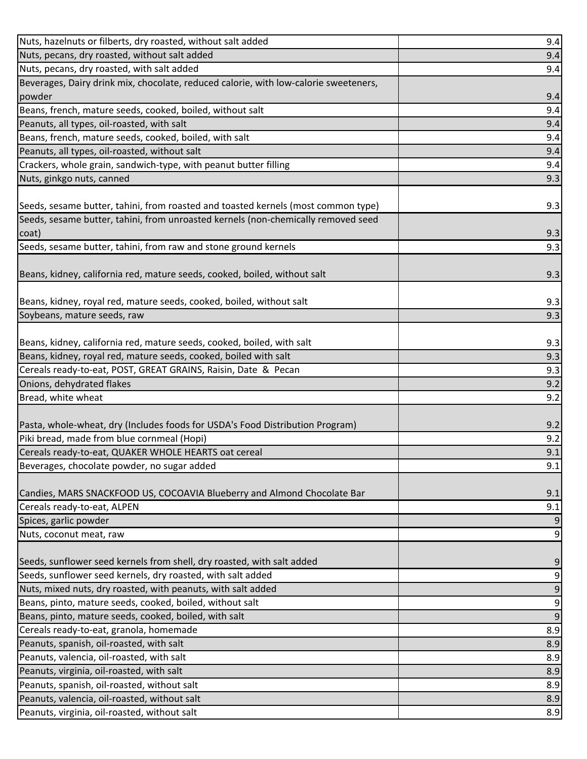| | |
|---|---|
| Nuts, hazelnuts or filberts, dry roasted, without salt added | 9.4 |
| Nuts, pecans, dry roasted, without salt added | 9.4 |
| Nuts, pecans, dry roasted, with salt added | 9.4 |
| Beverages, Dairy drink mix, chocolate, reduced calorie, with low-calorie sweeteners, powder | 9.4 |
| Beans, french, mature seeds, cooked, boiled, without salt | 9.4 |
| Peanuts, all types, oil-roasted, with salt | 9.4 |
| Beans, french, mature seeds, cooked, boiled, with salt | 9.4 |
| Peanuts, all types, oil-roasted, without salt | 9.4 |
| Crackers, whole grain, sandwich-type, with peanut butter filling | 9.4 |
| Nuts, ginkgo nuts, canned | 9.3 |
| Seeds, sesame butter, tahini, from roasted and toasted kernels (most common type) | 9.3 |
| Seeds, sesame butter, tahini, from unroasted kernels (non-chemically removed seed coat) | 9.3 |
| Seeds, sesame butter, tahini, from raw and stone ground kernels | 9.3 |
| Beans, kidney, california red, mature seeds, cooked, boiled, without salt | 9.3 |
| Beans, kidney, royal red, mature seeds, cooked, boiled, without salt | 9.3 |
| Soybeans, mature seeds, raw | 9.3 |
| Beans, kidney, california red, mature seeds, cooked, boiled, with salt | 9.3 |
| Beans, kidney, royal red, mature seeds, cooked, boiled with salt | 9.3 |
| Cereals ready-to-eat, POST, GREAT GRAINS, Raisin, Date & Pecan | 9.3 |
| Onions, dehydrated flakes | 9.2 |
| Bread, white wheat | 9.2 |
| Pasta, whole-wheat, dry (Includes foods for USDA's Food Distribution Program) | 9.2 |
| Piki bread, made from blue cornmeal (Hopi) | 9.2 |
| Cereals ready-to-eat, QUAKER WHOLE HEARTS oat cereal | 9.1 |
| Beverages, chocolate powder, no sugar added | 9.1 |
| Candies, MARS SNACKFOOD US, COCOAVIA Blueberry and Almond Chocolate Bar | 9.1 |
| Cereals ready-to-eat, ALPEN | 9.1 |
| Spices, garlic powder | 9 |
| Nuts, coconut meat, raw | 9 |
| Seeds, sunflower seed kernels from shell, dry roasted, with salt added | 9 |
| Seeds, sunflower seed kernels, dry roasted, with salt added | 9 |
| Nuts, mixed nuts, dry roasted, with peanuts, with salt added | 9 |
| Beans, pinto, mature seeds, cooked, boiled, without salt | 9 |
| Beans, pinto, mature seeds, cooked, boiled, with salt | 9 |
| Cereals ready-to-eat, granola, homemade | 8.9 |
| Peanuts, spanish, oil-roasted, with salt | 8.9 |
| Peanuts, valencia, oil-roasted, with salt | 8.9 |
| Peanuts, virginia, oil-roasted, with salt | 8.9 |
| Peanuts, spanish, oil-roasted, without salt | 8.9 |
| Peanuts, valencia, oil-roasted, without salt | 8.9 |
| Peanuts, virginia, oil-roasted, without salt | 8.9 |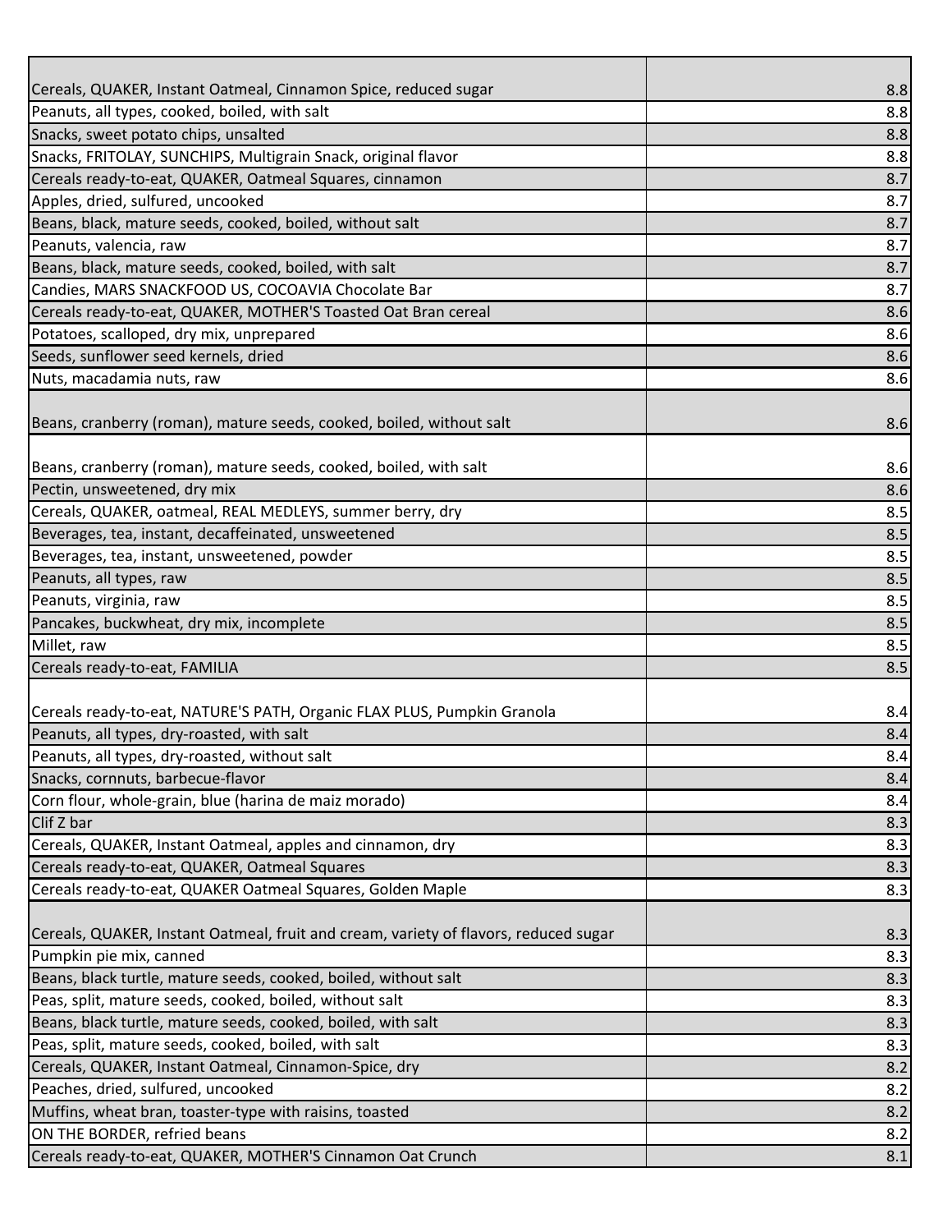| | |
|---|---|
| Cereals, QUAKER, Instant Oatmeal, Cinnamon Spice, reduced sugar | 8.8 |
| Peanuts, all types, cooked, boiled, with salt | 8.8 |
| Snacks, sweet potato chips, unsalted | 8.8 |
| Snacks, FRITOLAY, SUNCHIPS, Multigrain Snack, original flavor | 8.8 |
| Cereals ready-to-eat, QUAKER, Oatmeal Squares, cinnamon | 8.7 |
| Apples, dried, sulfured, uncooked | 8.7 |
| Beans, black, mature seeds, cooked, boiled, without salt | 8.7 |
| Peanuts, valencia, raw | 8.7 |
| Beans, black, mature seeds, cooked, boiled, with salt | 8.7 |
| Candies, MARS SNACKFOOD US, COCOAVIA Chocolate Bar | 8.7 |
| Cereals ready-to-eat, QUAKER, MOTHER'S Toasted Oat Bran cereal | 8.6 |
| Potatoes, scalloped, dry mix, unprepared | 8.6 |
| Seeds, sunflower seed kernels, dried | 8.6 |
| Nuts, macadamia nuts, raw | 8.6 |
| Beans, cranberry (roman), mature seeds, cooked, boiled, without salt | 8.6 |
| Beans, cranberry (roman), mature seeds, cooked, boiled, with salt | 8.6 |
| Pectin, unsweetened, dry mix | 8.6 |
| Cereals, QUAKER, oatmeal, REAL MEDLEYS, summer berry, dry | 8.5 |
| Beverages, tea, instant, decaffeinated, unsweetened | 8.5 |
| Beverages, tea, instant, unsweetened, powder | 8.5 |
| Peanuts, all types, raw | 8.5 |
| Peanuts, virginia, raw | 8.5 |
| Pancakes, buckwheat, dry mix, incomplete | 8.5 |
| Millet, raw | 8.5 |
| Cereals ready-to-eat, FAMILIA | 8.5 |
| Cereals ready-to-eat, NATURE'S PATH, Organic FLAX PLUS, Pumpkin Granola | 8.4 |
| Peanuts, all types, dry-roasted, with salt | 8.4 |
| Peanuts, all types, dry-roasted, without salt | 8.4 |
| Snacks, cornnuts, barbecue-flavor | 8.4 |
| Corn flour, whole-grain, blue (harina de maiz morado) | 8.4 |
| Clif Z bar | 8.3 |
| Cereals, QUAKER, Instant Oatmeal, apples and cinnamon, dry | 8.3 |
| Cereals ready-to-eat, QUAKER, Oatmeal Squares | 8.3 |
| Cereals ready-to-eat, QUAKER Oatmeal Squares, Golden Maple | 8.3 |
| Cereals, QUAKER, Instant Oatmeal, fruit and cream, variety of flavors, reduced sugar | 8.3 |
| Pumpkin pie mix, canned | 8.3 |
| Beans, black turtle, mature seeds, cooked, boiled, without salt | 8.3 |
| Peas, split, mature seeds, cooked, boiled, without salt | 8.3 |
| Beans, black turtle, mature seeds, cooked, boiled, with salt | 8.3 |
| Peas, split, mature seeds, cooked, boiled, with salt | 8.3 |
| Cereals, QUAKER, Instant Oatmeal, Cinnamon-Spice, dry | 8.2 |
| Peaches, dried, sulfured, uncooked | 8.2 |
| Muffins, wheat bran, toaster-type with raisins, toasted | 8.2 |
| ON THE BORDER, refried beans | 8.2 |
| Cereals ready-to-eat, QUAKER, MOTHER'S Cinnamon Oat Crunch | 8.1 |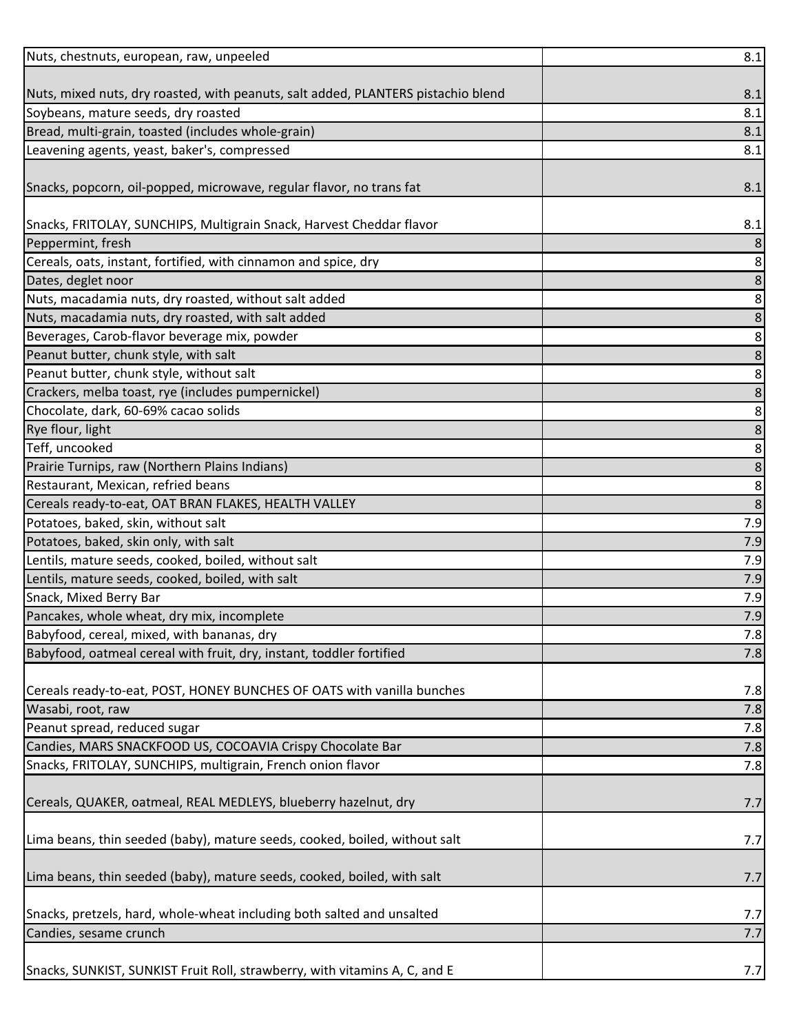| | |
|---|---|
| Nuts, chestnuts, european, raw, unpeeled | 8.1 |
| Nuts, mixed nuts, dry roasted, with peanuts, salt added, PLANTERS pistachio blend | 8.1 |
| Soybeans, mature seeds, dry roasted | 8.1 |
| Bread, multi-grain, toasted (includes whole-grain) | 8.1 |
| Leavening agents, yeast, baker's, compressed | 8.1 |
| Snacks, popcorn, oil-popped, microwave, regular flavor, no trans fat | 8.1 |
| Snacks, FRITOLAY, SUNCHIPS, Multigrain Snack, Harvest Cheddar flavor | 8.1 |
| Peppermint, fresh | 8 |
| Cereals, oats, instant, fortified, with cinnamon and spice, dry | 8 |
| Dates, deglet noor | 8 |
| Nuts, macadamia nuts, dry roasted, without salt added | 8 |
| Nuts, macadamia nuts, dry roasted, with salt added | 8 |
| Beverages, Carob-flavor beverage mix, powder | 8 |
| Peanut butter, chunk style, with salt | 8 |
| Peanut butter, chunk style, without salt | 8 |
| Crackers, melba toast, rye (includes pumpernickel) | 8 |
| Chocolate, dark, 60-69% cacao solids | 8 |
| Rye flour, light | 8 |
| Teff, uncooked | 8 |
| Prairie Turnips, raw (Northern Plains Indians) | 8 |
| Restaurant, Mexican, refried beans | 8 |
| Cereals ready-to-eat, OAT BRAN FLAKES, HEALTH VALLEY | 8 |
| Potatoes, baked, skin, without salt | 7.9 |
| Potatoes, baked, skin only, with salt | 7.9 |
| Lentils, mature seeds, cooked, boiled, without salt | 7.9 |
| Lentils, mature seeds, cooked, boiled, with salt | 7.9 |
| Snack, Mixed Berry Bar | 7.9 |
| Pancakes, whole wheat, dry mix, incomplete | 7.9 |
| Babyfood, cereal, mixed, with bananas, dry | 7.8 |
| Babyfood, oatmeal cereal with fruit, dry, instant, toddler fortified | 7.8 |
| Cereals ready-to-eat, POST, HONEY BUNCHES OF OATS with vanilla bunches | 7.8 |
| Wasabi, root, raw | 7.8 |
| Peanut spread, reduced sugar | 7.8 |
| Candies, MARS SNACKFOOD US, COCOAVIA Crispy Chocolate Bar | 7.8 |
| Snacks, FRITOLAY, SUNCHIPS, multigrain, French onion flavor | 7.8 |
| Cereals, QUAKER, oatmeal, REAL MEDLEYS, blueberry hazelnut, dry | 7.7 |
| Lima beans, thin seeded (baby), mature seeds, cooked, boiled, without salt | 7.7 |
| Lima beans, thin seeded (baby), mature seeds, cooked, boiled, with salt | 7.7 |
| Snacks, pretzels, hard, whole-wheat including both salted and unsalted | 7.7 |
| Candies, sesame crunch | 7.7 |
| Snacks, SUNKIST, SUNKIST Fruit Roll, strawberry, with vitamins A, C, and E | 7.7 |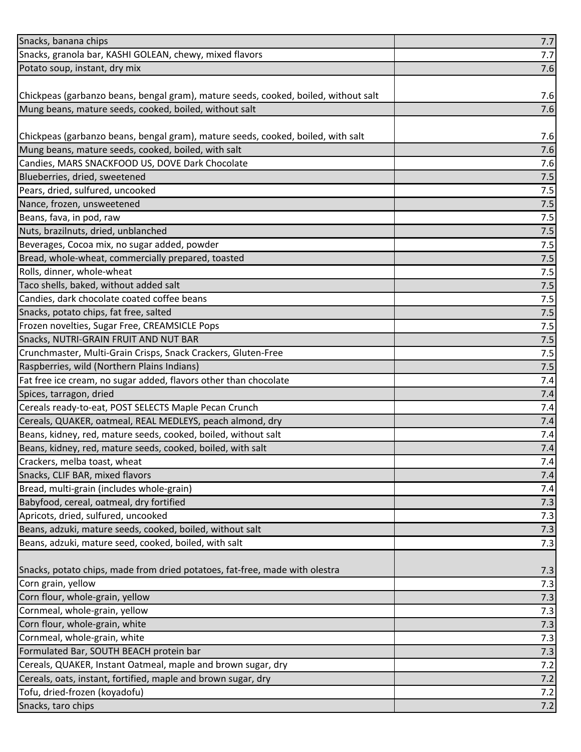| | |
|---|---|
| Snacks, banana chips | 7.7 |
| Snacks, granola bar, KASHI GOLEAN, chewy, mixed flavors | 7.7 |
| Potato soup, instant, dry mix | 7.6 |
| Chickpeas (garbanzo beans, bengal gram), mature seeds, cooked, boiled, without salt | 7.6 |
| Mung beans, mature seeds, cooked, boiled, without salt | 7.6 |
| Chickpeas (garbanzo beans, bengal gram), mature seeds, cooked, boiled, with salt | 7.6 |
| Mung beans, mature seeds, cooked, boiled, with salt | 7.6 |
| Candies, MARS SNACKFOOD US, DOVE Dark Chocolate | 7.6 |
| Blueberries, dried, sweetened | 7.5 |
| Pears, dried, sulfured, uncooked | 7.5 |
| Nance, frozen, unsweetened | 7.5 |
| Beans, fava, in pod, raw | 7.5 |
| Nuts, brazilnuts, dried, unblanched | 7.5 |
| Beverages, Cocoa mix, no sugar added, powder | 7.5 |
| Bread, whole-wheat, commercially prepared, toasted | 7.5 |
| Rolls, dinner, whole-wheat | 7.5 |
| Taco shells, baked, without added salt | 7.5 |
| Candies, dark chocolate coated coffee beans | 7.5 |
| Snacks, potato chips, fat free, salted | 7.5 |
| Frozen novelties, Sugar Free, CREAMSICLE Pops | 7.5 |
| Snacks, NUTRI-GRAIN FRUIT AND NUT BAR | 7.5 |
| Crunchmaster, Multi-Grain Crisps, Snack Crackers, Gluten-Free | 7.5 |
| Raspberries, wild (Northern Plains Indians) | 7.5 |
| Fat free ice cream, no sugar added, flavors other than chocolate | 7.4 |
| Spices, tarragon, dried | 7.4 |
| Cereals ready-to-eat, POST SELECTS Maple Pecan Crunch | 7.4 |
| Cereals, QUAKER, oatmeal, REAL MEDLEYS, peach almond, dry | 7.4 |
| Beans, kidney, red, mature seeds, cooked, boiled, without salt | 7.4 |
| Beans, kidney, red, mature seeds, cooked, boiled, with salt | 7.4 |
| Crackers, melba toast, wheat | 7.4 |
| Snacks, CLIF BAR, mixed flavors | 7.4 |
| Bread, multi-grain (includes whole-grain) | 7.4 |
| Babyfood, cereal, oatmeal, dry fortified | 7.3 |
| Apricots, dried, sulfured, uncooked | 7.3 |
| Beans, adzuki, mature seeds, cooked, boiled, without salt | 7.3 |
| Beans, adzuki, mature seed, cooked, boiled, with salt | 7.3 |
| Snacks, potato chips, made from dried potatoes, fat-free, made with olestra | 7.3 |
| Corn grain, yellow | 7.3 |
| Corn flour, whole-grain, yellow | 7.3 |
| Cornmeal, whole-grain, yellow | 7.3 |
| Corn flour, whole-grain, white | 7.3 |
| Cornmeal, whole-grain, white | 7.3 |
| Formulated Bar, SOUTH BEACH protein bar | 7.3 |
| Cereals, QUAKER, Instant Oatmeal, maple and brown sugar, dry | 7.2 |
| Cereals, oats, instant, fortified, maple and brown sugar, dry | 7.2 |
| Tofu, dried-frozen (koyadofu) | 7.2 |
| Snacks, taro chips | 7.2 |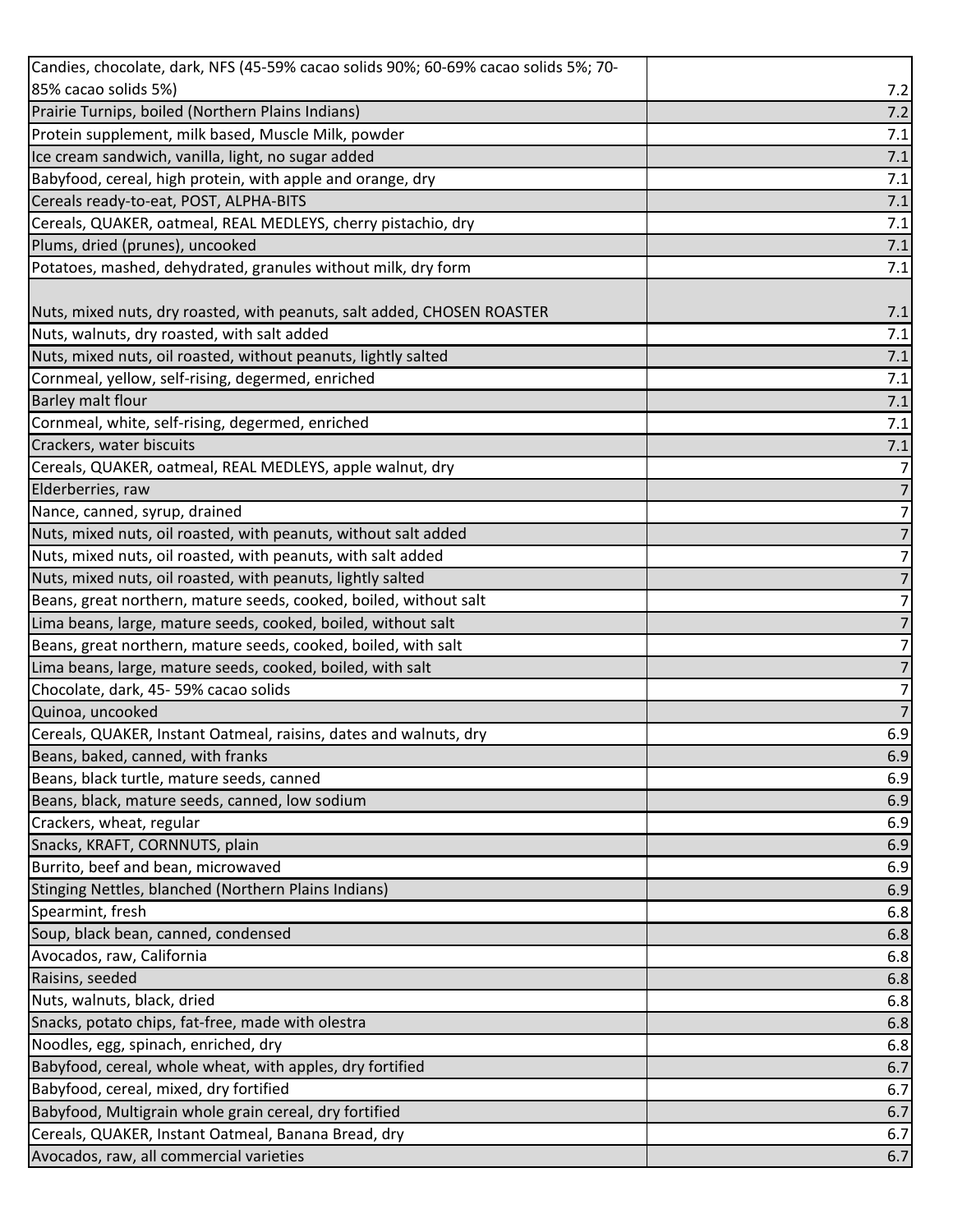| | |
|---|---|
| Candies, chocolate, dark, NFS (45-59% cacao solids 90%; 60-69% cacao solids 5%; 70-85% cacao solids 5%) | 7.2 |
| Prairie Turnips, boiled (Northern Plains Indians) | 7.2 |
| Protein supplement, milk based, Muscle Milk, powder | 7.1 |
| Ice cream sandwich, vanilla, light, no sugar added | 7.1 |
| Babyfood, cereal, high protein, with apple and orange, dry | 7.1 |
| Cereals ready-to-eat, POST, ALPHA-BITS | 7.1 |
| Cereals, QUAKER, oatmeal, REAL MEDLEYS, cherry pistachio, dry | 7.1 |
| Plums, dried (prunes), uncooked | 7.1 |
| Potatoes, mashed, dehydrated, granules without milk, dry form | 7.1 |
| Nuts, mixed nuts, dry roasted, with peanuts, salt added, CHOSEN ROASTER | 7.1 |
| Nuts, walnuts, dry roasted, with salt added | 7.1 |
| Nuts, mixed nuts, oil roasted, without peanuts, lightly salted | 7.1 |
| Cornmeal, yellow, self-rising, degermed, enriched | 7.1 |
| Barley malt flour | 7.1 |
| Cornmeal, white, self-rising, degermed, enriched | 7.1 |
| Crackers, water biscuits | 7.1 |
| Cereals, QUAKER, oatmeal, REAL MEDLEYS, apple walnut, dry | 7 |
| Elderberries, raw | 7 |
| Nance, canned, syrup, drained | 7 |
| Nuts, mixed nuts, oil roasted, with peanuts, without salt added | 7 |
| Nuts, mixed nuts, oil roasted, with peanuts, with salt added | 7 |
| Nuts, mixed nuts, oil roasted, with peanuts, lightly salted | 7 |
| Beans, great northern, mature seeds, cooked, boiled, without salt | 7 |
| Lima beans, large, mature seeds, cooked, boiled, without salt | 7 |
| Beans, great northern, mature seeds, cooked, boiled, with salt | 7 |
| Lima beans, large, mature seeds, cooked, boiled, with salt | 7 |
| Chocolate, dark, 45- 59% cacao solids | 7 |
| Quinoa, uncooked | 7 |
| Cereals, QUAKER, Instant Oatmeal, raisins, dates and walnuts, dry | 6.9 |
| Beans, baked, canned, with franks | 6.9 |
| Beans, black turtle, mature seeds, canned | 6.9 |
| Beans, black, mature seeds, canned, low sodium | 6.9 |
| Crackers, wheat, regular | 6.9 |
| Snacks, KRAFT, CORNNUTS, plain | 6.9 |
| Burrito, beef and bean, microwaved | 6.9 |
| Stinging Nettles, blanched (Northern Plains Indians) | 6.9 |
| Spearmint, fresh | 6.8 |
| Soup, black bean, canned, condensed | 6.8 |
| Avocados, raw, California | 6.8 |
| Raisins, seeded | 6.8 |
| Nuts, walnuts, black, dried | 6.8 |
| Snacks, potato chips, fat-free, made with olestra | 6.8 |
| Noodles, egg, spinach, enriched, dry | 6.8 |
| Babyfood, cereal, whole wheat, with apples, dry fortified | 6.7 |
| Babyfood, cereal, mixed, dry fortified | 6.7 |
| Babyfood, Multigrain whole grain cereal, dry fortified | 6.7 |
| Cereals, QUAKER, Instant Oatmeal, Banana Bread, dry | 6.7 |
| Avocados, raw, all commercial varieties | 6.7 |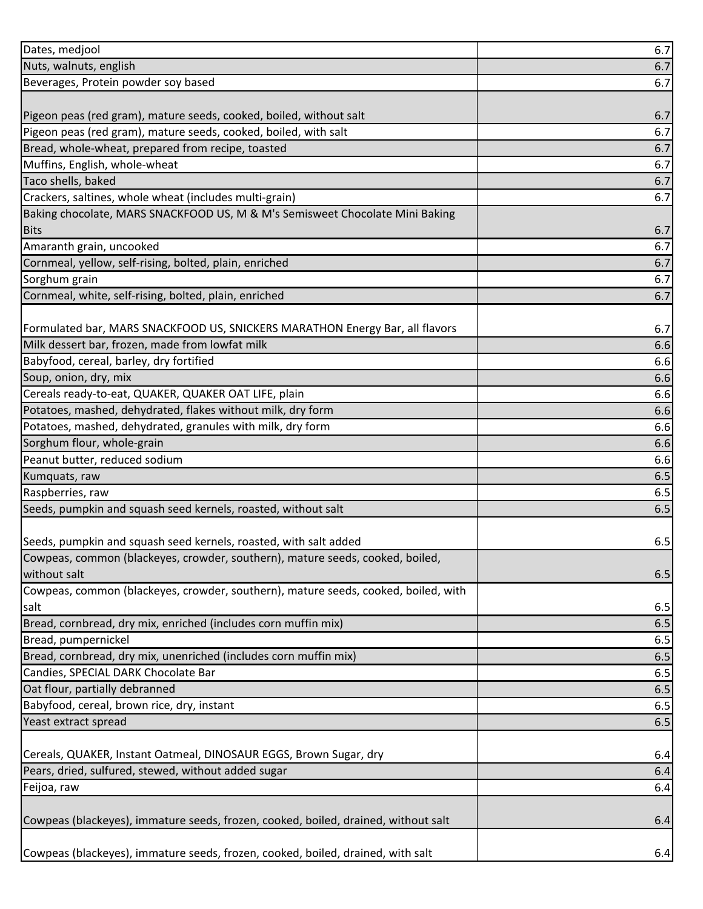| | |
|---|---|
| Dates, medjool | 6.7 |
| Nuts, walnuts, english | 6.7 |
| Beverages, Protein powder soy based | 6.7 |
| Pigeon peas (red gram), mature seeds, cooked, boiled, without salt | 6.7 |
| Pigeon peas (red gram), mature seeds, cooked, boiled, with salt | 6.7 |
| Bread, whole-wheat, prepared from recipe, toasted | 6.7 |
| Muffins, English, whole-wheat | 6.7 |
| Taco shells, baked | 6.7 |
| Crackers, saltines, whole wheat (includes multi-grain) | 6.7 |
| Baking chocolate, MARS SNACKFOOD US, M & M's Semisweet Chocolate Mini Baking Bits | 6.7 |
| Amaranth grain, uncooked | 6.7 |
| Cornmeal, yellow, self-rising, bolted, plain, enriched | 6.7 |
| Sorghum grain | 6.7 |
| Cornmeal, white, self-rising, bolted, plain, enriched | 6.7 |
| Formulated bar, MARS SNACKFOOD US, SNICKERS MARATHON Energy Bar, all flavors | 6.7 |
| Milk dessert bar, frozen, made from lowfat milk | 6.6 |
| Babyfood, cereal, barley, dry fortified | 6.6 |
| Soup, onion, dry, mix | 6.6 |
| Cereals ready-to-eat, QUAKER, QUAKER OAT LIFE, plain | 6.6 |
| Potatoes, mashed, dehydrated, flakes without milk, dry form | 6.6 |
| Potatoes, mashed, dehydrated, granules with milk, dry form | 6.6 |
| Sorghum flour, whole-grain | 6.6 |
| Peanut butter, reduced sodium | 6.6 |
| Kumquats, raw | 6.5 |
| Raspberries, raw | 6.5 |
| Seeds, pumpkin and squash seed kernels, roasted, without salt | 6.5 |
| Seeds, pumpkin and squash seed kernels, roasted, with salt added | 6.5 |
| Cowpeas, common (blackeyes, crowder, southern), mature seeds, cooked, boiled, without salt | 6.5 |
| Cowpeas, common (blackeyes, crowder, southern), mature seeds, cooked, boiled, with salt | 6.5 |
| Bread, cornbread, dry mix, enriched (includes corn muffin mix) | 6.5 |
| Bread, pumpernickel | 6.5 |
| Bread, cornbread, dry mix, unenriched (includes corn muffin mix) | 6.5 |
| Candies, SPECIAL DARK Chocolate Bar | 6.5 |
| Oat flour, partially debranned | 6.5 |
| Babyfood, cereal, brown rice, dry, instant | 6.5 |
| Yeast extract spread | 6.5 |
| Cereals, QUAKER, Instant Oatmeal, DINOSAUR EGGS, Brown Sugar, dry | 6.4 |
| Pears, dried, sulfured, stewed, without added sugar | 6.4 |
| Feijoa, raw | 6.4 |
| Cowpeas (blackeyes), immature seeds, frozen, cooked, boiled, drained, without salt | 6.4 |
| Cowpeas (blackeyes), immature seeds, frozen, cooked, boiled, drained, with salt | 6.4 |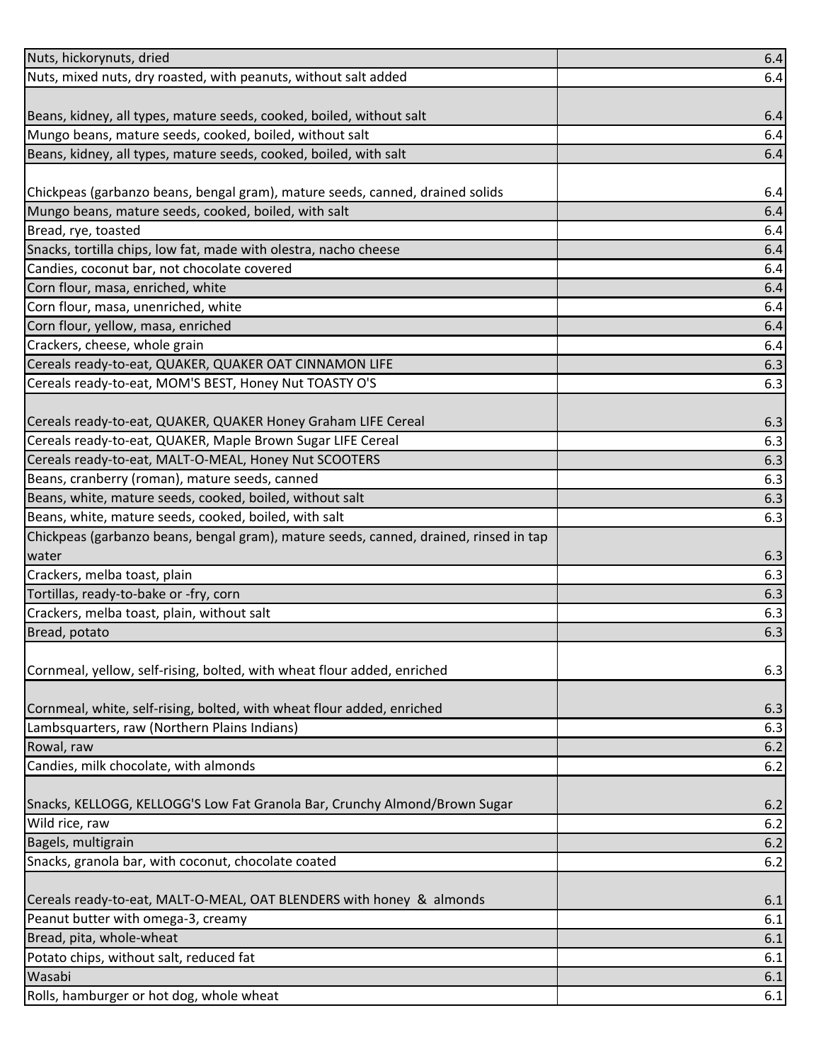| | |
|---|---|
| Nuts, hickorynuts, dried | 6.4 |
| Nuts, mixed nuts, dry roasted, with peanuts, without salt added | 6.4 |
| Beans, kidney, all types, mature seeds, cooked, boiled, without salt | 6.4 |
| Mungo beans, mature seeds, cooked, boiled, without salt | 6.4 |
| Beans, kidney, all types, mature seeds, cooked, boiled, with salt | 6.4 |
| Chickpeas (garbanzo beans, bengal gram), mature seeds, canned, drained solids | 6.4 |
| Mungo beans, mature seeds, cooked, boiled, with salt | 6.4 |
| Bread, rye, toasted | 6.4 |
| Snacks, tortilla chips, low fat, made with olestra, nacho cheese | 6.4 |
| Candies, coconut bar, not chocolate covered | 6.4 |
| Corn flour, masa, enriched, white | 6.4 |
| Corn flour, masa, unenriched, white | 6.4 |
| Corn flour, yellow, masa, enriched | 6.4 |
| Crackers, cheese, whole grain | 6.4 |
| Cereals ready-to-eat, QUAKER, QUAKER OAT CINNAMON LIFE | 6.3 |
| Cereals ready-to-eat, MOM'S BEST, Honey Nut TOASTY O'S | 6.3 |
| Cereals ready-to-eat, QUAKER, QUAKER Honey Graham LIFE Cereal | 6.3 |
| Cereals ready-to-eat, QUAKER, Maple Brown Sugar LIFE Cereal | 6.3 |
| Cereals ready-to-eat, MALT-O-MEAL, Honey Nut SCOOTERS | 6.3 |
| Beans, cranberry (roman), mature seeds, canned | 6.3 |
| Beans, white, mature seeds, cooked, boiled, without salt | 6.3 |
| Beans, white, mature seeds, cooked, boiled, with salt | 6.3 |
| Chickpeas (garbanzo beans, bengal gram), mature seeds, canned, drained, rinsed in tap water | 6.3 |
| Crackers, melba toast, plain | 6.3 |
| Tortillas, ready-to-bake or -fry, corn | 6.3 |
| Crackers, melba toast, plain, without salt | 6.3 |
| Bread, potato | 6.3 |
| Cornmeal, yellow, self-rising, bolted, with wheat flour added, enriched | 6.3 |
| Cornmeal, white, self-rising, bolted, with wheat flour added, enriched | 6.3 |
| Lambsquarters, raw (Northern Plains Indians) | 6.3 |
| Rowal, raw | 6.2 |
| Candies, milk chocolate, with almonds | 6.2 |
| Snacks, KELLOGG, KELLOGG'S Low Fat Granola Bar, Crunchy Almond/Brown Sugar | 6.2 |
| Wild rice, raw | 6.2 |
| Bagels, multigrain | 6.2 |
| Snacks, granola bar, with coconut, chocolate coated | 6.2 |
| Cereals ready-to-eat, MALT-O-MEAL, OAT BLENDERS with honey & almonds | 6.1 |
| Peanut butter with omega-3, creamy | 6.1 |
| Bread, pita, whole-wheat | 6.1 |
| Potato chips, without salt, reduced fat | 6.1 |
| Wasabi | 6.1 |
| Rolls, hamburger or hot dog, whole wheat | 6.1 |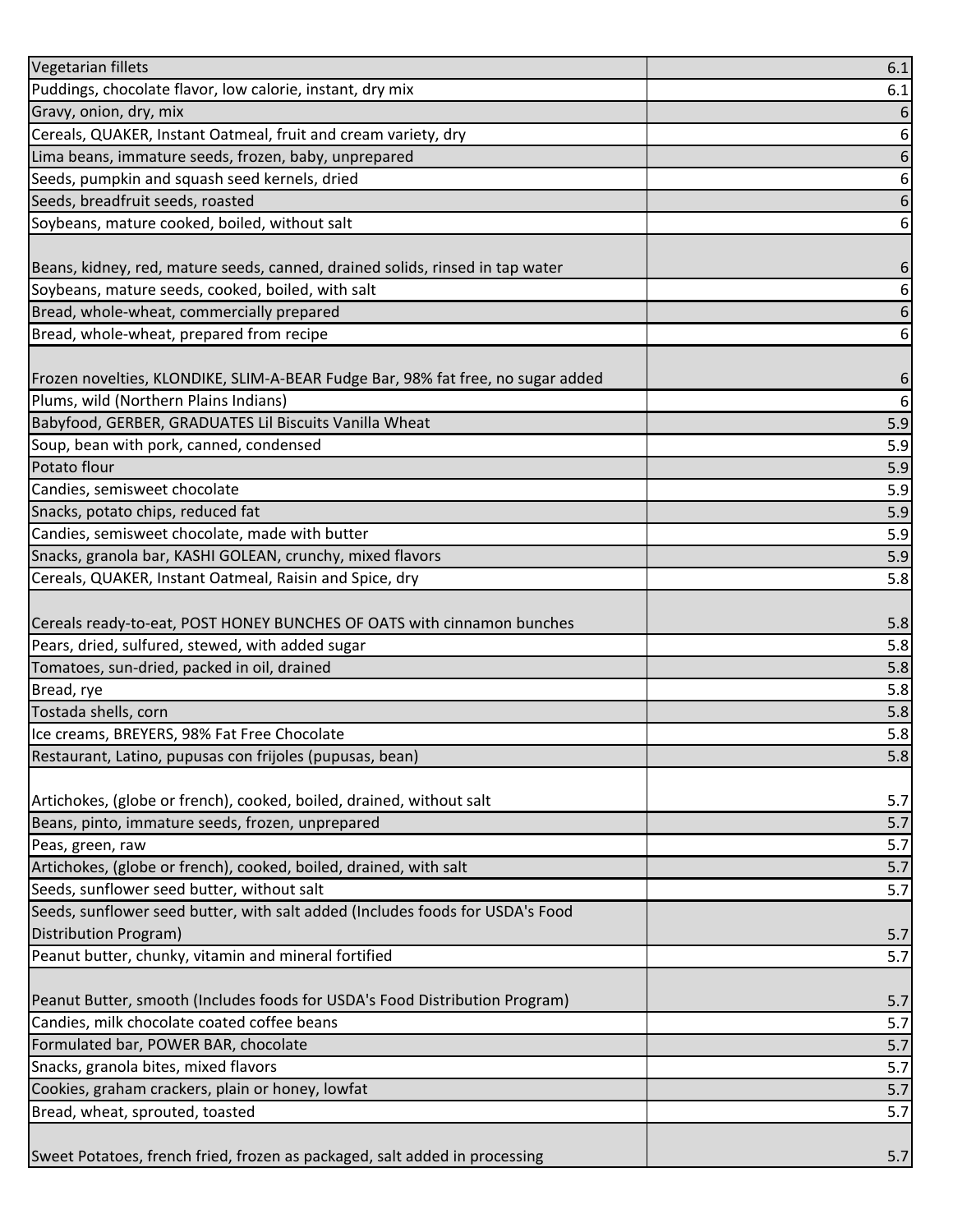| | |
|---|---|
| Vegetarian fillets | 6.1 |
| Puddings, chocolate flavor, low calorie, instant, dry mix | 6.1 |
| Gravy, onion, dry, mix | 6 |
| Cereals, QUAKER, Instant Oatmeal, fruit and cream variety, dry | 6 |
| Lima beans, immature seeds, frozen, baby, unprepared | 6 |
| Seeds, pumpkin and squash seed kernels, dried | 6 |
| Seeds, breadfruit seeds, roasted | 6 |
| Soybeans, mature cooked, boiled, without salt | 6 |
| Beans, kidney, red, mature seeds, canned, drained solids, rinsed in tap water | 6 |
| Soybeans, mature seeds, cooked, boiled, with salt | 6 |
| Bread, whole-wheat, commercially prepared | 6 |
| Bread, whole-wheat, prepared from recipe | 6 |
| Frozen novelties, KLONDIKE, SLIM-A-BEAR Fudge Bar, 98% fat free, no sugar added | 6 |
| Plums, wild (Northern Plains Indians) | 6 |
| Babyfood, GERBER, GRADUATES Lil Biscuits Vanilla Wheat | 5.9 |
| Soup, bean with pork, canned, condensed | 5.9 |
| Potato flour | 5.9 |
| Candies, semisweet chocolate | 5.9 |
| Snacks, potato chips, reduced fat | 5.9 |
| Candies, semisweet chocolate, made with butter | 5.9 |
| Snacks, granola bar, KASHI GOLEAN, crunchy, mixed flavors | 5.9 |
| Cereals, QUAKER, Instant Oatmeal, Raisin and Spice, dry | 5.8 |
| Cereals ready-to-eat, POST HONEY BUNCHES OF OATS with cinnamon bunches | 5.8 |
| Pears, dried, sulfured, stewed, with added sugar | 5.8 |
| Tomatoes, sun-dried, packed in oil, drained | 5.8 |
| Bread, rye | 5.8 |
| Tostada shells, corn | 5.8 |
| Ice creams, BREYERS, 98% Fat Free Chocolate | 5.8 |
| Restaurant, Latino, pupusas con frijoles (pupusas, bean) | 5.8 |
| Artichokes, (globe or french), cooked, boiled, drained, without salt | 5.7 |
| Beans, pinto, immature seeds, frozen, unprepared | 5.7 |
| Peas, green, raw | 5.7 |
| Artichokes, (globe or french), cooked, boiled, drained, with salt | 5.7 |
| Seeds, sunflower seed butter, without salt | 5.7 |
| Seeds, sunflower seed butter, with salt added (Includes foods for USDA's Food Distribution Program) | 5.7 |
| Peanut butter, chunky, vitamin and mineral fortified | 5.7 |
| Peanut Butter, smooth (Includes foods for USDA's Food Distribution Program) | 5.7 |
| Candies, milk chocolate coated coffee beans | 5.7 |
| Formulated bar, POWER BAR, chocolate | 5.7 |
| Snacks, granola bites, mixed flavors | 5.7 |
| Cookies, graham crackers, plain or honey, lowfat | 5.7 |
| Bread, wheat, sprouted, toasted | 5.7 |
| Sweet Potatoes, french fried, frozen as packaged, salt added in processing | 5.7 |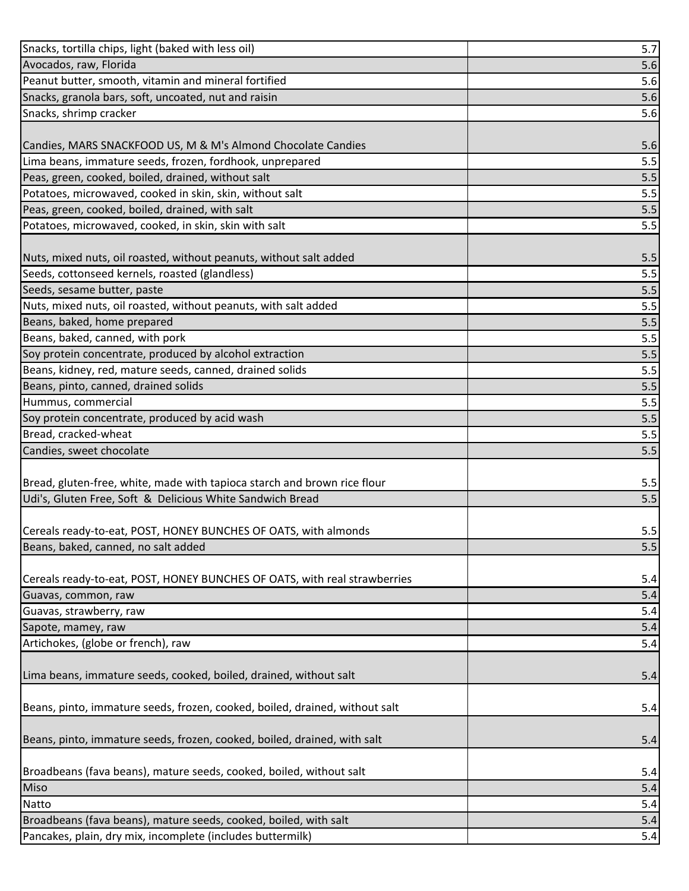| | |
|---|---|
| Snacks, tortilla chips, light (baked with less oil) | 5.7 |
| Avocados, raw, Florida | 5.6 |
| Peanut butter, smooth, vitamin and mineral fortified | 5.6 |
| Snacks, granola bars, soft, uncoated, nut and raisin | 5.6 |
| Snacks, shrimp cracker | 5.6 |
| Candies, MARS SNACKFOOD US, M & M's Almond Chocolate Candies | 5.6 |
| Lima beans, immature seeds, frozen, fordhook, unprepared | 5.5 |
| Peas, green, cooked, boiled, drained, without salt | 5.5 |
| Potatoes, microwaved, cooked in skin, skin, without salt | 5.5 |
| Peas, green, cooked, boiled, drained, with salt | 5.5 |
| Potatoes, microwaved, cooked, in skin, skin with salt | 5.5 |
| Nuts, mixed nuts, oil roasted, without peanuts, without salt added | 5.5 |
| Seeds, cottonseed kernels, roasted (glandless) | 5.5 |
| Seeds, sesame butter, paste | 5.5 |
| Nuts, mixed nuts, oil roasted, without peanuts, with salt added | 5.5 |
| Beans, baked, home prepared | 5.5 |
| Beans, baked, canned, with pork | 5.5 |
| Soy protein concentrate, produced by alcohol extraction | 5.5 |
| Beans, kidney, red, mature seeds, canned, drained solids | 5.5 |
| Beans, pinto, canned, drained solids | 5.5 |
| Hummus, commercial | 5.5 |
| Soy protein concentrate, produced by acid wash | 5.5 |
| Bread, cracked-wheat | 5.5 |
| Candies, sweet chocolate | 5.5 |
| Bread, gluten-free, white, made with tapioca starch and brown rice flour | 5.5 |
| Udi's, Gluten Free, Soft & Delicious White Sandwich Bread | 5.5 |
| Cereals ready-to-eat, POST, HONEY BUNCHES OF OATS, with almonds | 5.5 |
| Beans, baked, canned, no salt added | 5.5 |
| Cereals ready-to-eat, POST, HONEY BUNCHES OF OATS, with real strawberries | 5.4 |
| Guavas, common, raw | 5.4 |
| Guavas, strawberry, raw | 5.4 |
| Sapote, mamey, raw | 5.4 |
| Artichokes, (globe or french), raw | 5.4 |
| Lima beans, immature seeds, cooked, boiled, drained, without salt | 5.4 |
| Beans, pinto, immature seeds, frozen, cooked, boiled, drained, without salt | 5.4 |
| Beans, pinto, immature seeds, frozen, cooked, boiled, drained, with salt | 5.4 |
| Broadbeans (fava beans), mature seeds, cooked, boiled, without salt | 5.4 |
| Miso | 5.4 |
| Natto | 5.4 |
| Broadbeans (fava beans), mature seeds, cooked, boiled, with salt | 5.4 |
| Pancakes, plain, dry mix, incomplete (includes buttermilk) | 5.4 |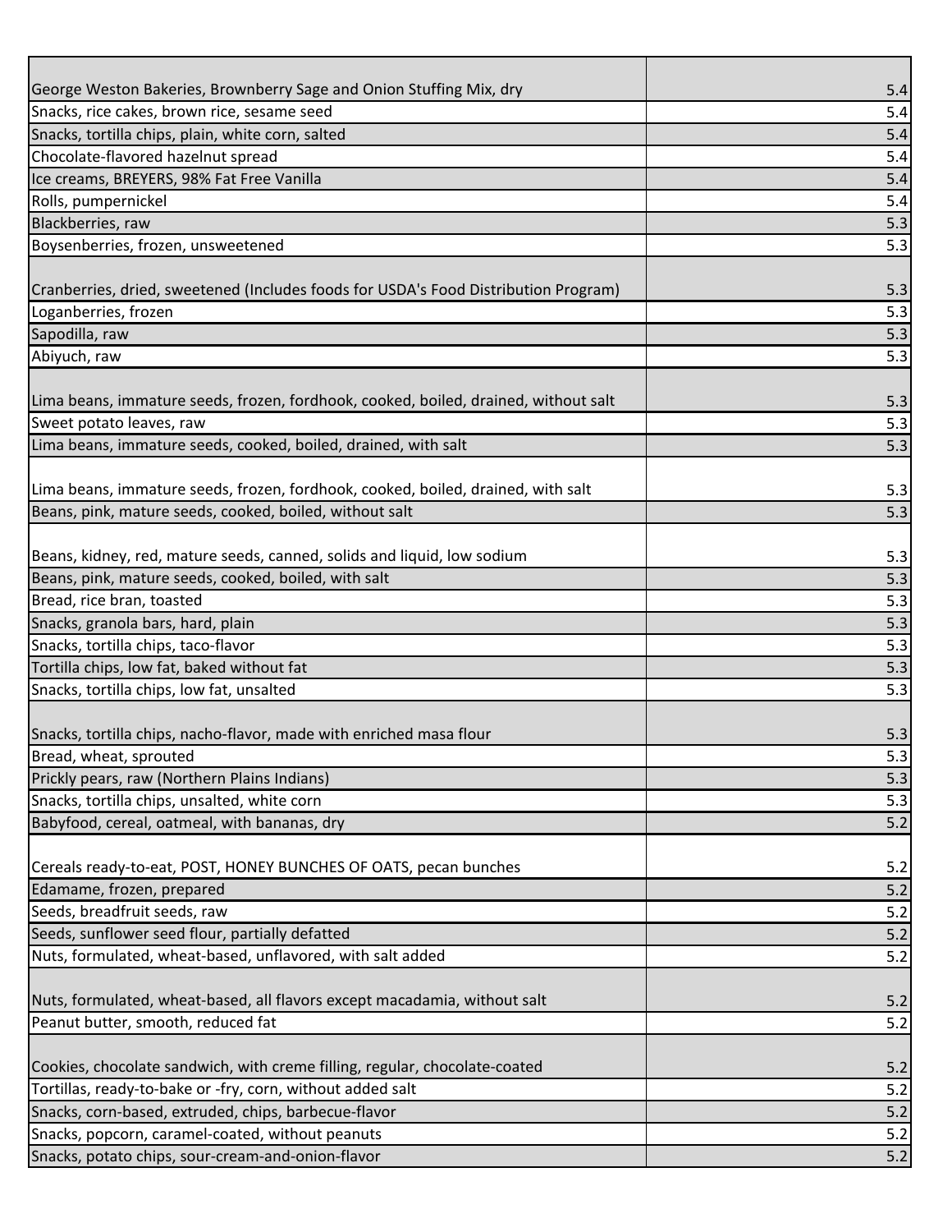| | |
|---|---|
| George Weston Bakeries, Brownberry Sage and Onion Stuffing Mix, dry | 5.4 |
| Snacks, rice cakes, brown rice, sesame seed | 5.4 |
| Snacks, tortilla chips, plain, white corn, salted | 5.4 |
| Chocolate-flavored hazelnut spread | 5.4 |
| Ice creams, BREYERS, 98% Fat Free Vanilla | 5.4 |
| Rolls, pumpernickel | 5.4 |
| Blackberries, raw | 5.3 |
| Boysenberries, frozen, unsweetened | 5.3 |
| Cranberries, dried, sweetened (Includes foods for USDA's Food Distribution Program) | 5.3 |
| Loganberries, frozen | 5.3 |
| Sapodilla, raw | 5.3 |
| Abiyuch, raw | 5.3 |
| Lima beans, immature seeds, frozen, fordhook, cooked, boiled, drained, without salt | 5.3 |
| Sweet potato leaves, raw | 5.3 |
| Lima beans, immature seeds, cooked, boiled, drained, with salt | 5.3 |
| Lima beans, immature seeds, frozen, fordhook, cooked, boiled, drained, with salt | 5.3 |
| Beans, pink, mature seeds, cooked, boiled, without salt | 5.3 |
| Beans, kidney, red, mature seeds, canned, solids and liquid, low sodium | 5.3 |
| Beans, pink, mature seeds, cooked, boiled, with salt | 5.3 |
| Bread, rice bran, toasted | 5.3 |
| Snacks, granola bars, hard, plain | 5.3 |
| Snacks, tortilla chips, taco-flavor | 5.3 |
| Tortilla chips, low fat, baked without fat | 5.3 |
| Snacks, tortilla chips, low fat, unsalted | 5.3 |
| Snacks, tortilla chips, nacho-flavor, made with enriched masa flour | 5.3 |
| Bread, wheat, sprouted | 5.3 |
| Prickly pears, raw (Northern Plains Indians) | 5.3 |
| Snacks, tortilla chips, unsalted, white corn | 5.3 |
| Babyfood, cereal, oatmeal, with bananas, dry | 5.2 |
| Cereals ready-to-eat, POST, HONEY BUNCHES OF OATS, pecan bunches | 5.2 |
| Edamame, frozen, prepared | 5.2 |
| Seeds, breadfruit seeds, raw | 5.2 |
| Seeds, sunflower seed flour, partially defatted | 5.2 |
| Nuts, formulated, wheat-based, unflavored, with salt added | 5.2 |
| Nuts, formulated, wheat-based, all flavors except macadamia, without salt | 5.2 |
| Peanut butter, smooth, reduced fat | 5.2 |
| Cookies, chocolate sandwich, with creme filling, regular, chocolate-coated | 5.2 |
| Tortillas, ready-to-bake or -fry, corn, without added salt | 5.2 |
| Snacks, corn-based, extruded, chips, barbecue-flavor | 5.2 |
| Snacks, popcorn, caramel-coated, without peanuts | 5.2 |
| Snacks, potato chips, sour-cream-and-onion-flavor | 5.2 |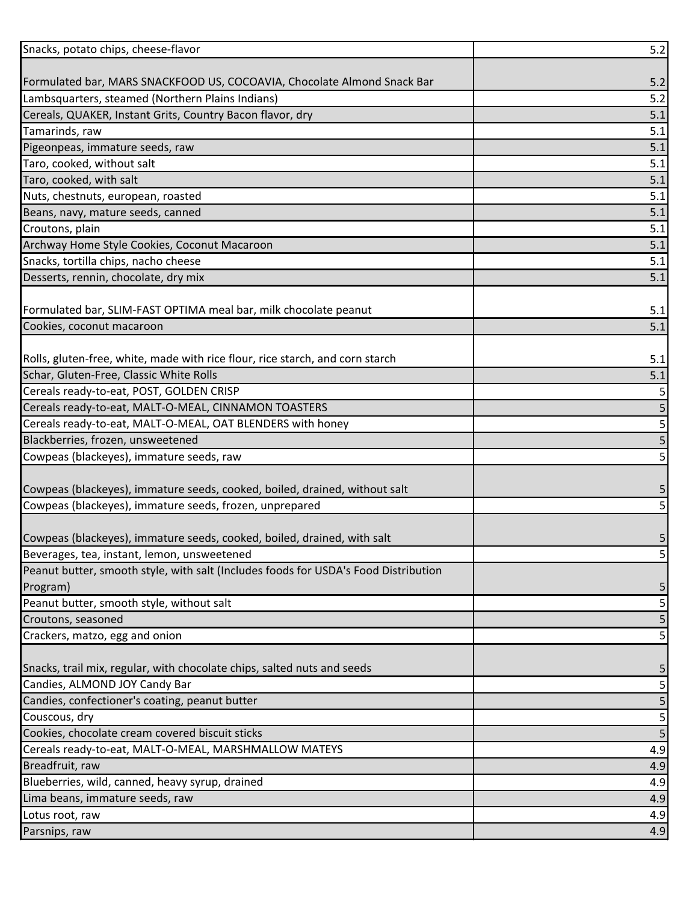| | |
|---|---|
| Snacks, potato chips, cheese-flavor | 5.2 |
| Formulated bar, MARS SNACKFOOD US, COCOAVIA, Chocolate Almond Snack Bar | 5.2 |
| Lambsquarters, steamed (Northern Plains Indians) | 5.2 |
| Cereals, QUAKER, Instant Grits, Country Bacon flavor, dry | 5.1 |
| Tamarinds, raw | 5.1 |
| Pigeonpeas, immature seeds, raw | 5.1 |
| Taro, cooked, without salt | 5.1 |
| Taro, cooked, with salt | 5.1 |
| Nuts, chestnuts, european, roasted | 5.1 |
| Beans, navy, mature seeds, canned | 5.1 |
| Croutons, plain | 5.1 |
| Archway Home Style Cookies, Coconut Macaroon | 5.1 |
| Snacks, tortilla chips, nacho cheese | 5.1 |
| Desserts, rennin, chocolate, dry mix | 5.1 |
| Formulated bar, SLIM-FAST OPTIMA meal bar, milk chocolate peanut | 5.1 |
| Cookies, coconut macaroon | 5.1 |
| Rolls, gluten-free, white, made with rice flour, rice starch, and corn starch | 5.1 |
| Schar, Gluten-Free, Classic White Rolls | 5.1 |
| Cereals ready-to-eat, POST, GOLDEN CRISP | 5 |
| Cereals ready-to-eat, MALT-O-MEAL, CINNAMON TOASTERS | 5 |
| Cereals ready-to-eat, MALT-O-MEAL, OAT BLENDERS with honey | 5 |
| Blackberries, frozen, unsweetened | 5 |
| Cowpeas (blackeyes), immature seeds, raw | 5 |
| Cowpeas (blackeyes), immature seeds, cooked, boiled, drained, without salt | 5 |
| Cowpeas (blackeyes), immature seeds, frozen, unprepared | 5 |
| Cowpeas (blackeyes), immature seeds, cooked, boiled, drained, with salt | 5 |
| Beverages, tea, instant, lemon, unsweetened | 5 |
| Peanut butter, smooth style, with salt (Includes foods for USDA's Food Distribution Program) | 5 |
| Peanut butter, smooth style, without salt | 5 |
| Croutons, seasoned | 5 |
| Crackers, matzo, egg and onion | 5 |
| Snacks, trail mix, regular, with chocolate chips, salted nuts and seeds | 5 |
| Candies, ALMOND JOY Candy Bar | 5 |
| Candies, confectioner's coating, peanut butter | 5 |
| Couscous, dry | 5 |
| Cookies, chocolate cream covered biscuit sticks | 5 |
| Cereals ready-to-eat, MALT-O-MEAL, MARSHMALLOW MATEYS | 4.9 |
| Breadfruit, raw | 4.9 |
| Blueberries, wild, canned, heavy syrup, drained | 4.9 |
| Lima beans, immature seeds, raw | 4.9 |
| Lotus root, raw | 4.9 |
| Parsnips, raw | 4.9 |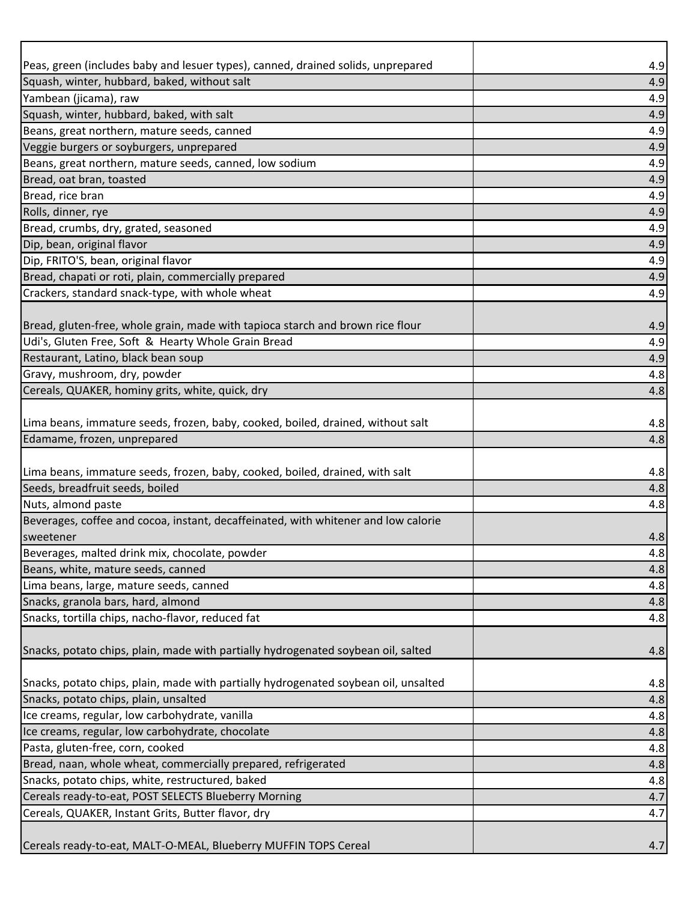| | |
|---|---|
| Peas, green (includes baby and lesuer types), canned, drained solids, unprepared | 4.9 |
| Squash, winter, hubbard, baked, without salt | 4.9 |
| Yambean (jicama), raw | 4.9 |
| Squash, winter, hubbard, baked, with salt | 4.9 |
| Beans, great northern, mature seeds, canned | 4.9 |
| Veggie burgers or soyburgers, unprepared | 4.9 |
| Beans, great northern, mature seeds, canned, low sodium | 4.9 |
| Bread, oat bran, toasted | 4.9 |
| Bread, rice bran | 4.9 |
| Rolls, dinner, rye | 4.9 |
| Bread, crumbs, dry, grated, seasoned | 4.9 |
| Dip, bean, original flavor | 4.9 |
| Dip, FRITO'S, bean, original flavor | 4.9 |
| Bread, chapati or roti, plain, commercially prepared | 4.9 |
| Crackers, standard snack-type, with whole wheat | 4.9 |
| Bread, gluten-free, whole grain, made with tapioca starch and brown rice flour | 4.9 |
| Udi's, Gluten Free, Soft & Hearty Whole Grain Bread | 4.9 |
| Restaurant, Latino, black bean soup | 4.9 |
| Gravy, mushroom, dry, powder | 4.8 |
| Cereals, QUAKER, hominy grits, white, quick, dry | 4.8 |
| Lima beans, immature seeds, frozen, baby, cooked, boiled, drained, without salt | 4.8 |
| Edamame, frozen, unprepared | 4.8 |
| Lima beans, immature seeds, frozen, baby, cooked, boiled, drained, with salt | 4.8 |
| Seeds, breadfruit seeds, boiled | 4.8 |
| Nuts, almond paste | 4.8 |
| Beverages, coffee and cocoa, instant, decaffeinated, with whitener and low calorie sweetener | 4.8 |
| Beverages, malted drink mix, chocolate, powder | 4.8 |
| Beans, white, mature seeds, canned | 4.8 |
| Lima beans, large, mature seeds, canned | 4.8 |
| Snacks, granola bars, hard, almond | 4.8 |
| Snacks, tortilla chips, nacho-flavor, reduced fat | 4.8 |
| Snacks, potato chips, plain, made with partially hydrogenated soybean oil, salted | 4.8 |
| Snacks, potato chips, plain, made with partially hydrogenated soybean oil, unsalted | 4.8 |
| Snacks, potato chips, plain, unsalted | 4.8 |
| Ice creams, regular, low carbohydrate, vanilla | 4.8 |
| Ice creams, regular, low carbohydrate, chocolate | 4.8 |
| Pasta, gluten-free, corn, cooked | 4.8 |
| Bread, naan, whole wheat, commercially prepared, refrigerated | 4.8 |
| Snacks, potato chips, white, restructured, baked | 4.8 |
| Cereals ready-to-eat, POST SELECTS Blueberry Morning | 4.7 |
| Cereals, QUAKER, Instant Grits, Butter flavor, dry | 4.7 |
| Cereals ready-to-eat, MALT-O-MEAL, Blueberry MUFFIN TOPS Cereal | 4.7 |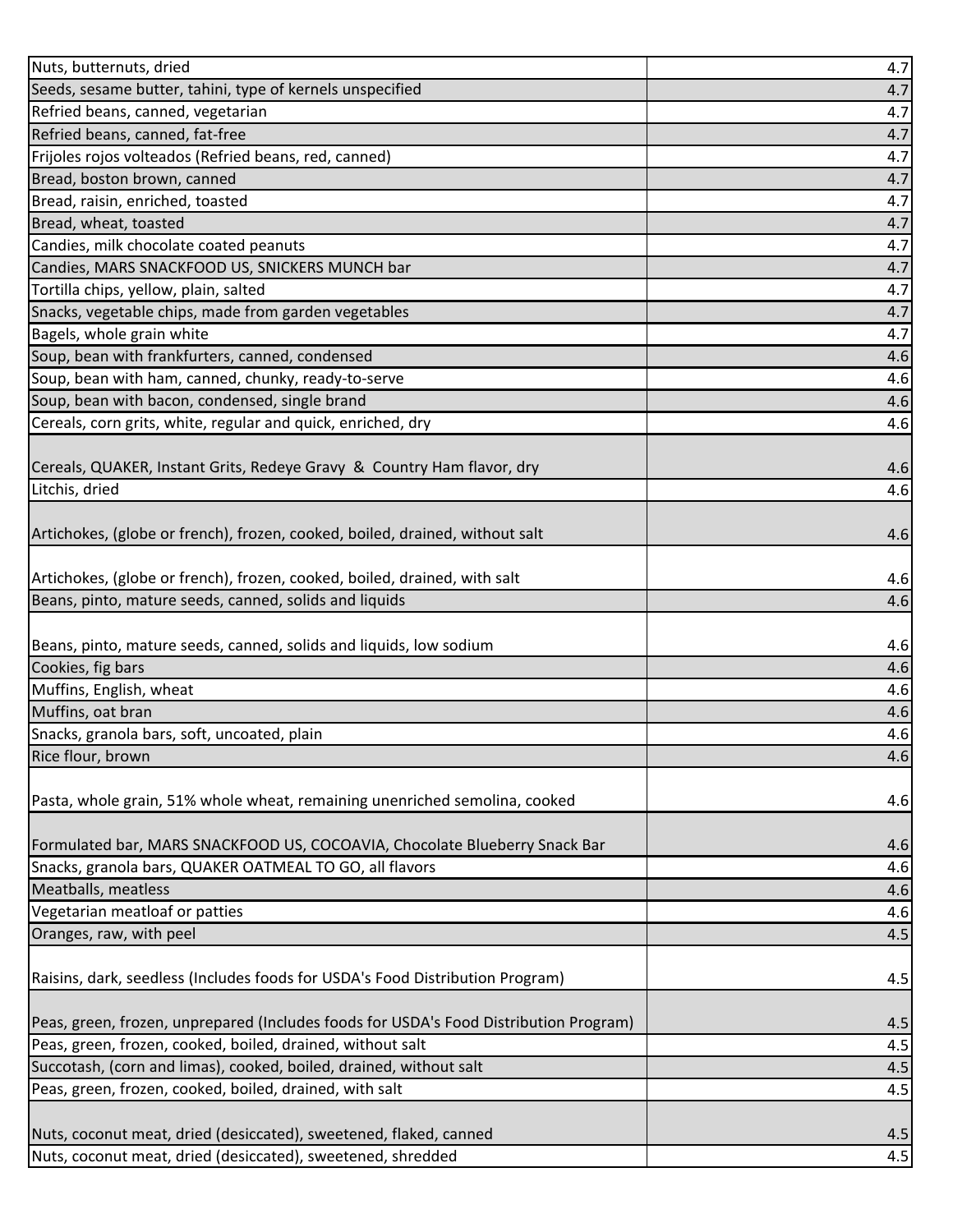| | |
|---|---|
| Nuts, butternuts, dried | 4.7 |
| Seeds, sesame butter, tahini, type of kernels unspecified | 4.7 |
| Refried beans, canned, vegetarian | 4.7 |
| Refried beans, canned, fat-free | 4.7 |
| Frijoles rojos volteados (Refried beans, red, canned) | 4.7 |
| Bread, boston brown, canned | 4.7 |
| Bread, raisin, enriched, toasted | 4.7 |
| Bread, wheat, toasted | 4.7 |
| Candies, milk chocolate coated peanuts | 4.7 |
| Candies, MARS SNACKFOOD US, SNICKERS MUNCH bar | 4.7 |
| Tortilla chips, yellow, plain, salted | 4.7 |
| Snacks, vegetable chips, made from garden vegetables | 4.7 |
| Bagels, whole grain white | 4.7 |
| Soup, bean with frankfurters, canned, condensed | 4.6 |
| Soup, bean with ham, canned, chunky, ready-to-serve | 4.6 |
| Soup, bean with bacon, condensed, single brand | 4.6 |
| Cereals, corn grits, white, regular and quick, enriched, dry | 4.6 |
| Cereals, QUAKER, Instant Grits, Redeye Gravy & Country Ham flavor, dry | 4.6 |
| Litchis, dried | 4.6 |
| Artichokes, (globe or french), frozen, cooked, boiled, drained, without salt | 4.6 |
| Artichokes, (globe or french), frozen, cooked, boiled, drained, with salt | 4.6 |
| Beans, pinto, mature seeds, canned, solids and liquids | 4.6 |
| Beans, pinto, mature seeds, canned, solids and liquids, low sodium | 4.6 |
| Cookies, fig bars | 4.6 |
| Muffins, English, wheat | 4.6 |
| Muffins, oat bran | 4.6 |
| Snacks, granola bars, soft, uncoated, plain | 4.6 |
| Rice flour, brown | 4.6 |
| Pasta, whole grain, 51% whole wheat, remaining unenriched semolina, cooked | 4.6 |
| Formulated bar, MARS SNACKFOOD US, COCOAVIA, Chocolate Blueberry Snack Bar | 4.6 |
| Snacks, granola bars, QUAKER OATMEAL TO GO, all flavors | 4.6 |
| Meatballs, meatless | 4.6 |
| Vegetarian meatloaf or patties | 4.6 |
| Oranges, raw, with peel | 4.5 |
| Raisins, dark, seedless (Includes foods for USDA's Food Distribution Program) | 4.5 |
| Peas, green, frozen, unprepared (Includes foods for USDA's Food Distribution Program) | 4.5 |
| Peas, green, frozen, cooked, boiled, drained, without salt | 4.5 |
| Succotash, (corn and limas), cooked, boiled, drained, without salt | 4.5 |
| Peas, green, frozen, cooked, boiled, drained, with salt | 4.5 |
| Nuts, coconut meat, dried (desiccated), sweetened, flaked, canned | 4.5 |
| Nuts, coconut meat, dried (desiccated), sweetened, shredded | 4.5 |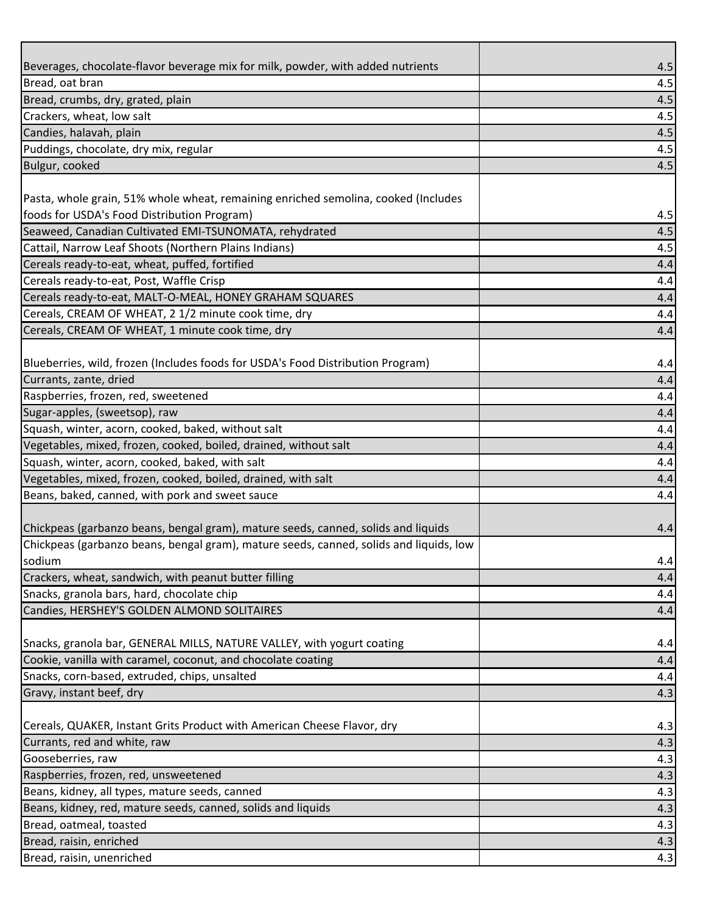| | |
|---|---|
| Beverages, chocolate-flavor beverage mix for milk, powder, with added nutrients | 4.5 |
| Bread, oat bran | 4.5 |
| Bread, crumbs, dry, grated, plain | 4.5 |
| Crackers, wheat, low salt | 4.5 |
| Candies, halavah, plain | 4.5 |
| Puddings, chocolate, dry mix, regular | 4.5 |
| Bulgur, cooked | 4.5 |
| Pasta, whole grain, 51% whole wheat, remaining enriched semolina, cooked (Includes foods for USDA's Food Distribution Program) | 4.5 |
| Seaweed, Canadian Cultivated EMI-TSUNOMATA, rehydrated | 4.5 |
| Cattail, Narrow Leaf Shoots (Northern Plains Indians) | 4.5 |
| Cereals ready-to-eat, wheat, puffed, fortified | 4.4 |
| Cereals ready-to-eat, Post, Waffle Crisp | 4.4 |
| Cereals ready-to-eat, MALT-O-MEAL, HONEY GRAHAM SQUARES | 4.4 |
| Cereals, CREAM OF WHEAT, 2 1/2 minute cook time, dry | 4.4 |
| Cereals, CREAM OF WHEAT, 1 minute cook time, dry | 4.4 |
| Blueberries, wild, frozen (Includes foods for USDA's Food Distribution Program) | 4.4 |
| Currants, zante, dried | 4.4 |
| Raspberries, frozen, red, sweetened | 4.4 |
| Sugar-apples, (sweetsop), raw | 4.4 |
| Squash, winter, acorn, cooked, baked, without salt | 4.4 |
| Vegetables, mixed, frozen, cooked, boiled, drained, without salt | 4.4 |
| Squash, winter, acorn, cooked, baked, with salt | 4.4 |
| Vegetables, mixed, frozen, cooked, boiled, drained, with salt | 4.4 |
| Beans, baked, canned, with pork and sweet sauce | 4.4 |
| Chickpeas (garbanzo beans, bengal gram), mature seeds, canned, solids and liquids | 4.4 |
| Chickpeas (garbanzo beans, bengal gram), mature seeds, canned, solids and liquids, low sodium | 4.4 |
| Crackers, wheat, sandwich, with peanut butter filling | 4.4 |
| Snacks, granola bars, hard, chocolate chip | 4.4 |
| Candies, HERSHEY'S GOLDEN ALMOND SOLITAIRES | 4.4 |
| Snacks, granola bar, GENERAL MILLS, NATURE VALLEY, with yogurt coating | 4.4 |
| Cookie, vanilla with caramel, coconut, and chocolate coating | 4.4 |
| Snacks, corn-based, extruded, chips, unsalted | 4.4 |
| Gravy, instant beef, dry | 4.3 |
| Cereals, QUAKER, Instant Grits Product with American Cheese Flavor, dry | 4.3 |
| Currants, red and white, raw | 4.3 |
| Gooseberries, raw | 4.3 |
| Raspberries, frozen, red, unsweetened | 4.3 |
| Beans, kidney, all types, mature seeds, canned | 4.3 |
| Beans, kidney, red, mature seeds, canned, solids and liquids | 4.3 |
| Bread, oatmeal, toasted | 4.3 |
| Bread, raisin, enriched | 4.3 |
| Bread, raisin, unenriched | 4.3 |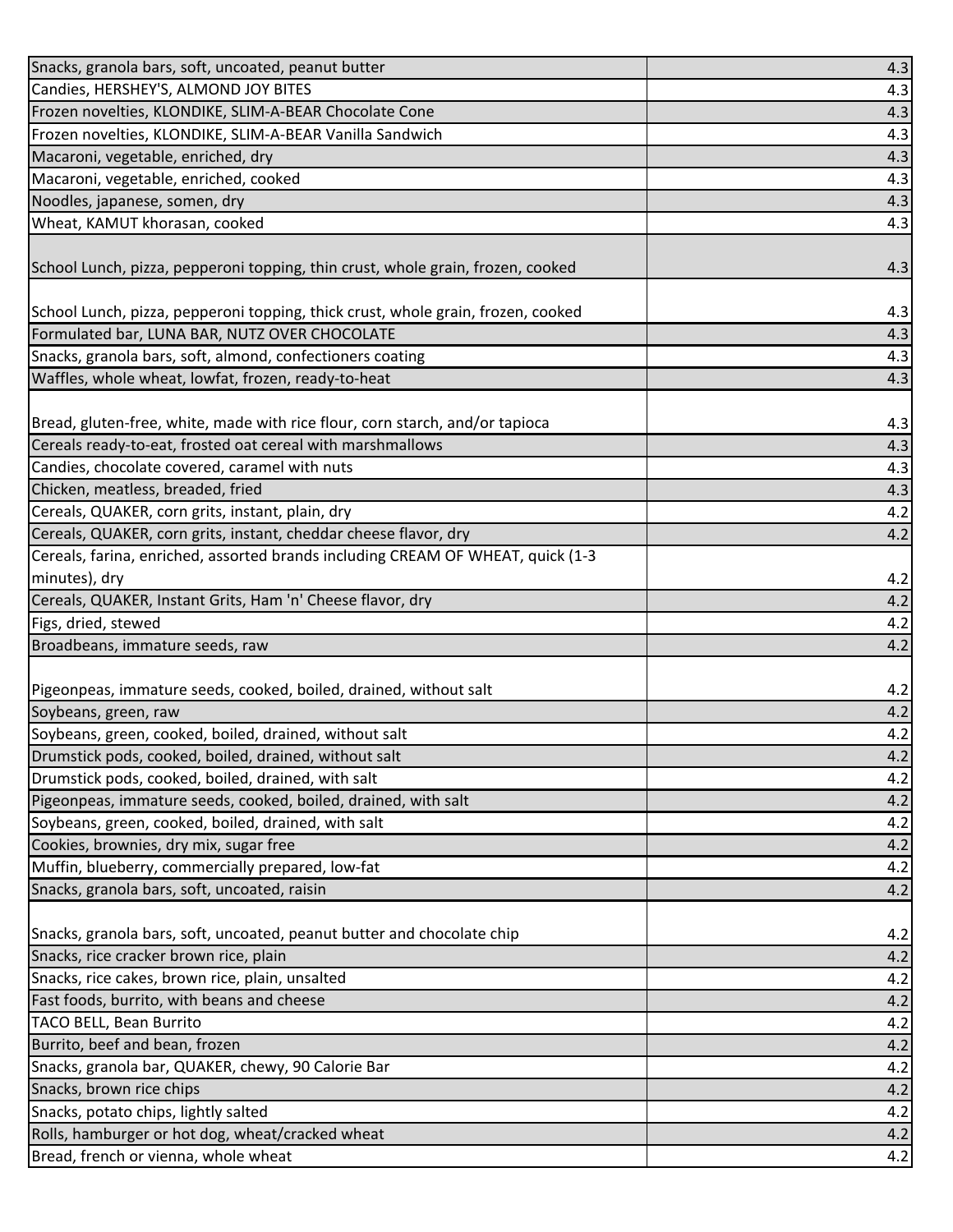| | |
|---|---|
| Snacks, granola bars, soft, uncoated, peanut butter | 4.3 |
| Candies, HERSHEY'S, ALMOND JOY BITES | 4.3 |
| Frozen novelties, KLONDIKE, SLIM-A-BEAR Chocolate Cone | 4.3 |
| Frozen novelties, KLONDIKE, SLIM-A-BEAR Vanilla Sandwich | 4.3 |
| Macaroni, vegetable, enriched, dry | 4.3 |
| Macaroni, vegetable, enriched, cooked | 4.3 |
| Noodles, japanese, somen, dry | 4.3 |
| Wheat, KAMUT khorasan, cooked | 4.3 |
| School Lunch, pizza, pepperoni topping, thin crust, whole grain, frozen, cooked | 4.3 |
| School Lunch, pizza, pepperoni topping, thick crust, whole grain, frozen, cooked | 4.3 |
| Formulated bar, LUNA BAR, NUTZ OVER CHOCOLATE | 4.3 |
| Snacks, granola bars, soft, almond, confectioners coating | 4.3 |
| Waffles, whole wheat, lowfat, frozen, ready-to-heat | 4.3 |
| Bread, gluten-free, white, made with rice flour, corn starch, and/or tapioca | 4.3 |
| Cereals ready-to-eat, frosted oat cereal with marshmallows | 4.3 |
| Candies, chocolate covered, caramel with nuts | 4.3 |
| Chicken, meatless, breaded, fried | 4.3 |
| Cereals, QUAKER, corn grits, instant, plain, dry | 4.2 |
| Cereals, QUAKER, corn grits, instant, cheddar cheese flavor, dry | 4.2 |
| Cereals, farina, enriched, assorted brands including CREAM OF WHEAT, quick (1-3 minutes), dry | 4.2 |
| Cereals, QUAKER, Instant Grits, Ham 'n' Cheese flavor, dry | 4.2 |
| Figs, dried, stewed | 4.2 |
| Broadbeans, immature seeds, raw | 4.2 |
| Pigeonpeas, immature seeds, cooked, boiled, drained, without salt | 4.2 |
| Soybeans, green, raw | 4.2 |
| Soybeans, green, cooked, boiled, drained, without salt | 4.2 |
| Drumstick pods, cooked, boiled, drained, without salt | 4.2 |
| Drumstick pods, cooked, boiled, drained, with salt | 4.2 |
| Pigeonpeas, immature seeds, cooked, boiled, drained, with salt | 4.2 |
| Soybeans, green, cooked, boiled, drained, with salt | 4.2 |
| Cookies, brownies, dry mix, sugar free | 4.2 |
| Muffin, blueberry, commercially prepared, low-fat | 4.2 |
| Snacks, granola bars, soft, uncoated, raisin | 4.2 |
| Snacks, granola bars, soft, uncoated, peanut butter and chocolate chip | 4.2 |
| Snacks, rice cracker brown rice, plain | 4.2 |
| Snacks, rice cakes, brown rice, plain, unsalted | 4.2 |
| Fast foods, burrito, with beans and cheese | 4.2 |
| TACO BELL, Bean Burrito | 4.2 |
| Burrito, beef and bean, frozen | 4.2 |
| Snacks, granola bar, QUAKER, chewy, 90 Calorie Bar | 4.2 |
| Snacks, brown rice chips | 4.2 |
| Snacks, potato chips, lightly salted | 4.2 |
| Rolls, hamburger or hot dog, wheat/cracked wheat | 4.2 |
| Bread, french or vienna, whole wheat | 4.2 |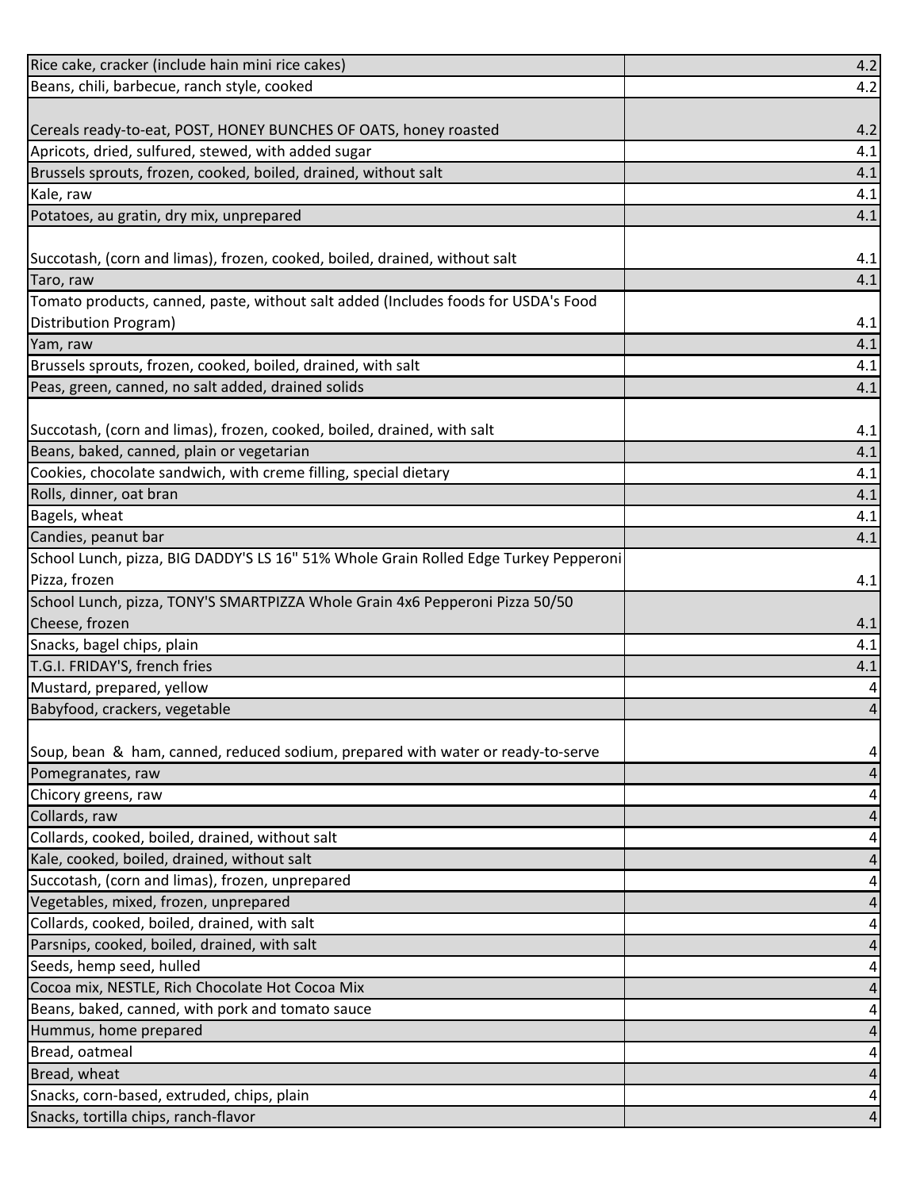| | |
|---|---|
| Rice cake, cracker (include hain mini rice cakes) | 4.2 |
| Beans, chili, barbecue, ranch style, cooked | 4.2 |
| Cereals ready-to-eat, POST, HONEY BUNCHES OF OATS, honey roasted | 4.2 |
| Apricots, dried, sulfured, stewed, with added sugar | 4.1 |
| Brussels sprouts, frozen, cooked, boiled, drained, without salt | 4.1 |
| Kale, raw | 4.1 |
| Potatoes, au gratin, dry mix, unprepared | 4.1 |
| Succotash, (corn and limas), frozen, cooked, boiled, drained, without salt | 4.1 |
| Taro, raw | 4.1 |
| Tomato products, canned, paste, without salt added (Includes foods for USDA's Food Distribution Program) | 4.1 |
| Yam, raw | 4.1 |
| Brussels sprouts, frozen, cooked, boiled, drained, with salt | 4.1 |
| Peas, green, canned, no salt added, drained solids | 4.1 |
| Succotash, (corn and limas), frozen, cooked, boiled, drained, with salt | 4.1 |
| Beans, baked, canned, plain or vegetarian | 4.1 |
| Cookies, chocolate sandwich, with creme filling, special dietary | 4.1 |
| Rolls, dinner, oat bran | 4.1 |
| Bagels, wheat | 4.1 |
| Candies, peanut bar | 4.1 |
| School Lunch, pizza, BIG DADDY'S LS 16" 51% Whole Grain Rolled Edge Turkey Pepperoni Pizza, frozen | 4.1 |
| School Lunch, pizza, TONY'S SMARTPIZZA Whole Grain 4x6 Pepperoni Pizza 50/50 Cheese, frozen | 4.1 |
| Snacks, bagel chips, plain | 4.1 |
| T.G.I. FRIDAY'S, french fries | 4.1 |
| Mustard, prepared, yellow | 4 |
| Babyfood, crackers, vegetable | 4 |
| Soup, bean & ham, canned, reduced sodium, prepared with water or ready-to-serve | 4 |
| Pomegranates, raw | 4 |
| Chicory greens, raw | 4 |
| Collards, raw | 4 |
| Collards, cooked, boiled, drained, without salt | 4 |
| Kale, cooked, boiled, drained, without salt | 4 |
| Succotash, (corn and limas), frozen, unprepared | 4 |
| Vegetables, mixed, frozen, unprepared | 4 |
| Collards, cooked, boiled, drained, with salt | 4 |
| Parsnips, cooked, boiled, drained, with salt | 4 |
| Seeds, hemp seed, hulled | 4 |
| Cocoa mix, NESTLE, Rich Chocolate Hot Cocoa Mix | 4 |
| Beans, baked, canned, with pork and tomato sauce | 4 |
| Hummus, home prepared | 4 |
| Bread, oatmeal | 4 |
| Bread, wheat | 4 |
| Snacks, corn-based, extruded, chips, plain | 4 |
| Snacks, tortilla chips, ranch-flavor | 4 |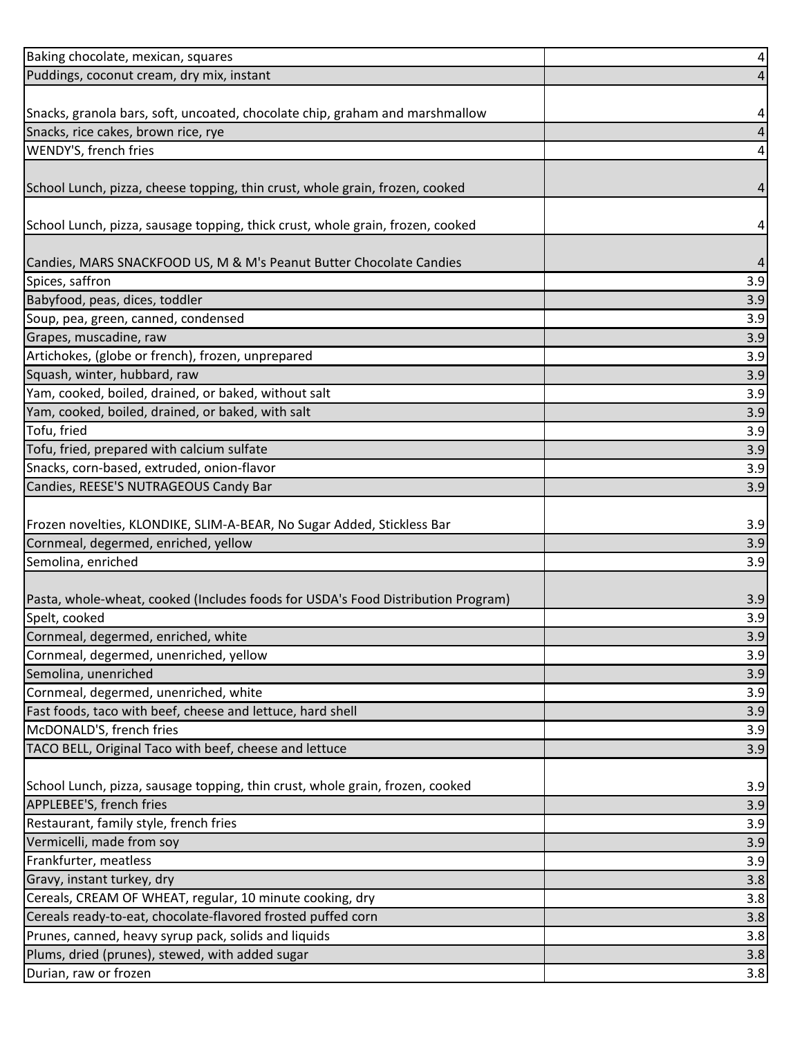| | |
|---|---|
| Baking chocolate, mexican, squares | 4 |
| Puddings, coconut cream, dry mix, instant | 4 |
| Snacks, granola bars, soft, uncoated, chocolate chip, graham and marshmallow | 4 |
| Snacks, rice cakes, brown rice, rye | 4 |
| WENDY'S, french fries | 4 |
| School Lunch, pizza, cheese topping, thin crust, whole grain, frozen, cooked | 4 |
| School Lunch, pizza, sausage topping, thick crust, whole grain, frozen, cooked | 4 |
| Candies, MARS SNACKFOOD US, M & M's Peanut Butter Chocolate Candies | 4 |
| Spices, saffron | 3.9 |
| Babyfood, peas, dices, toddler | 3.9 |
| Soup, pea, green, canned, condensed | 3.9 |
| Grapes, muscadine, raw | 3.9 |
| Artichokes, (globe or french), frozen, unprepared | 3.9 |
| Squash, winter, hubbard, raw | 3.9 |
| Yam, cooked, boiled, drained, or baked, without salt | 3.9 |
| Yam, cooked, boiled, drained, or baked, with salt | 3.9 |
| Tofu, fried | 3.9 |
| Tofu, fried, prepared with calcium sulfate | 3.9 |
| Snacks, corn-based, extruded, onion-flavor | 3.9 |
| Candies, REESE'S NUTRAGEOUS Candy Bar | 3.9 |
| Frozen novelties, KLONDIKE, SLIM-A-BEAR, No Sugar Added, Stickless Bar | 3.9 |
| Cornmeal, degermed, enriched, yellow | 3.9 |
| Semolina, enriched | 3.9 |
| Pasta, whole-wheat, cooked (Includes foods for USDA's Food Distribution Program) | 3.9 |
| Spelt, cooked | 3.9 |
| Cornmeal, degermed, enriched, white | 3.9 |
| Cornmeal, degermed, unenriched, yellow | 3.9 |
| Semolina, unenriched | 3.9 |
| Cornmeal, degermed, unenriched, white | 3.9 |
| Fast foods, taco with beef, cheese and lettuce, hard shell | 3.9 |
| McDONALD'S, french fries | 3.9 |
| TACO BELL, Original Taco with beef, cheese and lettuce | 3.9 |
| School Lunch, pizza, sausage topping, thin crust, whole grain, frozen, cooked | 3.9 |
| APPLEBEE'S, french fries | 3.9 |
| Restaurant, family style, french fries | 3.9 |
| Vermicelli, made from soy | 3.9 |
| Frankfurter, meatless | 3.9 |
| Gravy, instant turkey, dry | 3.8 |
| Cereals, CREAM OF WHEAT, regular, 10 minute cooking, dry | 3.8 |
| Cereals ready-to-eat, chocolate-flavored frosted puffed corn | 3.8 |
| Prunes, canned, heavy syrup pack, solids and liquids | 3.8 |
| Plums, dried (prunes), stewed, with added sugar | 3.8 |
| Durian, raw or frozen | 3.8 |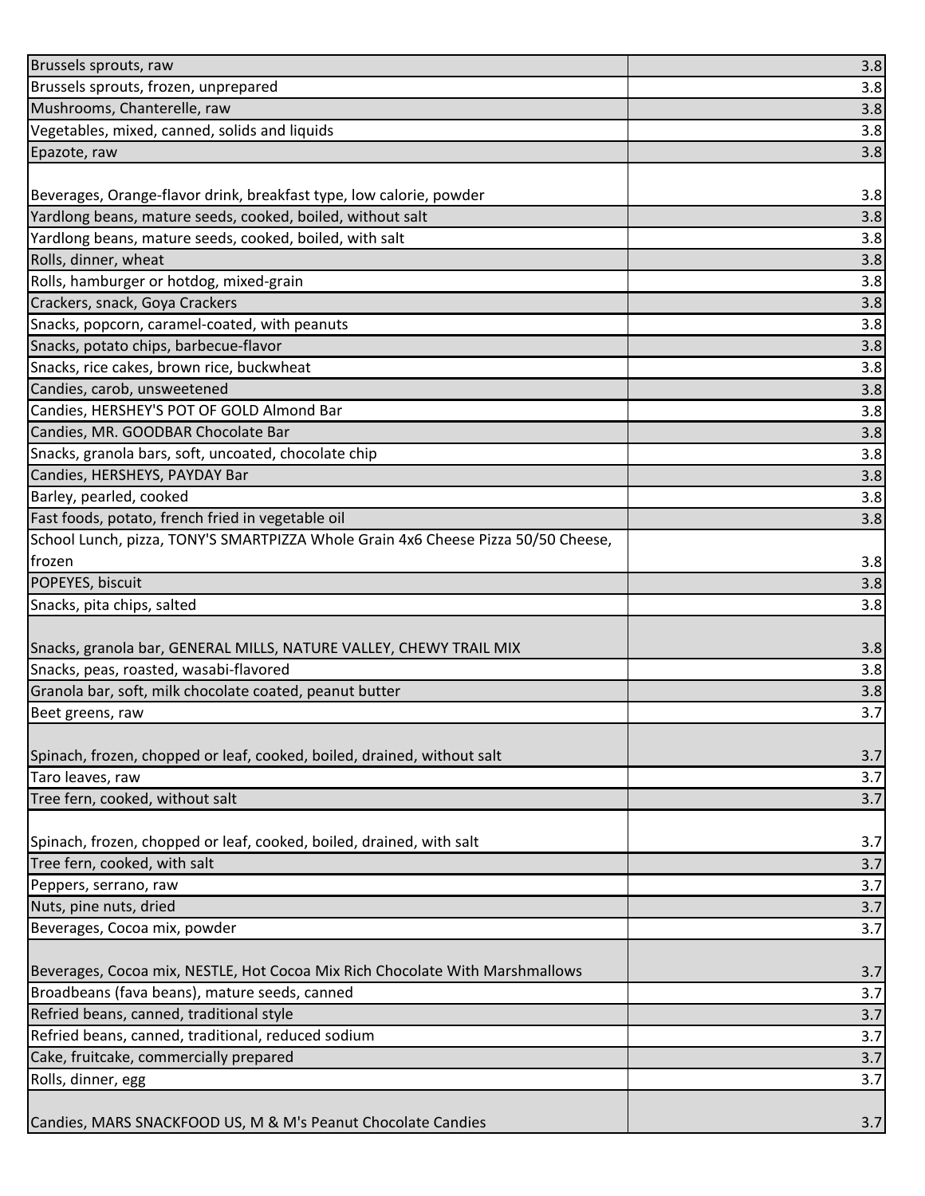| | |
|---|---|
| Brussels sprouts, raw | 3.8 |
| Brussels sprouts, frozen, unprepared | 3.8 |
| Mushrooms, Chanterelle, raw | 3.8 |
| Vegetables, mixed, canned, solids and liquids | 3.8 |
| Epazote, raw | 3.8 |
| Beverages, Orange-flavor drink, breakfast type, low calorie, powder | 3.8 |
| Yardlong beans, mature seeds, cooked, boiled, without salt | 3.8 |
| Yardlong beans, mature seeds, cooked, boiled, with salt | 3.8 |
| Rolls, dinner, wheat | 3.8 |
| Rolls, hamburger or hotdog, mixed-grain | 3.8 |
| Crackers, snack, Goya Crackers | 3.8 |
| Snacks, popcorn, caramel-coated, with peanuts | 3.8 |
| Snacks, potato chips, barbecue-flavor | 3.8 |
| Snacks, rice cakes, brown rice, buckwheat | 3.8 |
| Candies, carob, unsweetened | 3.8 |
| Candies, HERSHEY'S POT OF GOLD Almond Bar | 3.8 |
| Candies, MR. GOODBAR Chocolate Bar | 3.8 |
| Snacks, granola bars, soft, uncoated, chocolate chip | 3.8 |
| Candies, HERSHEYS, PAYDAY Bar | 3.8 |
| Barley, pearled, cooked | 3.8 |
| Fast foods, potato, french fried in vegetable oil | 3.8 |
| School Lunch, pizza, TONY'S SMARTPIZZA Whole Grain 4x6 Cheese Pizza 50/50 Cheese, frozen | 3.8 |
| POPEYES, biscuit | 3.8 |
| Snacks, pita chips, salted | 3.8 |
| Snacks, granola bar, GENERAL MILLS, NATURE VALLEY, CHEWY TRAIL MIX | 3.8 |
| Snacks, peas, roasted, wasabi-flavored | 3.8 |
| Granola bar, soft, milk chocolate coated, peanut butter | 3.8 |
| Beet greens, raw | 3.7 |
| Spinach, frozen, chopped or leaf, cooked, boiled, drained, without salt | 3.7 |
| Taro leaves, raw | 3.7 |
| Tree fern, cooked, without salt | 3.7 |
| Spinach, frozen, chopped or leaf, cooked, boiled, drained, with salt | 3.7 |
| Tree fern, cooked, with salt | 3.7 |
| Peppers, serrano, raw | 3.7 |
| Nuts, pine nuts, dried | 3.7 |
| Beverages, Cocoa mix, powder | 3.7 |
| Beverages, Cocoa mix, NESTLE, Hot Cocoa Mix Rich Chocolate With Marshmallows | 3.7 |
| Broadbeans (fava beans), mature seeds, canned | 3.7 |
| Refried beans, canned, traditional style | 3.7 |
| Refried beans, canned, traditional, reduced sodium | 3.7 |
| Cake, fruitcake, commercially prepared | 3.7 |
| Rolls, dinner, egg | 3.7 |
| Candies, MARS SNACKFOOD US, M & M's Peanut Chocolate Candies | 3.7 |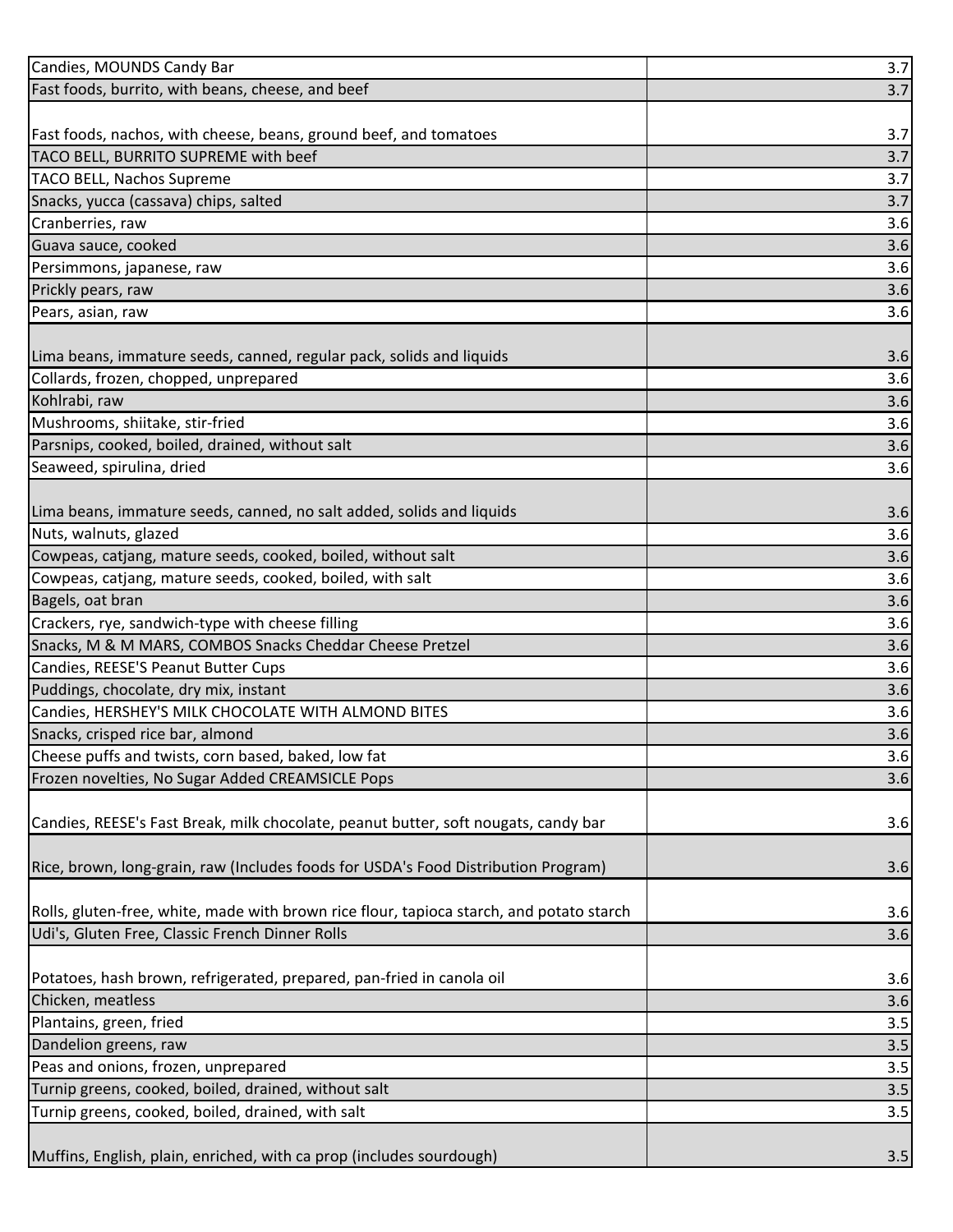| | |
|---|---|
| Candies, MOUNDS Candy Bar | 3.7 |
| Fast foods, burrito, with beans, cheese, and beef | 3.7 |
| Fast foods, nachos, with cheese, beans, ground beef, and tomatoes | 3.7 |
| TACO BELL, BURRITO SUPREME with beef | 3.7 |
| TACO BELL, Nachos Supreme | 3.7 |
| Snacks, yucca (cassava) chips, salted | 3.7 |
| Cranberries, raw | 3.6 |
| Guava sauce, cooked | 3.6 |
| Persimmons, japanese, raw | 3.6 |
| Prickly pears, raw | 3.6 |
| Pears, asian, raw | 3.6 |
| Lima beans, immature seeds, canned, regular pack, solids and liquids | 3.6 |
| Collards, frozen, chopped, unprepared | 3.6 |
| Kohlrabi, raw | 3.6 |
| Mushrooms, shiitake, stir-fried | 3.6 |
| Parsnips, cooked, boiled, drained, without salt | 3.6 |
| Seaweed, spirulina, dried | 3.6 |
| Lima beans, immature seeds, canned, no salt added, solids and liquids | 3.6 |
| Nuts, walnuts, glazed | 3.6 |
| Cowpeas, catjang, mature seeds, cooked, boiled, without salt | 3.6 |
| Cowpeas, catjang, mature seeds, cooked, boiled, with salt | 3.6 |
| Bagels, oat bran | 3.6 |
| Crackers, rye, sandwich-type with cheese filling | 3.6 |
| Snacks, M & M MARS, COMBOS Snacks Cheddar Cheese Pretzel | 3.6 |
| Candies, REESE'S Peanut Butter Cups | 3.6 |
| Puddings, chocolate, dry mix, instant | 3.6 |
| Candies, HERSHEY'S MILK CHOCOLATE WITH ALMOND BITES | 3.6 |
| Snacks, crisped rice bar, almond | 3.6 |
| Cheese puffs and twists, corn based, baked, low fat | 3.6 |
| Frozen novelties, No Sugar Added CREAMSICLE Pops | 3.6 |
| Candies, REESE's Fast Break, milk chocolate, peanut butter, soft nougats, candy bar | 3.6 |
| Rice, brown, long-grain, raw (Includes foods for USDA's Food Distribution Program) | 3.6 |
| Rolls, gluten-free, white, made with brown rice flour, tapioca starch, and potato starch | 3.6 |
| Udi's, Gluten Free, Classic French Dinner Rolls | 3.6 |
| Potatoes, hash brown, refrigerated, prepared, pan-fried in canola oil | 3.6 |
| Chicken, meatless | 3.6 |
| Plantains, green, fried | 3.5 |
| Dandelion greens, raw | 3.5 |
| Peas and onions, frozen, unprepared | 3.5 |
| Turnip greens, cooked, boiled, drained, without salt | 3.5 |
| Turnip greens, cooked, boiled, drained, with salt | 3.5 |
| Muffins, English, plain, enriched, with ca prop (includes sourdough) | 3.5 |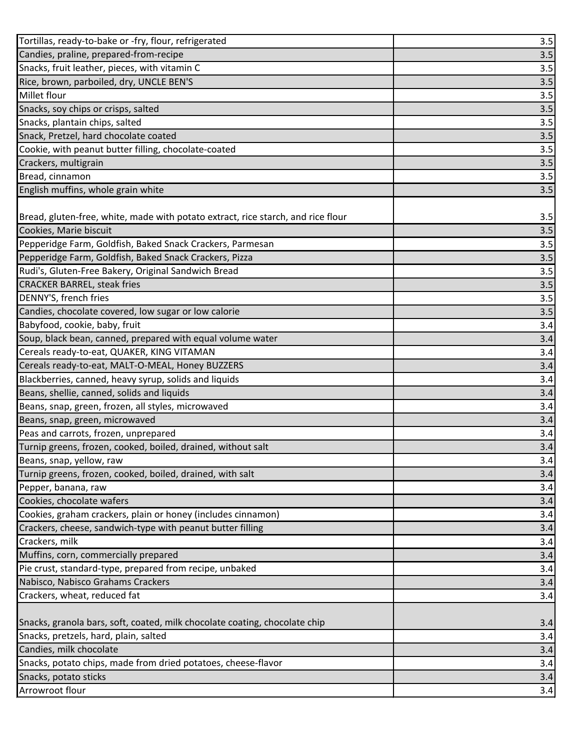| | |
|---|---|
| Tortillas, ready-to-bake or -fry, flour, refrigerated | 3.5 |
| Candies, praline, prepared-from-recipe | 3.5 |
| Snacks, fruit leather, pieces, with vitamin C | 3.5 |
| Rice, brown, parboiled, dry, UNCLE BEN'S | 3.5 |
| Millet flour | 3.5 |
| Snacks, soy chips or crisps, salted | 3.5 |
| Snacks, plantain chips, salted | 3.5 |
| Snack, Pretzel, hard chocolate coated | 3.5 |
| Cookie, with peanut butter filling, chocolate-coated | 3.5 |
| Crackers, multigrain | 3.5 |
| Bread, cinnamon | 3.5 |
| English muffins, whole grain white | 3.5 |
| Bread, gluten-free, white, made with potato extract, rice starch, and rice flour | 3.5 |
| Cookies, Marie biscuit | 3.5 |
| Pepperidge Farm, Goldfish, Baked Snack Crackers, Parmesan | 3.5 |
| Pepperidge Farm, Goldfish, Baked Snack Crackers, Pizza | 3.5 |
| Rudi's, Gluten-Free Bakery, Original Sandwich Bread | 3.5 |
| CRACKER BARREL, steak fries | 3.5 |
| DENNY'S, french fries | 3.5 |
| Candies, chocolate covered, low sugar or low calorie | 3.5 |
| Babyfood, cookie, baby, fruit | 3.4 |
| Soup, black bean, canned, prepared with equal volume water | 3.4 |
| Cereals ready-to-eat, QUAKER, KING VITAMAN | 3.4 |
| Cereals ready-to-eat, MALT-O-MEAL, Honey BUZZERS | 3.4 |
| Blackberries, canned, heavy syrup, solids and liquids | 3.4 |
| Beans, shellie, canned, solids and liquids | 3.4 |
| Beans, snap, green, frozen, all styles, microwaved | 3.4 |
| Beans, snap, green, microwaved | 3.4 |
| Peas and carrots, frozen, unprepared | 3.4 |
| Turnip greens, frozen, cooked, boiled, drained, without salt | 3.4 |
| Beans, snap, yellow, raw | 3.4 |
| Turnip greens, frozen, cooked, boiled, drained, with salt | 3.4 |
| Pepper, banana, raw | 3.4 |
| Cookies, chocolate wafers | 3.4 |
| Cookies, graham crackers, plain or honey (includes cinnamon) | 3.4 |
| Crackers, cheese, sandwich-type with peanut butter filling | 3.4 |
| Crackers, milk | 3.4 |
| Muffins, corn, commercially prepared | 3.4 |
| Pie crust, standard-type, prepared from recipe, unbaked | 3.4 |
| Nabisco, Nabisco Grahams Crackers | 3.4 |
| Crackers, wheat, reduced fat | 3.4 |
| Snacks, granola bars, soft, coated, milk chocolate coating, chocolate chip | 3.4 |
| Snacks, pretzels, hard, plain, salted | 3.4 |
| Candies, milk chocolate | 3.4 |
| Snacks, potato chips, made from dried potatoes, cheese-flavor | 3.4 |
| Snacks, potato sticks | 3.4 |
| Arrowroot flour | 3.4 |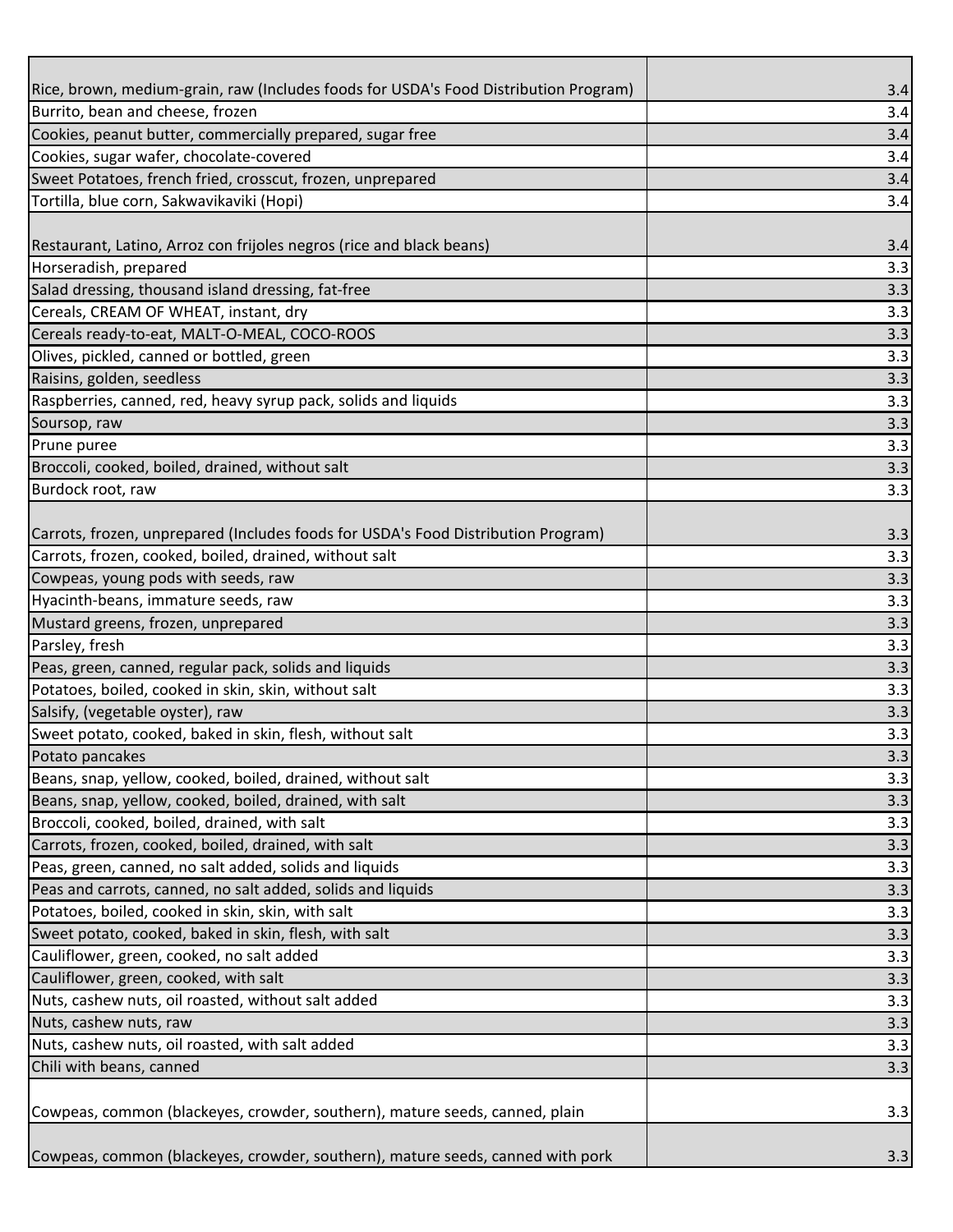| | |
|---|---|
| Rice, brown, medium-grain, raw (Includes foods for USDA's Food Distribution Program) | 3.4 |
| Burrito, bean and cheese, frozen | 3.4 |
| Cookies, peanut butter, commercially prepared, sugar free | 3.4 |
| Cookies, sugar wafer, chocolate-covered | 3.4 |
| Sweet Potatoes, french fried, crosscut, frozen, unprepared | 3.4 |
| Tortilla, blue corn, Sakwavikaviki (Hopi) | 3.4 |
| Restaurant, Latino, Arroz con frijoles negros (rice and black beans) | 3.4 |
| Horseradish, prepared | 3.3 |
| Salad dressing, thousand island dressing, fat-free | 3.3 |
| Cereals, CREAM OF WHEAT, instant, dry | 3.3 |
| Cereals ready-to-eat, MALT-O-MEAL, COCO-ROOS | 3.3 |
| Olives, pickled, canned or bottled, green | 3.3 |
| Raisins, golden, seedless | 3.3 |
| Raspberries, canned, red, heavy syrup pack, solids and liquids | 3.3 |
| Soursop, raw | 3.3 |
| Prune puree | 3.3 |
| Broccoli, cooked, boiled, drained, without salt | 3.3 |
| Burdock root, raw | 3.3 |
| Carrots, frozen, unprepared (Includes foods for USDA's Food Distribution Program) | 3.3 |
| Carrots, frozen, cooked, boiled, drained, without salt | 3.3 |
| Cowpeas, young pods with seeds, raw | 3.3 |
| Hyacinth-beans, immature seeds, raw | 3.3 |
| Mustard greens, frozen, unprepared | 3.3 |
| Parsley, fresh | 3.3 |
| Peas, green, canned, regular pack, solids and liquids | 3.3 |
| Potatoes, boiled, cooked in skin, skin, without salt | 3.3 |
| Salsify, (vegetable oyster), raw | 3.3 |
| Sweet potato, cooked, baked in skin, flesh, without salt | 3.3 |
| Potato pancakes | 3.3 |
| Beans, snap, yellow, cooked, boiled, drained, without salt | 3.3 |
| Beans, snap, yellow, cooked, boiled, drained, with salt | 3.3 |
| Broccoli, cooked, boiled, drained, with salt | 3.3 |
| Carrots, frozen, cooked, boiled, drained, with salt | 3.3 |
| Peas, green, canned, no salt added, solids and liquids | 3.3 |
| Peas and carrots, canned, no salt added, solids and liquids | 3.3 |
| Potatoes, boiled, cooked in skin, skin, with salt | 3.3 |
| Sweet potato, cooked, baked in skin, flesh, with salt | 3.3 |
| Cauliflower, green, cooked, no salt added | 3.3 |
| Cauliflower, green, cooked, with salt | 3.3 |
| Nuts, cashew nuts, oil roasted, without salt added | 3.3 |
| Nuts, cashew nuts, raw | 3.3 |
| Nuts, cashew nuts, oil roasted, with salt added | 3.3 |
| Chili with beans, canned | 3.3 |
| Cowpeas, common (blackeyes, crowder, southern), mature seeds, canned, plain | 3.3 |
| Cowpeas, common (blackeyes, crowder, southern), mature seeds, canned with pork | 3.3 |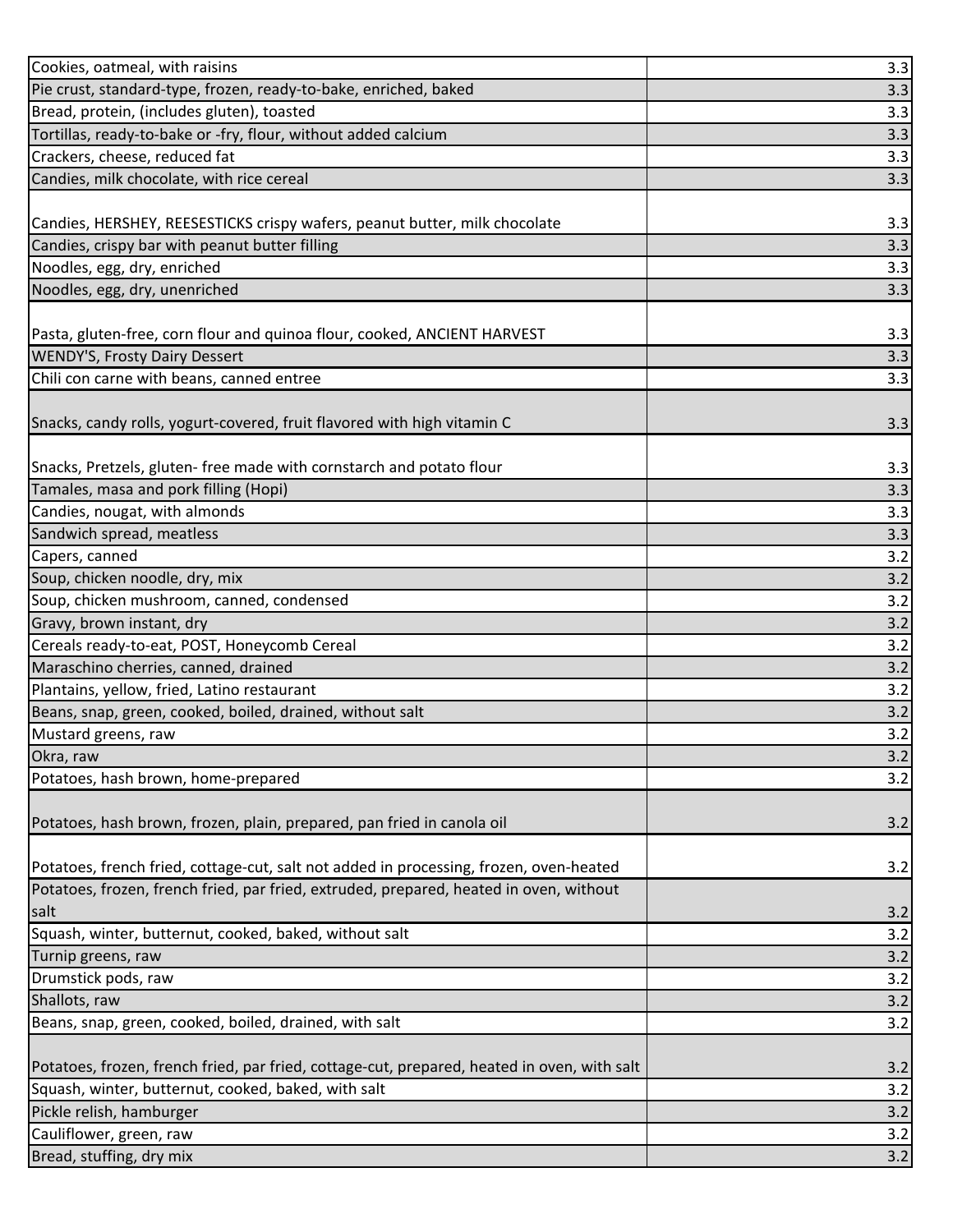| | |
|---|---|
| Cookies, oatmeal, with raisins | 3.3 |
| Pie crust, standard-type, frozen, ready-to-bake, enriched, baked | 3.3 |
| Bread, protein, (includes gluten), toasted | 3.3 |
| Tortillas, ready-to-bake or -fry, flour, without added calcium | 3.3 |
| Crackers, cheese, reduced fat | 3.3 |
| Candies, milk chocolate, with rice cereal | 3.3 |
| Candies, HERSHEY, REESESTICKS crispy wafers, peanut butter, milk chocolate | 3.3 |
| Candies, crispy bar with peanut butter filling | 3.3 |
| Noodles, egg, dry, enriched | 3.3 |
| Noodles, egg, dry, unenriched | 3.3 |
| Pasta, gluten-free, corn flour and quinoa flour, cooked, ANCIENT HARVEST | 3.3 |
| WENDY'S, Frosty Dairy Dessert | 3.3 |
| Chili con carne with beans, canned entree | 3.3 |
| Snacks, candy rolls, yogurt-covered, fruit flavored with high vitamin C | 3.3 |
| Snacks, Pretzels, gluten- free made with cornstarch and potato flour | 3.3 |
| Tamales, masa and pork filling (Hopi) | 3.3 |
| Candies, nougat, with almonds | 3.3 |
| Sandwich spread, meatless | 3.3 |
| Capers, canned | 3.2 |
| Soup, chicken noodle, dry, mix | 3.2 |
| Soup, chicken mushroom, canned, condensed | 3.2 |
| Gravy, brown instant, dry | 3.2 |
| Cereals ready-to-eat, POST, Honeycomb Cereal | 3.2 |
| Maraschino cherries, canned, drained | 3.2 |
| Plantains, yellow, fried, Latino restaurant | 3.2 |
| Beans, snap, green, cooked, boiled, drained, without salt | 3.2 |
| Mustard greens, raw | 3.2 |
| Okra, raw | 3.2 |
| Potatoes, hash brown, home-prepared | 3.2 |
| Potatoes, hash brown, frozen, plain, prepared, pan fried in canola oil | 3.2 |
| Potatoes, french fried, cottage-cut, salt not added in processing, frozen, oven-heated | 3.2 |
| Potatoes, frozen, french fried, par fried, extruded, prepared, heated in oven, without salt | 3.2 |
| Squash, winter, butternut, cooked, baked, without salt | 3.2 |
| Turnip greens, raw | 3.2 |
| Drumstick pods, raw | 3.2 |
| Shallots, raw | 3.2 |
| Beans, snap, green, cooked, boiled, drained, with salt | 3.2 |
| Potatoes, frozen, french fried, par fried, cottage-cut, prepared, heated in oven, with salt | 3.2 |
| Squash, winter, butternut, cooked, baked, with salt | 3.2 |
| Pickle relish, hamburger | 3.2 |
| Cauliflower, green, raw | 3.2 |
| Bread, stuffing, dry mix | 3.2 |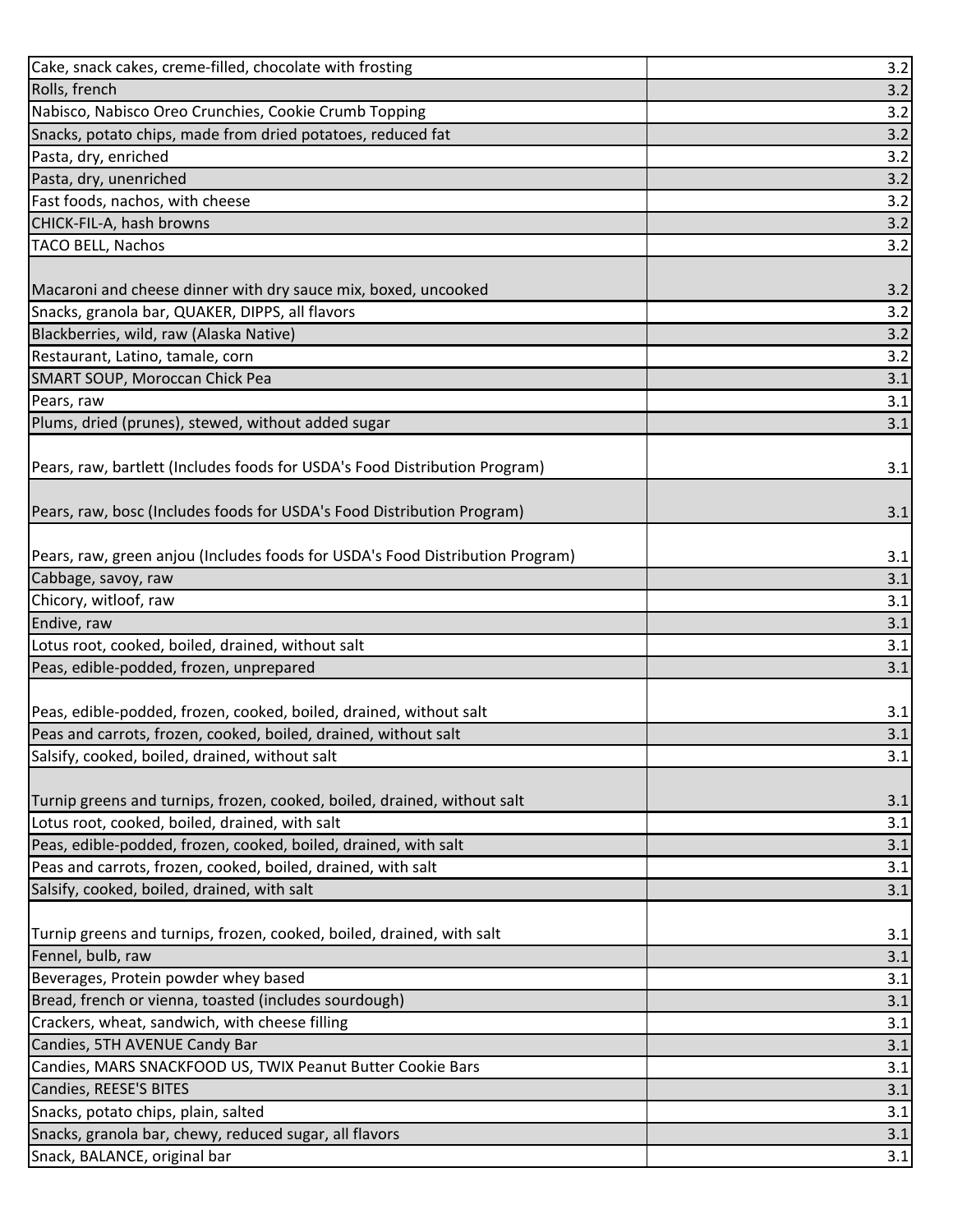| | |
|---|---|
| Cake, snack cakes, creme-filled, chocolate with frosting | 3.2 |
| Rolls, french | 3.2 |
| Nabisco, Nabisco Oreo Crunchies, Cookie Crumb Topping | 3.2 |
| Snacks, potato chips, made from dried potatoes, reduced fat | 3.2 |
| Pasta, dry, enriched | 3.2 |
| Pasta, dry, unenriched | 3.2 |
| Fast foods, nachos, with cheese | 3.2 |
| CHICK-FIL-A, hash browns | 3.2 |
| TACO BELL, Nachos | 3.2 |
| Macaroni and cheese dinner with dry sauce mix, boxed, uncooked | 3.2 |
| Snacks, granola bar, QUAKER, DIPPS, all flavors | 3.2 |
| Blackberries, wild, raw (Alaska Native) | 3.2 |
| Restaurant, Latino, tamale, corn | 3.2 |
| SMART SOUP, Moroccan Chick Pea | 3.1 |
| Pears, raw | 3.1 |
| Plums, dried (prunes), stewed, without added sugar | 3.1 |
| Pears, raw, bartlett (Includes foods for USDA's Food Distribution Program) | 3.1 |
| Pears, raw, bosc (Includes foods for USDA's Food Distribution Program) | 3.1 |
| Pears, raw, green anjou (Includes foods for USDA's Food Distribution Program) | 3.1 |
| Cabbage, savoy, raw | 3.1 |
| Chicory, witloof, raw | 3.1 |
| Endive, raw | 3.1 |
| Lotus root, cooked, boiled, drained, without salt | 3.1 |
| Peas, edible-podded, frozen, unprepared | 3.1 |
| Peas, edible-podded, frozen, cooked, boiled, drained, without salt | 3.1 |
| Peas and carrots, frozen, cooked, boiled, drained, without salt | 3.1 |
| Salsify, cooked, boiled, drained, without salt | 3.1 |
| Turnip greens and turnips, frozen, cooked, boiled, drained, without salt | 3.1 |
| Lotus root, cooked, boiled, drained, with salt | 3.1 |
| Peas, edible-podded, frozen, cooked, boiled, drained, with salt | 3.1 |
| Peas and carrots, frozen, cooked, boiled, drained, with salt | 3.1 |
| Salsify, cooked, boiled, drained, with salt | 3.1 |
| Turnip greens and turnips, frozen, cooked, boiled, drained, with salt | 3.1 |
| Fennel, bulb, raw | 3.1 |
| Beverages, Protein powder whey based | 3.1 |
| Bread, french or vienna, toasted (includes sourdough) | 3.1 |
| Crackers, wheat, sandwich, with cheese filling | 3.1 |
| Candies, 5TH AVENUE Candy Bar | 3.1 |
| Candies, MARS SNACKFOOD US, TWIX Peanut Butter Cookie Bars | 3.1 |
| Candies, REESE'S BITES | 3.1 |
| Snacks, potato chips, plain, salted | 3.1 |
| Snacks, granola bar, chewy, reduced sugar, all flavors | 3.1 |
| Snack, BALANCE, original bar | 3.1 |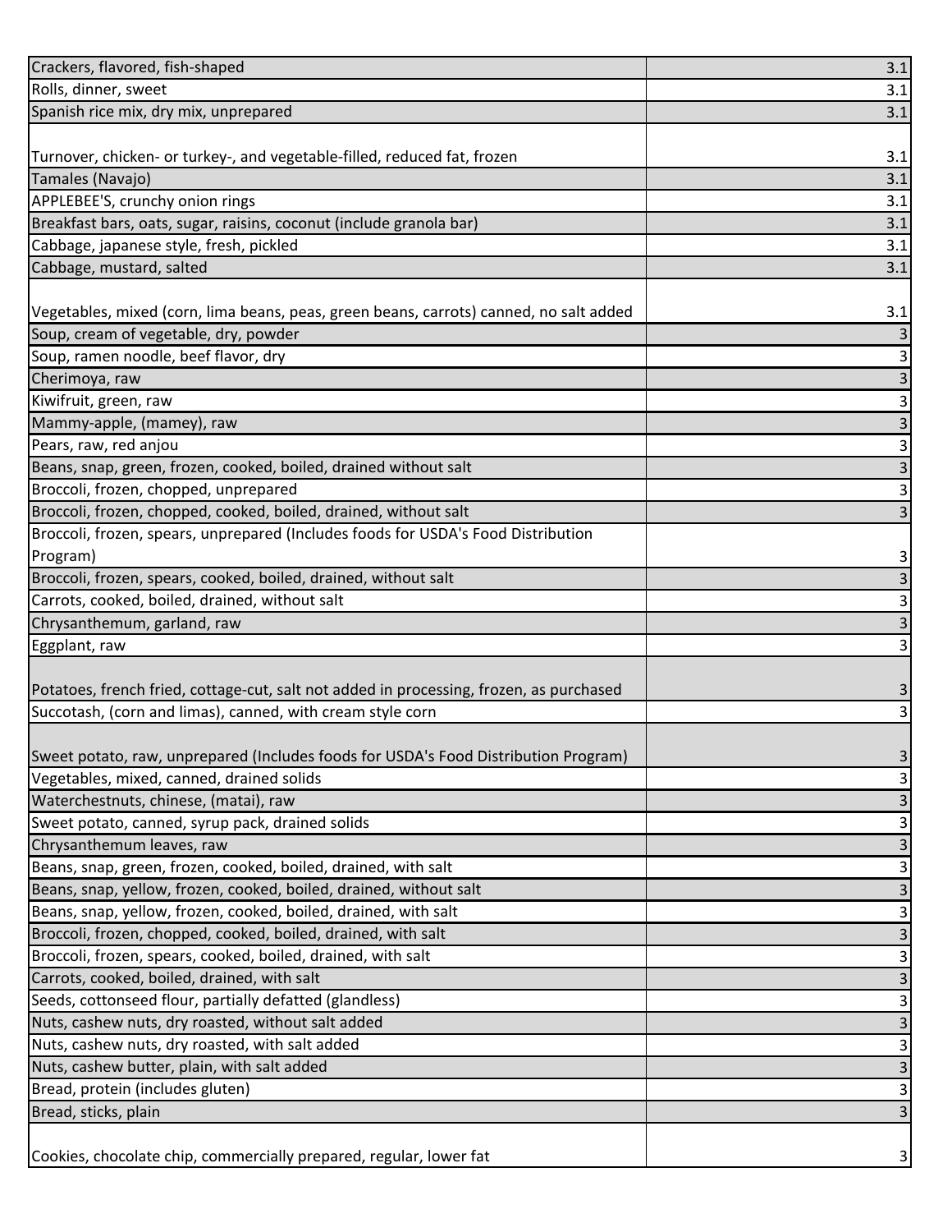| | |
|---|---|
| Crackers, flavored, fish-shaped | 3.1 |
| Rolls, dinner, sweet | 3.1 |
| Spanish rice mix, dry mix, unprepared | 3.1 |
| Turnover, chicken- or turkey-, and vegetable-filled, reduced fat, frozen | 3.1 |
| Tamales (Navajo) | 3.1 |
| APPLEBEE'S, crunchy onion rings | 3.1 |
| Breakfast bars, oats, sugar, raisins, coconut (include granola bar) | 3.1 |
| Cabbage, japanese style, fresh, pickled | 3.1 |
| Cabbage, mustard, salted | 3.1 |
| Vegetables, mixed (corn, lima beans, peas, green beans, carrots) canned, no salt added | 3.1 |
| Soup, cream of vegetable, dry, powder | 3 |
| Soup, ramen noodle, beef flavor, dry | 3 |
| Cherimoya, raw | 3 |
| Kiwifruit, green, raw | 3 |
| Mammy-apple, (mamey), raw | 3 |
| Pears, raw, red anjou | 3 |
| Beans, snap, green, frozen, cooked, boiled, drained without salt | 3 |
| Broccoli, frozen, chopped, unprepared | 3 |
| Broccoli, frozen, chopped, cooked, boiled, drained, without salt | 3 |
| Broccoli, frozen, spears, unprepared (Includes foods for USDA's Food Distribution Program) | 3 |
| Broccoli, frozen, spears, cooked, boiled, drained, without salt | 3 |
| Carrots, cooked, boiled, drained, without salt | 3 |
| Chrysanthemum, garland, raw | 3 |
| Eggplant, raw | 3 |
| Potatoes, french fried, cottage-cut, salt not added in processing, frozen, as purchased | 3 |
| Succotash, (corn and limas), canned, with cream style corn | 3 |
| Sweet potato, raw, unprepared (Includes foods for USDA's Food Distribution Program) | 3 |
| Vegetables, mixed, canned, drained solids | 3 |
| Waterchestnuts, chinese, (matai), raw | 3 |
| Sweet potato, canned, syrup pack, drained solids | 3 |
| Chrysanthemum leaves, raw | 3 |
| Beans, snap, green, frozen, cooked, boiled, drained, with salt | 3 |
| Beans, snap, yellow, frozen, cooked, boiled, drained, without salt | 3 |
| Beans, snap, yellow, frozen, cooked, boiled, drained, with salt | 3 |
| Broccoli, frozen, chopped, cooked, boiled, drained, with salt | 3 |
| Broccoli, frozen, spears, cooked, boiled, drained, with salt | 3 |
| Carrots, cooked, boiled, drained, with salt | 3 |
| Seeds, cottonseed flour, partially defatted (glandless) | 3 |
| Nuts, cashew nuts, dry roasted, without salt added | 3 |
| Nuts, cashew nuts, dry roasted, with salt added | 3 |
| Nuts, cashew butter, plain, with salt added | 3 |
| Bread, protein (includes gluten) | 3 |
| Bread, sticks, plain | 3 |
| Cookies, chocolate chip, commercially prepared, regular, lower fat | 3 |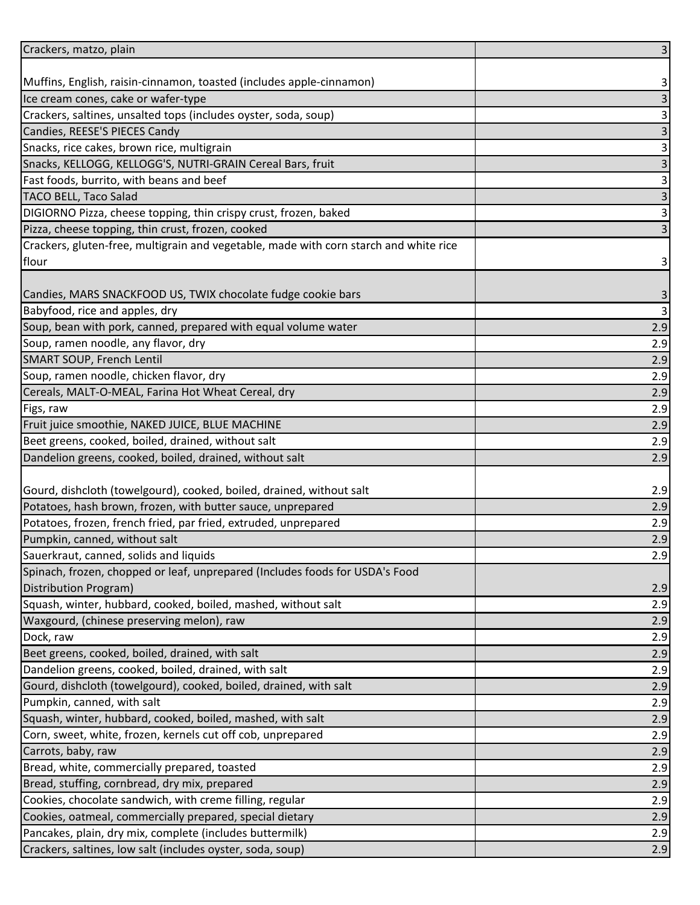| Crackers, matzo, plain | 3 |
|---|---|
| Muffins, English, raisin-cinnamon, toasted (includes apple-cinnamon) | 3 |
| Ice cream cones, cake or wafer-type | 3 |
| Crackers, saltines, unsalted tops (includes oyster, soda, soup) | 3 |
| Candies, REESE'S PIECES Candy | 3 |
| Snacks, rice cakes, brown rice, multigrain | 3 |
| Snacks, KELLOGG, KELLOGG'S, NUTRI-GRAIN Cereal Bars, fruit | 3 |
| Fast foods, burrito, with beans and beef | 3 |
| TACO BELL, Taco Salad | 3 |
| DIGIORNO Pizza, cheese topping, thin crispy crust, frozen, baked | 3 |
| Pizza, cheese topping, thin crust, frozen, cooked | 3 |
| Crackers, gluten-free, multigrain and vegetable, made with corn starch and white rice flour | 3 |
| Candies, MARS SNACKFOOD US, TWIX chocolate fudge cookie bars | 3 |
| Babyfood, rice and apples, dry | 3 |
| Soup, bean with pork, canned, prepared with equal volume water | 2.9 |
| Soup, ramen noodle, any flavor, dry | 2.9 |
| SMART SOUP, French Lentil | 2.9 |
| Soup, ramen noodle, chicken flavor, dry | 2.9 |
| Cereals, MALT-O-MEAL, Farina Hot Wheat Cereal, dry | 2.9 |
| Figs, raw | 2.9 |
| Fruit juice smoothie, NAKED JUICE, BLUE MACHINE | 2.9 |
| Beet greens, cooked, boiled, drained, without salt | 2.9 |
| Dandelion greens, cooked, boiled, drained, without salt | 2.9 |
| Gourd, dishcloth (towelgourd), cooked, boiled, drained, without salt | 2.9 |
| Potatoes, hash brown, frozen, with butter sauce, unprepared | 2.9 |
| Potatoes, frozen, french fried, par fried, extruded, unprepared | 2.9 |
| Pumpkin, canned, without salt | 2.9 |
| Sauerkraut, canned, solids and liquids | 2.9 |
| Spinach, frozen, chopped or leaf, unprepared (Includes foods for USDA's Food Distribution Program) | 2.9 |
| Squash, winter, hubbard, cooked, boiled, mashed, without salt | 2.9 |
| Waxgourd, (chinese preserving melon), raw | 2.9 |
| Dock, raw | 2.9 |
| Beet greens, cooked, boiled, drained, with salt | 2.9 |
| Dandelion greens, cooked, boiled, drained, with salt | 2.9 |
| Gourd, dishcloth (towelgourd), cooked, boiled, drained, with salt | 2.9 |
| Pumpkin, canned, with salt | 2.9 |
| Squash, winter, hubbard, cooked, boiled, mashed, with salt | 2.9 |
| Corn, sweet, white, frozen, kernels cut off cob, unprepared | 2.9 |
| Carrots, baby, raw | 2.9 |
| Bread, white, commercially prepared, toasted | 2.9 |
| Bread, stuffing, cornbread, dry mix, prepared | 2.9 |
| Cookies, chocolate sandwich, with creme filling, regular | 2.9 |
| Cookies, oatmeal, commercially prepared, special dietary | 2.9 |
| Pancakes, plain, dry mix, complete (includes buttermilk) | 2.9 |
| Crackers, saltines, low salt (includes oyster, soda, soup) | 2.9 |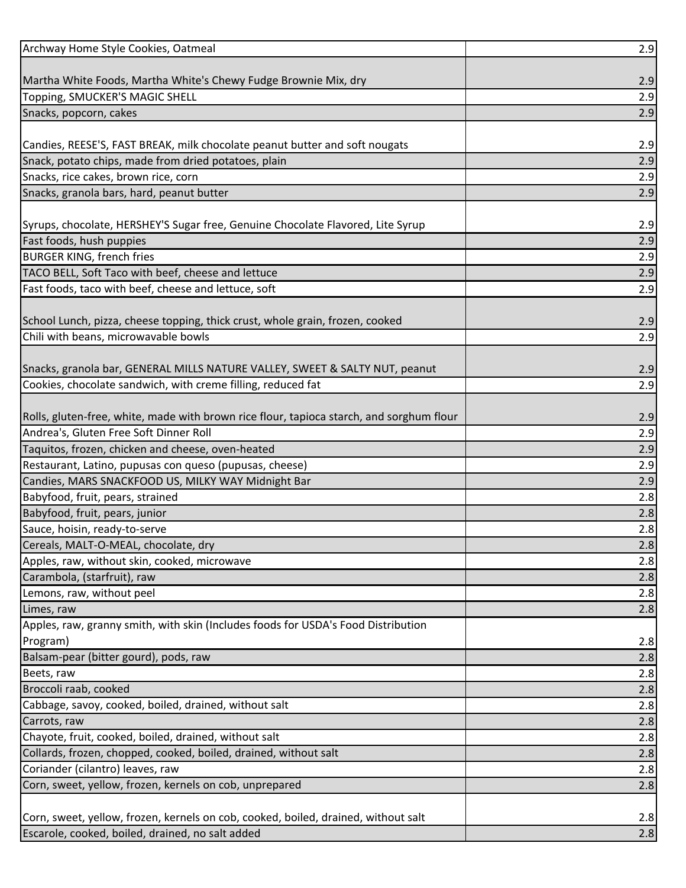| | |
|---|---|
| Archway Home Style Cookies, Oatmeal | 2.9 |
| Martha White Foods, Martha White's Chewy Fudge Brownie Mix, dry | 2.9 |
| Topping, SMUCKER'S MAGIC SHELL | 2.9 |
| Snacks, popcorn, cakes | 2.9 |
| Candies, REESE'S, FAST BREAK, milk chocolate peanut butter and soft nougats | 2.9 |
| Snack, potato chips, made from dried potatoes, plain | 2.9 |
| Snacks, rice cakes, brown rice, corn | 2.9 |
| Snacks, granola bars, hard, peanut butter | 2.9 |
| Syrups, chocolate, HERSHEY'S Sugar free, Genuine Chocolate Flavored, Lite Syrup | 2.9 |
| Fast foods, hush puppies | 2.9 |
| BURGER KING, french fries | 2.9 |
| TACO BELL, Soft Taco with beef, cheese and lettuce | 2.9 |
| Fast foods, taco with beef, cheese and lettuce, soft | 2.9 |
| School Lunch, pizza, cheese topping, thick crust, whole grain, frozen, cooked | 2.9 |
| Chili with beans, microwavable bowls | 2.9 |
| Snacks, granola bar, GENERAL MILLS NATURE VALLEY, SWEET & SALTY NUT, peanut | 2.9 |
| Cookies, chocolate sandwich, with creme filling, reduced fat | 2.9 |
| Rolls, gluten-free, white, made with brown rice flour, tapioca starch, and sorghum flour | 2.9 |
| Andrea's, Gluten Free Soft Dinner Roll | 2.9 |
| Taquitos, frozen, chicken and cheese, oven-heated | 2.9 |
| Restaurant, Latino, pupusas con queso (pupusas, cheese) | 2.9 |
| Candies, MARS SNACKFOOD US, MILKY WAY Midnight Bar | 2.9 |
| Babyfood, fruit, pears, strained | 2.8 |
| Babyfood, fruit, pears, junior | 2.8 |
| Sauce, hoisin, ready-to-serve | 2.8 |
| Cereals, MALT-O-MEAL, chocolate, dry | 2.8 |
| Apples, raw, without skin, cooked, microwave | 2.8 |
| Carambola, (starfruit), raw | 2.8 |
| Lemons, raw, without peel | 2.8 |
| Limes, raw | 2.8 |
| Apples, raw, granny smith, with skin (Includes foods for USDA's Food Distribution Program) | 2.8 |
| Balsam-pear (bitter gourd), pods, raw | 2.8 |
| Beets, raw | 2.8 |
| Broccoli raab, cooked | 2.8 |
| Cabbage, savoy, cooked, boiled, drained, without salt | 2.8 |
| Carrots, raw | 2.8 |
| Chayote, fruit, cooked, boiled, drained, without salt | 2.8 |
| Collards, frozen, chopped, cooked, boiled, drained, without salt | 2.8 |
| Coriander (cilantro) leaves, raw | 2.8 |
| Corn, sweet, yellow, frozen, kernels on cob, unprepared | 2.8 |
| Corn, sweet, yellow, frozen, kernels on cob, cooked, boiled, drained, without salt | 2.8 |
| Escarole, cooked, boiled, drained, no salt added | 2.8 |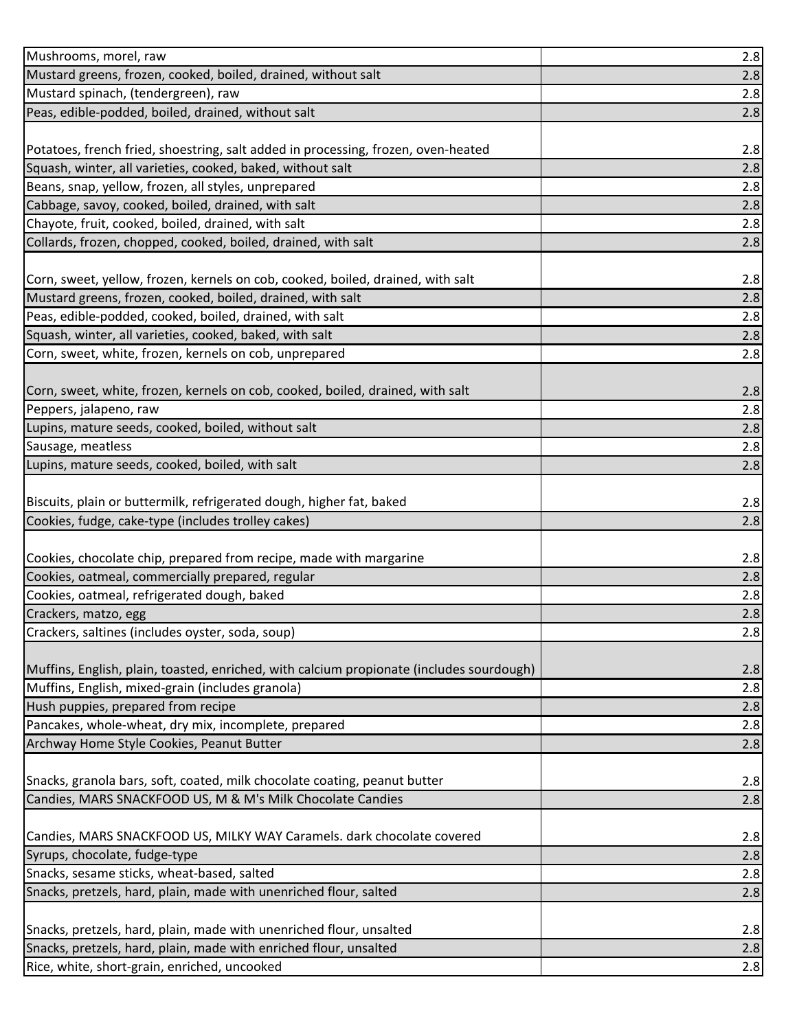| | |
|---|---|
| Mushrooms, morel, raw | 2.8 |
| Mustard greens, frozen, cooked, boiled, drained, without salt | 2.8 |
| Mustard spinach, (tendergreen), raw | 2.8 |
| Peas, edible-podded, boiled, drained, without salt | 2.8 |
| Potatoes, french fried, shoestring, salt added in processing, frozen, oven-heated | 2.8 |
| Squash, winter, all varieties, cooked, baked, without salt | 2.8 |
| Beans, snap, yellow, frozen, all styles, unprepared | 2.8 |
| Cabbage, savoy, cooked, boiled, drained, with salt | 2.8 |
| Chayote, fruit, cooked, boiled, drained, with salt | 2.8 |
| Collards, frozen, chopped, cooked, boiled, drained, with salt | 2.8 |
| Corn, sweet, yellow, frozen, kernels on cob, cooked, boiled, drained, with salt | 2.8 |
| Mustard greens, frozen, cooked, boiled, drained, with salt | 2.8 |
| Peas, edible-podded, cooked, boiled, drained, with salt | 2.8 |
| Squash, winter, all varieties, cooked, baked, with salt | 2.8 |
| Corn, sweet, white, frozen, kernels on cob, unprepared | 2.8 |
| Corn, sweet, white, frozen, kernels on cob, cooked, boiled, drained, with salt | 2.8 |
| Peppers, jalapeno, raw | 2.8 |
| Lupins, mature seeds, cooked, boiled, without salt | 2.8 |
| Sausage, meatless | 2.8 |
| Lupins, mature seeds, cooked, boiled, with salt | 2.8 |
| Biscuits, plain or buttermilk, refrigerated dough, higher fat, baked | 2.8 |
| Cookies, fudge, cake-type (includes trolley cakes) | 2.8 |
| Cookies, chocolate chip, prepared from recipe, made with margarine | 2.8 |
| Cookies, oatmeal, commercially prepared, regular | 2.8 |
| Cookies, oatmeal, refrigerated dough, baked | 2.8 |
| Crackers, matzo, egg | 2.8 |
| Crackers, saltines (includes oyster, soda, soup) | 2.8 |
| Muffins, English, plain, toasted, enriched, with calcium propionate (includes sourdough) | 2.8 |
| Muffins, English, mixed-grain (includes granola) | 2.8 |
| Hush puppies, prepared from recipe | 2.8 |
| Pancakes, whole-wheat, dry mix, incomplete, prepared | 2.8 |
| Archway Home Style Cookies, Peanut Butter | 2.8 |
| Snacks, granola bars, soft, coated, milk chocolate coating, peanut butter | 2.8 |
| Candies, MARS SNACKFOOD US, M & M's Milk Chocolate Candies | 2.8 |
| Candies, MARS SNACKFOOD US, MILKY WAY Caramels. dark chocolate covered | 2.8 |
| Syrups, chocolate, fudge-type | 2.8 |
| Snacks, sesame sticks, wheat-based, salted | 2.8 |
| Snacks, pretzels, hard, plain, made with unenriched flour, salted | 2.8 |
| Snacks, pretzels, hard, plain, made with unenriched flour, unsalted | 2.8 |
| Snacks, pretzels, hard, plain, made with enriched flour, unsalted | 2.8 |
| Rice, white, short-grain, enriched, uncooked | 2.8 |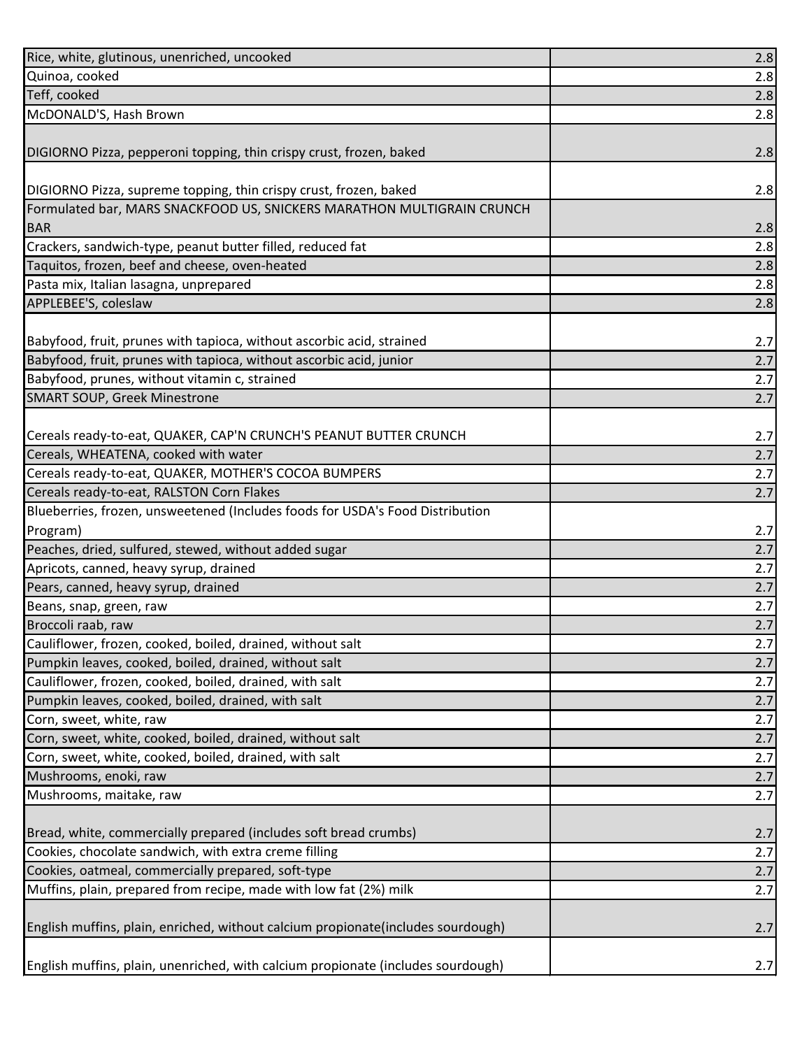| | |
|---|---|
| Rice, white, glutinous, unenriched, uncooked | 2.8 |
| Quinoa, cooked | 2.8 |
| Teff, cooked | 2.8 |
| McDONALD'S, Hash Brown | 2.8 |
| DIGIORNO Pizza, pepperoni topping, thin crispy crust, frozen, baked | 2.8 |
| DIGIORNO Pizza, supreme topping, thin crispy crust, frozen, baked | 2.8 |
| Formulated bar, MARS SNACKFOOD US, SNICKERS MARATHON MULTIGRAIN CRUNCH BAR | 2.8 |
| Crackers, sandwich-type, peanut butter filled, reduced fat | 2.8 |
| Taquitos, frozen, beef and cheese, oven-heated | 2.8 |
| Pasta mix, Italian lasagna, unprepared | 2.8 |
| APPLEBEE'S, coleslaw | 2.8 |
| Babyfood, fruit, prunes with tapioca, without ascorbic acid, strained | 2.7 |
| Babyfood, fruit, prunes with tapioca, without ascorbic acid, junior | 2.7 |
| Babyfood, prunes, without vitamin c, strained | 2.7 |
| SMART SOUP, Greek Minestrone | 2.7 |
| Cereals ready-to-eat, QUAKER, CAP'N CRUNCH'S PEANUT BUTTER CRUNCH | 2.7 |
| Cereals, WHEATENA, cooked with water | 2.7 |
| Cereals ready-to-eat, QUAKER, MOTHER'S COCOA BUMPERS | 2.7 |
| Cereals ready-to-eat, RALSTON Corn Flakes | 2.7 |
| Blueberries, frozen, unsweetened (Includes foods for USDA's Food Distribution Program) | 2.7 |
| Peaches, dried, sulfured, stewed, without added sugar | 2.7 |
| Apricots, canned, heavy syrup, drained | 2.7 |
| Pears, canned, heavy syrup, drained | 2.7 |
| Beans, snap, green, raw | 2.7 |
| Broccoli raab, raw | 2.7 |
| Cauliflower, frozen, cooked, boiled, drained, without salt | 2.7 |
| Pumpkin leaves, cooked, boiled, drained, without salt | 2.7 |
| Cauliflower, frozen, cooked, boiled, drained, with salt | 2.7 |
| Pumpkin leaves, cooked, boiled, drained, with salt | 2.7 |
| Corn, sweet, white, raw | 2.7 |
| Corn, sweet, white, cooked, boiled, drained, without salt | 2.7 |
| Corn, sweet, white, cooked, boiled, drained, with salt | 2.7 |
| Mushrooms, enoki, raw | 2.7 |
| Mushrooms, maitake, raw | 2.7 |
| Bread, white, commercially prepared (includes soft bread crumbs) | 2.7 |
| Cookies, chocolate sandwich, with extra creme filling | 2.7 |
| Cookies, oatmeal, commercially prepared, soft-type | 2.7 |
| Muffins, plain, prepared from recipe, made with low fat (2%) milk | 2.7 |
| English muffins, plain, enriched, without calcium propionate(includes sourdough) | 2.7 |
| English muffins, plain, unenriched, with calcium propionate (includes sourdough) | 2.7 |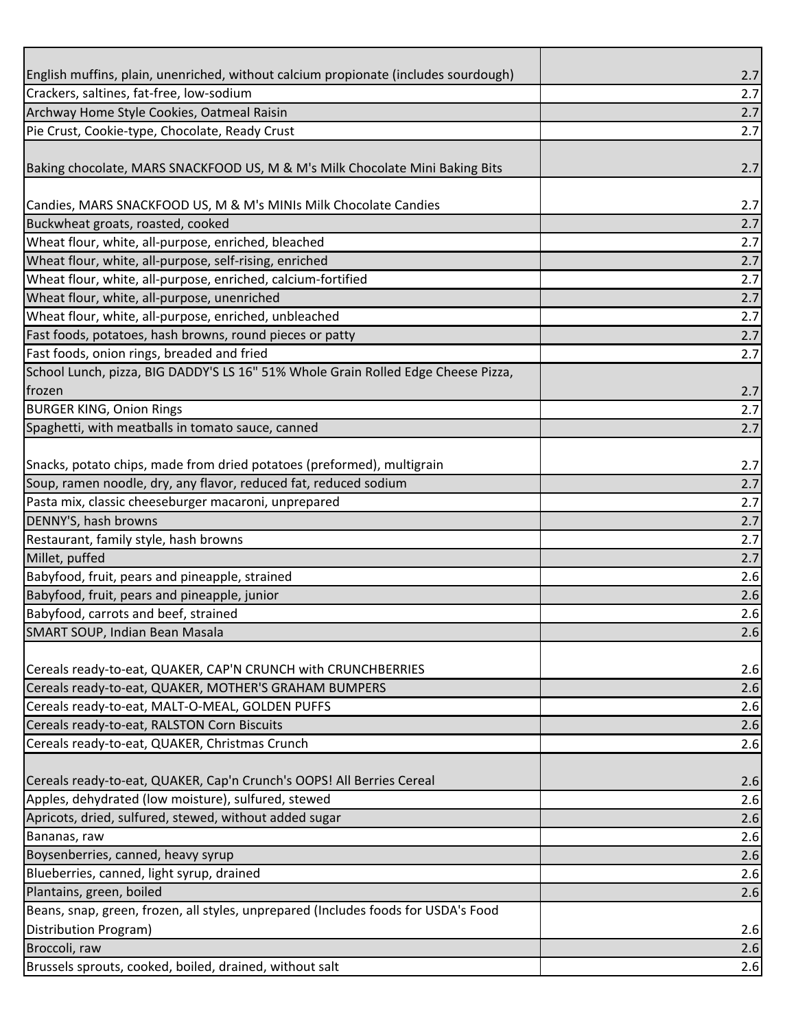| | |
|---|---|
| English muffins, plain, unenriched, without calcium propionate (includes sourdough) | 2.7 |
| Crackers, saltines, fat-free, low-sodium | 2.7 |
| Archway Home Style Cookies, Oatmeal Raisin | 2.7 |
| Pie Crust, Cookie-type, Chocolate, Ready Crust | 2.7 |
| Baking chocolate, MARS SNACKFOOD US, M & M's Milk Chocolate Mini Baking Bits | 2.7 |
| Candies, MARS SNACKFOOD US, M & M's MINIs Milk Chocolate Candies | 2.7 |
| Buckwheat groats, roasted, cooked | 2.7 |
| Wheat flour, white, all-purpose, enriched, bleached | 2.7 |
| Wheat flour, white, all-purpose, self-rising, enriched | 2.7 |
| Wheat flour, white, all-purpose, enriched, calcium-fortified | 2.7 |
| Wheat flour, white, all-purpose, unenriched | 2.7 |
| Wheat flour, white, all-purpose, enriched, unbleached | 2.7 |
| Fast foods, potatoes, hash browns, round pieces or patty | 2.7 |
| Fast foods, onion rings, breaded and fried | 2.7 |
| School Lunch, pizza, BIG DADDY'S LS 16" 51% Whole Grain Rolled Edge Cheese Pizza, frozen | 2.7 |
| BURGER KING, Onion Rings | 2.7 |
| Spaghetti, with meatballs in tomato sauce, canned | 2.7 |
| Snacks, potato chips, made from dried potatoes (preformed), multigrain | 2.7 |
| Soup, ramen noodle, dry, any flavor, reduced fat, reduced sodium | 2.7 |
| Pasta mix, classic cheeseburger macaroni, unprepared | 2.7 |
| DENNY'S, hash browns | 2.7 |
| Restaurant, family style, hash browns | 2.7 |
| Millet, puffed | 2.7 |
| Babyfood, fruit, pears and pineapple, strained | 2.6 |
| Babyfood, fruit, pears and pineapple, junior | 2.6 |
| Babyfood, carrots and beef, strained | 2.6 |
| SMART SOUP, Indian Bean Masala | 2.6 |
| Cereals ready-to-eat, QUAKER, CAP'N CRUNCH with CRUNCHBERRIES | 2.6 |
| Cereals ready-to-eat, QUAKER, MOTHER'S GRAHAM BUMPERS | 2.6 |
| Cereals ready-to-eat, MALT-O-MEAL, GOLDEN PUFFS | 2.6 |
| Cereals ready-to-eat, RALSTON Corn Biscuits | 2.6 |
| Cereals ready-to-eat, QUAKER, Christmas Crunch | 2.6 |
| Cereals ready-to-eat, QUAKER, Cap'n Crunch's OOPS! All Berries Cereal | 2.6 |
| Apples, dehydrated (low moisture), sulfured, stewed | 2.6 |
| Apricots, dried, sulfured, stewed, without added sugar | 2.6 |
| Bananas, raw | 2.6 |
| Boysenberries, canned, heavy syrup | 2.6 |
| Blueberries, canned, light syrup, drained | 2.6 |
| Plantains, green, boiled | 2.6 |
| Beans, snap, green, frozen, all styles, unprepared (Includes foods for USDA's Food Distribution Program) | 2.6 |
| Broccoli, raw | 2.6 |
| Brussels sprouts, cooked, boiled, drained, without salt | 2.6 |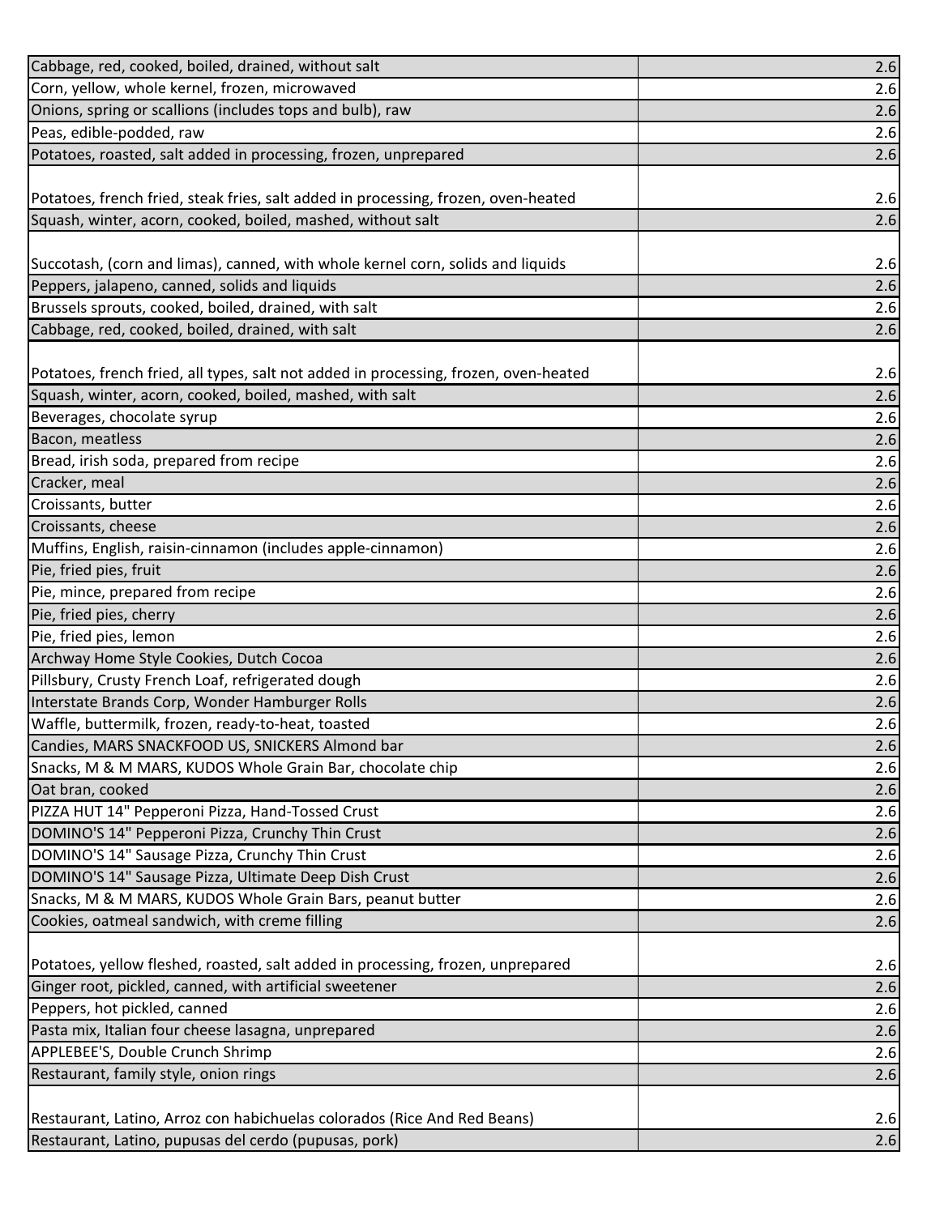| | |
|---|---|
| Cabbage, red, cooked, boiled, drained, without salt | 2.6 |
| Corn, yellow, whole kernel, frozen, microwaved | 2.6 |
| Onions, spring or scallions (includes tops and bulb), raw | 2.6 |
| Peas, edible-podded, raw | 2.6 |
| Potatoes, roasted, salt added in processing, frozen, unprepared | 2.6 |
| Potatoes, french fried, steak fries, salt added in processing, frozen, oven-heated | 2.6 |
| Squash, winter, acorn, cooked, boiled, mashed, without salt | 2.6 |
| Succotash, (corn and limas), canned, with whole kernel corn, solids and liquids | 2.6 |
| Peppers, jalapeno, canned, solids and liquids | 2.6 |
| Brussels sprouts, cooked, boiled, drained, with salt | 2.6 |
| Cabbage, red, cooked, boiled, drained, with salt | 2.6 |
| Potatoes, french fried, all types, salt not added in processing, frozen, oven-heated | 2.6 |
| Squash, winter, acorn, cooked, boiled, mashed, with salt | 2.6 |
| Beverages, chocolate syrup | 2.6 |
| Bacon, meatless | 2.6 |
| Bread, irish soda, prepared from recipe | 2.6 |
| Cracker, meal | 2.6 |
| Croissants, butter | 2.6 |
| Croissants, cheese | 2.6 |
| Muffins, English, raisin-cinnamon (includes apple-cinnamon) | 2.6 |
| Pie, fried pies, fruit | 2.6 |
| Pie, mince, prepared from recipe | 2.6 |
| Pie, fried pies, cherry | 2.6 |
| Pie, fried pies, lemon | 2.6 |
| Archway Home Style Cookies, Dutch Cocoa | 2.6 |
| Pillsbury, Crusty French Loaf, refrigerated dough | 2.6 |
| Interstate Brands Corp, Wonder Hamburger Rolls | 2.6 |
| Waffle, buttermilk, frozen, ready-to-heat, toasted | 2.6 |
| Candies, MARS SNACKFOOD US, SNICKERS Almond bar | 2.6 |
| Snacks, M & M MARS, KUDOS Whole Grain Bar, chocolate chip | 2.6 |
| Oat bran, cooked | 2.6 |
| PIZZA HUT 14" Pepperoni Pizza, Hand-Tossed Crust | 2.6 |
| DOMINO'S 14" Pepperoni Pizza, Crunchy Thin Crust | 2.6 |
| DOMINO'S 14" Sausage Pizza, Crunchy Thin Crust | 2.6 |
| DOMINO'S 14" Sausage Pizza, Ultimate Deep Dish Crust | 2.6 |
| Snacks, M & M MARS, KUDOS Whole Grain Bars, peanut butter | 2.6 |
| Cookies, oatmeal sandwich, with creme filling | 2.6 |
| Potatoes, yellow fleshed, roasted, salt added in processing, frozen, unprepared | 2.6 |
| Ginger root, pickled, canned, with artificial sweetener | 2.6 |
| Peppers, hot pickled, canned | 2.6 |
| Pasta mix, Italian four cheese lasagna, unprepared | 2.6 |
| APPLEBEE'S, Double Crunch Shrimp | 2.6 |
| Restaurant, family style, onion rings | 2.6 |
| Restaurant, Latino, Arroz con habichuelas colorados (Rice And Red Beans) | 2.6 |
| Restaurant, Latino, pupusas del cerdo (pupusas, pork) | 2.6 |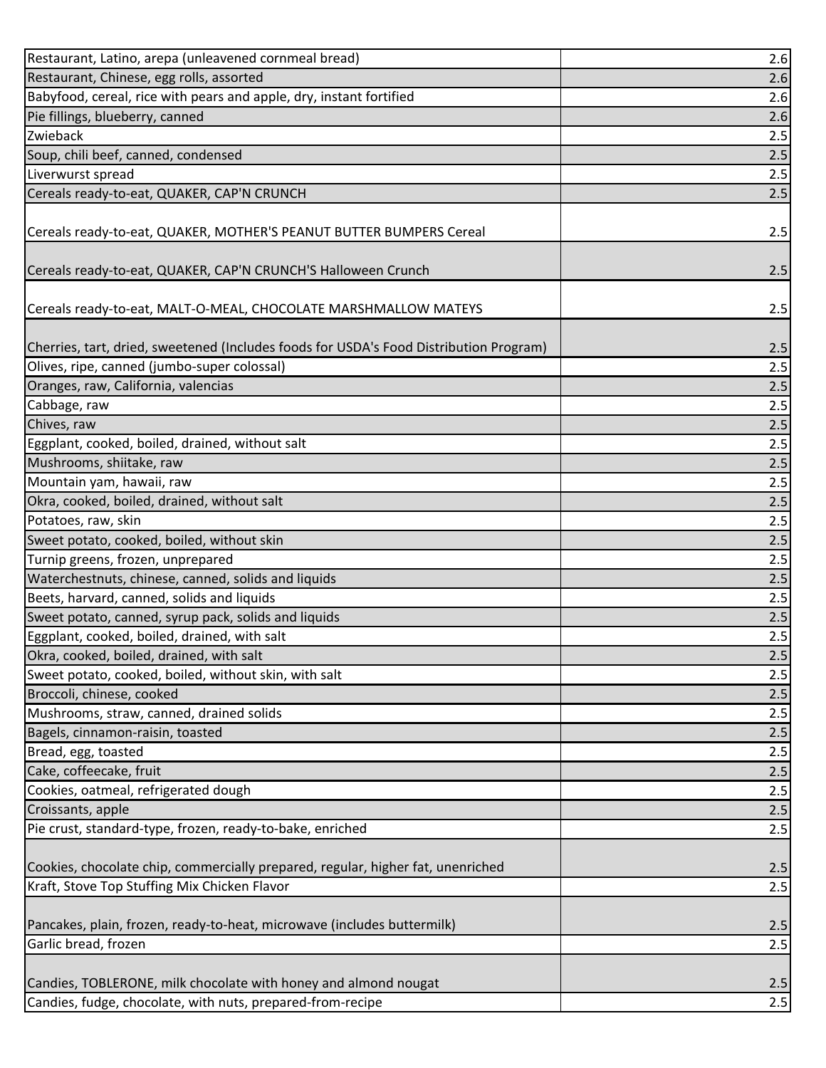| | |
|---|---|
| Restaurant, Latino, arepa (unleavened cornmeal bread) | 2.6 |
| Restaurant, Chinese, egg rolls, assorted | 2.6 |
| Babyfood, cereal, rice with pears and apple, dry, instant fortified | 2.6 |
| Pie fillings, blueberry, canned | 2.6 |
| Zwieback | 2.5 |
| Soup, chili beef, canned, condensed | 2.5 |
| Liverwurst spread | 2.5 |
| Cereals ready-to-eat, QUAKER, CAP'N CRUNCH | 2.5 |
| Cereals ready-to-eat, QUAKER, MOTHER'S PEANUT BUTTER BUMPERS Cereal | 2.5 |
| Cereals ready-to-eat, QUAKER, CAP'N CRUNCH'S Halloween Crunch | 2.5 |
| Cereals ready-to-eat, MALT-O-MEAL, CHOCOLATE MARSHMALLOW MATEYS | 2.5 |
| Cherries, tart, dried, sweetened (Includes foods for USDA's Food Distribution Program) | 2.5 |
| Olives, ripe, canned (jumbo-super colossal) | 2.5 |
| Oranges, raw, California, valencias | 2.5 |
| Cabbage, raw | 2.5 |
| Chives, raw | 2.5 |
| Eggplant, cooked, boiled, drained, without salt | 2.5 |
| Mushrooms, shiitake, raw | 2.5 |
| Mountain yam, hawaii, raw | 2.5 |
| Okra, cooked, boiled, drained, without salt | 2.5 |
| Potatoes, raw, skin | 2.5 |
| Sweet potato, cooked, boiled, without skin | 2.5 |
| Turnip greens, frozen, unprepared | 2.5 |
| Waterchestnuts, chinese, canned, solids and liquids | 2.5 |
| Beets, harvard, canned, solids and liquids | 2.5 |
| Sweet potato, canned, syrup pack, solids and liquids | 2.5 |
| Eggplant, cooked, boiled, drained, with salt | 2.5 |
| Okra, cooked, boiled, drained, with salt | 2.5 |
| Sweet potato, cooked, boiled, without skin, with salt | 2.5 |
| Broccoli, chinese, cooked | 2.5 |
| Mushrooms, straw, canned, drained solids | 2.5 |
| Bagels, cinnamon-raisin, toasted | 2.5 |
| Bread, egg, toasted | 2.5 |
| Cake, coffeecake, fruit | 2.5 |
| Cookies, oatmeal, refrigerated dough | 2.5 |
| Croissants, apple | 2.5 |
| Pie crust, standard-type, frozen, ready-to-bake, enriched | 2.5 |
| Cookies, chocolate chip, commercially prepared, regular, higher fat, unenriched | 2.5 |
| Kraft, Stove Top Stuffing Mix Chicken Flavor | 2.5 |
| Pancakes, plain, frozen, ready-to-heat, microwave (includes buttermilk) | 2.5 |
| Garlic bread, frozen | 2.5 |
| Candies, TOBLERONE, milk chocolate with honey and almond nougat | 2.5 |
| Candies, fudge, chocolate, with nuts, prepared-from-recipe | 2.5 |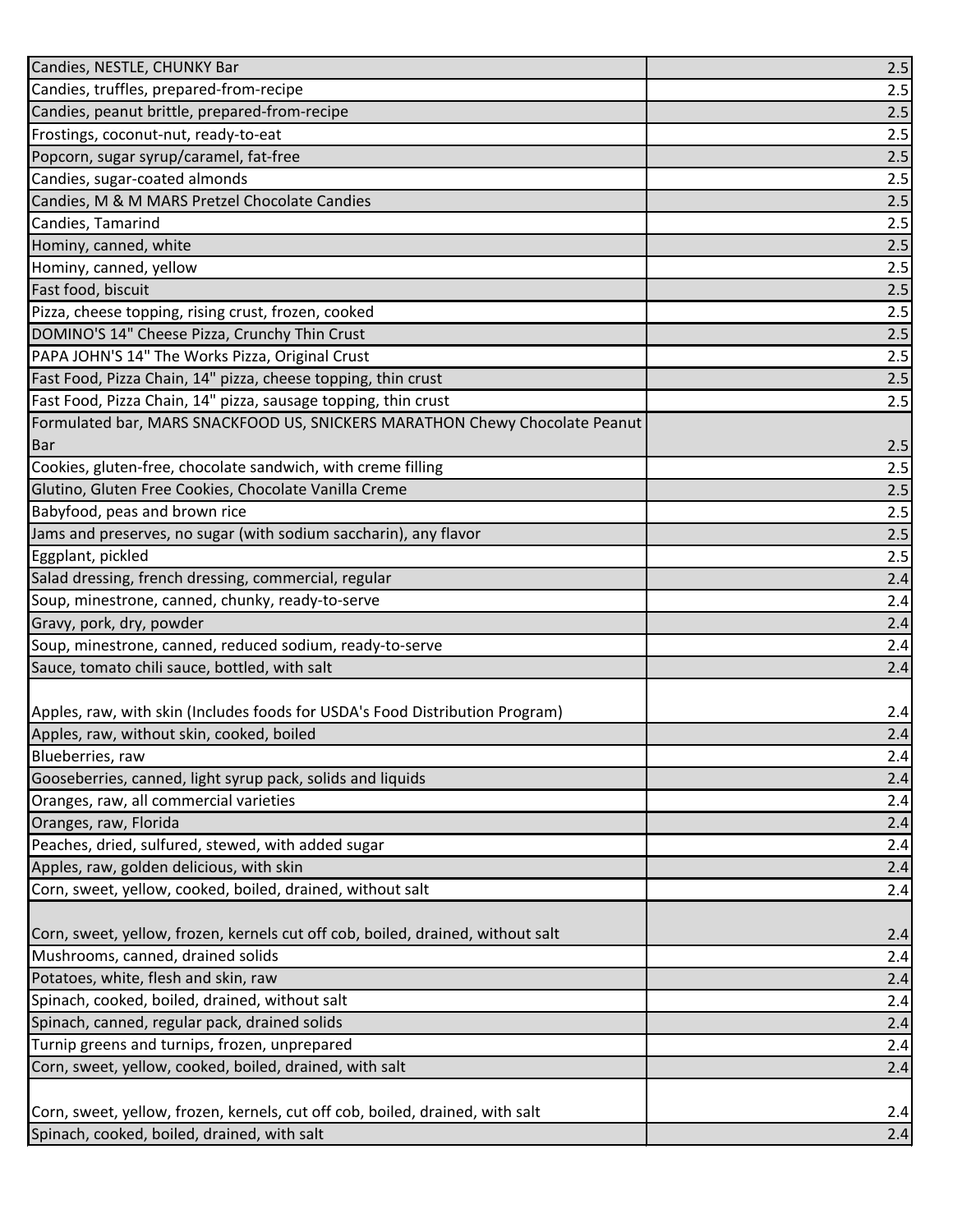| | |
|---|---|
| Candies, NESTLE, CHUNKY Bar | 2.5 |
| Candies, truffles, prepared-from-recipe | 2.5 |
| Candies, peanut brittle, prepared-from-recipe | 2.5 |
| Frostings, coconut-nut, ready-to-eat | 2.5 |
| Popcorn, sugar syrup/caramel, fat-free | 2.5 |
| Candies, sugar-coated almonds | 2.5 |
| Candies, M & M MARS Pretzel Chocolate Candies | 2.5 |
| Candies, Tamarind | 2.5 |
| Hominy, canned, white | 2.5 |
| Hominy, canned, yellow | 2.5 |
| Fast food, biscuit | 2.5 |
| Pizza, cheese topping, rising crust, frozen, cooked | 2.5 |
| DOMINO'S 14" Cheese Pizza, Crunchy Thin Crust | 2.5 |
| PAPA JOHN'S 14" The Works Pizza, Original Crust | 2.5 |
| Fast Food, Pizza Chain, 14" pizza, cheese topping, thin crust | 2.5 |
| Fast Food, Pizza Chain, 14" pizza, sausage topping, thin crust | 2.5 |
| Formulated bar, MARS SNACKFOOD US, SNICKERS MARATHON Chewy Chocolate Peanut Bar | 2.5 |
| Cookies, gluten-free, chocolate sandwich, with creme filling | 2.5 |
| Glutino, Gluten Free Cookies, Chocolate Vanilla Creme | 2.5 |
| Babyfood, peas and brown rice | 2.5 |
| Jams and preserves, no sugar (with sodium saccharin), any flavor | 2.5 |
| Eggplant, pickled | 2.5 |
| Salad dressing, french dressing, commercial, regular | 2.4 |
| Soup, minestrone, canned, chunky, ready-to-serve | 2.4 |
| Gravy, pork, dry, powder | 2.4 |
| Soup, minestrone, canned, reduced sodium, ready-to-serve | 2.4 |
| Sauce, tomato chili sauce, bottled, with salt | 2.4 |
| Apples, raw, with skin (Includes foods for USDA's Food Distribution Program) | 2.4 |
| Apples, raw, without skin, cooked, boiled | 2.4 |
| Blueberries, raw | 2.4 |
| Gooseberries, canned, light syrup pack, solids and liquids | 2.4 |
| Oranges, raw, all commercial varieties | 2.4 |
| Oranges, raw, Florida | 2.4 |
| Peaches, dried, sulfured, stewed, with added sugar | 2.4 |
| Apples, raw, golden delicious, with skin | 2.4 |
| Corn, sweet, yellow, cooked, boiled, drained, without salt | 2.4 |
| Corn, sweet, yellow, frozen, kernels cut off cob, boiled, drained, without salt | 2.4 |
| Mushrooms, canned, drained solids | 2.4 |
| Potatoes, white, flesh and skin, raw | 2.4 |
| Spinach, cooked, boiled, drained, without salt | 2.4 |
| Spinach, canned, regular pack, drained solids | 2.4 |
| Turnip greens and turnips, frozen, unprepared | 2.4 |
| Corn, sweet, yellow, cooked, boiled, drained, with salt | 2.4 |
| Corn, sweet, yellow, frozen, kernels, cut off cob, boiled, drained, with salt | 2.4 |
| Spinach, cooked, boiled, drained, with salt | 2.4 |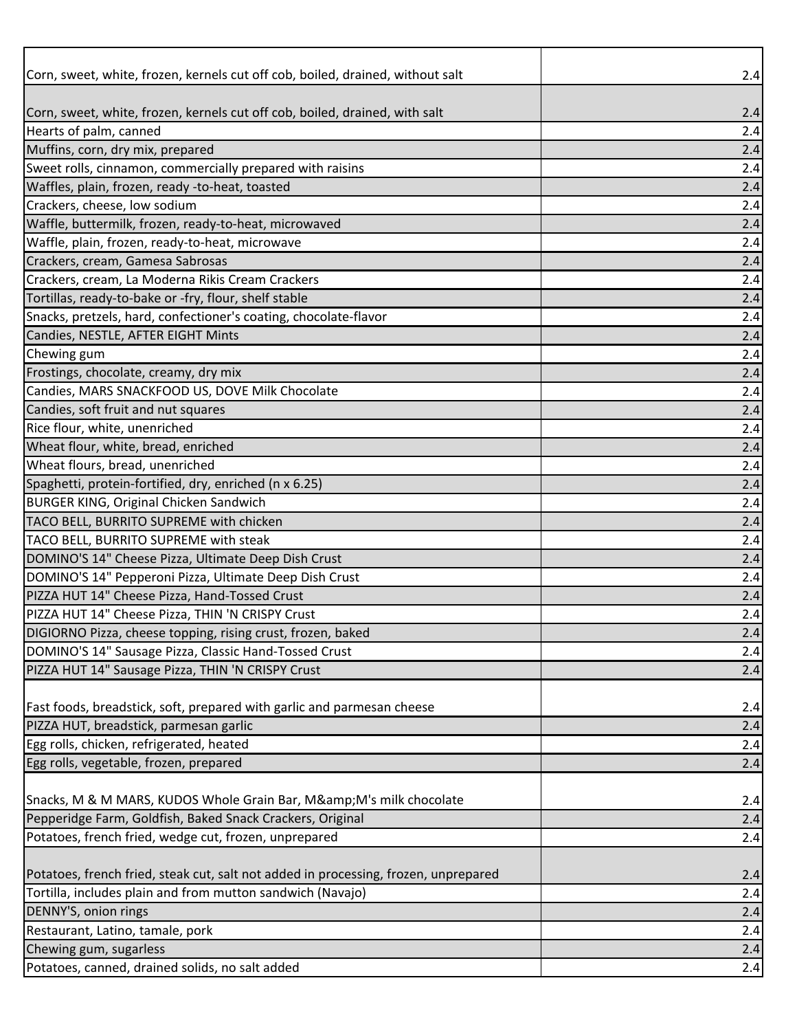| | |
|---|---|
| Corn, sweet, white, frozen, kernels cut off cob, boiled, drained, without salt | 2.4 |
| Corn, sweet, white, frozen, kernels cut off cob, boiled, drained, with salt | 2.4 |
| Hearts of palm, canned | 2.4 |
| Muffins, corn, dry mix, prepared | 2.4 |
| Sweet rolls, cinnamon, commercially prepared with raisins | 2.4 |
| Waffles, plain, frozen, ready -to-heat, toasted | 2.4 |
| Crackers, cheese, low sodium | 2.4 |
| Waffle, buttermilk, frozen, ready-to-heat, microwaved | 2.4 |
| Waffle, plain, frozen, ready-to-heat, microwave | 2.4 |
| Crackers, cream, Gamesa Sabrosas | 2.4 |
| Crackers, cream, La Moderna Rikis Cream Crackers | 2.4 |
| Tortillas, ready-to-bake or -fry, flour, shelf stable | 2.4 |
| Snacks, pretzels, hard, confectioner's coating, chocolate-flavor | 2.4 |
| Candies, NESTLE, AFTER EIGHT Mints | 2.4 |
| Chewing gum | 2.4 |
| Frostings, chocolate, creamy, dry mix | 2.4 |
| Candies, MARS SNACKFOOD US, DOVE Milk Chocolate | 2.4 |
| Candies, soft fruit and nut squares | 2.4 |
| Rice flour, white, unenriched | 2.4 |
| Wheat flour, white, bread, enriched | 2.4 |
| Wheat flours, bread, unenriched | 2.4 |
| Spaghetti, protein-fortified, dry, enriched (n x 6.25) | 2.4 |
| BURGER KING, Original Chicken Sandwich | 2.4 |
| TACO BELL, BURRITO SUPREME with chicken | 2.4 |
| TACO BELL, BURRITO SUPREME with steak | 2.4 |
| DOMINO'S 14" Cheese Pizza, Ultimate Deep Dish Crust | 2.4 |
| DOMINO'S 14" Pepperoni Pizza, Ultimate Deep Dish Crust | 2.4 |
| PIZZA HUT 14" Cheese Pizza, Hand-Tossed Crust | 2.4 |
| PIZZA HUT 14" Cheese Pizza, THIN 'N CRISPY Crust | 2.4 |
| DIGIORNO Pizza, cheese topping, rising crust, frozen, baked | 2.4 |
| DOMINO'S 14" Sausage Pizza, Classic Hand-Tossed Crust | 2.4 |
| PIZZA HUT 14" Sausage Pizza, THIN 'N CRISPY Crust | 2.4 |
| Fast foods, breadstick, soft, prepared with garlic and parmesan cheese | 2.4 |
| PIZZA HUT, breadstick, parmesan garlic | 2.4 |
| Egg rolls, chicken, refrigerated, heated | 2.4 |
| Egg rolls, vegetable, frozen, prepared | 2.4 |
| Snacks, M & M MARS, KUDOS Whole Grain Bar, M&amp;M's milk chocolate | 2.4 |
| Pepperidge Farm, Goldfish, Baked Snack Crackers, Original | 2.4 |
| Potatoes, french fried, wedge cut, frozen, unprepared | 2.4 |
| Potatoes, french fried, steak cut, salt not added in processing, frozen, unprepared | 2.4 |
| Tortilla, includes plain and from mutton sandwich (Navajo) | 2.4 |
| DENNY'S, onion rings | 2.4 |
| Restaurant, Latino, tamale, pork | 2.4 |
| Chewing gum, sugarless | 2.4 |
| Potatoes, canned, drained solids, no salt added | 2.4 |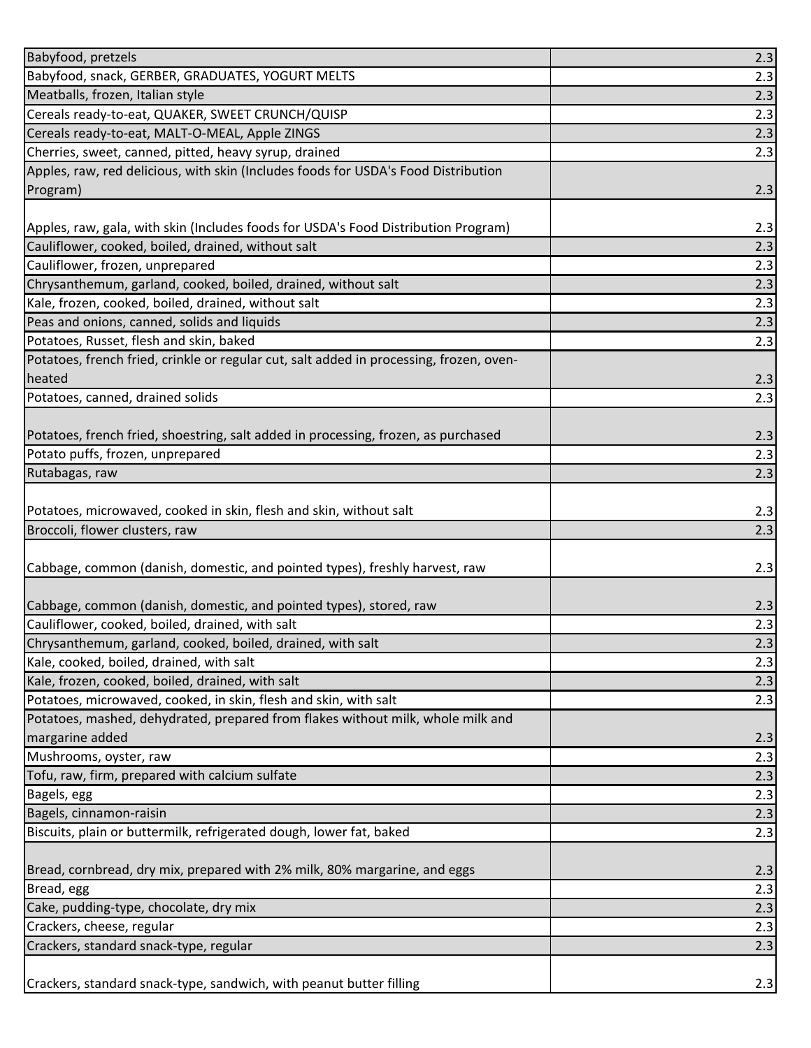| | |
|---|---|
| Babyfood, pretzels | 2.3 |
| Babyfood, snack, GERBER, GRADUATES, YOGURT MELTS | 2.3 |
| Meatballs, frozen, Italian style | 2.3 |
| Cereals ready-to-eat, QUAKER, SWEET CRUNCH/QUISP | 2.3 |
| Cereals ready-to-eat, MALT-O-MEAL, Apple ZINGS | 2.3 |
| Cherries, sweet, canned, pitted, heavy syrup, drained | 2.3 |
| Apples, raw, red delicious, with skin (Includes foods for USDA's Food Distribution Program) | 2.3 |
| Apples, raw, gala, with skin (Includes foods for USDA's Food Distribution Program) | 2.3 |
| Cauliflower, cooked, boiled, drained, without salt | 2.3 |
| Cauliflower, frozen, unprepared | 2.3 |
| Chrysanthemum, garland, cooked, boiled, drained, without salt | 2.3 |
| Kale, frozen, cooked, boiled, drained, without salt | 2.3 |
| Peas and onions, canned, solids and liquids | 2.3 |
| Potatoes, Russet, flesh and skin, baked | 2.3 |
| Potatoes, french fried, crinkle or regular cut, salt added in processing, frozen, oven-heated | 2.3 |
| Potatoes, canned, drained solids | 2.3 |
| Potatoes, french fried, shoestring, salt added in processing, frozen, as purchased | 2.3 |
| Potato puffs, frozen, unprepared | 2.3 |
| Rutabagas, raw | 2.3 |
| Potatoes, microwaved, cooked in skin, flesh and skin, without salt | 2.3 |
| Broccoli, flower clusters, raw | 2.3 |
| Cabbage, common (danish, domestic, and pointed types), freshly harvest, raw | 2.3 |
| Cabbage, common (danish, domestic, and pointed types), stored, raw | 2.3 |
| Cauliflower, cooked, boiled, drained, with salt | 2.3 |
| Chrysanthemum, garland, cooked, boiled, drained, with salt | 2.3 |
| Kale, cooked, boiled, drained, with salt | 2.3 |
| Kale, frozen, cooked, boiled, drained, with salt | 2.3 |
| Potatoes, microwaved, cooked, in skin, flesh and skin, with salt | 2.3 |
| Potatoes, mashed, dehydrated, prepared from flakes without milk, whole milk and margarine added | 2.3 |
| Mushrooms, oyster, raw | 2.3 |
| Tofu, raw, firm, prepared with calcium sulfate | 2.3 |
| Bagels, egg | 2.3 |
| Bagels, cinnamon-raisin | 2.3 |
| Biscuits, plain or buttermilk, refrigerated dough, lower fat, baked | 2.3 |
| Bread, cornbread, dry mix, prepared with 2% milk, 80% margarine, and eggs | 2.3 |
| Bread, egg | 2.3 |
| Cake, pudding-type, chocolate, dry mix | 2.3 |
| Crackers, cheese, regular | 2.3 |
| Crackers, standard snack-type, regular | 2.3 |
| Crackers, standard snack-type, sandwich, with peanut butter filling | 2.3 |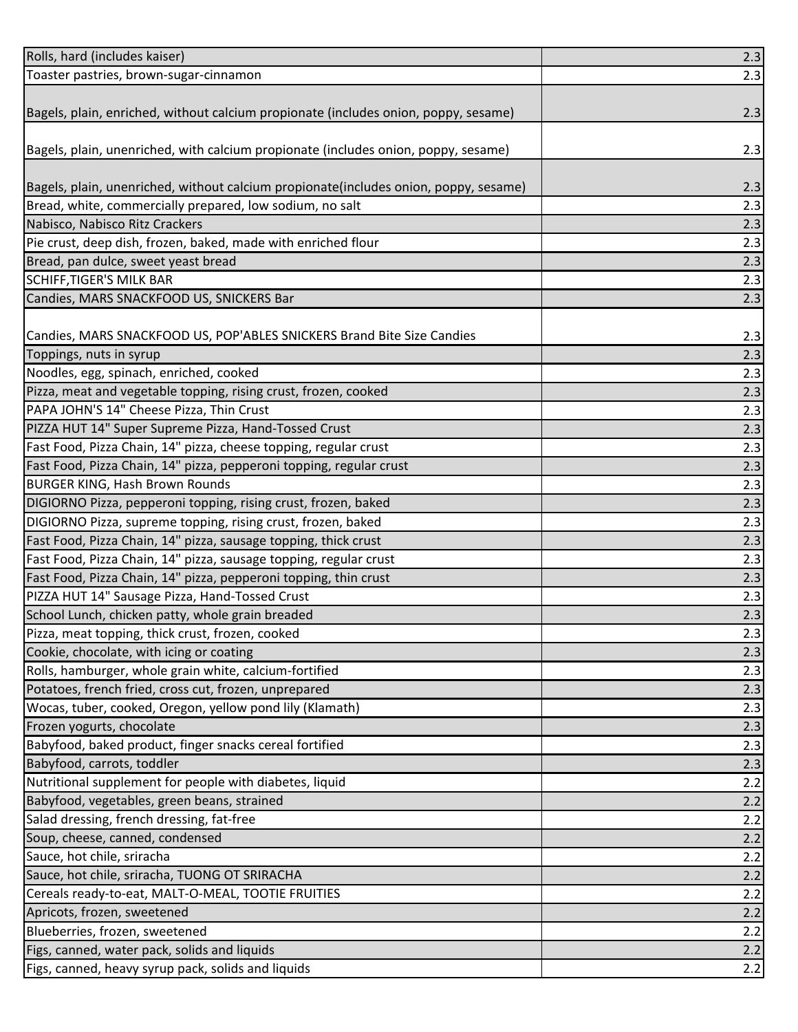| | |
|---|---|
| Rolls, hard (includes kaiser) | 2.3 |
| Toaster pastries, brown-sugar-cinnamon | 2.3 |
| Bagels, plain, enriched, without calcium propionate (includes onion, poppy, sesame) | 2.3 |
| Bagels, plain, unenriched, with calcium propionate (includes onion, poppy, sesame) | 2.3 |
| Bagels, plain, unenriched, without calcium propionate(includes onion, poppy, sesame) | 2.3 |
| Bread, white, commercially prepared, low sodium, no salt | 2.3 |
| Nabisco, Nabisco Ritz Crackers | 2.3 |
| Pie crust, deep dish, frozen, baked, made with enriched flour | 2.3 |
| Bread, pan dulce, sweet yeast bread | 2.3 |
| SCHIFF,TIGER'S MILK BAR | 2.3 |
| Candies, MARS SNACKFOOD US, SNICKERS Bar | 2.3 |
| Candies, MARS SNACKFOOD US, POP'ABLES SNICKERS Brand Bite Size Candies | 2.3 |
| Toppings, nuts in syrup | 2.3 |
| Noodles, egg, spinach, enriched, cooked | 2.3 |
| Pizza, meat and vegetable topping, rising crust, frozen, cooked | 2.3 |
| PAPA JOHN'S 14" Cheese Pizza, Thin Crust | 2.3 |
| PIZZA HUT 14" Super Supreme Pizza, Hand-Tossed Crust | 2.3 |
| Fast Food, Pizza Chain, 14" pizza, cheese topping, regular crust | 2.3 |
| Fast Food, Pizza Chain, 14" pizza, pepperoni topping, regular crust | 2.3 |
| BURGER KING, Hash Brown Rounds | 2.3 |
| DIGIORNO Pizza, pepperoni topping, rising crust, frozen, baked | 2.3 |
| DIGIORNO Pizza, supreme topping, rising crust, frozen, baked | 2.3 |
| Fast Food, Pizza Chain, 14" pizza, sausage topping, thick crust | 2.3 |
| Fast Food, Pizza Chain, 14" pizza, sausage topping, regular crust | 2.3 |
| Fast Food, Pizza Chain, 14" pizza, pepperoni topping, thin crust | 2.3 |
| PIZZA HUT 14" Sausage Pizza, Hand-Tossed Crust | 2.3 |
| School Lunch, chicken patty, whole grain breaded | 2.3 |
| Pizza, meat topping, thick crust, frozen, cooked | 2.3 |
| Cookie, chocolate, with icing or coating | 2.3 |
| Rolls, hamburger, whole grain white, calcium-fortified | 2.3 |
| Potatoes, french fried, cross cut, frozen, unprepared | 2.3 |
| Wocas, tuber, cooked, Oregon, yellow pond lily (Klamath) | 2.3 |
| Frozen yogurts, chocolate | 2.3 |
| Babyfood, baked product, finger snacks cereal fortified | 2.3 |
| Babyfood, carrots, toddler | 2.3 |
| Nutritional supplement for people with diabetes, liquid | 2.2 |
| Babyfood, vegetables, green beans, strained | 2.2 |
| Salad dressing, french dressing, fat-free | 2.2 |
| Soup, cheese, canned, condensed | 2.2 |
| Sauce, hot chile, sriracha | 2.2 |
| Sauce, hot chile, sriracha, TUONG OT SRIRACHA | 2.2 |
| Cereals ready-to-eat, MALT-O-MEAL, TOOTIE FRUITIES | 2.2 |
| Apricots, frozen, sweetened | 2.2 |
| Blueberries, frozen, sweetened | 2.2 |
| Figs, canned, water pack, solids and liquids | 2.2 |
| Figs, canned, heavy syrup pack, solids and liquids | 2.2 |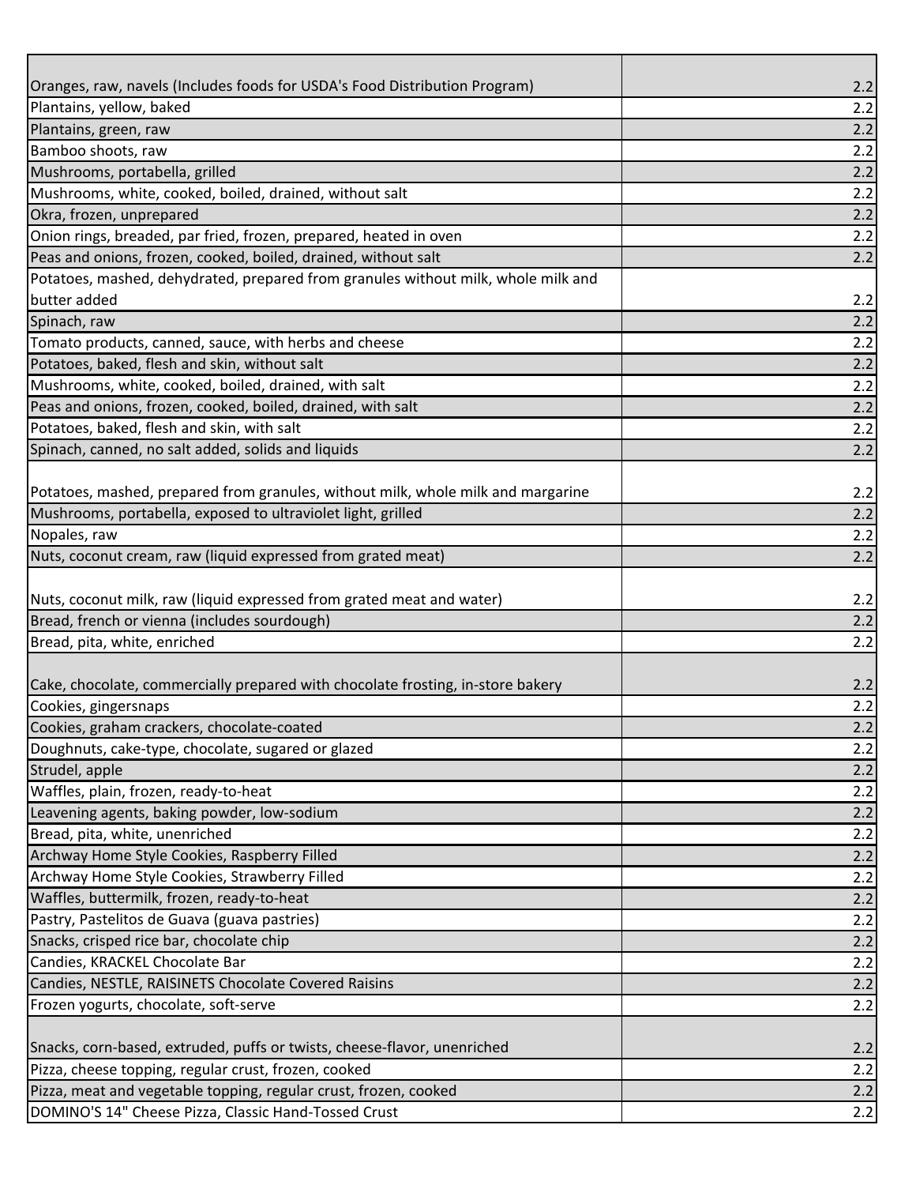| | |
|---|---|
| Oranges, raw, navels (Includes foods for USDA's Food Distribution Program) | 2.2 |
| Plantains, yellow, baked | 2.2 |
| Plantains, green, raw | 2.2 |
| Bamboo shoots, raw | 2.2 |
| Mushrooms, portabella, grilled | 2.2 |
| Mushrooms, white, cooked, boiled, drained, without salt | 2.2 |
| Okra, frozen, unprepared | 2.2 |
| Onion rings, breaded, par fried, frozen, prepared, heated in oven | 2.2 |
| Peas and onions, frozen, cooked, boiled, drained, without salt | 2.2 |
| Potatoes, mashed, dehydrated, prepared from granules without milk, whole milk and butter added | 2.2 |
| Spinach, raw | 2.2 |
| Tomato products, canned, sauce, with herbs and cheese | 2.2 |
| Potatoes, baked, flesh and skin, without salt | 2.2 |
| Mushrooms, white, cooked, boiled, drained, with salt | 2.2 |
| Peas and onions, frozen, cooked, boiled, drained, with salt | 2.2 |
| Potatoes, baked, flesh and skin, with salt | 2.2 |
| Spinach, canned, no salt added, solids and liquids | 2.2 |
| Potatoes, mashed, prepared from granules, without milk, whole milk and margarine | 2.2 |
| Mushrooms, portabella, exposed to ultraviolet light, grilled | 2.2 |
| Nopales, raw | 2.2 |
| Nuts, coconut cream, raw (liquid expressed from grated meat) | 2.2 |
| Nuts, coconut milk, raw (liquid expressed from grated meat and water) | 2.2 |
| Bread, french or vienna (includes sourdough) | 2.2 |
| Bread, pita, white, enriched | 2.2 |
| Cake, chocolate, commercially prepared with chocolate frosting, in-store bakery | 2.2 |
| Cookies, gingersnaps | 2.2 |
| Cookies, graham crackers, chocolate-coated | 2.2 |
| Doughnuts, cake-type, chocolate, sugared or glazed | 2.2 |
| Strudel, apple | 2.2 |
| Waffles, plain, frozen, ready-to-heat | 2.2 |
| Leavening agents, baking powder, low-sodium | 2.2 |
| Bread, pita, white, unenriched | 2.2 |
| Archway Home Style Cookies, Raspberry Filled | 2.2 |
| Archway Home Style Cookies, Strawberry Filled | 2.2 |
| Waffles, buttermilk, frozen, ready-to-heat | 2.2 |
| Pastry, Pastelitos de Guava (guava pastries) | 2.2 |
| Snacks, crisped rice bar, chocolate chip | 2.2 |
| Candies, KRACKEL Chocolate Bar | 2.2 |
| Candies, NESTLE, RAISINETS Chocolate Covered Raisins | 2.2 |
| Frozen yogurts, chocolate, soft-serve | 2.2 |
| Snacks, corn-based, extruded, puffs or twists, cheese-flavor, unenriched | 2.2 |
| Pizza, cheese topping, regular crust, frozen, cooked | 2.2 |
| Pizza, meat and vegetable topping, regular crust, frozen, cooked | 2.2 |
| DOMINO'S 14" Cheese Pizza, Classic Hand-Tossed Crust | 2.2 |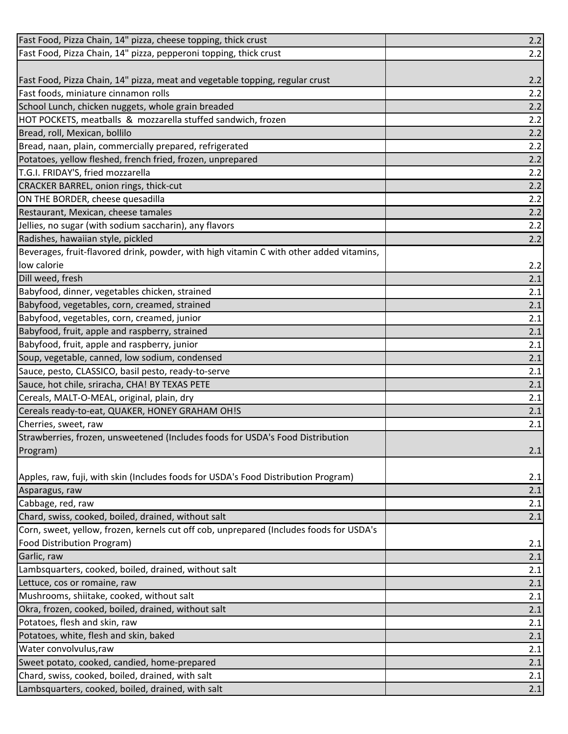| | |
|---|---|
| Fast Food, Pizza Chain, 14" pizza, cheese topping, thick crust | 2.2 |
| Fast Food, Pizza Chain, 14" pizza, pepperoni topping, thick crust | 2.2 |
| Fast Food, Pizza Chain, 14" pizza, meat and vegetable topping, regular crust | 2.2 |
| Fast foods, miniature cinnamon rolls | 2.2 |
| School Lunch, chicken nuggets, whole grain breaded | 2.2 |
| HOT POCKETS, meatballs & mozzarella stuffed sandwich, frozen | 2.2 |
| Bread, roll, Mexican, bollilo | 2.2 |
| Bread, naan, plain, commercially prepared, refrigerated | 2.2 |
| Potatoes, yellow fleshed, french fried, frozen, unprepared | 2.2 |
| T.G.I. FRIDAY'S, fried mozzarella | 2.2 |
| CRACKER BARREL, onion rings, thick-cut | 2.2 |
| ON THE BORDER, cheese quesadilla | 2.2 |
| Restaurant, Mexican, cheese tamales | 2.2 |
| Jellies, no sugar (with sodium saccharin), any flavors | 2.2 |
| Radishes, hawaiian style, pickled | 2.2 |
| Beverages, fruit-flavored drink, powder, with high vitamin C with other added vitamins, low calorie | 2.2 |
| Dill weed, fresh | 2.1 |
| Babyfood, dinner, vegetables chicken, strained | 2.1 |
| Babyfood, vegetables, corn, creamed, strained | 2.1 |
| Babyfood, vegetables, corn, creamed, junior | 2.1 |
| Babyfood, fruit, apple and raspberry, strained | 2.1 |
| Babyfood, fruit, apple and raspberry, junior | 2.1 |
| Soup, vegetable, canned, low sodium, condensed | 2.1 |
| Sauce, pesto, CLASSICO, basil pesto, ready-to-serve | 2.1 |
| Sauce, hot chile, sriracha, CHA! BY TEXAS PETE | 2.1 |
| Cereals, MALT-O-MEAL, original, plain, dry | 2.1 |
| Cereals ready-to-eat, QUAKER, HONEY GRAHAM OH!S | 2.1 |
| Cherries, sweet, raw | 2.1 |
| Strawberries, frozen, unsweetened (Includes foods for USDA's Food Distribution Program) | 2.1 |
| Apples, raw, fuji, with skin (Includes foods for USDA's Food Distribution Program) | 2.1 |
| Asparagus, raw | 2.1 |
| Cabbage, red, raw | 2.1 |
| Chard, swiss, cooked, boiled, drained, without salt | 2.1 |
| Corn, sweet, yellow, frozen, kernels cut off cob, unprepared (Includes foods for USDA's Food Distribution Program) | 2.1 |
| Garlic, raw | 2.1 |
| Lambsquarters, cooked, boiled, drained, without salt | 2.1 |
| Lettuce, cos or romaine, raw | 2.1 |
| Mushrooms, shiitake, cooked, without salt | 2.1 |
| Okra, frozen, cooked, boiled, drained, without salt | 2.1 |
| Potatoes, flesh and skin, raw | 2.1 |
| Potatoes, white, flesh and skin, baked | 2.1 |
| Water convolvulus,raw | 2.1 |
| Sweet potato, cooked, candied, home-prepared | 2.1 |
| Chard, swiss, cooked, boiled, drained, with salt | 2.1 |
| Lambsquarters, cooked, boiled, drained, with salt | 2.1 |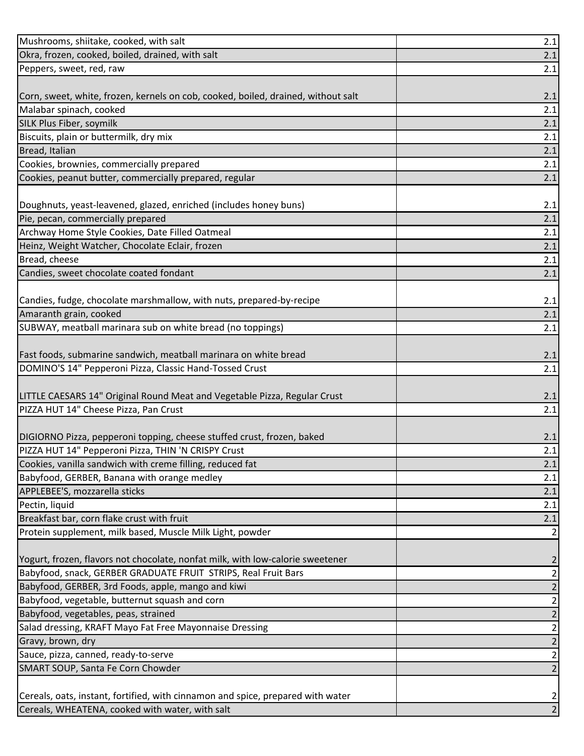| | |
|---|---|
| Mushrooms, shiitake, cooked, with salt | 2.1 |
| Okra, frozen, cooked, boiled, drained, with salt | 2.1 |
| Peppers, sweet, red, raw | 2.1 |
| Corn, sweet, white, frozen, kernels on cob, cooked, boiled, drained, without salt | 2.1 |
| Malabar spinach, cooked | 2.1 |
| SILK Plus Fiber, soymilk | 2.1 |
| Biscuits, plain or buttermilk, dry mix | 2.1 |
| Bread, Italian | 2.1 |
| Cookies, brownies, commercially prepared | 2.1 |
| Cookies, peanut butter, commercially prepared, regular | 2.1 |
| Doughnuts, yeast-leavened, glazed, enriched (includes honey buns) | 2.1 |
| Pie, pecan, commercially prepared | 2.1 |
| Archway Home Style Cookies, Date Filled Oatmeal | 2.1 |
| Heinz, Weight Watcher, Chocolate Eclair, frozen | 2.1 |
| Bread, cheese | 2.1 |
| Candies, sweet chocolate coated fondant | 2.1 |
| Candies, fudge, chocolate marshmallow, with nuts, prepared-by-recipe | 2.1 |
| Amaranth grain, cooked | 2.1 |
| SUBWAY, meatball marinara sub on white bread (no toppings) | 2.1 |
| Fast foods, submarine sandwich, meatball marinara on white bread | 2.1 |
| DOMINO'S 14" Pepperoni Pizza, Classic Hand-Tossed Crust | 2.1 |
| LITTLE CAESARS 14" Original Round Meat and Vegetable Pizza, Regular Crust | 2.1 |
| PIZZA HUT 14" Cheese Pizza, Pan Crust | 2.1 |
| DIGIORNO Pizza, pepperoni topping, cheese stuffed crust, frozen, baked | 2.1 |
| PIZZA HUT 14" Pepperoni Pizza, THIN 'N CRISPY Crust | 2.1 |
| Cookies, vanilla sandwich with creme filling, reduced fat | 2.1 |
| Babyfood, GERBER, Banana with orange medley | 2.1 |
| APPLEBEE'S, mozzarella sticks | 2.1 |
| Pectin, liquid | 2.1 |
| Breakfast bar, corn flake crust with fruit | 2.1 |
| Protein supplement, milk based, Muscle Milk Light, powder | 2 |
| Yogurt, frozen, flavors not chocolate, nonfat milk, with low-calorie sweetener | 2 |
| Babyfood, snack, GERBER GRADUATE FRUIT STRIPS, Real Fruit Bars | 2 |
| Babyfood, GERBER, 3rd Foods, apple, mango and kiwi | 2 |
| Babyfood, vegetable, butternut squash and corn | 2 |
| Babyfood, vegetables, peas, strained | 2 |
| Salad dressing, KRAFT Mayo Fat Free Mayonnaise Dressing | 2 |
| Gravy, brown, dry | 2 |
| Sauce, pizza, canned, ready-to-serve | 2 |
| SMART SOUP, Santa Fe Corn Chowder | 2 |
| Cereals, oats, instant, fortified, with cinnamon and spice, prepared with water | 2 |
| Cereals, WHEATENA, cooked with water, with salt | 2 |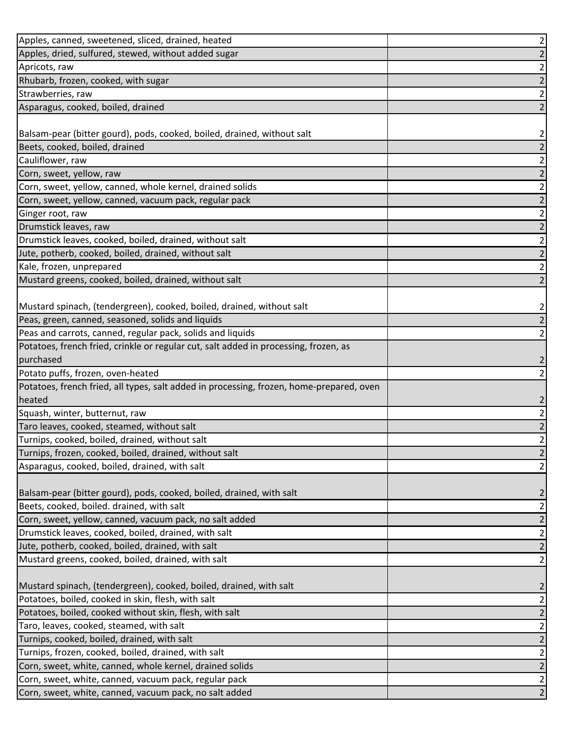| | |
|---|---|
| Apples, canned, sweetened, sliced, drained, heated | 2 |
| Apples, dried, sulfured, stewed, without added sugar | 2 |
| Apricots, raw | 2 |
| Rhubarb, frozen, cooked, with sugar | 2 |
| Strawberries, raw | 2 |
| Asparagus, cooked, boiled, drained | 2 |
| Balsam-pear (bitter gourd), pods, cooked, boiled, drained, without salt | 2 |
| Beets, cooked, boiled, drained | 2 |
| Cauliflower, raw | 2 |
| Corn, sweet, yellow, raw | 2 |
| Corn, sweet, yellow, canned, whole kernel, drained solids | 2 |
| Corn, sweet, yellow, canned, vacuum pack, regular pack | 2 |
| Ginger root, raw | 2 |
| Drumstick leaves, raw | 2 |
| Drumstick leaves, cooked, boiled, drained, without salt | 2 |
| Jute, potherb, cooked, boiled, drained, without salt | 2 |
| Kale, frozen, unprepared | 2 |
| Mustard greens, cooked, boiled, drained, without salt | 2 |
| Mustard spinach, (tendergreen), cooked, boiled, drained, without salt | 2 |
| Peas, green, canned, seasoned, solids and liquids | 2 |
| Peas and carrots, canned, regular pack, solids and liquids | 2 |
| Potatoes, french fried, crinkle or regular cut, salt added in processing, frozen, as purchased | 2 |
| Potato puffs, frozen, oven-heated | 2 |
| Potatoes, french fried, all types, salt added in processing, frozen, home-prepared, oven heated | 2 |
| Squash, winter, butternut, raw | 2 |
| Taro leaves, cooked, steamed, without salt | 2 |
| Turnips, cooked, boiled, drained, without salt | 2 |
| Turnips, frozen, cooked, boiled, drained, without salt | 2 |
| Asparagus, cooked, boiled, drained, with salt | 2 |
| Balsam-pear (bitter gourd), pods, cooked, boiled, drained, with salt | 2 |
| Beets, cooked, boiled. drained, with salt | 2 |
| Corn, sweet, yellow, canned, vacuum pack, no salt added | 2 |
| Drumstick leaves, cooked, boiled, drained, with salt | 2 |
| Jute, potherb, cooked, boiled, drained, with salt | 2 |
| Mustard greens, cooked, boiled, drained, with salt | 2 |
| Mustard spinach, (tendergreen), cooked, boiled, drained, with salt | 2 |
| Potatoes, boiled, cooked in skin, flesh, with salt | 2 |
| Potatoes, boiled, cooked without skin, flesh, with salt | 2 |
| Taro, leaves, cooked, steamed, with salt | 2 |
| Turnips, cooked, boiled, drained, with salt | 2 |
| Turnips, frozen, cooked, boiled, drained, with salt | 2 |
| Corn, sweet, white, canned, whole kernel, drained solids | 2 |
| Corn, sweet, white, canned, vacuum pack, regular pack | 2 |
| Corn, sweet, white, canned, vacuum pack, no salt added | 2 |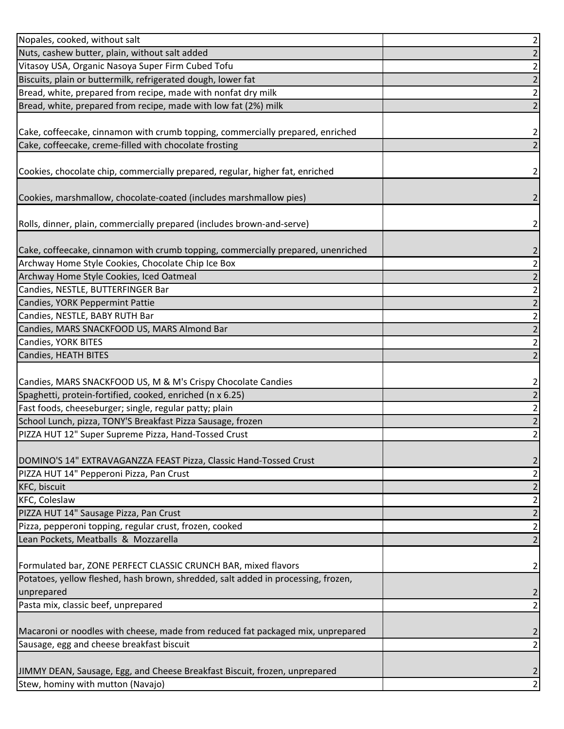| | |
|---|---|
| Nopales, cooked, without salt | 2 |
| Nuts, cashew butter, plain, without salt added | 2 |
| Vitasoy USA, Organic Nasoya Super Firm Cubed Tofu | 2 |
| Biscuits, plain or buttermilk, refrigerated dough, lower fat | 2 |
| Bread, white, prepared from recipe, made with nonfat dry milk | 2 |
| Bread, white, prepared from recipe, made with low fat (2%) milk | 2 |
| Cake, coffeecake, cinnamon with crumb topping, commercially prepared, enriched | 2 |
| Cake, coffeecake, creme-filled with chocolate frosting | 2 |
| Cookies, chocolate chip, commercially prepared, regular, higher fat, enriched | 2 |
| Cookies, marshmallow, chocolate-coated (includes marshmallow pies) | 2 |
| Rolls, dinner, plain, commercially prepared (includes brown-and-serve) | 2 |
| Cake, coffeecake, cinnamon with crumb topping, commercially prepared, unenriched | 2 |
| Archway Home Style Cookies, Chocolate Chip Ice Box | 2 |
| Archway Home Style Cookies, Iced Oatmeal | 2 |
| Candies, NESTLE, BUTTERFINGER Bar | 2 |
| Candies, YORK Peppermint Pattie | 2 |
| Candies, NESTLE, BABY RUTH Bar | 2 |
| Candies, MARS SNACKFOOD US, MARS Almond Bar | 2 |
| Candies, YORK BITES | 2 |
| Candies, HEATH BITES | 2 |
| Candies, MARS SNACKFOOD US, M & M's Crispy Chocolate Candies | 2 |
| Spaghetti, protein-fortified, cooked, enriched (n x 6.25) | 2 |
| Fast foods, cheeseburger; single, regular patty; plain | 2 |
| School Lunch, pizza, TONY'S Breakfast Pizza Sausage, frozen | 2 |
| PIZZA HUT 12" Super Supreme Pizza, Hand-Tossed Crust | 2 |
| DOMINO'S 14" EXTRAVAGANZZA FEAST Pizza, Classic Hand-Tossed Crust | 2 |
| PIZZA HUT 14" Pepperoni Pizza, Pan Crust | 2 |
| KFC, biscuit | 2 |
| KFC, Coleslaw | 2 |
| PIZZA HUT 14" Sausage Pizza, Pan Crust | 2 |
| Pizza, pepperoni topping, regular crust, frozen, cooked | 2 |
| Lean Pockets, Meatballs & Mozzarella | 2 |
| Formulated bar, ZONE PERFECT CLASSIC CRUNCH BAR, mixed flavors | 2 |
| Potatoes, yellow fleshed, hash brown, shredded, salt added in processing, frozen, unprepared | 2 |
| Pasta mix, classic beef, unprepared | 2 |
| Macaroni or noodles with cheese, made from reduced fat packaged mix, unprepared | 2 |
| Sausage, egg and cheese breakfast biscuit | 2 |
| JIMMY DEAN, Sausage, Egg, and Cheese Breakfast Biscuit, frozen, unprepared | 2 |
| Stew, hominy with mutton (Navajo) | 2 |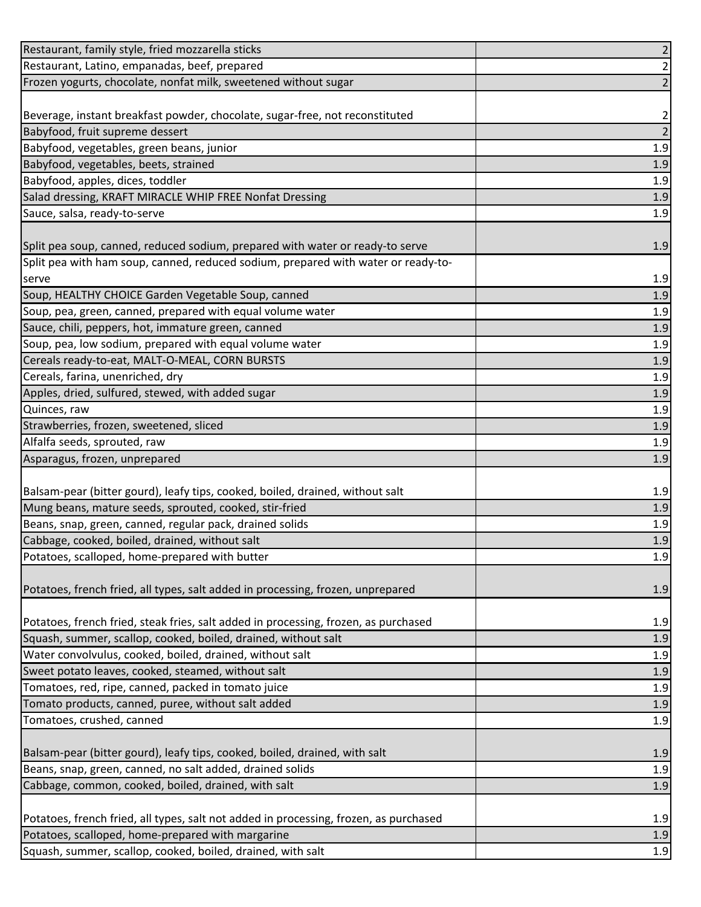| | |
|---|---|
| Restaurant, family style, fried mozzarella sticks | 2 |
| Restaurant, Latino, empanadas, beef, prepared | 2 |
| Frozen yogurts, chocolate, nonfat milk, sweetened without sugar | 2 |
| Beverage, instant breakfast powder, chocolate, sugar-free, not reconstituted | 2 |
| Babyfood, fruit supreme dessert | 2 |
| Babyfood, vegetables, green beans, junior | 1.9 |
| Babyfood, vegetables, beets, strained | 1.9 |
| Babyfood, apples, dices, toddler | 1.9 |
| Salad dressing, KRAFT MIRACLE WHIP FREE Nonfat Dressing | 1.9 |
| Sauce, salsa, ready-to-serve | 1.9 |
| Split pea soup, canned, reduced sodium, prepared with water or ready-to serve | 1.9 |
| Split pea with ham soup, canned, reduced sodium, prepared with water or ready-to-serve | 1.9 |
| Soup, HEALTHY CHOICE Garden Vegetable Soup, canned | 1.9 |
| Soup, pea, green, canned, prepared with equal volume water | 1.9 |
| Sauce, chili, peppers, hot, immature green, canned | 1.9 |
| Soup, pea, low sodium, prepared with equal volume water | 1.9 |
| Cereals ready-to-eat, MALT-O-MEAL, CORN BURSTS | 1.9 |
| Cereals, farina, unenriched, dry | 1.9 |
| Apples, dried, sulfured, stewed, with added sugar | 1.9 |
| Quinces, raw | 1.9 |
| Strawberries, frozen, sweetened, sliced | 1.9 |
| Alfalfa seeds, sprouted, raw | 1.9 |
| Asparagus, frozen, unprepared | 1.9 |
| Balsam-pear (bitter gourd), leafy tips, cooked, boiled, drained, without salt | 1.9 |
| Mung beans, mature seeds, sprouted, cooked, stir-fried | 1.9 |
| Beans, snap, green, canned, regular pack, drained solids | 1.9 |
| Cabbage, cooked, boiled, drained, without salt | 1.9 |
| Potatoes, scalloped, home-prepared with butter | 1.9 |
| Potatoes, french fried, all types, salt added in processing, frozen, unprepared | 1.9 |
| Potatoes, french fried, steak fries, salt added in processing, frozen, as purchased | 1.9 |
| Squash, summer, scallop, cooked, boiled, drained, without salt | 1.9 |
| Water convolvulus, cooked, boiled, drained, without salt | 1.9 |
| Sweet potato leaves, cooked, steamed, without salt | 1.9 |
| Tomatoes, red, ripe, canned, packed in tomato juice | 1.9 |
| Tomato products, canned, puree, without salt added | 1.9 |
| Tomatoes, crushed, canned | 1.9 |
| Balsam-pear (bitter gourd), leafy tips, cooked, boiled, drained, with salt | 1.9 |
| Beans, snap, green, canned, no salt added, drained solids | 1.9 |
| Cabbage, common, cooked, boiled, drained, with salt | 1.9 |
| Potatoes, french fried, all types, salt not added in processing, frozen, as purchased | 1.9 |
| Potatoes, scalloped, home-prepared with margarine | 1.9 |
| Squash, summer, scallop, cooked, boiled, drained, with salt | 1.9 |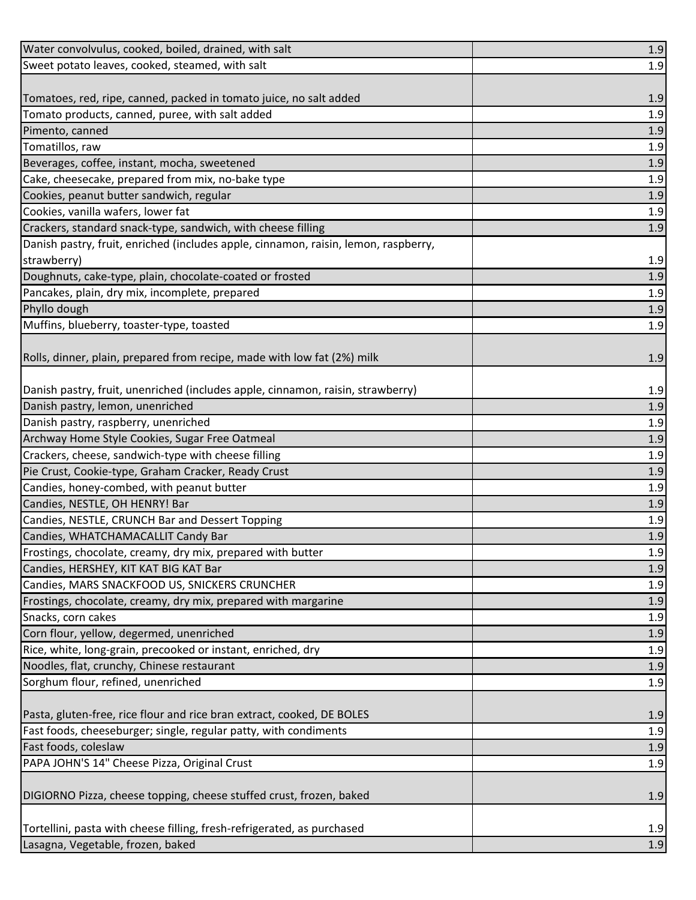| | |
|---|---|
| Water convolvulus, cooked, boiled, drained, with salt | 1.9 |
| Sweet potato leaves, cooked, steamed, with salt | 1.9 |
| Tomatoes, red, ripe, canned, packed in tomato juice, no salt added | 1.9 |
| Tomato products, canned, puree, with salt added | 1.9 |
| Pimento, canned | 1.9 |
| Tomatillos, raw | 1.9 |
| Beverages, coffee, instant, mocha, sweetened | 1.9 |
| Cake, cheesecake, prepared from mix, no-bake type | 1.9 |
| Cookies, peanut butter sandwich, regular | 1.9 |
| Cookies, vanilla wafers, lower fat | 1.9 |
| Crackers, standard snack-type, sandwich, with cheese filling | 1.9 |
| Danish pastry, fruit, enriched (includes apple, cinnamon, raisin, lemon, raspberry, strawberry) | 1.9 |
| Doughnuts, cake-type, plain, chocolate-coated or frosted | 1.9 |
| Pancakes, plain, dry mix, incomplete, prepared | 1.9 |
| Phyllo dough | 1.9 |
| Muffins, blueberry, toaster-type, toasted | 1.9 |
| Rolls, dinner, plain, prepared from recipe, made with low fat (2%) milk | 1.9 |
| Danish pastry, fruit, unenriched (includes apple, cinnamon, raisin, strawberry) | 1.9 |
| Danish pastry, lemon, unenriched | 1.9 |
| Danish pastry, raspberry, unenriched | 1.9 |
| Archway Home Style Cookies, Sugar Free Oatmeal | 1.9 |
| Crackers, cheese, sandwich-type with cheese filling | 1.9 |
| Pie Crust, Cookie-type, Graham Cracker, Ready Crust | 1.9 |
| Candies, honey-combed, with peanut butter | 1.9 |
| Candies, NESTLE, OH HENRY! Bar | 1.9 |
| Candies, NESTLE, CRUNCH Bar and Dessert Topping | 1.9 |
| Candies, WHATCHAMACALLIT Candy Bar | 1.9 |
| Frostings, chocolate, creamy, dry mix, prepared with butter | 1.9 |
| Candies, HERSHEY, KIT KAT BIG KAT Bar | 1.9 |
| Candies, MARS SNACKFOOD US, SNICKERS CRUNCHER | 1.9 |
| Frostings, chocolate, creamy, dry mix, prepared with margarine | 1.9 |
| Snacks, corn cakes | 1.9 |
| Corn flour, yellow, degermed, unenriched | 1.9 |
| Rice, white, long-grain, precooked or instant, enriched, dry | 1.9 |
| Noodles, flat, crunchy, Chinese restaurant | 1.9 |
| Sorghum flour, refined, unenriched | 1.9 |
| Pasta, gluten-free, rice flour and rice bran extract, cooked, DE BOLES | 1.9 |
| Fast foods, cheeseburger; single, regular patty, with condiments | 1.9 |
| Fast foods, coleslaw | 1.9 |
| PAPA JOHN'S 14" Cheese Pizza, Original Crust | 1.9 |
| DIGIORNO Pizza, cheese topping, cheese stuffed crust, frozen, baked | 1.9 |
| Tortellini, pasta with cheese filling, fresh-refrigerated, as purchased | 1.9 |
| Lasagna, Vegetable, frozen, baked | 1.9 |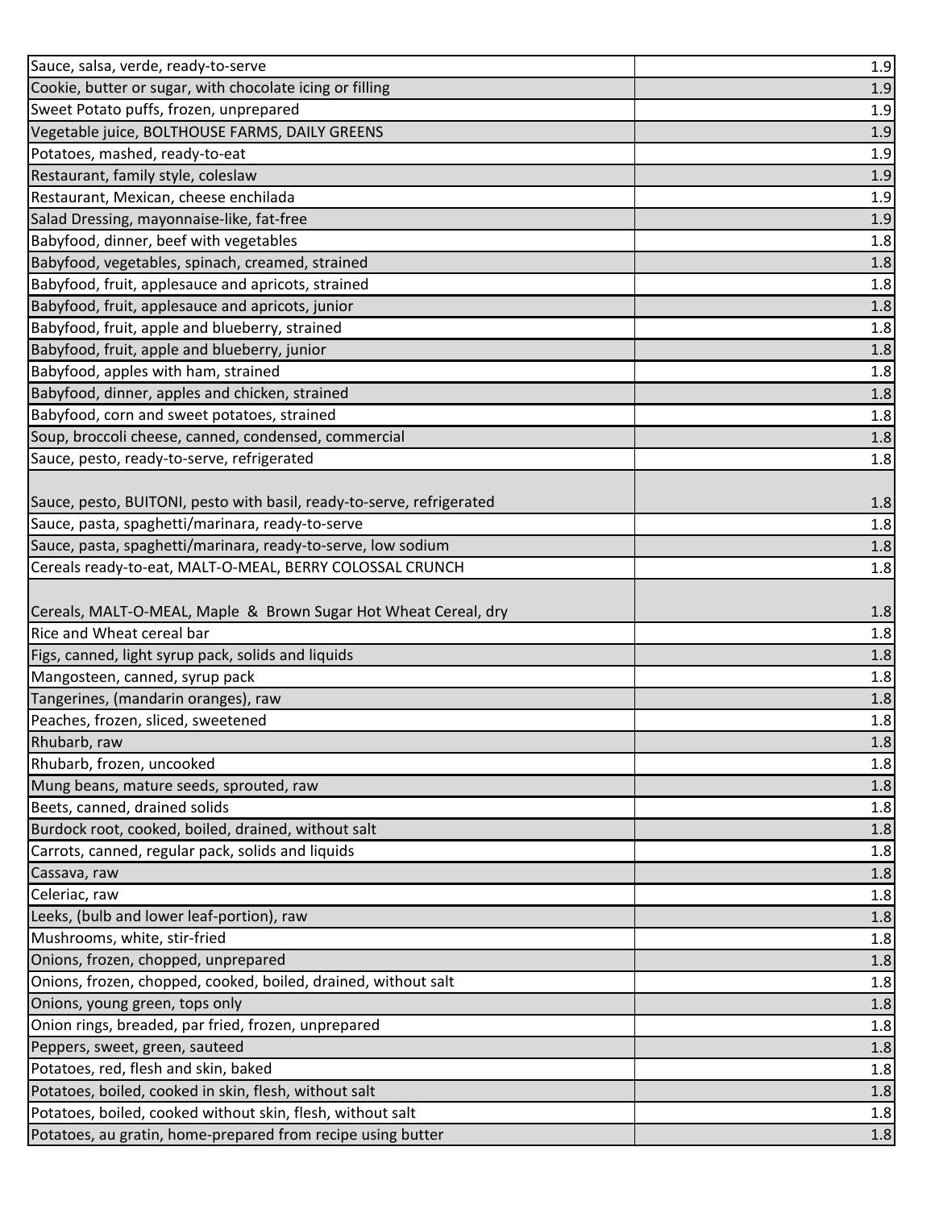| | |
|---|---|
| Sauce, salsa, verde, ready-to-serve | 1.9 |
| Cookie, butter or sugar, with chocolate icing or filling | 1.9 |
| Sweet Potato puffs, frozen, unprepared | 1.9 |
| Vegetable juice, BOLTHOUSE FARMS, DAILY GREENS | 1.9 |
| Potatoes, mashed, ready-to-eat | 1.9 |
| Restaurant, family style, coleslaw | 1.9 |
| Restaurant, Mexican, cheese enchilada | 1.9 |
| Salad Dressing, mayonnaise-like, fat-free | 1.9 |
| Babyfood, dinner, beef with vegetables | 1.8 |
| Babyfood, vegetables, spinach, creamed, strained | 1.8 |
| Babyfood, fruit, applesauce and apricots, strained | 1.8 |
| Babyfood, fruit, applesauce and apricots, junior | 1.8 |
| Babyfood, fruit, apple and blueberry, strained | 1.8 |
| Babyfood, fruit, apple and blueberry, junior | 1.8 |
| Babyfood, apples with ham, strained | 1.8 |
| Babyfood, dinner, apples and chicken, strained | 1.8 |
| Babyfood, corn and sweet potatoes, strained | 1.8 |
| Soup, broccoli cheese, canned, condensed, commercial | 1.8 |
| Sauce, pesto, ready-to-serve, refrigerated | 1.8 |
| Sauce, pesto, BUITONI, pesto with basil, ready-to-serve, refrigerated | 1.8 |
| Sauce, pasta, spaghetti/marinara, ready-to-serve | 1.8 |
| Sauce, pasta, spaghetti/marinara, ready-to-serve, low sodium | 1.8 |
| Cereals ready-to-eat, MALT-O-MEAL, BERRY COLOSSAL CRUNCH | 1.8 |
| Cereals, MALT-O-MEAL, Maple & Brown Sugar Hot Wheat Cereal, dry | 1.8 |
| Rice and Wheat cereal bar | 1.8 |
| Figs, canned, light syrup pack, solids and liquids | 1.8 |
| Mangosteen, canned, syrup pack | 1.8 |
| Tangerines, (mandarin oranges), raw | 1.8 |
| Peaches, frozen, sliced, sweetened | 1.8 |
| Rhubarb, raw | 1.8 |
| Rhubarb, frozen, uncooked | 1.8 |
| Mung beans, mature seeds, sprouted, raw | 1.8 |
| Beets, canned, drained solids | 1.8 |
| Burdock root, cooked, boiled, drained, without salt | 1.8 |
| Carrots, canned, regular pack, solids and liquids | 1.8 |
| Cassava, raw | 1.8 |
| Celeriac, raw | 1.8 |
| Leeks, (bulb and lower leaf-portion), raw | 1.8 |
| Mushrooms, white, stir-fried | 1.8 |
| Onions, frozen, chopped, unprepared | 1.8 |
| Onions, frozen, chopped, cooked, boiled, drained, without salt | 1.8 |
| Onions, young green, tops only | 1.8 |
| Onion rings, breaded, par fried, frozen, unprepared | 1.8 |
| Peppers, sweet, green, sauteed | 1.8 |
| Potatoes, red, flesh and skin, baked | 1.8 |
| Potatoes, boiled, cooked in skin, flesh, without salt | 1.8 |
| Potatoes, boiled, cooked without skin, flesh, without salt | 1.8 |
| Potatoes, au gratin, home-prepared from recipe using butter | 1.8 |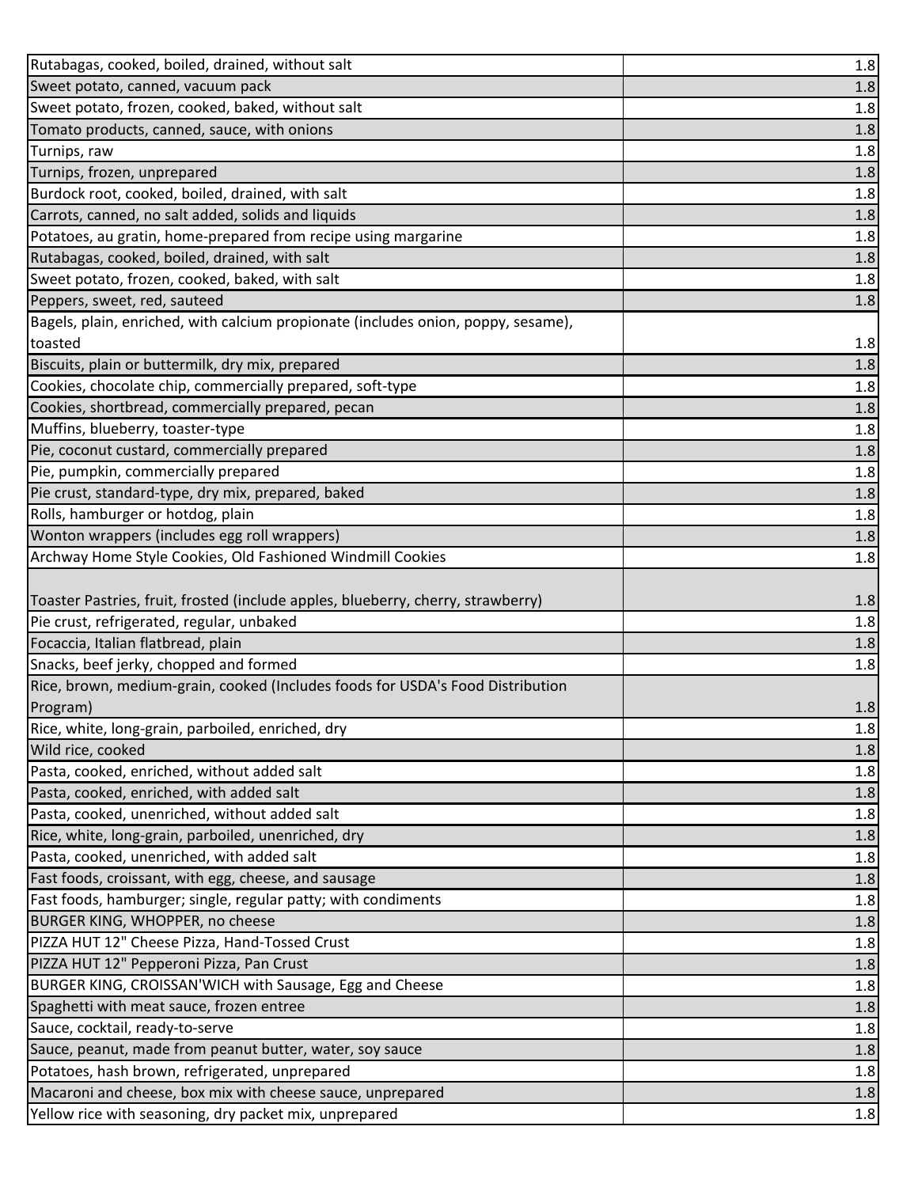| | |
|---|---|
| Rutabagas, cooked, boiled, drained, without salt | 1.8 |
| Sweet potato, canned, vacuum pack | 1.8 |
| Sweet potato, frozen, cooked, baked, without salt | 1.8 |
| Tomato products, canned, sauce, with onions | 1.8 |
| Turnips, raw | 1.8 |
| Turnips, frozen, unprepared | 1.8 |
| Burdock root, cooked, boiled, drained, with salt | 1.8 |
| Carrots, canned, no salt added, solids and liquids | 1.8 |
| Potatoes, au gratin, home-prepared from recipe using margarine | 1.8 |
| Rutabagas, cooked, boiled, drained, with salt | 1.8 |
| Sweet potato, frozen, cooked, baked, with salt | 1.8 |
| Peppers, sweet, red, sauteed | 1.8 |
| Bagels, plain, enriched, with calcium propionate (includes onion, poppy, sesame), toasted | 1.8 |
| Biscuits, plain or buttermilk, dry mix, prepared | 1.8 |
| Cookies, chocolate chip, commercially prepared, soft-type | 1.8 |
| Cookies, shortbread, commercially prepared, pecan | 1.8 |
| Muffins, blueberry, toaster-type | 1.8 |
| Pie, coconut custard, commercially prepared | 1.8 |
| Pie, pumpkin, commercially prepared | 1.8 |
| Pie crust, standard-type, dry mix, prepared, baked | 1.8 |
| Rolls, hamburger or hotdog, plain | 1.8 |
| Wonton wrappers (includes egg roll wrappers) | 1.8 |
| Archway Home Style Cookies, Old Fashioned Windmill Cookies | 1.8 |
| Toaster Pastries, fruit, frosted (include apples, blueberry, cherry, strawberry) | 1.8 |
| Pie crust, refrigerated, regular, unbaked | 1.8 |
| Focaccia, Italian flatbread, plain | 1.8 |
| Snacks, beef jerky, chopped and formed | 1.8 |
| Rice, brown, medium-grain, cooked (Includes foods for USDA's Food Distribution Program) | 1.8 |
| Rice, white, long-grain, parboiled, enriched, dry | 1.8 |
| Wild rice, cooked | 1.8 |
| Pasta, cooked, enriched, without added salt | 1.8 |
| Pasta, cooked, enriched, with added salt | 1.8 |
| Pasta, cooked, unenriched, without added salt | 1.8 |
| Rice, white, long-grain, parboiled, unenriched, dry | 1.8 |
| Pasta, cooked, unenriched, with added salt | 1.8 |
| Fast foods, croissant, with egg, cheese, and sausage | 1.8 |
| Fast foods, hamburger; single, regular patty; with condiments | 1.8 |
| BURGER KING, WHOPPER, no cheese | 1.8 |
| PIZZA HUT 12" Cheese Pizza, Hand-Tossed Crust | 1.8 |
| PIZZA HUT 12" Pepperoni Pizza, Pan Crust | 1.8 |
| BURGER KING, CROISSAN'WICH with Sausage, Egg and Cheese | 1.8 |
| Spaghetti with meat sauce, frozen entree | 1.8 |
| Sauce, cocktail, ready-to-serve | 1.8 |
| Sauce, peanut, made from peanut butter, water, soy sauce | 1.8 |
| Potatoes, hash brown, refrigerated, unprepared | 1.8 |
| Macaroni and cheese, box mix with cheese sauce, unprepared | 1.8 |
| Yellow rice with seasoning, dry packet mix, unprepared | 1.8 |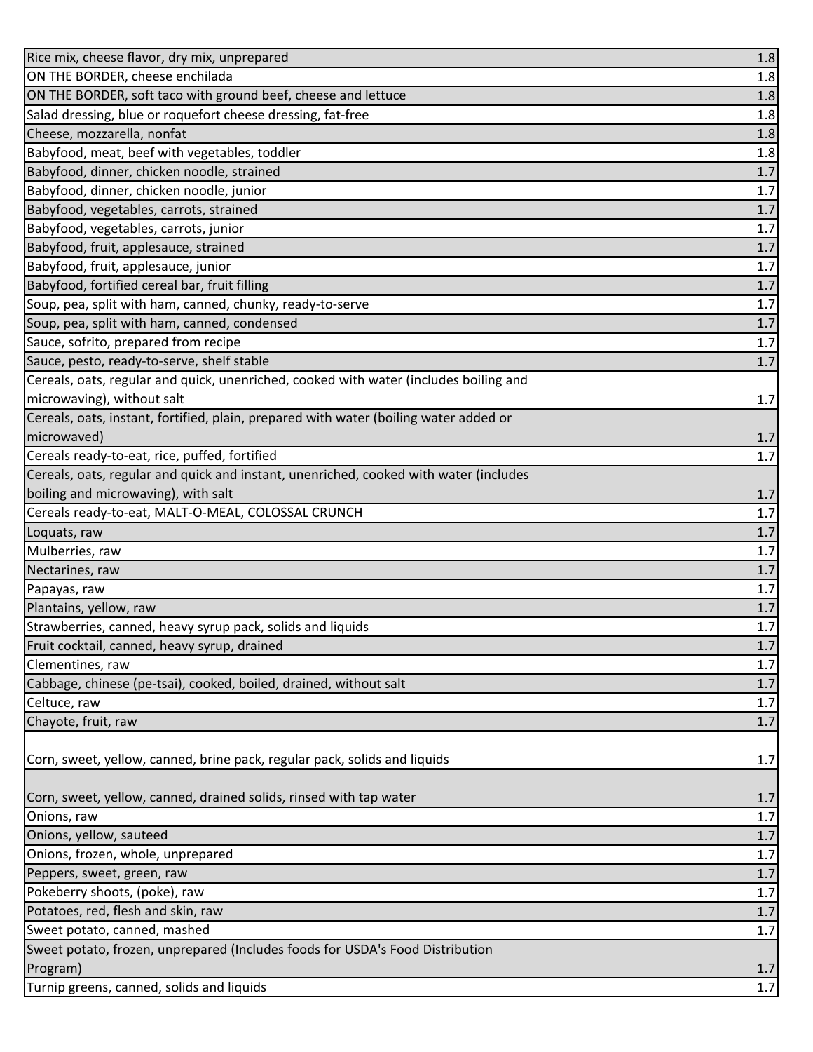| | |
|---|---|
| Rice mix, cheese flavor, dry mix, unprepared | 1.8 |
| ON THE BORDER, cheese enchilada | 1.8 |
| ON THE BORDER, soft taco with ground beef, cheese and lettuce | 1.8 |
| Salad dressing, blue or roquefort cheese dressing, fat-free | 1.8 |
| Cheese, mozzarella, nonfat | 1.8 |
| Babyfood, meat, beef with vegetables, toddler | 1.8 |
| Babyfood, dinner, chicken noodle, strained | 1.7 |
| Babyfood, dinner, chicken noodle, junior | 1.7 |
| Babyfood, vegetables, carrots, strained | 1.7 |
| Babyfood, vegetables, carrots, junior | 1.7 |
| Babyfood, fruit, applesauce, strained | 1.7 |
| Babyfood, fruit, applesauce, junior | 1.7 |
| Babyfood, fortified cereal bar, fruit filling | 1.7 |
| Soup, pea, split with ham, canned, chunky, ready-to-serve | 1.7 |
| Soup, pea, split with ham, canned, condensed | 1.7 |
| Sauce, sofrito, prepared from recipe | 1.7 |
| Sauce, pesto, ready-to-serve, shelf stable | 1.7 |
| Cereals, oats, regular and quick, unenriched, cooked with water (includes boiling and microwaving), without salt | 1.7 |
| Cereals, oats, instant, fortified, plain, prepared with water (boiling water added or microwaved) | 1.7 |
| Cereals ready-to-eat, rice, puffed, fortified | 1.7 |
| Cereals, oats, regular and quick and instant, unenriched, cooked with water (includes boiling and microwaving), with salt | 1.7 |
| Cereals ready-to-eat, MALT-O-MEAL, COLOSSAL CRUNCH | 1.7 |
| Loquats, raw | 1.7 |
| Mulberries, raw | 1.7 |
| Nectarines, raw | 1.7 |
| Papayas, raw | 1.7 |
| Plantains, yellow, raw | 1.7 |
| Strawberries, canned, heavy syrup pack, solids and liquids | 1.7 |
| Fruit cocktail, canned, heavy syrup, drained | 1.7 |
| Clementines, raw | 1.7 |
| Cabbage, chinese (pe-tsai), cooked, boiled, drained, without salt | 1.7 |
| Celtuce, raw | 1.7 |
| Chayote, fruit, raw | 1.7 |
| Corn, sweet, yellow, canned, brine pack, regular pack, solids and liquids | 1.7 |
| Corn, sweet, yellow, canned, drained solids, rinsed with tap water | 1.7 |
| Onions, raw | 1.7 |
| Onions, yellow, sauteed | 1.7 |
| Onions, frozen, whole, unprepared | 1.7 |
| Peppers, sweet, green, raw | 1.7 |
| Pokeberry shoots, (poke), raw | 1.7 |
| Potatoes, red, flesh and skin, raw | 1.7 |
| Sweet potato, canned, mashed | 1.7 |
| Sweet potato, frozen, unprepared (Includes foods for USDA's Food Distribution Program) | 1.7 |
| Turnip greens, canned, solids and liquids | 1.7 |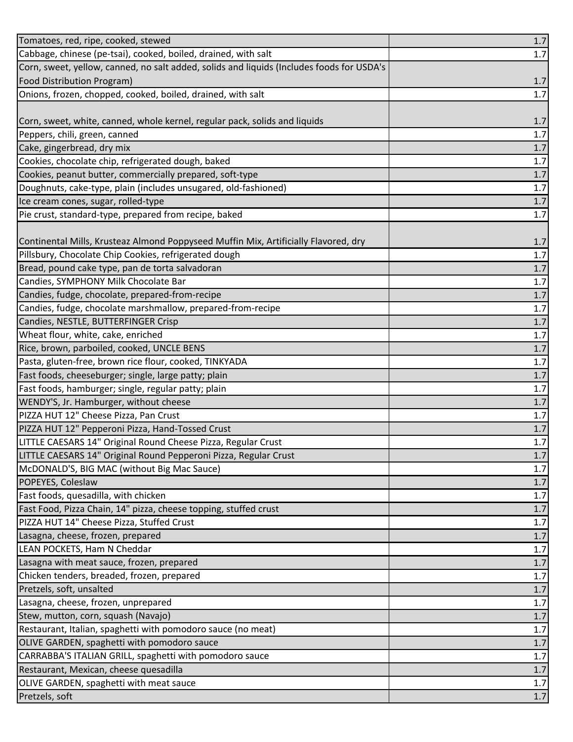| | |
|---|---|
| Tomatoes, red, ripe, cooked, stewed | 1.7 |
| Cabbage, chinese (pe-tsai), cooked, boiled, drained, with salt | 1.7 |
| Corn, sweet, yellow, canned, no salt added, solids and liquids (Includes foods for USDA's Food Distribution Program) | 1.7 |
| Onions, frozen, chopped, cooked, boiled, drained, with salt | 1.7 |
| Corn, sweet, white, canned, whole kernel, regular pack, solids and liquids | 1.7 |
| Peppers, chili, green, canned | 1.7 |
| Cake, gingerbread, dry mix | 1.7 |
| Cookies, chocolate chip, refrigerated dough, baked | 1.7 |
| Cookies, peanut butter, commercially prepared, soft-type | 1.7 |
| Doughnuts, cake-type, plain (includes unsugared, old-fashioned) | 1.7 |
| Ice cream cones, sugar, rolled-type | 1.7 |
| Pie crust, standard-type, prepared from recipe, baked | 1.7 |
| Continental Mills, Krusteaz Almond Poppyseed Muffin Mix, Artificially Flavored, dry | 1.7 |
| Pillsbury, Chocolate Chip Cookies, refrigerated dough | 1.7 |
| Bread, pound cake type, pan de torta salvadoran | 1.7 |
| Candies, SYMPHONY Milk Chocolate Bar | 1.7 |
| Candies, fudge, chocolate, prepared-from-recipe | 1.7 |
| Candies, fudge, chocolate marshmallow, prepared-from-recipe | 1.7 |
| Candies, NESTLE, BUTTERFINGER Crisp | 1.7 |
| Wheat flour, white, cake, enriched | 1.7 |
| Rice, brown, parboiled, cooked, UNCLE BENS | 1.7 |
| Pasta, gluten-free, brown rice flour, cooked, TINKYADA | 1.7 |
| Fast foods, cheeseburger; single, large patty; plain | 1.7 |
| Fast foods, hamburger; single, regular patty; plain | 1.7 |
| WENDY'S, Jr. Hamburger, without cheese | 1.7 |
| PIZZA HUT 12" Cheese Pizza, Pan Crust | 1.7 |
| PIZZA HUT 12" Pepperoni Pizza, Hand-Tossed Crust | 1.7 |
| LITTLE CAESARS 14" Original Round Cheese Pizza, Regular Crust | 1.7 |
| LITTLE CAESARS 14" Original Round Pepperoni Pizza, Regular Crust | 1.7 |
| McDONALD'S, BIG MAC (without Big Mac Sauce) | 1.7 |
| POPEYES, Coleslaw | 1.7 |
| Fast foods, quesadilla, with chicken | 1.7 |
| Fast Food, Pizza Chain, 14" pizza, cheese topping, stuffed crust | 1.7 |
| PIZZA HUT 14" Cheese Pizza, Stuffed Crust | 1.7 |
| Lasagna, cheese, frozen, prepared | 1.7 |
| LEAN POCKETS, Ham N Cheddar | 1.7 |
| Lasagna with meat sauce, frozen, prepared | 1.7 |
| Chicken tenders, breaded, frozen, prepared | 1.7 |
| Pretzels, soft, unsalted | 1.7 |
| Lasagna, cheese, frozen, unprepared | 1.7 |
| Stew, mutton, corn, squash (Navajo) | 1.7 |
| Restaurant, Italian, spaghetti with pomodoro sauce (no meat) | 1.7 |
| OLIVE GARDEN, spaghetti with pomodoro sauce | 1.7 |
| CARRABBA'S ITALIAN GRILL, spaghetti with pomodoro sauce | 1.7 |
| Restaurant, Mexican, cheese quesadilla | 1.7 |
| OLIVE GARDEN, spaghetti with meat sauce | 1.7 |
| Pretzels, soft | 1.7 |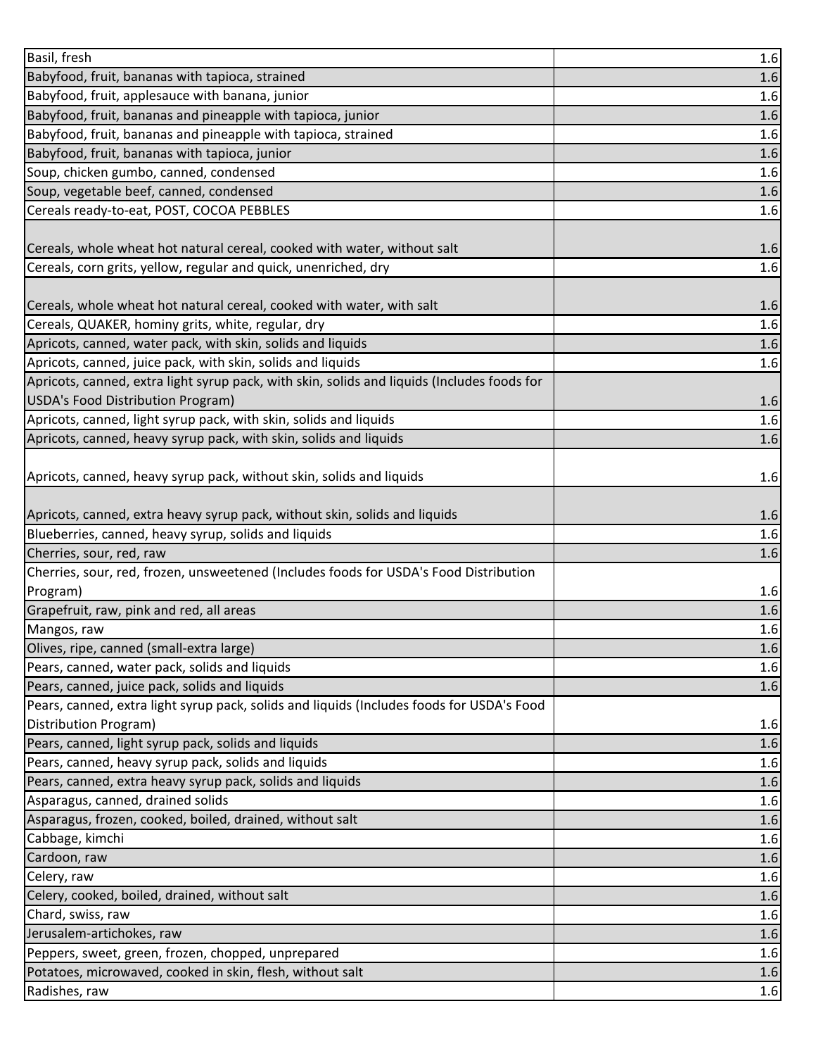| | |
|---|---|
| Basil, fresh | 1.6 |
| Babyfood, fruit, bananas with tapioca, strained | 1.6 |
| Babyfood, fruit, applesauce with banana, junior | 1.6 |
| Babyfood, fruit, bananas and pineapple with tapioca, junior | 1.6 |
| Babyfood, fruit, bananas and pineapple with tapioca, strained | 1.6 |
| Babyfood, fruit, bananas with tapioca, junior | 1.6 |
| Soup, chicken gumbo, canned, condensed | 1.6 |
| Soup, vegetable beef, canned, condensed | 1.6 |
| Cereals ready-to-eat, POST, COCOA PEBBLES | 1.6 |
| Cereals, whole wheat hot natural cereal, cooked with water, without salt | 1.6 |
| Cereals, corn grits, yellow, regular and quick, unenriched, dry | 1.6 |
| Cereals, whole wheat hot natural cereal, cooked with water, with salt | 1.6 |
| Cereals, QUAKER, hominy grits, white, regular, dry | 1.6 |
| Apricots, canned, water pack, with skin, solids and liquids | 1.6 |
| Apricots, canned, juice pack, with skin, solids and liquids | 1.6 |
| Apricots, canned, extra light syrup pack, with skin, solids and liquids (Includes foods for USDA's Food Distribution Program) | 1.6 |
| Apricots, canned, light syrup pack, with skin, solids and liquids | 1.6 |
| Apricots, canned, heavy syrup pack, with skin, solids and liquids | 1.6 |
| Apricots, canned, heavy syrup pack, without skin, solids and liquids | 1.6 |
| Apricots, canned, extra heavy syrup pack, without skin, solids and liquids | 1.6 |
| Blueberries, canned, heavy syrup, solids and liquids | 1.6 |
| Cherries, sour, red, raw | 1.6 |
| Cherries, sour, red, frozen, unsweetened (Includes foods for USDA's Food Distribution Program) | 1.6 |
| Grapefruit, raw, pink and red, all areas | 1.6 |
| Mangos, raw | 1.6 |
| Olives, ripe, canned (small-extra large) | 1.6 |
| Pears, canned, water pack, solids and liquids | 1.6 |
| Pears, canned, juice pack, solids and liquids | 1.6 |
| Pears, canned, extra light syrup pack, solids and liquids (Includes foods for USDA's Food Distribution Program) | 1.6 |
| Pears, canned, light syrup pack, solids and liquids | 1.6 |
| Pears, canned, heavy syrup pack, solids and liquids | 1.6 |
| Pears, canned, extra heavy syrup pack, solids and liquids | 1.6 |
| Asparagus, canned, drained solids | 1.6 |
| Asparagus, frozen, cooked, boiled, drained, without salt | 1.6 |
| Cabbage, kimchi | 1.6 |
| Cardoon, raw | 1.6 |
| Celery, raw | 1.6 |
| Celery, cooked, boiled, drained, without salt | 1.6 |
| Chard, swiss, raw | 1.6 |
| Jerusalem-artichokes, raw | 1.6 |
| Peppers, sweet, green, frozen, chopped, unprepared | 1.6 |
| Potatoes, microwaved, cooked in skin, flesh, without salt | 1.6 |
| Radishes, raw | 1.6 |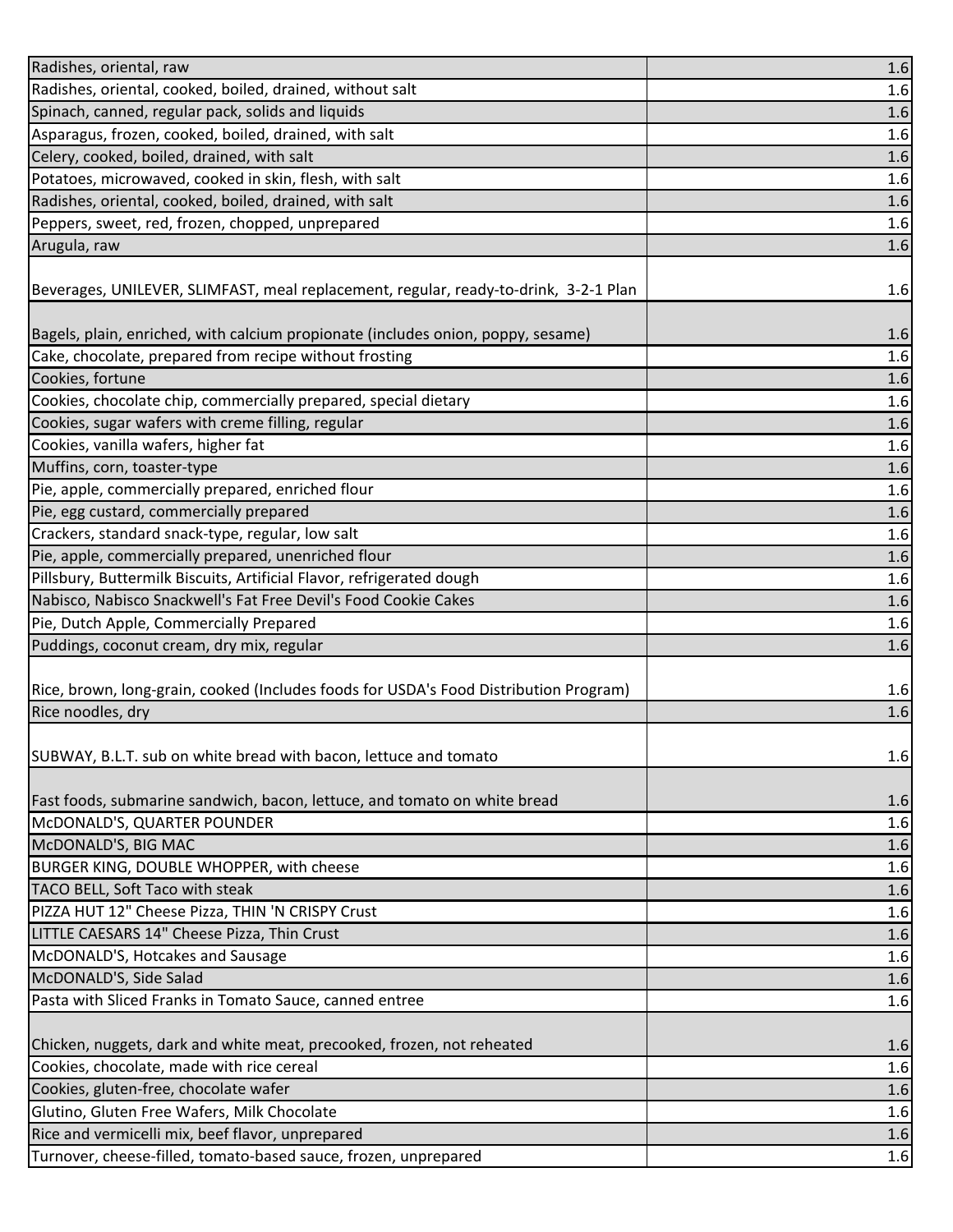| | |
|---|---|
| Radishes, oriental, raw | 1.6 |
| Radishes, oriental, cooked, boiled, drained, without salt | 1.6 |
| Spinach, canned, regular pack, solids and liquids | 1.6 |
| Asparagus, frozen, cooked, boiled, drained, with salt | 1.6 |
| Celery, cooked, boiled, drained, with salt | 1.6 |
| Potatoes, microwaved, cooked in skin, flesh, with salt | 1.6 |
| Radishes, oriental, cooked, boiled, drained, with salt | 1.6 |
| Peppers, sweet, red, frozen, chopped, unprepared | 1.6 |
| Arugula, raw | 1.6 |
| Beverages, UNILEVER, SLIMFAST, meal replacement, regular, ready-to-drink, 3-2-1 Plan | 1.6 |
| Bagels, plain, enriched, with calcium propionate (includes onion, poppy, sesame) | 1.6 |
| Cake, chocolate, prepared from recipe without frosting | 1.6 |
| Cookies, fortune | 1.6 |
| Cookies, chocolate chip, commercially prepared, special dietary | 1.6 |
| Cookies, sugar wafers with creme filling, regular | 1.6 |
| Cookies, vanilla wafers, higher fat | 1.6 |
| Muffins, corn, toaster-type | 1.6 |
| Pie, apple, commercially prepared, enriched flour | 1.6 |
| Pie, egg custard, commercially prepared | 1.6 |
| Crackers, standard snack-type, regular, low salt | 1.6 |
| Pie, apple, commercially prepared, unenriched flour | 1.6 |
| Pillsbury, Buttermilk Biscuits, Artificial Flavor, refrigerated dough | 1.6 |
| Nabisco, Nabisco Snackwell's Fat Free Devil's Food Cookie Cakes | 1.6 |
| Pie, Dutch Apple, Commercially Prepared | 1.6 |
| Puddings, coconut cream, dry mix, regular | 1.6 |
| Rice, brown, long-grain, cooked (Includes foods for USDA's Food Distribution Program) | 1.6 |
| Rice noodles, dry | 1.6 |
| SUBWAY, B.L.T. sub on white bread with bacon, lettuce and tomato | 1.6 |
| Fast foods, submarine sandwich, bacon, lettuce, and tomato on white bread | 1.6 |
| McDONALD'S, QUARTER POUNDER | 1.6 |
| McDONALD'S, BIG MAC | 1.6 |
| BURGER KING, DOUBLE WHOPPER, with cheese | 1.6 |
| TACO BELL, Soft Taco with steak | 1.6 |
| PIZZA HUT 12" Cheese Pizza, THIN 'N CRISPY Crust | 1.6 |
| LITTLE CAESARS 14" Cheese Pizza, Thin Crust | 1.6 |
| McDONALD'S, Hotcakes and Sausage | 1.6 |
| McDONALD'S, Side Salad | 1.6 |
| Pasta with Sliced Franks in Tomato Sauce, canned entree | 1.6 |
| Chicken, nuggets, dark and white meat, precooked, frozen, not reheated | 1.6 |
| Cookies, chocolate, made with rice cereal | 1.6 |
| Cookies, gluten-free, chocolate wafer | 1.6 |
| Glutino, Gluten Free Wafers, Milk Chocolate | 1.6 |
| Rice and vermicelli mix, beef flavor, unprepared | 1.6 |
| Turnover, cheese-filled, tomato-based sauce, frozen, unprepared | 1.6 |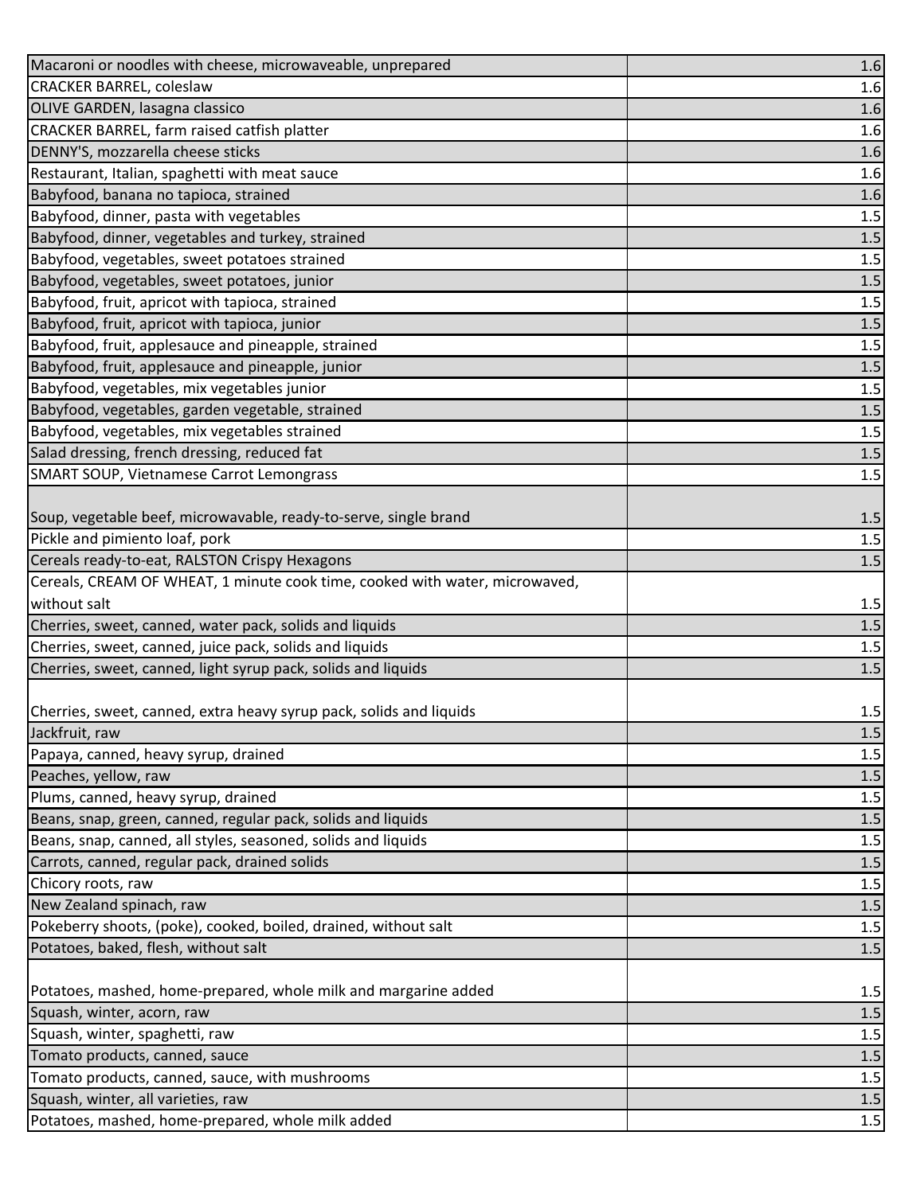| | |
|---|---|
| Macaroni or noodles with cheese, microwaveable, unprepared | 1.6 |
| CRACKER BARREL, coleslaw | 1.6 |
| OLIVE GARDEN, lasagna classico | 1.6 |
| CRACKER BARREL, farm raised catfish platter | 1.6 |
| DENNY'S, mozzarella cheese sticks | 1.6 |
| Restaurant, Italian, spaghetti with meat sauce | 1.6 |
| Babyfood, banana no tapioca, strained | 1.6 |
| Babyfood, dinner, pasta with vegetables | 1.5 |
| Babyfood, dinner, vegetables and turkey, strained | 1.5 |
| Babyfood, vegetables, sweet potatoes strained | 1.5 |
| Babyfood, vegetables, sweet potatoes, junior | 1.5 |
| Babyfood, fruit, apricot with tapioca, strained | 1.5 |
| Babyfood, fruit, apricot with tapioca, junior | 1.5 |
| Babyfood, fruit, applesauce and pineapple, strained | 1.5 |
| Babyfood, fruit, applesauce and pineapple, junior | 1.5 |
| Babyfood, vegetables, mix vegetables junior | 1.5 |
| Babyfood, vegetables, garden vegetable, strained | 1.5 |
| Babyfood, vegetables, mix vegetables strained | 1.5 |
| Salad dressing, french dressing, reduced fat | 1.5 |
| SMART SOUP, Vietnamese Carrot Lemongrass | 1.5 |
| Soup, vegetable beef, microwavable, ready-to-serve, single brand | 1.5 |
| Pickle and pimiento loaf, pork | 1.5 |
| Cereals ready-to-eat, RALSTON Crispy Hexagons | 1.5 |
| Cereals, CREAM OF WHEAT, 1 minute cook time, cooked with water, microwaved, without salt | 1.5 |
| Cherries, sweet, canned, water pack, solids and liquids | 1.5 |
| Cherries, sweet, canned, juice pack, solids and liquids | 1.5 |
| Cherries, sweet, canned, light syrup pack, solids and liquids | 1.5 |
| Cherries, sweet, canned, extra heavy syrup pack, solids and liquids | 1.5 |
| Jackfruit, raw | 1.5 |
| Papaya, canned, heavy syrup, drained | 1.5 |
| Peaches, yellow, raw | 1.5 |
| Plums, canned, heavy syrup, drained | 1.5 |
| Beans, snap, green, canned, regular pack, solids and liquids | 1.5 |
| Beans, snap, canned, all styles, seasoned, solids and liquids | 1.5 |
| Carrots, canned, regular pack, drained solids | 1.5 |
| Chicory roots, raw | 1.5 |
| New Zealand spinach, raw | 1.5 |
| Pokeberry shoots, (poke), cooked, boiled, drained, without salt | 1.5 |
| Potatoes, baked, flesh, without salt | 1.5 |
| Potatoes, mashed, home-prepared, whole milk and margarine added | 1.5 |
| Squash, winter, acorn, raw | 1.5 |
| Squash, winter, spaghetti, raw | 1.5 |
| Tomato products, canned, sauce | 1.5 |
| Tomato products, canned, sauce, with mushrooms | 1.5 |
| Squash, winter, all varieties, raw | 1.5 |
| Potatoes, mashed, home-prepared, whole milk added | 1.5 |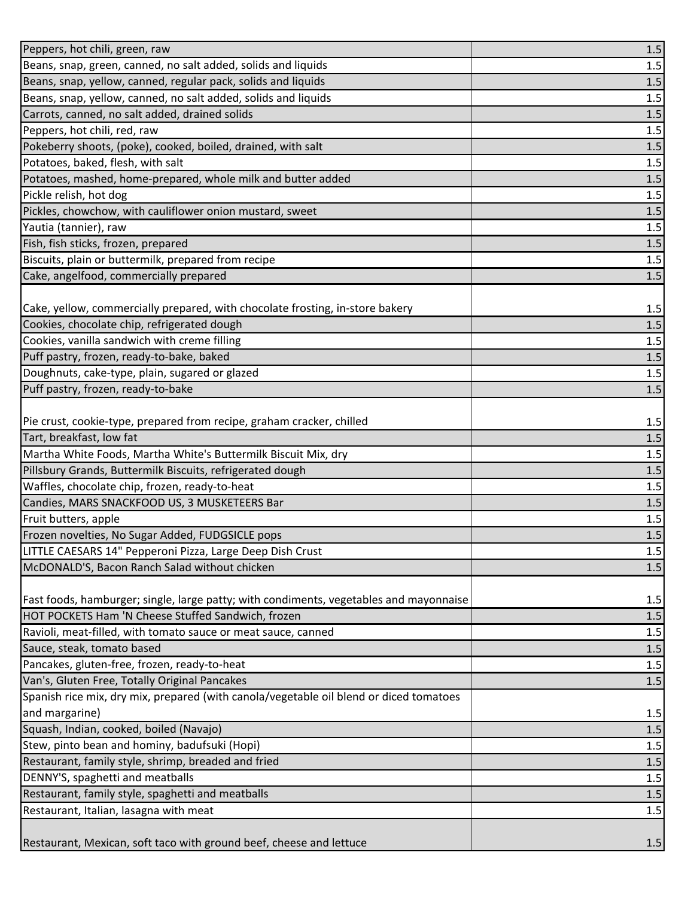| | |
|---|---|
| Peppers, hot chili, green, raw | 1.5 |
| Beans, snap, green, canned, no salt added, solids and liquids | 1.5 |
| Beans, snap, yellow, canned, regular pack, solids and liquids | 1.5 |
| Beans, snap, yellow, canned, no salt added, solids and liquids | 1.5 |
| Carrots, canned, no salt added, drained solids | 1.5 |
| Peppers, hot chili, red, raw | 1.5 |
| Pokeberry shoots, (poke), cooked, boiled, drained, with salt | 1.5 |
| Potatoes, baked, flesh, with salt | 1.5 |
| Potatoes, mashed, home-prepared, whole milk and butter added | 1.5 |
| Pickle relish, hot dog | 1.5 |
| Pickles, chowchow, with cauliflower onion mustard, sweet | 1.5 |
| Yautia (tannier), raw | 1.5 |
| Fish, fish sticks, frozen, prepared | 1.5 |
| Biscuits, plain or buttermilk, prepared from recipe | 1.5 |
| Cake, angelfood, commercially prepared | 1.5 |
| Cake, yellow, commercially prepared, with chocolate frosting, in-store bakery | 1.5 |
| Cookies, chocolate chip, refrigerated dough | 1.5 |
| Cookies, vanilla sandwich with creme filling | 1.5 |
| Puff pastry, frozen, ready-to-bake, baked | 1.5 |
| Doughnuts, cake-type, plain, sugared or glazed | 1.5 |
| Puff pastry, frozen, ready-to-bake | 1.5 |
| Pie crust, cookie-type, prepared from recipe, graham cracker, chilled | 1.5 |
| Tart, breakfast, low fat | 1.5 |
| Martha White Foods, Martha White's Buttermilk Biscuit Mix, dry | 1.5 |
| Pillsbury Grands, Buttermilk Biscuits, refrigerated dough | 1.5 |
| Waffles, chocolate chip, frozen, ready-to-heat | 1.5 |
| Candies, MARS SNACKFOOD US, 3 MUSKETEERS Bar | 1.5 |
| Fruit butters, apple | 1.5 |
| Frozen novelties, No Sugar Added, FUDGSICLE pops | 1.5 |
| LITTLE CAESARS 14" Pepperoni Pizza, Large Deep Dish Crust | 1.5 |
| McDONALD'S, Bacon Ranch Salad without chicken | 1.5 |
| Fast foods, hamburger; single, large patty; with condiments, vegetables and mayonnaise | 1.5 |
| HOT POCKETS Ham 'N Cheese Stuffed Sandwich, frozen | 1.5 |
| Ravioli, meat-filled, with tomato sauce or meat sauce, canned | 1.5 |
| Sauce, steak, tomato based | 1.5 |
| Pancakes, gluten-free, frozen, ready-to-heat | 1.5 |
| Van's, Gluten Free, Totally Original Pancakes | 1.5 |
| Spanish rice mix, dry mix, prepared (with canola/vegetable oil blend or diced tomatoes and margarine) | 1.5 |
| Squash, Indian, cooked, boiled (Navajo) | 1.5 |
| Stew, pinto bean and hominy, badufsuki (Hopi) | 1.5 |
| Restaurant, family style, shrimp, breaded and fried | 1.5 |
| DENNY'S, spaghetti and meatballs | 1.5 |
| Restaurant, family style, spaghetti and meatballs | 1.5 |
| Restaurant, Italian, lasagna with meat | 1.5 |
| Restaurant, Mexican, soft taco with ground beef, cheese and lettuce | 1.5 |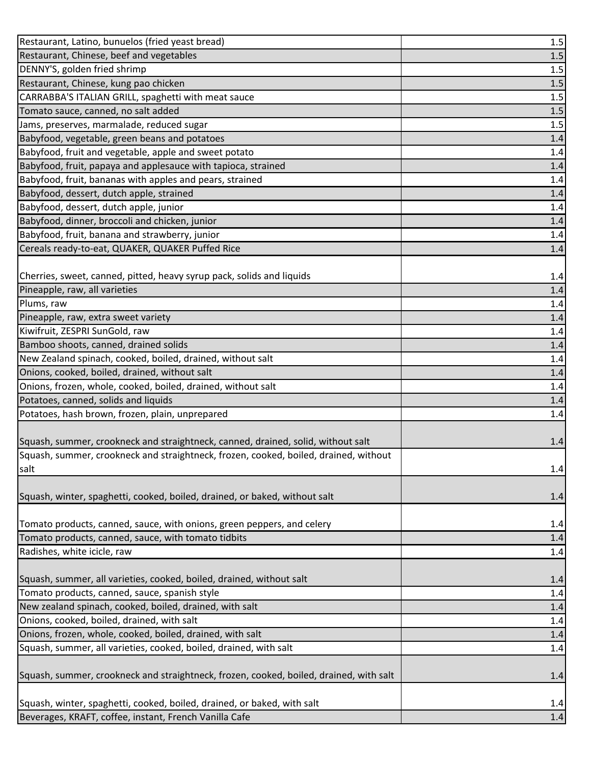| | |
|---|---|
| Restaurant, Latino, bunuelos (fried yeast bread) | 1.5 |
| Restaurant, Chinese, beef and vegetables | 1.5 |
| DENNY'S, golden fried shrimp | 1.5 |
| Restaurant, Chinese, kung pao chicken | 1.5 |
| CARRABBA'S ITALIAN GRILL, spaghetti with meat sauce | 1.5 |
| Tomato sauce, canned, no salt added | 1.5 |
| Jams, preserves, marmalade, reduced sugar | 1.5 |
| Babyfood, vegetable, green beans and potatoes | 1.4 |
| Babyfood, fruit and vegetable, apple and sweet potato | 1.4 |
| Babyfood, fruit, papaya and applesauce with tapioca, strained | 1.4 |
| Babyfood, fruit, bananas with apples and pears, strained | 1.4 |
| Babyfood, dessert, dutch apple, strained | 1.4 |
| Babyfood, dessert, dutch apple, junior | 1.4 |
| Babyfood, dinner, broccoli and chicken, junior | 1.4 |
| Babyfood, fruit, banana and strawberry, junior | 1.4 |
| Cereals ready-to-eat, QUAKER, QUAKER Puffed Rice | 1.4 |
| Cherries, sweet, canned, pitted, heavy syrup pack, solids and liquids | 1.4 |
| Pineapple, raw, all varieties | 1.4 |
| Plums, raw | 1.4 |
| Pineapple, raw, extra sweet variety | 1.4 |
| Kiwifruit, ZESPRI SunGold, raw | 1.4 |
| Bamboo shoots, canned, drained solids | 1.4 |
| New Zealand spinach, cooked, boiled, drained, without salt | 1.4 |
| Onions, cooked, boiled, drained, without salt | 1.4 |
| Onions, frozen, whole, cooked, boiled, drained, without salt | 1.4 |
| Potatoes, canned, solids and liquids | 1.4 |
| Potatoes, hash brown, frozen, plain, unprepared | 1.4 |
| Squash, summer, crookneck and straightneck, canned, drained, solid, without salt | 1.4 |
| Squash, summer, crookneck and straightneck, frozen, cooked, boiled, drained, without salt | 1.4 |
| Squash, winter, spaghetti, cooked, boiled, drained, or baked, without salt | 1.4 |
| Tomato products, canned, sauce, with onions, green peppers, and celery | 1.4 |
| Tomato products, canned, sauce, with tomato tidbits | 1.4 |
| Radishes, white icicle, raw | 1.4 |
| Squash, summer, all varieties, cooked, boiled, drained, without salt | 1.4 |
| Tomato products, canned, sauce, spanish style | 1.4 |
| New zealand spinach, cooked, boiled, drained, with salt | 1.4 |
| Onions, cooked, boiled, drained, with salt | 1.4 |
| Onions, frozen, whole, cooked, boiled, drained, with salt | 1.4 |
| Squash, summer, all varieties, cooked, boiled, drained, with salt | 1.4 |
| Squash, summer, crookneck and straightneck, frozen, cooked, boiled, drained, with salt | 1.4 |
| Squash, winter, spaghetti, cooked, boiled, drained, or baked, with salt | 1.4 |
| Beverages, KRAFT, coffee, instant, French Vanilla Cafe | 1.4 |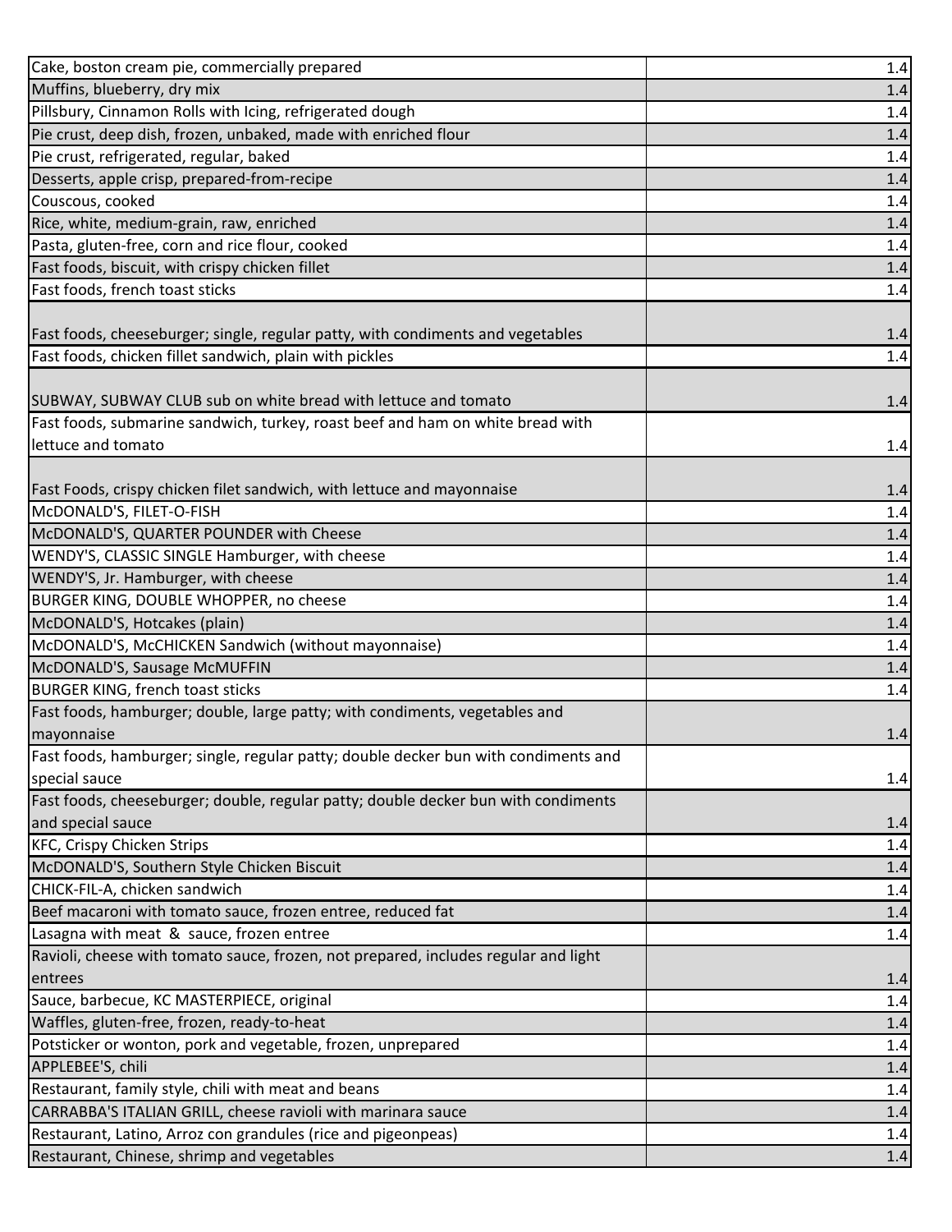| | |
|---|---|
| Cake, boston cream pie, commercially prepared | 1.4 |
| Muffins, blueberry, dry mix | 1.4 |
| Pillsbury, Cinnamon Rolls with Icing, refrigerated dough | 1.4 |
| Pie crust, deep dish, frozen, unbaked, made with enriched flour | 1.4 |
| Pie crust, refrigerated, regular, baked | 1.4 |
| Desserts, apple crisp, prepared-from-recipe | 1.4 |
| Couscous, cooked | 1.4 |
| Rice, white, medium-grain, raw, enriched | 1.4 |
| Pasta, gluten-free, corn and rice flour, cooked | 1.4 |
| Fast foods, biscuit, with crispy chicken fillet | 1.4 |
| Fast foods, french toast sticks | 1.4 |
| Fast foods, cheeseburger; single, regular patty, with condiments and vegetables | 1.4 |
| Fast foods, chicken fillet sandwich, plain with pickles | 1.4 |
| SUBWAY, SUBWAY CLUB sub on white bread with lettuce and tomato | 1.4 |
| Fast foods, submarine sandwich, turkey, roast beef and ham on white bread with lettuce and tomato | 1.4 |
| Fast Foods, crispy chicken filet sandwich, with lettuce and mayonnaise | 1.4 |
| McDONALD'S, FILET-O-FISH | 1.4 |
| McDONALD'S, QUARTER POUNDER with Cheese | 1.4 |
| WENDY'S, CLASSIC SINGLE Hamburger, with cheese | 1.4 |
| WENDY'S, Jr. Hamburger, with cheese | 1.4 |
| BURGER KING, DOUBLE WHOPPER, no cheese | 1.4 |
| McDONALD'S, Hotcakes (plain) | 1.4 |
| McDONALD'S, McCHICKEN Sandwich (without mayonnaise) | 1.4 |
| McDONALD'S, Sausage McMUFFIN | 1.4 |
| BURGER KING, french toast sticks | 1.4 |
| Fast foods, hamburger; double, large patty; with condiments, vegetables and mayonnaise | 1.4 |
| Fast foods, hamburger; single, regular patty; double decker bun with condiments and special sauce | 1.4 |
| Fast foods, cheeseburger; double, regular patty; double decker bun with condiments and special sauce | 1.4 |
| KFC, Crispy Chicken Strips | 1.4 |
| McDONALD'S, Southern Style Chicken Biscuit | 1.4 |
| CHICK-FIL-A, chicken sandwich | 1.4 |
| Beef macaroni with tomato sauce, frozen entree, reduced fat | 1.4 |
| Lasagna with meat & sauce, frozen entree | 1.4 |
| Ravioli, cheese with tomato sauce, frozen, not prepared, includes regular and light entrees | 1.4 |
| Sauce, barbecue, KC MASTERPIECE, original | 1.4 |
| Waffles, gluten-free, frozen, ready-to-heat | 1.4 |
| Potsticker or wonton, pork and vegetable, frozen, unprepared | 1.4 |
| APPLEBEE'S, chili | 1.4 |
| Restaurant, family style, chili with meat and beans | 1.4 |
| CARRABBA'S ITALIAN GRILL, cheese ravioli with marinara sauce | 1.4 |
| Restaurant, Latino, Arroz con grandules (rice and pigeonpeas) | 1.4 |
| Restaurant, Chinese, shrimp and vegetables | 1.4 |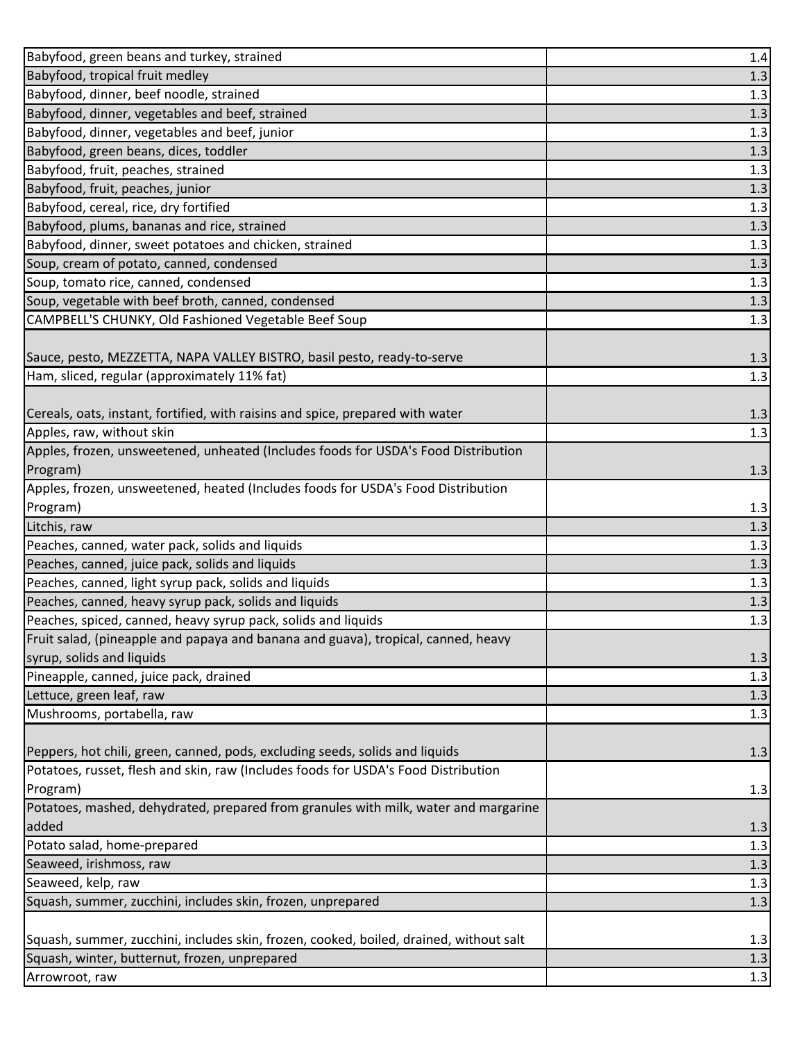| | |
|---|---|
| Babyfood, green beans and turkey, strained | 1.4 |
| Babyfood, tropical fruit medley | 1.3 |
| Babyfood, dinner, beef noodle, strained | 1.3 |
| Babyfood, dinner, vegetables and beef, strained | 1.3 |
| Babyfood, dinner, vegetables and beef, junior | 1.3 |
| Babyfood, green beans, dices, toddler | 1.3 |
| Babyfood, fruit, peaches, strained | 1.3 |
| Babyfood, fruit, peaches, junior | 1.3 |
| Babyfood, cereal, rice, dry fortified | 1.3 |
| Babyfood, plums, bananas and rice, strained | 1.3 |
| Babyfood, dinner, sweet potatoes and chicken, strained | 1.3 |
| Soup, cream of potato, canned, condensed | 1.3 |
| Soup, tomato rice, canned, condensed | 1.3 |
| Soup, vegetable with beef broth, canned, condensed | 1.3 |
| CAMPBELL'S CHUNKY, Old Fashioned Vegetable Beef Soup | 1.3 |
| Sauce, pesto, MEZZETTA, NAPA VALLEY BISTRO, basil pesto, ready-to-serve | 1.3 |
| Ham, sliced, regular (approximately 11% fat) | 1.3 |
| Cereals, oats, instant, fortified, with raisins and spice, prepared with water | 1.3 |
| Apples, raw, without skin | 1.3 |
| Apples, frozen, unsweetened, unheated (Includes foods for USDA's Food Distribution Program) | 1.3 |
| Apples, frozen, unsweetened, heated (Includes foods for USDA's Food Distribution Program) | 1.3 |
| Litchis, raw | 1.3 |
| Peaches, canned, water pack, solids and liquids | 1.3 |
| Peaches, canned, juice pack, solids and liquids | 1.3 |
| Peaches, canned, light syrup pack, solids and liquids | 1.3 |
| Peaches, canned, heavy syrup pack, solids and liquids | 1.3 |
| Peaches, spiced, canned, heavy syrup pack, solids and liquids | 1.3 |
| Fruit salad, (pineapple and papaya and banana and guava), tropical, canned, heavy syrup, solids and liquids | 1.3 |
| Pineapple, canned, juice pack, drained | 1.3 |
| Lettuce, green leaf, raw | 1.3 |
| Mushrooms, portabella, raw | 1.3 |
| Peppers, hot chili, green, canned, pods, excluding seeds, solids and liquids | 1.3 |
| Potatoes, russet, flesh and skin, raw (Includes foods for USDA's Food Distribution Program) | 1.3 |
| Potatoes, mashed, dehydrated, prepared from granules with milk, water and margarine added | 1.3 |
| Potato salad, home-prepared | 1.3 |
| Seaweed, irishmoss, raw | 1.3 |
| Seaweed, kelp, raw | 1.3 |
| Squash, summer, zucchini, includes skin, frozen, unprepared | 1.3 |
| Squash, summer, zucchini, includes skin, frozen, cooked, boiled, drained, without salt | 1.3 |
| Squash, winter, butternut, frozen, unprepared | 1.3 |
| Arrowroot, raw | 1.3 |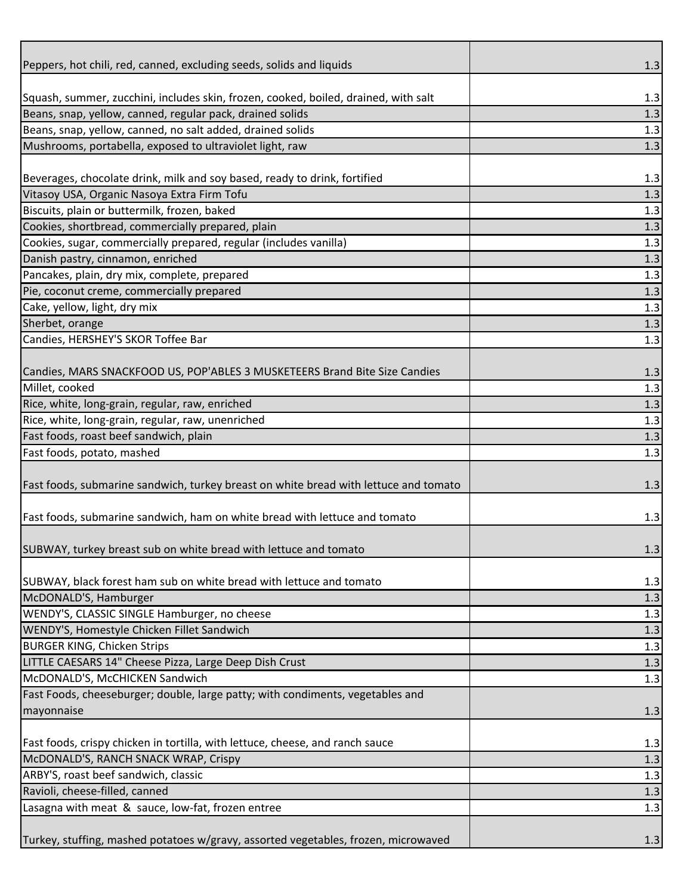| | |
|---|---|
| Peppers, hot chili, red, canned, excluding seeds, solids and liquids | 1.3 |
| Squash, summer, zucchini, includes skin, frozen, cooked, boiled, drained, with salt | 1.3 |
| Beans, snap, yellow, canned, regular pack, drained solids | 1.3 |
| Beans, snap, yellow, canned, no salt added, drained solids | 1.3 |
| Mushrooms, portabella, exposed to ultraviolet light, raw | 1.3 |
| Beverages, chocolate drink, milk and soy based, ready to drink, fortified | 1.3 |
| Vitasoy USA, Organic Nasoya Extra Firm Tofu | 1.3 |
| Biscuits, plain or buttermilk, frozen, baked | 1.3 |
| Cookies, shortbread, commercially prepared, plain | 1.3 |
| Cookies, sugar, commercially prepared, regular (includes vanilla) | 1.3 |
| Danish pastry, cinnamon, enriched | 1.3 |
| Pancakes, plain, dry mix, complete, prepared | 1.3 |
| Pie, coconut creme, commercially prepared | 1.3 |
| Cake, yellow, light, dry mix | 1.3 |
| Sherbet, orange | 1.3 |
| Candies, HERSHEY'S SKOR Toffee Bar | 1.3 |
| Candies, MARS SNACKFOOD US, POP'ABLES 3 MUSKETEERS Brand Bite Size Candies | 1.3 |
| Millet, cooked | 1.3 |
| Rice, white, long-grain, regular, raw, enriched | 1.3 |
| Rice, white, long-grain, regular, raw, unenriched | 1.3 |
| Fast foods, roast beef sandwich, plain | 1.3 |
| Fast foods, potato, mashed | 1.3 |
| Fast foods, submarine sandwich, turkey breast on white bread with lettuce and tomato | 1.3 |
| Fast foods, submarine sandwich, ham on white bread with lettuce and tomato | 1.3 |
| SUBWAY, turkey breast sub on white bread with lettuce and tomato | 1.3 |
| SUBWAY, black forest ham sub on white bread with lettuce and tomato | 1.3 |
| McDONALD'S, Hamburger | 1.3 |
| WENDY'S, CLASSIC SINGLE Hamburger, no cheese | 1.3 |
| WENDY'S, Homestyle Chicken Fillet Sandwich | 1.3 |
| BURGER KING, Chicken Strips | 1.3 |
| LITTLE CAESARS 14" Cheese Pizza, Large Deep Dish Crust | 1.3 |
| McDONALD'S, McCHICKEN Sandwich | 1.3 |
| Fast Foods, cheeseburger; double, large patty; with condiments, vegetables and mayonnaise | 1.3 |
| Fast foods, crispy chicken in tortilla, with lettuce, cheese, and ranch sauce | 1.3 |
| McDONALD'S, RANCH SNACK WRAP, Crispy | 1.3 |
| ARBY'S, roast beef sandwich, classic | 1.3 |
| Ravioli, cheese-filled, canned | 1.3 |
| Lasagna with meat & sauce, low-fat, frozen entree | 1.3 |
| Turkey, stuffing, mashed potatoes w/gravy, assorted vegetables, frozen, microwaved | 1.3 |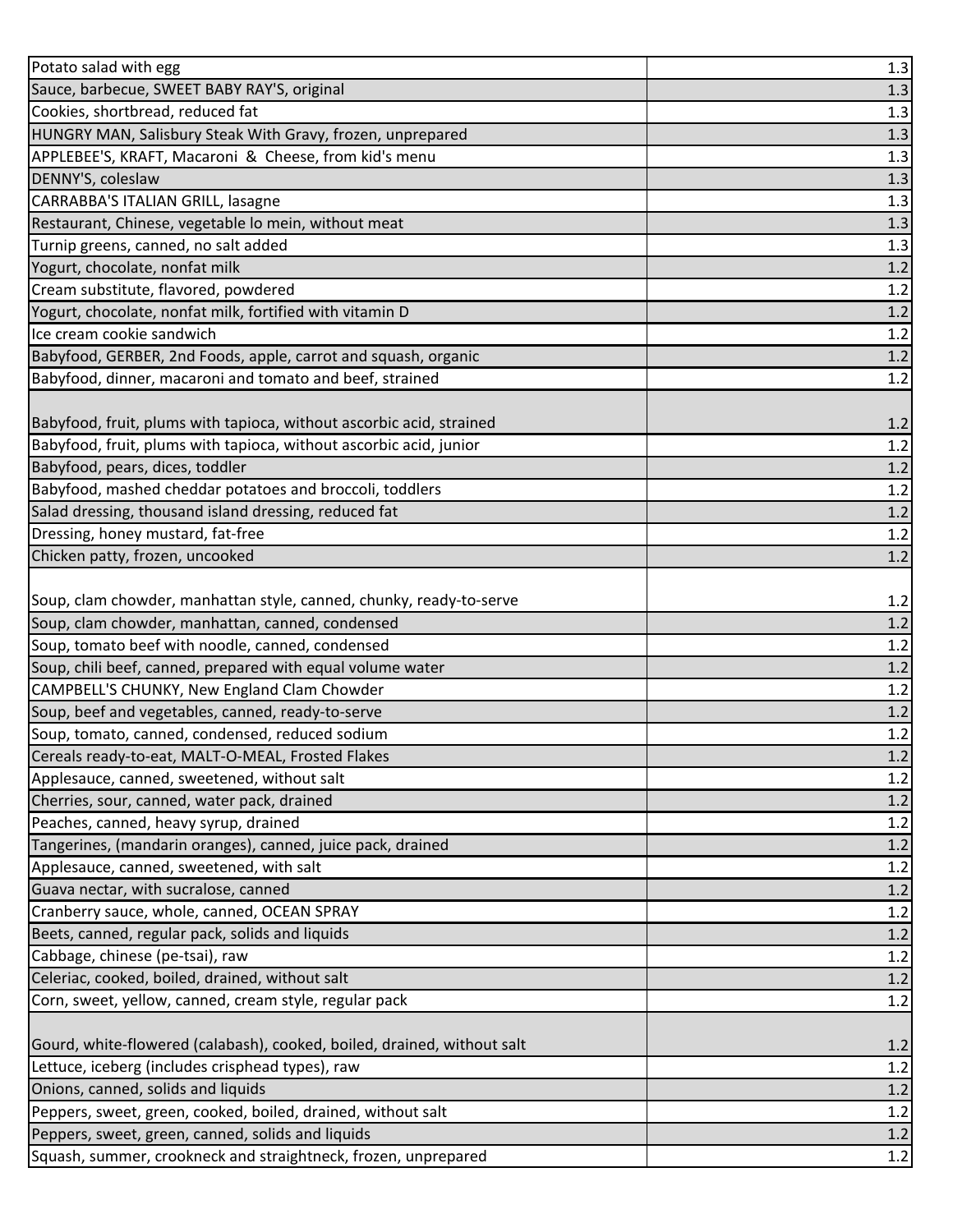| | |
|---|---|
| Potato salad with egg | 1.3 |
| Sauce, barbecue, SWEET BABY RAY'S, original | 1.3 |
| Cookies, shortbread, reduced fat | 1.3 |
| HUNGRY MAN, Salisbury Steak With Gravy, frozen, unprepared | 1.3 |
| APPLEBEE'S, KRAFT, Macaroni & Cheese, from kid's menu | 1.3 |
| DENNY'S, coleslaw | 1.3 |
| CARRABBA'S ITALIAN GRILL, lasagne | 1.3 |
| Restaurant, Chinese, vegetable lo mein, without meat | 1.3 |
| Turnip greens, canned, no salt added | 1.3 |
| Yogurt, chocolate, nonfat milk | 1.2 |
| Cream substitute, flavored, powdered | 1.2 |
| Yogurt, chocolate, nonfat milk, fortified with vitamin D | 1.2 |
| Ice cream cookie sandwich | 1.2 |
| Babyfood, GERBER, 2nd Foods, apple, carrot and squash, organic | 1.2 |
| Babyfood, dinner, macaroni and tomato and beef, strained | 1.2 |
| Babyfood, fruit, plums with tapioca, without ascorbic acid, strained | 1.2 |
| Babyfood, fruit, plums with tapioca, without ascorbic acid, junior | 1.2 |
| Babyfood, pears, dices, toddler | 1.2 |
| Babyfood, mashed cheddar potatoes and broccoli, toddlers | 1.2 |
| Salad dressing, thousand island dressing, reduced fat | 1.2 |
| Dressing, honey mustard, fat-free | 1.2 |
| Chicken patty, frozen, uncooked | 1.2 |
| Soup, clam chowder, manhattan style, canned, chunky, ready-to-serve | 1.2 |
| Soup, clam chowder, manhattan, canned, condensed | 1.2 |
| Soup, tomato beef with noodle, canned, condensed | 1.2 |
| Soup, chili beef, canned, prepared with equal volume water | 1.2 |
| CAMPBELL'S CHUNKY, New England Clam Chowder | 1.2 |
| Soup, beef and vegetables, canned, ready-to-serve | 1.2 |
| Soup, tomato, canned, condensed, reduced sodium | 1.2 |
| Cereals ready-to-eat, MALT-O-MEAL, Frosted Flakes | 1.2 |
| Applesauce, canned, sweetened, without salt | 1.2 |
| Cherries, sour, canned, water pack, drained | 1.2 |
| Peaches, canned, heavy syrup, drained | 1.2 |
| Tangerines, (mandarin oranges), canned, juice pack, drained | 1.2 |
| Applesauce, canned, sweetened, with salt | 1.2 |
| Guava nectar, with sucralose, canned | 1.2 |
| Cranberry sauce, whole, canned, OCEAN SPRAY | 1.2 |
| Beets, canned, regular pack, solids and liquids | 1.2 |
| Cabbage, chinese (pe-tsai), raw | 1.2 |
| Celeriac, cooked, boiled, drained, without salt | 1.2 |
| Corn, sweet, yellow, canned, cream style, regular pack | 1.2 |
| Gourd, white-flowered (calabash), cooked, boiled, drained, without salt | 1.2 |
| Lettuce, iceberg (includes crisphead types), raw | 1.2 |
| Onions, canned, solids and liquids | 1.2 |
| Peppers, sweet, green, cooked, boiled, drained, without salt | 1.2 |
| Peppers, sweet, green, canned, solids and liquids | 1.2 |
| Squash, summer, crookneck and straightneck, frozen, unprepared | 1.2 |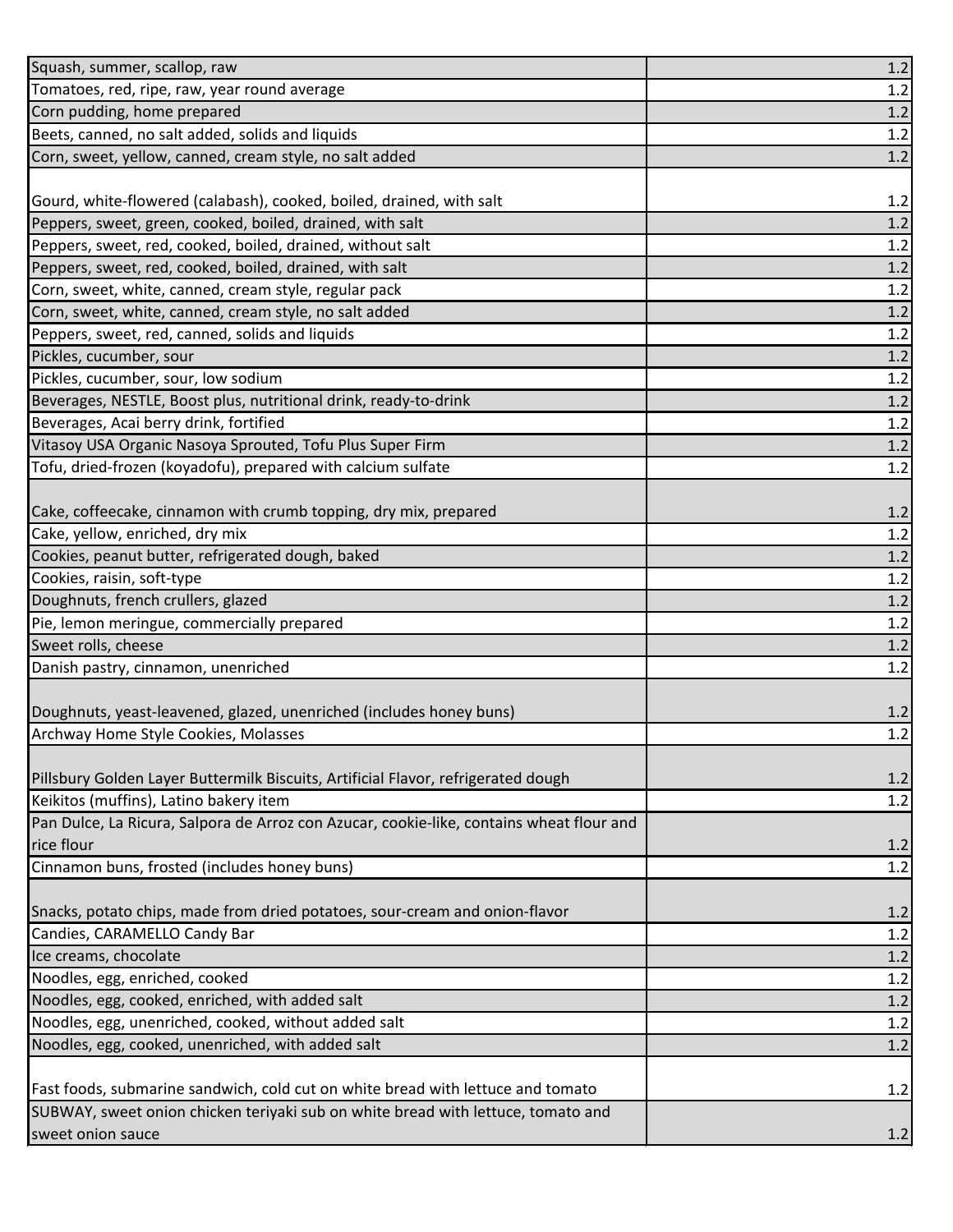| | |
|---|---|
| Squash, summer, scallop, raw | 1.2 |
| Tomatoes, red, ripe, raw, year round average | 1.2 |
| Corn pudding, home prepared | 1.2 |
| Beets, canned, no salt added, solids and liquids | 1.2 |
| Corn, sweet, yellow, canned, cream style, no salt added | 1.2 |
| Gourd, white-flowered (calabash), cooked, boiled, drained, with salt | 1.2 |
| Peppers, sweet, green, cooked, boiled, drained, with salt | 1.2 |
| Peppers, sweet, red, cooked, boiled, drained, without salt | 1.2 |
| Peppers, sweet, red, cooked, boiled, drained, with salt | 1.2 |
| Corn, sweet, white, canned, cream style, regular pack | 1.2 |
| Corn, sweet, white, canned, cream style, no salt added | 1.2 |
| Peppers, sweet, red, canned, solids and liquids | 1.2 |
| Pickles, cucumber, sour | 1.2 |
| Pickles, cucumber, sour, low sodium | 1.2 |
| Beverages, NESTLE, Boost plus, nutritional drink, ready-to-drink | 1.2 |
| Beverages, Acai berry drink, fortified | 1.2 |
| Vitasoy USA Organic Nasoya Sprouted, Tofu Plus Super Firm | 1.2 |
| Tofu, dried-frozen (koyadofu), prepared with calcium sulfate | 1.2 |
| Cake, coffeecake, cinnamon with crumb topping, dry mix, prepared | 1.2 |
| Cake, yellow, enriched, dry mix | 1.2 |
| Cookies, peanut butter, refrigerated dough, baked | 1.2 |
| Cookies, raisin, soft-type | 1.2 |
| Doughnuts, french crullers, glazed | 1.2 |
| Pie, lemon meringue, commercially prepared | 1.2 |
| Sweet rolls, cheese | 1.2 |
| Danish pastry, cinnamon, unenriched | 1.2 |
| Doughnuts, yeast-leavened, glazed, unenriched (includes honey buns) | 1.2 |
| Archway Home Style Cookies, Molasses | 1.2 |
| Pillsbury Golden Layer Buttermilk Biscuits, Artificial Flavor, refrigerated dough | 1.2 |
| Keikitos (muffins), Latino bakery item | 1.2 |
| Pan Dulce, La Ricura, Salpora de Arroz con Azucar, cookie-like, contains wheat flour and rice flour | 1.2 |
| Cinnamon buns, frosted (includes honey buns) | 1.2 |
| Snacks, potato chips, made from dried potatoes, sour-cream and onion-flavor | 1.2 |
| Candies, CARAMELLO Candy Bar | 1.2 |
| Ice creams, chocolate | 1.2 |
| Noodles, egg, enriched, cooked | 1.2 |
| Noodles, egg, cooked, enriched, with added salt | 1.2 |
| Noodles, egg, unenriched, cooked, without added salt | 1.2 |
| Noodles, egg, cooked, unenriched, with added salt | 1.2 |
| Fast foods, submarine sandwich, cold cut on white bread with lettuce and tomato | 1.2 |
| SUBWAY, sweet onion chicken teriyaki sub on white bread with lettuce, tomato and sweet onion sauce | 1.2 |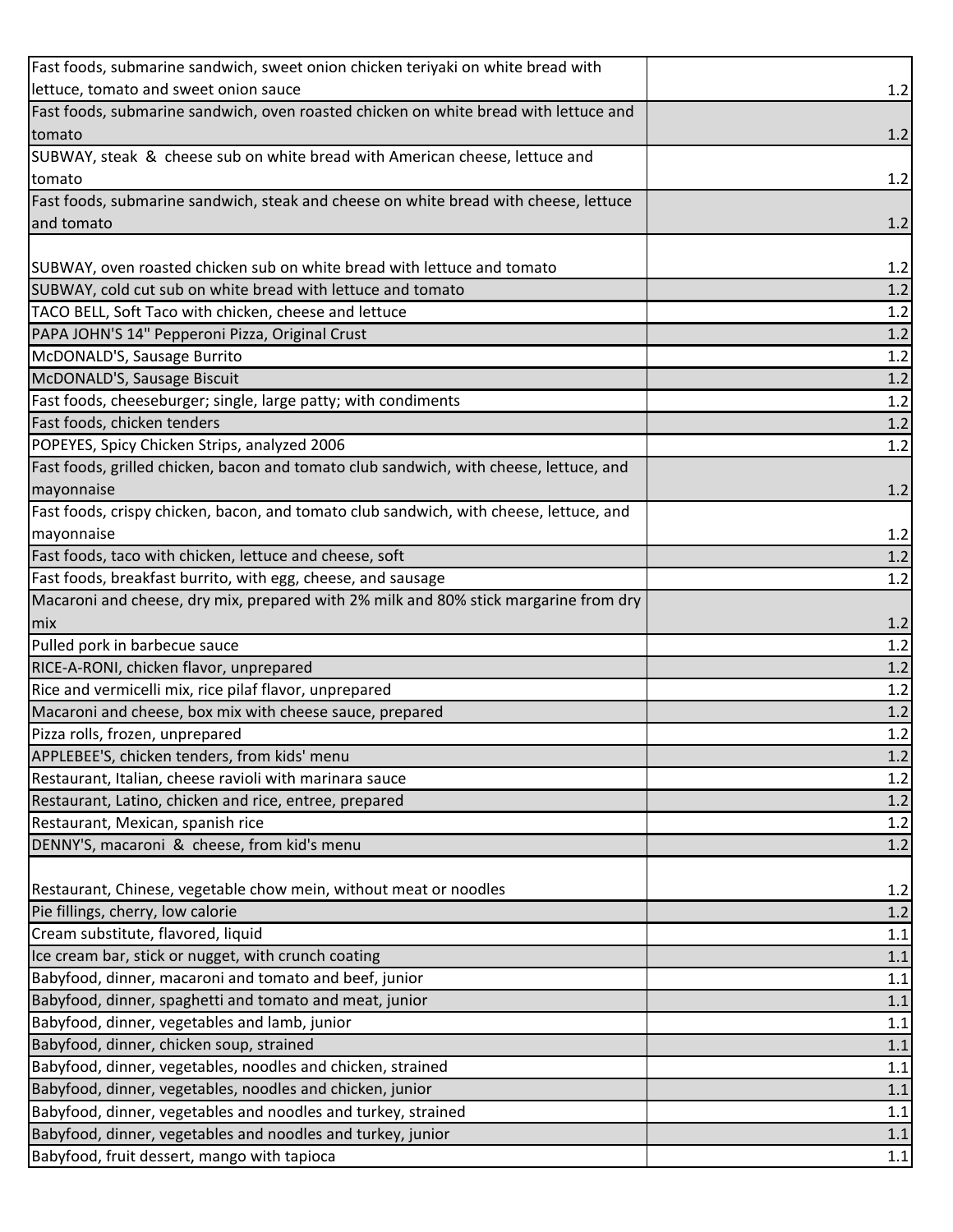| | |
|---|---|
| Fast foods, submarine sandwich, sweet onion chicken teriyaki on white bread with lettuce, tomato and sweet onion sauce | 1.2 |
| Fast foods, submarine sandwich, oven roasted chicken on white bread with lettuce and tomato | 1.2 |
| SUBWAY, steak & cheese sub on white bread with American cheese, lettuce and tomato | 1.2 |
| Fast foods, submarine sandwich, steak and cheese on white bread with cheese, lettuce and tomato | 1.2 |
| SUBWAY, oven roasted chicken sub on white bread with lettuce and tomato | 1.2 |
| SUBWAY, cold cut sub on white bread with lettuce and tomato | 1.2 |
| TACO BELL, Soft Taco with chicken, cheese and lettuce | 1.2 |
| PAPA JOHN'S 14" Pepperoni Pizza, Original Crust | 1.2 |
| McDONALD'S, Sausage Burrito | 1.2 |
| McDONALD'S, Sausage Biscuit | 1.2 |
| Fast foods, cheeseburger; single, large patty; with condiments | 1.2 |
| Fast foods, chicken tenders | 1.2 |
| POPEYES, Spicy Chicken Strips, analyzed 2006 | 1.2 |
| Fast foods, grilled chicken, bacon and tomato club sandwich, with cheese, lettuce, and mayonnaise | 1.2 |
| Fast foods, crispy chicken, bacon, and tomato club sandwich, with cheese, lettuce, and mayonnaise | 1.2 |
| Fast foods, taco with chicken, lettuce and cheese, soft | 1.2 |
| Fast foods, breakfast burrito, with egg, cheese, and sausage | 1.2 |
| Macaroni and cheese, dry mix, prepared with 2% milk and 80% stick margarine from dry mix | 1.2 |
| Pulled pork in barbecue sauce | 1.2 |
| RICE-A-RONI, chicken flavor, unprepared | 1.2 |
| Rice and vermicelli mix, rice pilaf flavor, unprepared | 1.2 |
| Macaroni and cheese, box mix with cheese sauce, prepared | 1.2 |
| Pizza rolls, frozen, unprepared | 1.2 |
| APPLEBEE'S, chicken tenders, from kids' menu | 1.2 |
| Restaurant, Italian, cheese ravioli with marinara sauce | 1.2 |
| Restaurant, Latino, chicken and rice, entree, prepared | 1.2 |
| Restaurant, Mexican, spanish rice | 1.2 |
| DENNY'S, macaroni & cheese, from kid's menu | 1.2 |
| Restaurant, Chinese, vegetable chow mein, without meat or noodles | 1.2 |
| Pie fillings, cherry, low calorie | 1.2 |
| Cream substitute, flavored, liquid | 1.1 |
| Ice cream bar, stick or nugget, with crunch coating | 1.1 |
| Babyfood, dinner, macaroni and tomato and beef, junior | 1.1 |
| Babyfood, dinner, spaghetti and tomato and meat, junior | 1.1 |
| Babyfood, dinner, vegetables and lamb, junior | 1.1 |
| Babyfood, dinner, chicken soup, strained | 1.1 |
| Babyfood, dinner, vegetables, noodles and chicken, strained | 1.1 |
| Babyfood, dinner, vegetables, noodles and chicken, junior | 1.1 |
| Babyfood, dinner, vegetables and noodles and turkey, strained | 1.1 |
| Babyfood, dinner, vegetables and noodles and turkey, junior | 1.1 |
| Babyfood, fruit dessert, mango with tapioca | 1.1 |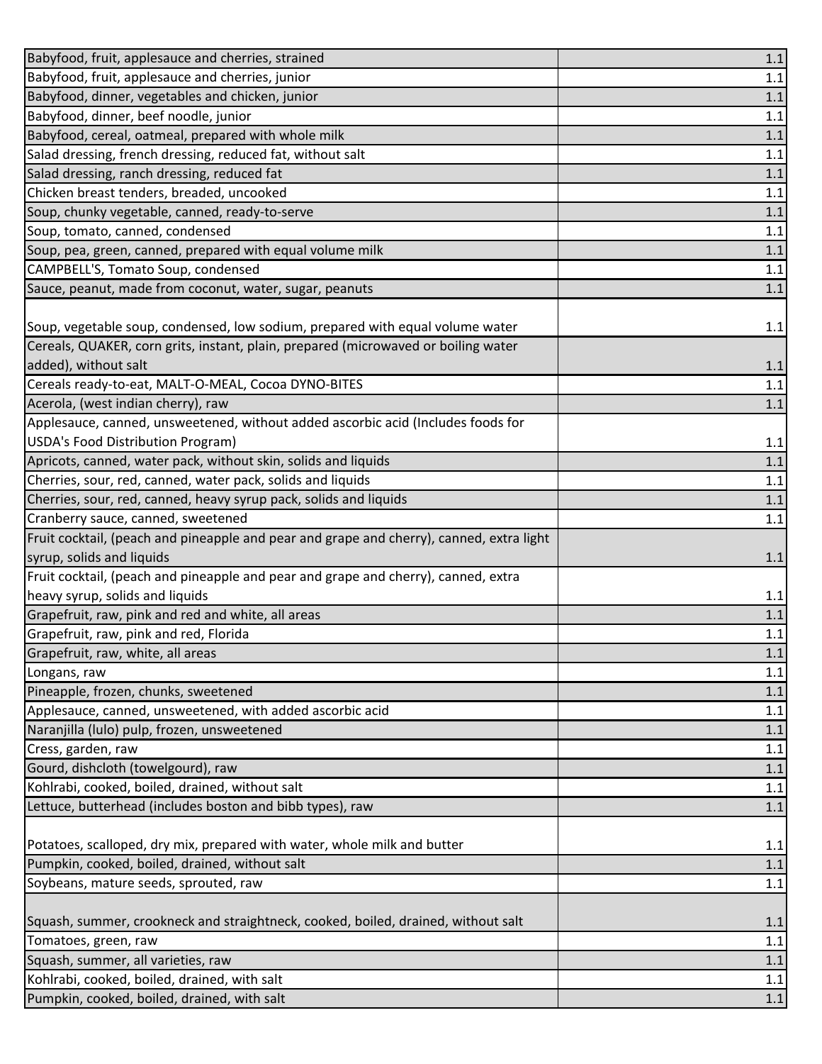| | |
|---|---|
| Babyfood, fruit, applesauce and cherries, strained | 1.1 |
| Babyfood, fruit, applesauce and cherries, junior | 1.1 |
| Babyfood, dinner, vegetables and chicken, junior | 1.1 |
| Babyfood, dinner, beef noodle, junior | 1.1 |
| Babyfood, cereal, oatmeal, prepared with whole milk | 1.1 |
| Salad dressing, french dressing, reduced fat, without salt | 1.1 |
| Salad dressing, ranch dressing, reduced fat | 1.1 |
| Chicken breast tenders, breaded, uncooked | 1.1 |
| Soup, chunky vegetable, canned, ready-to-serve | 1.1 |
| Soup, tomato, canned, condensed | 1.1 |
| Soup, pea, green, canned, prepared with equal volume milk | 1.1 |
| CAMPBELL'S, Tomato Soup, condensed | 1.1 |
| Sauce, peanut, made from coconut, water, sugar, peanuts | 1.1 |
| Soup, vegetable soup, condensed, low sodium, prepared with equal volume water | 1.1 |
| Cereals, QUAKER, corn grits, instant, plain, prepared (microwaved or boiling water added), without salt | 1.1 |
| Cereals ready-to-eat, MALT-O-MEAL, Cocoa DYNO-BITES | 1.1 |
| Acerola, (west indian cherry), raw | 1.1 |
| Applesauce, canned, unsweetened, without added ascorbic acid (Includes foods for USDA's Food Distribution Program) | 1.1 |
| Apricots, canned, water pack, without skin, solids and liquids | 1.1 |
| Cherries, sour, red, canned, water pack, solids and liquids | 1.1 |
| Cherries, sour, red, canned, heavy syrup pack, solids and liquids | 1.1 |
| Cranberry sauce, canned, sweetened | 1.1 |
| Fruit cocktail, (peach and pineapple and pear and grape and cherry), canned, extra light syrup, solids and liquids | 1.1 |
| Fruit cocktail, (peach and pineapple and pear and grape and cherry), canned, extra heavy syrup, solids and liquids | 1.1 |
| Grapefruit, raw, pink and red and white, all areas | 1.1 |
| Grapefruit, raw, pink and red, Florida | 1.1 |
| Grapefruit, raw, white, all areas | 1.1 |
| Longans, raw | 1.1 |
| Pineapple, frozen, chunks, sweetened | 1.1 |
| Applesauce, canned, unsweetened, with added ascorbic acid | 1.1 |
| Naranjilla (lulo) pulp, frozen, unsweetened | 1.1 |
| Cress, garden, raw | 1.1 |
| Gourd, dishcloth (towelgourd), raw | 1.1 |
| Kohlrabi, cooked, boiled, drained, without salt | 1.1 |
| Lettuce, butterhead (includes boston and bibb types), raw | 1.1 |
| Potatoes, scalloped, dry mix, prepared with water, whole milk and butter | 1.1 |
| Pumpkin, cooked, boiled, drained, without salt | 1.1 |
| Soybeans, mature seeds, sprouted, raw | 1.1 |
| Squash, summer, crookneck and straightneck, cooked, boiled, drained, without salt | 1.1 |
| Tomatoes, green, raw | 1.1 |
| Squash, summer, all varieties, raw | 1.1 |
| Kohlrabi, cooked, boiled, drained, with salt | 1.1 |
| Pumpkin, cooked, boiled, drained, with salt | 1.1 |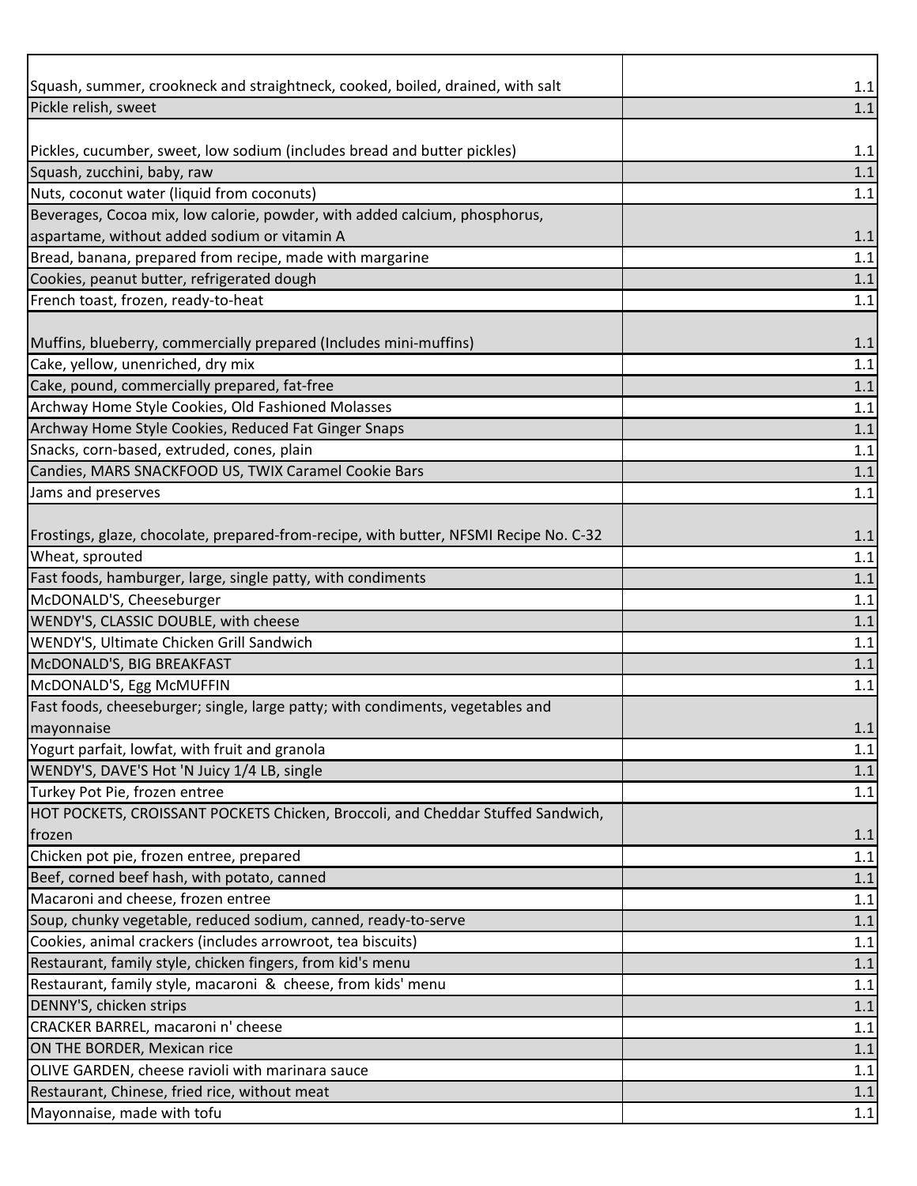| | |
|---|---|
| Squash, summer, crookneck and straightneck, cooked, boiled, drained, with salt | 1.1 |
| Pickle relish, sweet | 1.1 |
| Pickles, cucumber, sweet, low sodium (includes bread and butter pickles) | 1.1 |
| Squash, zucchini, baby, raw | 1.1 |
| Nuts, coconut water (liquid from coconuts) | 1.1 |
| Beverages, Cocoa mix, low calorie, powder, with added calcium, phosphorus, aspartame, without added sodium or vitamin A | 1.1 |
| Bread, banana, prepared from recipe, made with margarine | 1.1 |
| Cookies, peanut butter, refrigerated dough | 1.1 |
| French toast, frozen, ready-to-heat | 1.1 |
| Muffins, blueberry, commercially prepared (Includes mini-muffins) | 1.1 |
| Cake, yellow, unenriched, dry mix | 1.1 |
| Cake, pound, commercially prepared, fat-free | 1.1 |
| Archway Home Style Cookies, Old Fashioned Molasses | 1.1 |
| Archway Home Style Cookies, Reduced Fat Ginger Snaps | 1.1 |
| Snacks, corn-based, extruded, cones, plain | 1.1 |
| Candies, MARS SNACKFOOD US, TWIX Caramel Cookie Bars | 1.1 |
| Jams and preserves | 1.1 |
| Frostings, glaze, chocolate, prepared-from-recipe, with butter, NFSMI Recipe No. C-32 | 1.1 |
| Wheat, sprouted | 1.1 |
| Fast foods, hamburger, large, single patty, with condiments | 1.1 |
| McDONALD'S, Cheeseburger | 1.1 |
| WENDY'S, CLASSIC DOUBLE, with cheese | 1.1 |
| WENDY'S, Ultimate Chicken Grill Sandwich | 1.1 |
| McDONALD'S, BIG BREAKFAST | 1.1 |
| McDONALD'S, Egg McMUFFIN | 1.1 |
| Fast foods, cheeseburger; single, large patty; with condiments, vegetables and mayonnaise | 1.1 |
| Yogurt parfait, lowfat, with fruit and granola | 1.1 |
| WENDY'S, DAVE'S Hot 'N Juicy 1/4 LB, single | 1.1 |
| Turkey Pot Pie, frozen entree | 1.1 |
| HOT POCKETS, CROISSANT POCKETS Chicken, Broccoli, and Cheddar Stuffed Sandwich, frozen | 1.1 |
| Chicken pot pie, frozen entree, prepared | 1.1 |
| Beef, corned beef hash, with potato, canned | 1.1 |
| Macaroni and cheese, frozen entree | 1.1 |
| Soup, chunky vegetable, reduced sodium, canned, ready-to-serve | 1.1 |
| Cookies, animal crackers (includes arrowroot, tea biscuits) | 1.1 |
| Restaurant, family style, chicken fingers, from kid's menu | 1.1 |
| Restaurant, family style, macaroni & cheese, from kids' menu | 1.1 |
| DENNY'S, chicken strips | 1.1 |
| CRACKER BARREL, macaroni n' cheese | 1.1 |
| ON THE BORDER, Mexican rice | 1.1 |
| OLIVE GARDEN, cheese ravioli with marinara sauce | 1.1 |
| Restaurant, Chinese, fried rice, without meat | 1.1 |
| Mayonnaise, made with tofu | 1.1 |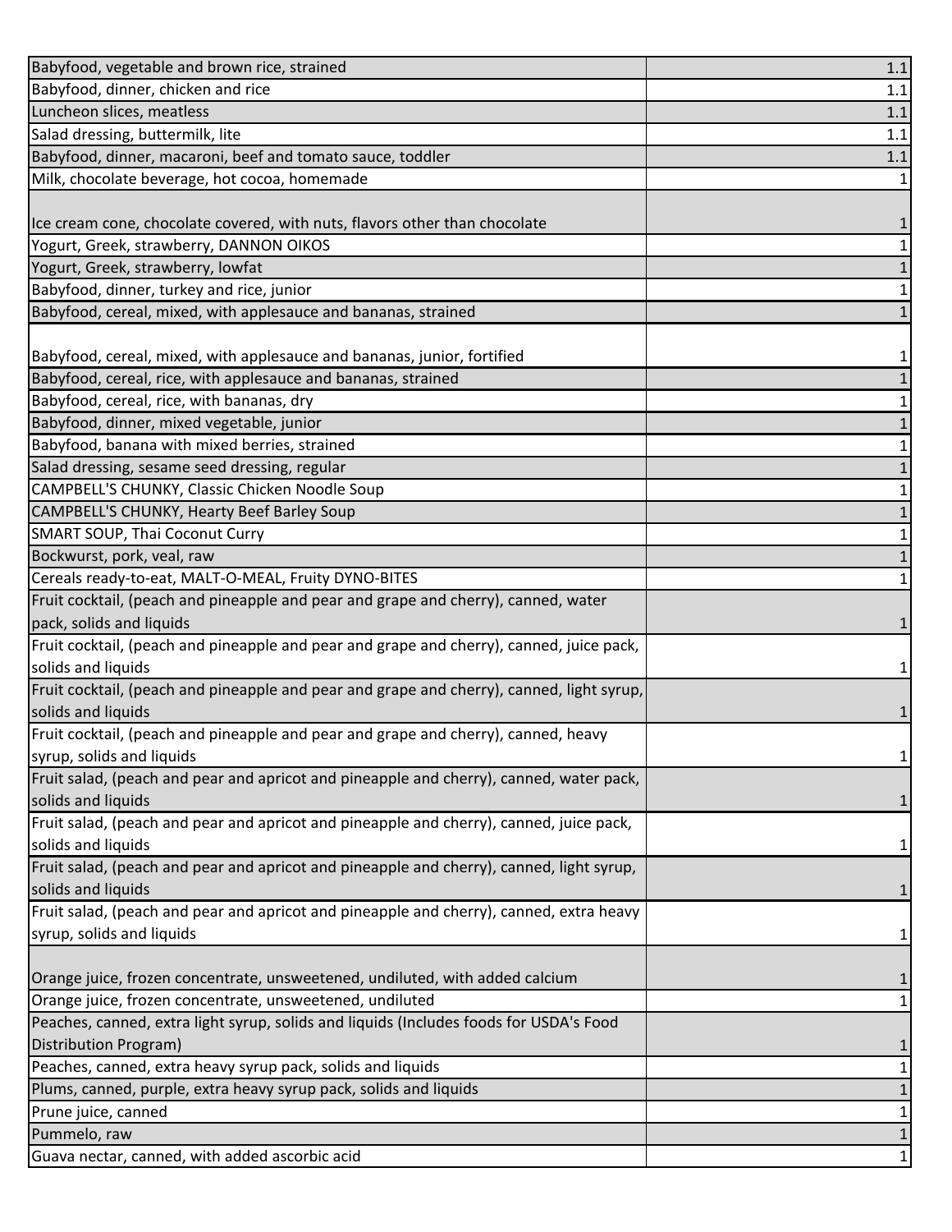| | |
|---|---|
| Babyfood, vegetable and brown rice, strained | 1.1 |
| Babyfood, dinner, chicken and rice | 1.1 |
| Luncheon slices, meatless | 1.1 |
| Salad dressing, buttermilk, lite | 1.1 |
| Babyfood, dinner, macaroni, beef and tomato sauce, toddler | 1.1 |
| Milk, chocolate beverage, hot cocoa, homemade | 1 |
| Ice cream cone, chocolate covered, with nuts, flavors other than chocolate | 1 |
| Yogurt, Greek, strawberry, DANNON OIKOS | 1 |
| Yogurt, Greek, strawberry, lowfat | 1 |
| Babyfood, dinner, turkey and rice, junior | 1 |
| Babyfood, cereal, mixed, with applesauce and bananas, strained | 1 |
| Babyfood, cereal, mixed, with applesauce and bananas, junior, fortified | 1 |
| Babyfood, cereal, rice, with applesauce and bananas, strained | 1 |
| Babyfood, cereal, rice, with bananas, dry | 1 |
| Babyfood, dinner, mixed vegetable, junior | 1 |
| Babyfood, banana with mixed berries, strained | 1 |
| Salad dressing, sesame seed dressing, regular | 1 |
| CAMPBELL'S CHUNKY, Classic Chicken Noodle Soup | 1 |
| CAMPBELL'S CHUNKY, Hearty Beef Barley Soup | 1 |
| SMART SOUP, Thai Coconut Curry | 1 |
| Bockwurst, pork, veal, raw | 1 |
| Cereals ready-to-eat, MALT-O-MEAL, Fruity DYNO-BITES | 1 |
| Fruit cocktail, (peach and pineapple and pear and grape and cherry), canned, water pack, solids and liquids | 1 |
| Fruit cocktail, (peach and pineapple and pear and grape and cherry), canned, juice pack, solids and liquids | 1 |
| Fruit cocktail, (peach and pineapple and pear and grape and cherry), canned, light syrup, solids and liquids | 1 |
| Fruit cocktail, (peach and pineapple and pear and grape and cherry), canned, heavy syrup, solids and liquids | 1 |
| Fruit salad, (peach and pear and apricot and pineapple and cherry), canned, water pack, solids and liquids | 1 |
| Fruit salad, (peach and pear and apricot and pineapple and cherry), canned, juice pack, solids and liquids | 1 |
| Fruit salad, (peach and pear and apricot and pineapple and cherry), canned, light syrup, solids and liquids | 1 |
| Fruit salad, (peach and pear and apricot and pineapple and cherry), canned, extra heavy syrup, solids and liquids | 1 |
| Orange juice, frozen concentrate, unsweetened, undiluted, with added calcium | 1 |
| Orange juice, frozen concentrate, unsweetened, undiluted | 1 |
| Peaches, canned, extra light syrup, solids and liquids (Includes foods for USDA's Food Distribution Program) | 1 |
| Peaches, canned, extra heavy syrup pack, solids and liquids | 1 |
| Plums, canned, purple, extra heavy syrup pack, solids and liquids | 1 |
| Prune juice, canned | 1 |
| Pummelo, raw | 1 |
| Guava nectar, canned, with added ascorbic acid | 1 |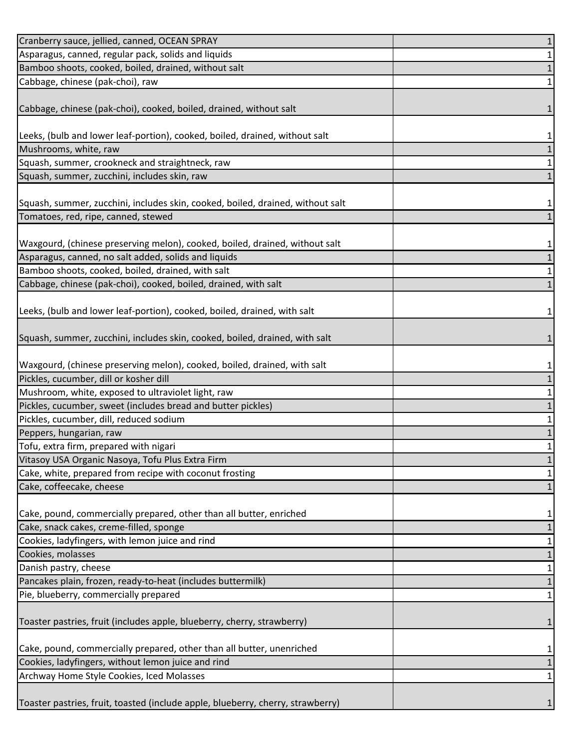| | |
|---|---|
| Cranberry sauce, jellied, canned, OCEAN SPRAY | 1 |
| Asparagus, canned, regular pack, solids and liquids | 1 |
| Bamboo shoots, cooked, boiled, drained, without salt | 1 |
| Cabbage, chinese (pak-choi), raw | 1 |
| Cabbage, chinese (pak-choi), cooked, boiled, drained, without salt | 1 |
| Leeks, (bulb and lower leaf-portion), cooked, boiled, drained, without salt | 1 |
| Mushrooms, white, raw | 1 |
| Squash, summer, crookneck and straightneck, raw | 1 |
| Squash, summer, zucchini, includes skin, raw | 1 |
| Squash, summer, zucchini, includes skin, cooked, boiled, drained, without salt | 1 |
| Tomatoes, red, ripe, canned, stewed | 1 |
| Waxgourd, (chinese preserving melon), cooked, boiled, drained, without salt | 1 |
| Asparagus, canned, no salt added, solids and liquids | 1 |
| Bamboo shoots, cooked, boiled, drained, with salt | 1 |
| Cabbage, chinese (pak-choi), cooked, boiled, drained, with salt | 1 |
| Leeks, (bulb and lower leaf-portion), cooked, boiled, drained, with salt | 1 |
| Squash, summer, zucchini, includes skin, cooked, boiled, drained, with salt | 1 |
| Waxgourd, (chinese preserving melon), cooked, boiled, drained, with salt | 1 |
| Pickles, cucumber, dill or kosher dill | 1 |
| Mushroom, white, exposed to ultraviolet light, raw | 1 |
| Pickles, cucumber, sweet (includes bread and butter pickles) | 1 |
| Pickles, cucumber, dill, reduced sodium | 1 |
| Peppers, hungarian, raw | 1 |
| Tofu, extra firm, prepared with nigari | 1 |
| Vitasoy USA Organic Nasoya, Tofu Plus Extra Firm | 1 |
| Cake, white, prepared from recipe with coconut frosting | 1 |
| Cake, coffeecake, cheese | 1 |
| Cake, pound, commercially prepared, other than all butter, enriched | 1 |
| Cake, snack cakes, creme-filled, sponge | 1 |
| Cookies, ladyfingers, with lemon juice and rind | 1 |
| Cookies, molasses | 1 |
| Danish pastry, cheese | 1 |
| Pancakes plain, frozen, ready-to-heat (includes buttermilk) | 1 |
| Pie, blueberry, commercially prepared | 1 |
| Toaster pastries, fruit (includes apple, blueberry, cherry, strawberry) | 1 |
| Cake, pound, commercially prepared, other than all butter, unenriched | 1 |
| Cookies, ladyfingers, without lemon juice and rind | 1 |
| Archway Home Style Cookies, Iced Molasses | 1 |
| Toaster pastries, fruit, toasted (include apple, blueberry, cherry, strawberry) | 1 |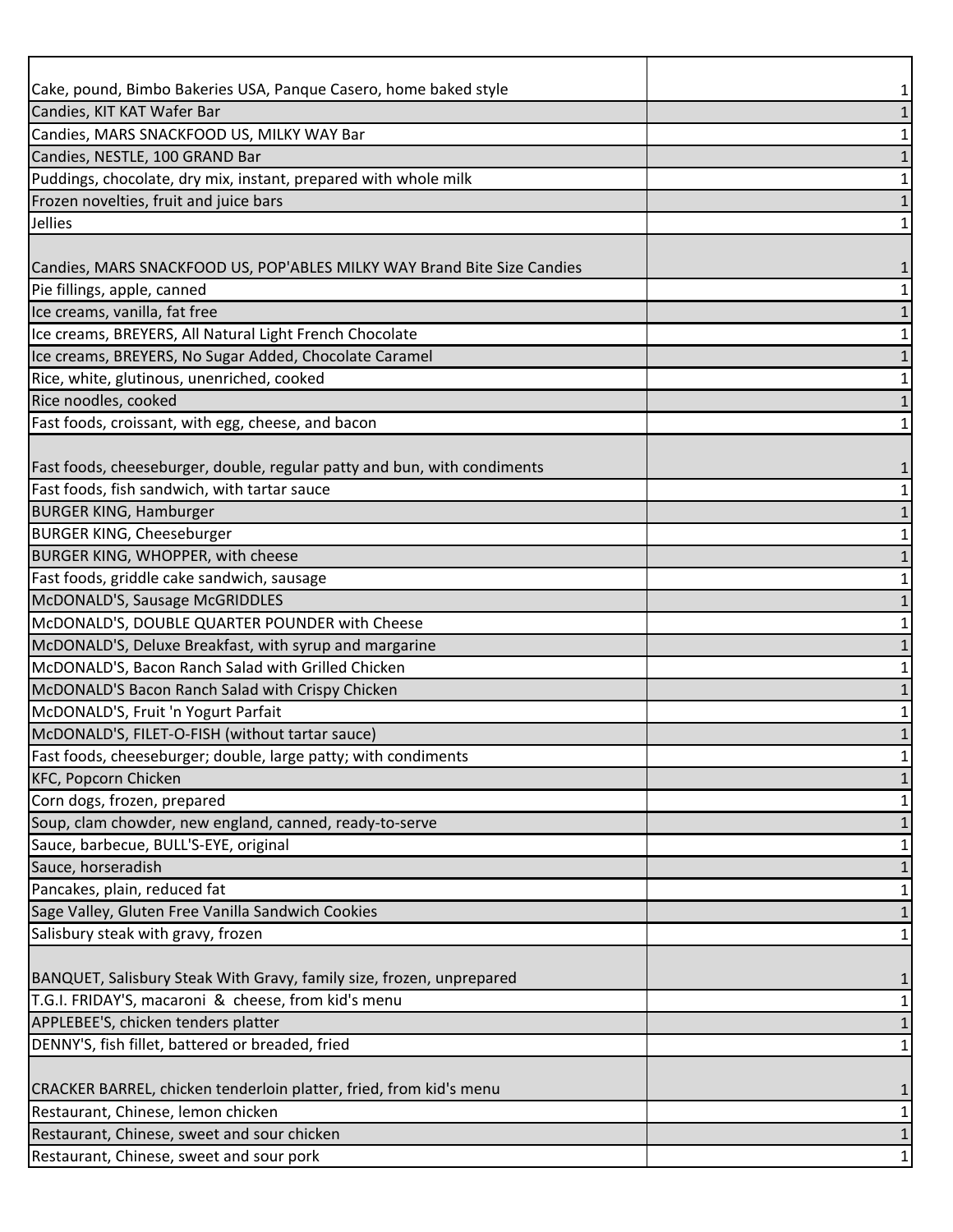| | |
|---|---|
| Cake, pound, Bimbo Bakeries USA, Panque Casero, home baked style | 1 |
| Candies, KIT KAT Wafer Bar | 1 |
| Candies, MARS SNACKFOOD US, MILKY WAY Bar | 1 |
| Candies, NESTLE, 100 GRAND Bar | 1 |
| Puddings, chocolate, dry mix, instant, prepared with whole milk | 1 |
| Frozen novelties, fruit and juice bars | 1 |
| Jellies | 1 |
| Candies, MARS SNACKFOOD US, POP'ABLES MILKY WAY Brand Bite Size Candies | 1 |
| Pie fillings, apple, canned | 1 |
| Ice creams, vanilla, fat free | 1 |
| Ice creams, BREYERS, All Natural Light French Chocolate | 1 |
| Ice creams, BREYERS, No Sugar Added, Chocolate Caramel | 1 |
| Rice, white, glutinous, unenriched, cooked | 1 |
| Rice noodles, cooked | 1 |
| Fast foods, croissant, with egg, cheese, and bacon | 1 |
| Fast foods, cheeseburger, double, regular patty and bun, with condiments | 1 |
| Fast foods, fish sandwich, with tartar sauce | 1 |
| BURGER KING, Hamburger | 1 |
| BURGER KING, Cheeseburger | 1 |
| BURGER KING, WHOPPER, with cheese | 1 |
| Fast foods, griddle cake sandwich, sausage | 1 |
| McDONALD'S, Sausage McGRIDDLES | 1 |
| McDONALD'S, DOUBLE QUARTER POUNDER with Cheese | 1 |
| McDONALD'S, Deluxe Breakfast, with syrup and margarine | 1 |
| McDONALD'S, Bacon Ranch Salad with Grilled Chicken | 1 |
| McDONALD'S Bacon Ranch Salad with Crispy Chicken | 1 |
| McDONALD'S, Fruit 'n Yogurt Parfait | 1 |
| McDONALD'S, FILET-O-FISH (without tartar sauce) | 1 |
| Fast foods, cheeseburger; double, large patty; with condiments | 1 |
| KFC, Popcorn Chicken | 1 |
| Corn dogs, frozen, prepared | 1 |
| Soup, clam chowder, new england, canned, ready-to-serve | 1 |
| Sauce, barbecue, BULL'S-EYE, original | 1 |
| Sauce, horseradish | 1 |
| Pancakes, plain, reduced fat | 1 |
| Sage Valley, Gluten Free Vanilla Sandwich Cookies | 1 |
| Salisbury steak with gravy, frozen | 1 |
| BANQUET, Salisbury Steak With Gravy, family size, frozen, unprepared | 1 |
| T.G.I. FRIDAY'S, macaroni & cheese, from kid's menu | 1 |
| APPLEBEE'S, chicken tenders platter | 1 |
| DENNY'S, fish fillet, battered or breaded, fried | 1 |
| CRACKER BARREL, chicken tenderloin platter, fried, from kid's menu | 1 |
| Restaurant, Chinese, lemon chicken | 1 |
| Restaurant, Chinese, sweet and sour chicken | 1 |
| Restaurant, Chinese, sweet and sour pork | 1 |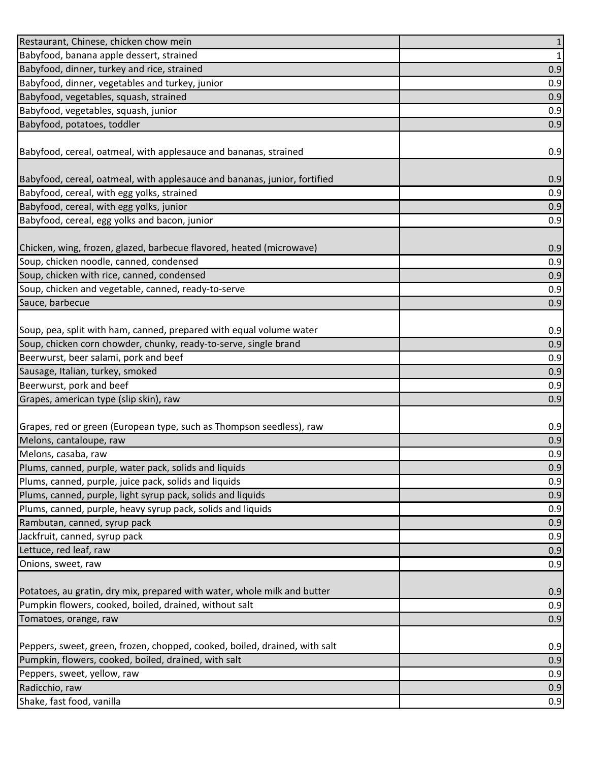| | |
|---|---|
| Restaurant, Chinese, chicken chow mein | 1 |
| Babyfood, banana apple dessert, strained | 1 |
| Babyfood, dinner, turkey and rice, strained | 0.9 |
| Babyfood, dinner, vegetables and turkey, junior | 0.9 |
| Babyfood, vegetables, squash, strained | 0.9 |
| Babyfood, vegetables, squash, junior | 0.9 |
| Babyfood, potatoes, toddler | 0.9 |
| Babyfood, cereal, oatmeal, with applesauce and bananas, strained | 0.9 |
| Babyfood, cereal, oatmeal, with applesauce and bananas, junior, fortified | 0.9 |
| Babyfood, cereal, with egg yolks, strained | 0.9 |
| Babyfood, cereal, with egg yolks, junior | 0.9 |
| Babyfood, cereal, egg yolks and bacon, junior | 0.9 |
| Chicken, wing, frozen, glazed, barbecue flavored, heated (microwave) | 0.9 |
| Soup, chicken noodle, canned, condensed | 0.9 |
| Soup, chicken with rice, canned, condensed | 0.9 |
| Soup, chicken and vegetable, canned, ready-to-serve | 0.9 |
| Sauce, barbecue | 0.9 |
| Soup, pea, split with ham, canned, prepared with equal volume water | 0.9 |
| Soup, chicken corn chowder, chunky, ready-to-serve, single brand | 0.9 |
| Beerwurst, beer salami, pork and beef | 0.9 |
| Sausage, Italian, turkey, smoked | 0.9 |
| Beerwurst, pork and beef | 0.9 |
| Grapes, american type (slip skin), raw | 0.9 |
| Grapes, red or green (European type, such as Thompson seedless), raw | 0.9 |
| Melons, cantaloupe, raw | 0.9 |
| Melons, casaba, raw | 0.9 |
| Plums, canned, purple, water pack, solids and liquids | 0.9 |
| Plums, canned, purple, juice pack, solids and liquids | 0.9 |
| Plums, canned, purple, light syrup pack, solids and liquids | 0.9 |
| Plums, canned, purple, heavy syrup pack, solids and liquids | 0.9 |
| Rambutan, canned, syrup pack | 0.9 |
| Jackfruit, canned, syrup pack | 0.9 |
| Lettuce, red leaf, raw | 0.9 |
| Onions, sweet, raw | 0.9 |
| Potatoes, au gratin, dry mix, prepared with water, whole milk and butter | 0.9 |
| Pumpkin flowers, cooked, boiled, drained, without salt | 0.9 |
| Tomatoes, orange, raw | 0.9 |
| Peppers, sweet, green, frozen, chopped, cooked, boiled, drained, with salt | 0.9 |
| Pumpkin, flowers, cooked, boiled, drained, with salt | 0.9 |
| Peppers, sweet, yellow, raw | 0.9 |
| Radicchio, raw | 0.9 |
| Shake, fast food, vanilla | 0.9 |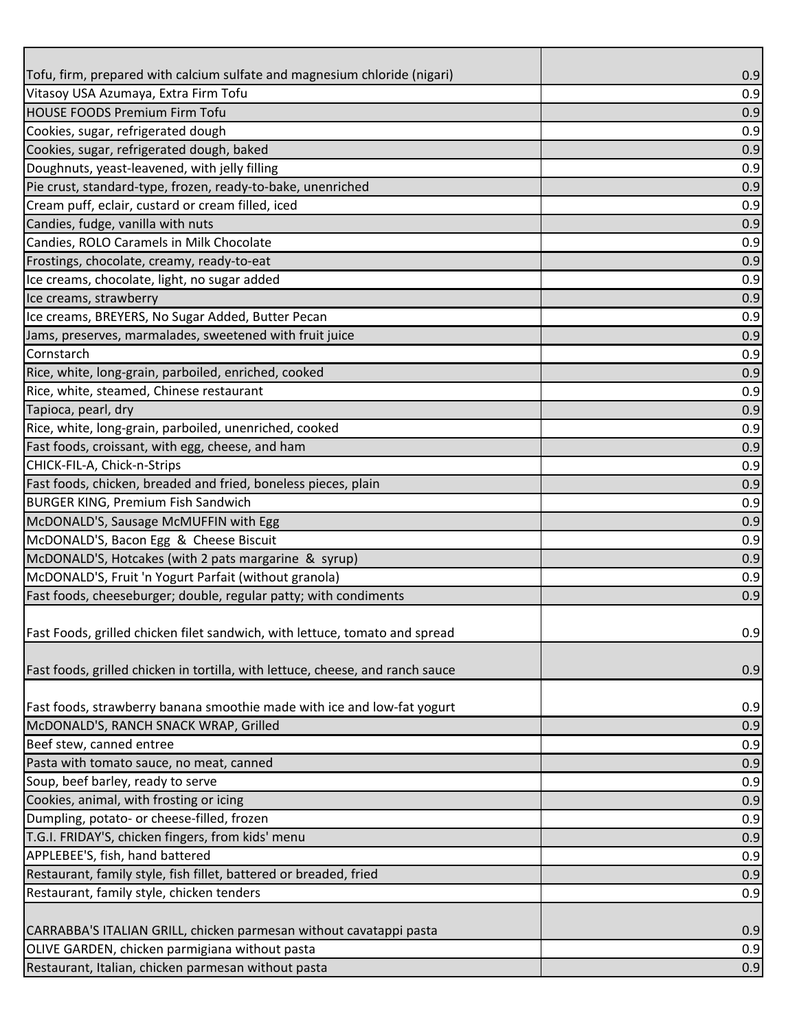| | |
|---|---|
| Tofu, firm, prepared with calcium sulfate and magnesium chloride (nigari) | 0.9 |
| Vitasoy USA Azumaya, Extra Firm Tofu | 0.9 |
| HOUSE FOODS Premium Firm Tofu | 0.9 |
| Cookies, sugar, refrigerated dough | 0.9 |
| Cookies, sugar, refrigerated dough, baked | 0.9 |
| Doughnuts, yeast-leavened, with jelly filling | 0.9 |
| Pie crust, standard-type, frozen, ready-to-bake, unenriched | 0.9 |
| Cream puff, eclair, custard or cream filled, iced | 0.9 |
| Candies, fudge, vanilla with nuts | 0.9 |
| Candies, ROLO Caramels in Milk Chocolate | 0.9 |
| Frostings, chocolate, creamy, ready-to-eat | 0.9 |
| Ice creams, chocolate, light, no sugar added | 0.9 |
| Ice creams, strawberry | 0.9 |
| Ice creams, BREYERS, No Sugar Added, Butter Pecan | 0.9 |
| Jams, preserves, marmalades, sweetened with fruit juice | 0.9 |
| Cornstarch | 0.9 |
| Rice, white, long-grain, parboiled, enriched, cooked | 0.9 |
| Rice, white, steamed, Chinese restaurant | 0.9 |
| Tapioca, pearl, dry | 0.9 |
| Rice, white, long-grain, parboiled, unenriched, cooked | 0.9 |
| Fast foods, croissant, with egg, cheese, and ham | 0.9 |
| CHICK-FIL-A, Chick-n-Strips | 0.9 |
| Fast foods, chicken, breaded and fried, boneless pieces, plain | 0.9 |
| BURGER KING, Premium Fish Sandwich | 0.9 |
| McDONALD'S, Sausage McMUFFIN with Egg | 0.9 |
| McDONALD'S, Bacon Egg & Cheese Biscuit | 0.9 |
| McDONALD'S, Hotcakes (with 2 pats margarine & syrup) | 0.9 |
| McDONALD'S, Fruit 'n Yogurt Parfait (without granola) | 0.9 |
| Fast foods, cheeseburger; double, regular patty; with condiments | 0.9 |
| Fast Foods, grilled chicken filet sandwich, with lettuce, tomato and spread | 0.9 |
| Fast foods, grilled chicken in tortilla, with lettuce, cheese, and ranch sauce | 0.9 |
| Fast foods, strawberry banana smoothie made with ice and low-fat yogurt | 0.9 |
| McDONALD'S, RANCH SNACK WRAP, Grilled | 0.9 |
| Beef stew, canned entree | 0.9 |
| Pasta with tomato sauce, no meat, canned | 0.9 |
| Soup, beef barley, ready to serve | 0.9 |
| Cookies, animal, with frosting or icing | 0.9 |
| Dumpling, potato- or cheese-filled, frozen | 0.9 |
| T.G.I. FRIDAY'S, chicken fingers, from kids' menu | 0.9 |
| APPLEBEE'S, fish, hand battered | 0.9 |
| Restaurant, family style, fish fillet, battered or breaded, fried | 0.9 |
| Restaurant, family style, chicken tenders | 0.9 |
| CARRABBA'S ITALIAN GRILL, chicken parmesan without cavatappi pasta | 0.9 |
| OLIVE GARDEN, chicken parmigiana without pasta | 0.9 |
| Restaurant, Italian, chicken parmesan without pasta | 0.9 |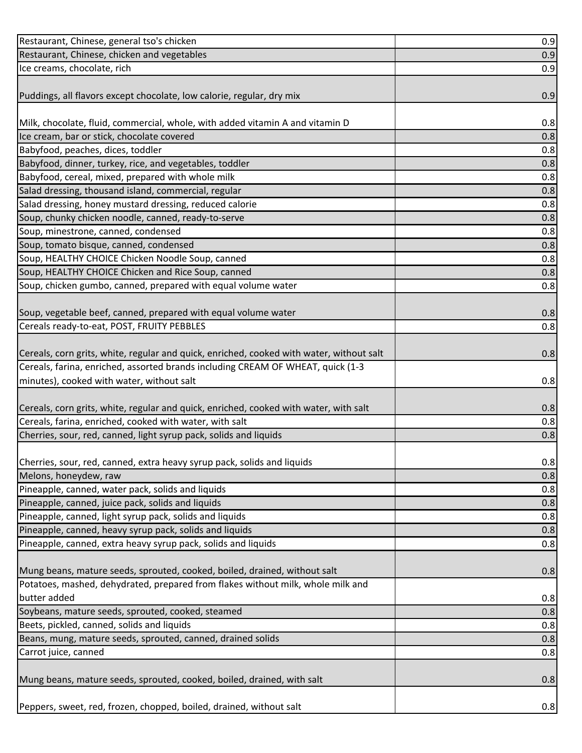| | |
|---|---|
| Restaurant, Chinese, general tso's chicken | 0.9 |
| Restaurant, Chinese, chicken and vegetables | 0.9 |
| Ice creams, chocolate, rich | 0.9 |
| Puddings, all flavors except chocolate, low calorie, regular, dry mix | 0.9 |
| Milk, chocolate, fluid, commercial, whole, with added vitamin A and vitamin D | 0.8 |
| Ice cream, bar or stick, chocolate covered | 0.8 |
| Babyfood, peaches, dices, toddler | 0.8 |
| Babyfood, dinner, turkey, rice, and vegetables, toddler | 0.8 |
| Babyfood, cereal, mixed, prepared with whole milk | 0.8 |
| Salad dressing, thousand island, commercial, regular | 0.8 |
| Salad dressing, honey mustard dressing, reduced calorie | 0.8 |
| Soup, chunky chicken noodle, canned, ready-to-serve | 0.8 |
| Soup, minestrone, canned, condensed | 0.8 |
| Soup, tomato bisque, canned, condensed | 0.8 |
| Soup, HEALTHY CHOICE Chicken Noodle Soup, canned | 0.8 |
| Soup, HEALTHY CHOICE Chicken and Rice Soup, canned | 0.8 |
| Soup, chicken gumbo, canned, prepared with equal volume water | 0.8 |
| Soup, vegetable beef, canned, prepared with equal volume water | 0.8 |
| Cereals ready-to-eat, POST, FRUITY PEBBLES | 0.8 |
| Cereals, corn grits, white, regular and quick, enriched, cooked with water, without salt | 0.8 |
| Cereals, farina, enriched, assorted brands including CREAM OF WHEAT, quick (1-3 minutes), cooked with water, without salt | 0.8 |
| Cereals, corn grits, white, regular and quick, enriched, cooked with water, with salt | 0.8 |
| Cereals, farina, enriched, cooked with water, with salt | 0.8 |
| Cherries, sour, red, canned, light syrup pack, solids and liquids | 0.8 |
| Cherries, sour, red, canned, extra heavy syrup pack, solids and liquids | 0.8 |
| Melons, honeydew, raw | 0.8 |
| Pineapple, canned, water pack, solids and liquids | 0.8 |
| Pineapple, canned, juice pack, solids and liquids | 0.8 |
| Pineapple, canned, light syrup pack, solids and liquids | 0.8 |
| Pineapple, canned, heavy syrup pack, solids and liquids | 0.8 |
| Pineapple, canned, extra heavy syrup pack, solids and liquids | 0.8 |
| Mung beans, mature seeds, sprouted, cooked, boiled, drained, without salt | 0.8 |
| Potatoes, mashed, dehydrated, prepared from flakes without milk, whole milk and butter added | 0.8 |
| Soybeans, mature seeds, sprouted, cooked, steamed | 0.8 |
| Beets, pickled, canned, solids and liquids | 0.8 |
| Beans, mung, mature seeds, sprouted, canned, drained solids | 0.8 |
| Carrot juice, canned | 0.8 |
| Mung beans, mature seeds, sprouted, cooked, boiled, drained, with salt | 0.8 |
| Peppers, sweet, red, frozen, chopped, boiled, drained, without salt | 0.8 |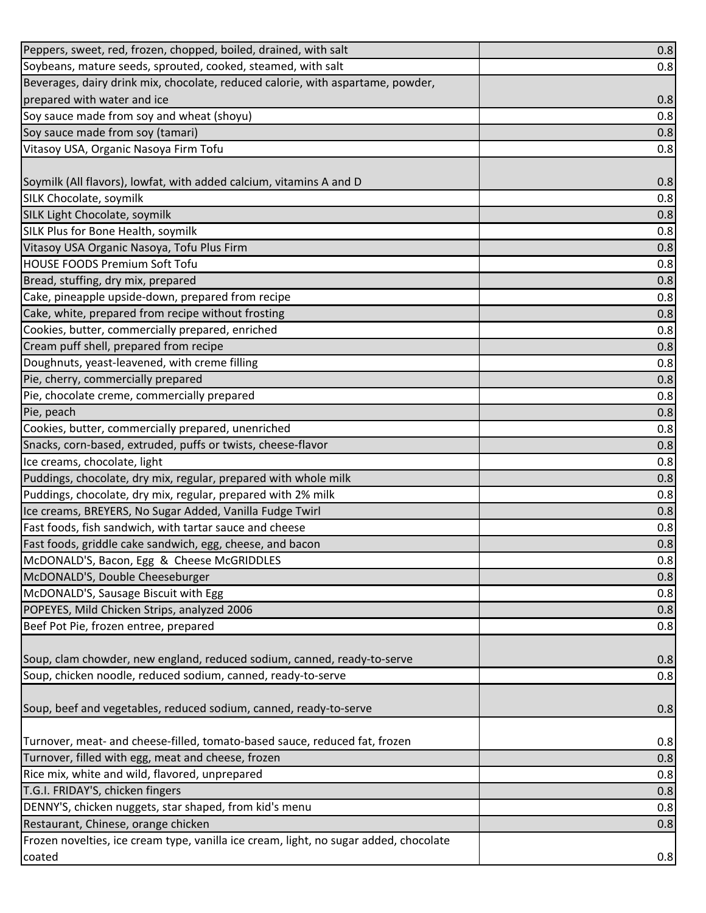| | |
|---|---|
| Peppers, sweet, red, frozen, chopped, boiled, drained, with salt | 0.8 |
| Soybeans, mature seeds, sprouted, cooked, steamed, with salt | 0.8 |
| Beverages, dairy drink mix, chocolate, reduced calorie, with aspartame, powder, prepared with water and ice | 0.8 |
| Soy sauce made from soy and wheat (shoyu) | 0.8 |
| Soy sauce made from soy (tamari) | 0.8 |
| Vitasoy USA, Organic Nasoya Firm Tofu | 0.8 |
| Soymilk (All flavors), lowfat, with added calcium, vitamins A and D | 0.8 |
| SILK Chocolate, soymilk | 0.8 |
| SILK Light Chocolate, soymilk | 0.8 |
| SILK Plus for Bone Health, soymilk | 0.8 |
| Vitasoy USA Organic Nasoya, Tofu Plus Firm | 0.8 |
| HOUSE FOODS Premium Soft Tofu | 0.8 |
| Bread, stuffing, dry mix, prepared | 0.8 |
| Cake, pineapple upside-down, prepared from recipe | 0.8 |
| Cake, white, prepared from recipe without frosting | 0.8 |
| Cookies, butter, commercially prepared, enriched | 0.8 |
| Cream puff shell, prepared from recipe | 0.8 |
| Doughnuts, yeast-leavened, with creme filling | 0.8 |
| Pie, cherry, commercially prepared | 0.8 |
| Pie, chocolate creme, commercially prepared | 0.8 |
| Pie, peach | 0.8 |
| Cookies, butter, commercially prepared, unenriched | 0.8 |
| Snacks, corn-based, extruded, puffs or twists, cheese-flavor | 0.8 |
| Ice creams, chocolate, light | 0.8 |
| Puddings, chocolate, dry mix, regular, prepared with whole milk | 0.8 |
| Puddings, chocolate, dry mix, regular, prepared with 2% milk | 0.8 |
| Ice creams, BREYERS, No Sugar Added, Vanilla Fudge Twirl | 0.8 |
| Fast foods, fish sandwich, with tartar sauce and cheese | 0.8 |
| Fast foods, griddle cake sandwich, egg, cheese, and bacon | 0.8 |
| McDONALD'S, Bacon, Egg & Cheese McGRIDDLES | 0.8 |
| McDONALD'S, Double Cheeseburger | 0.8 |
| McDONALD'S, Sausage Biscuit with Egg | 0.8 |
| POPEYES, Mild Chicken Strips, analyzed 2006 | 0.8 |
| Beef Pot Pie, frozen entree, prepared | 0.8 |
| Soup, clam chowder, new england, reduced sodium, canned, ready-to-serve | 0.8 |
| Soup, chicken noodle, reduced sodium, canned, ready-to-serve | 0.8 |
| Soup, beef and vegetables, reduced sodium, canned, ready-to-serve | 0.8 |
| Turnover, meat- and cheese-filled, tomato-based sauce, reduced fat, frozen | 0.8 |
| Turnover, filled with egg, meat and cheese, frozen | 0.8 |
| Rice mix, white and wild, flavored, unprepared | 0.8 |
| T.G.I. FRIDAY'S, chicken fingers | 0.8 |
| DENNY'S, chicken nuggets, star shaped, from kid's menu | 0.8 |
| Restaurant, Chinese, orange chicken | 0.8 |
| Frozen novelties, ice cream type, vanilla ice cream, light, no sugar added, chocolate coated | 0.8 |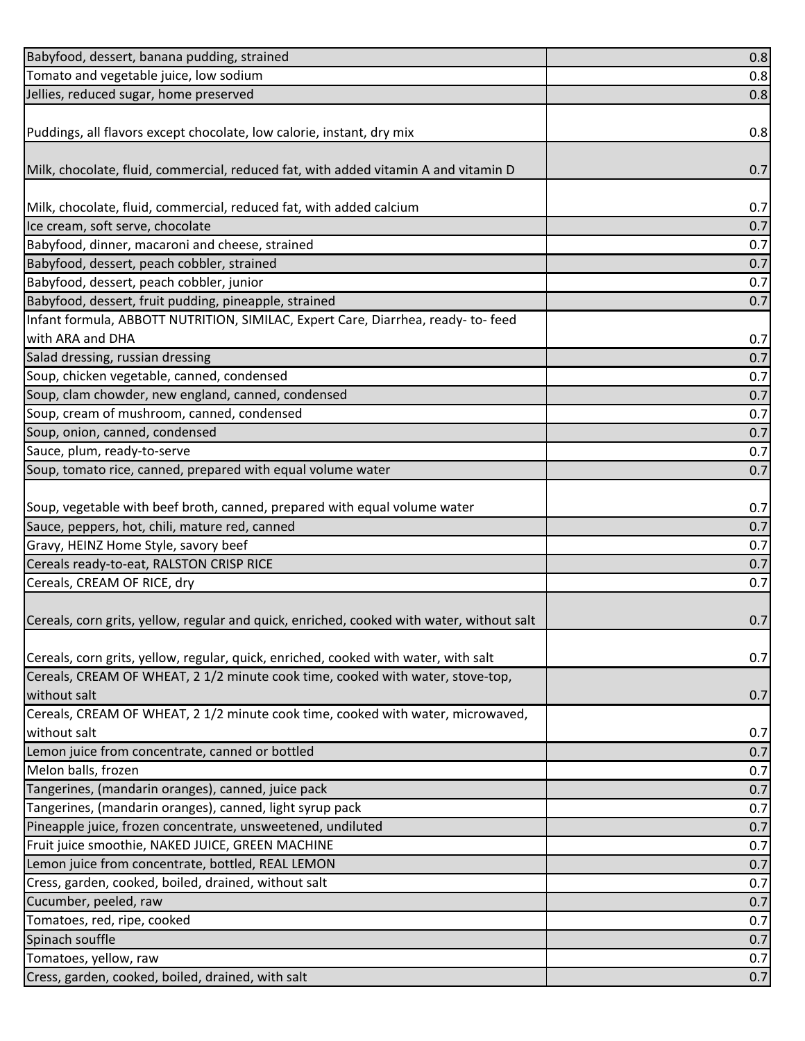| | |
|---|---|
| Babyfood, dessert, banana pudding, strained | 0.8 |
| Tomato and vegetable juice, low sodium | 0.8 |
| Jellies, reduced sugar, home preserved | 0.8 |
| Puddings, all flavors except chocolate, low calorie, instant, dry mix | 0.8 |
| Milk, chocolate, fluid, commercial, reduced fat, with added vitamin A and vitamin D | 0.7 |
| Milk, chocolate, fluid, commercial, reduced fat, with added calcium | 0.7 |
| Ice cream, soft serve, chocolate | 0.7 |
| Babyfood, dinner, macaroni and cheese, strained | 0.7 |
| Babyfood, dessert, peach cobbler, strained | 0.7 |
| Babyfood, dessert, peach cobbler, junior | 0.7 |
| Babyfood, dessert, fruit pudding, pineapple, strained | 0.7 |
| Infant formula, ABBOTT NUTRITION, SIMILAC, Expert Care, Diarrhea, ready- to- feed with ARA and DHA | 0.7 |
| Salad dressing, russian dressing | 0.7 |
| Soup, chicken vegetable, canned, condensed | 0.7 |
| Soup, clam chowder, new england, canned, condensed | 0.7 |
| Soup, cream of mushroom, canned, condensed | 0.7 |
| Soup, onion, canned, condensed | 0.7 |
| Sauce, plum, ready-to-serve | 0.7 |
| Soup, tomato rice, canned, prepared with equal volume water | 0.7 |
| Soup, vegetable with beef broth, canned, prepared with equal volume water | 0.7 |
| Sauce, peppers, hot, chili, mature red, canned | 0.7 |
| Gravy, HEINZ Home Style, savory beef | 0.7 |
| Cereals ready-to-eat, RALSTON CRISP RICE | 0.7 |
| Cereals, CREAM OF RICE, dry | 0.7 |
| Cereals, corn grits, yellow, regular and quick, enriched, cooked with water, without salt | 0.7 |
| Cereals, corn grits, yellow, regular, quick, enriched, cooked with water, with salt | 0.7 |
| Cereals, CREAM OF WHEAT, 2 1/2 minute cook time, cooked with water, stove-top, without salt | 0.7 |
| Cereals, CREAM OF WHEAT, 2 1/2 minute cook time, cooked with water, microwaved, without salt | 0.7 |
| Lemon juice from concentrate, canned or bottled | 0.7 |
| Melon balls, frozen | 0.7 |
| Tangerines, (mandarin oranges), canned, juice pack | 0.7 |
| Tangerines, (mandarin oranges), canned, light syrup pack | 0.7 |
| Pineapple juice, frozen concentrate, unsweetened, undiluted | 0.7 |
| Fruit juice smoothie, NAKED JUICE, GREEN MACHINE | 0.7 |
| Lemon juice from concentrate, bottled, REAL LEMON | 0.7 |
| Cress, garden, cooked, boiled, drained, without salt | 0.7 |
| Cucumber, peeled, raw | 0.7 |
| Tomatoes, red, ripe, cooked | 0.7 |
| Spinach souffle | 0.7 |
| Tomatoes, yellow, raw | 0.7 |
| Cress, garden, cooked, boiled, drained, with salt | 0.7 |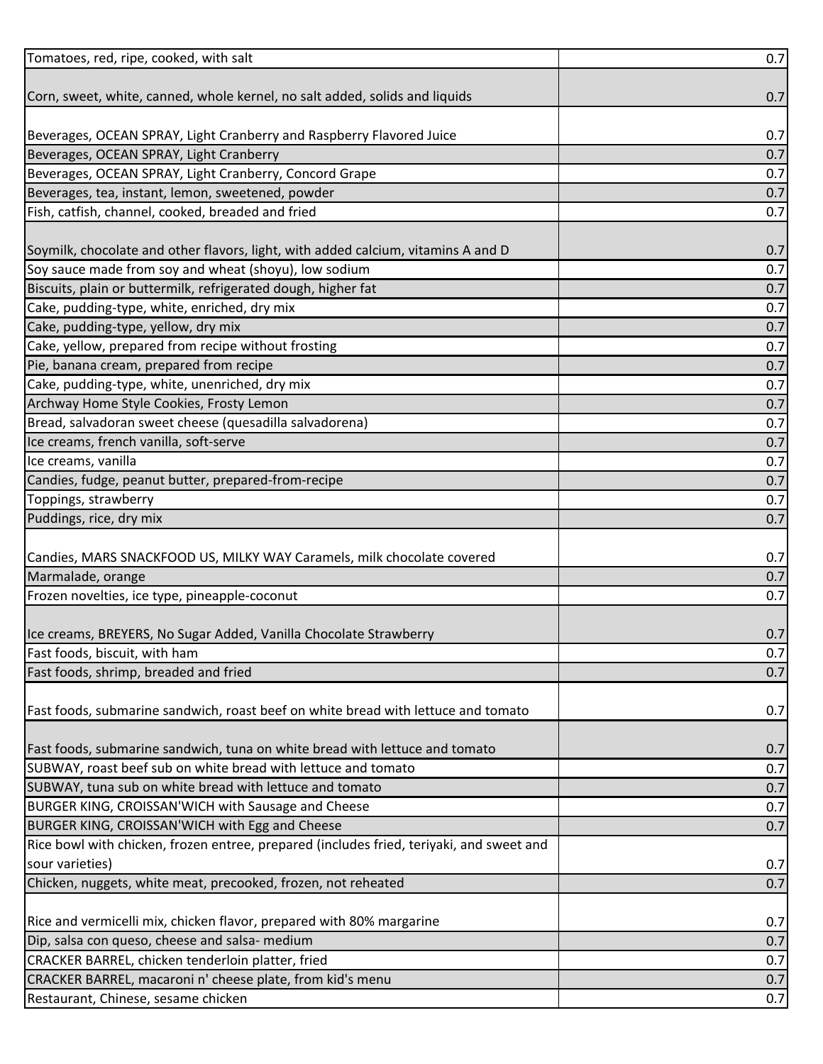| | |
|---|---|
| Tomatoes, red, ripe, cooked, with salt | 0.7 |
| Corn, sweet, white, canned, whole kernel, no salt added, solids and liquids | 0.7 |
| Beverages, OCEAN SPRAY, Light Cranberry and Raspberry Flavored Juice | 0.7 |
| Beverages, OCEAN SPRAY, Light Cranberry | 0.7 |
| Beverages, OCEAN SPRAY, Light Cranberry, Concord Grape | 0.7 |
| Beverages, tea, instant, lemon, sweetened, powder | 0.7 |
| Fish, catfish, channel, cooked, breaded and fried | 0.7 |
| Soymilk, chocolate and other flavors, light, with added calcium, vitamins A and D | 0.7 |
| Soy sauce made from soy and wheat (shoyu), low sodium | 0.7 |
| Biscuits, plain or buttermilk, refrigerated dough, higher fat | 0.7 |
| Cake, pudding-type, white, enriched, dry mix | 0.7 |
| Cake, pudding-type, yellow, dry mix | 0.7 |
| Cake, yellow, prepared from recipe without frosting | 0.7 |
| Pie, banana cream, prepared from recipe | 0.7 |
| Cake, pudding-type, white, unenriched, dry mix | 0.7 |
| Archway Home Style Cookies, Frosty Lemon | 0.7 |
| Bread, salvadoran sweet cheese (quesadilla salvadorena) | 0.7 |
| Ice creams, french vanilla, soft-serve | 0.7 |
| Ice creams, vanilla | 0.7 |
| Candies, fudge, peanut butter, prepared-from-recipe | 0.7 |
| Toppings, strawberry | 0.7 |
| Puddings, rice, dry mix | 0.7 |
| Candies, MARS SNACKFOOD US, MILKY WAY Caramels, milk chocolate covered | 0.7 |
| Marmalade, orange | 0.7 |
| Frozen novelties, ice type, pineapple-coconut | 0.7 |
| Ice creams, BREYERS, No Sugar Added, Vanilla Chocolate Strawberry | 0.7 |
| Fast foods, biscuit, with ham | 0.7 |
| Fast foods, shrimp, breaded and fried | 0.7 |
| Fast foods, submarine sandwich, roast beef on white bread with lettuce and tomato | 0.7 |
| Fast foods, submarine sandwich, tuna on white bread with lettuce and tomato | 0.7 |
| SUBWAY, roast beef sub on white bread with lettuce and tomato | 0.7 |
| SUBWAY, tuna sub on white bread with lettuce and tomato | 0.7 |
| BURGER KING, CROISSAN'WICH with Sausage and Cheese | 0.7 |
| BURGER KING, CROISSAN'WICH with Egg and Cheese | 0.7 |
| Rice bowl with chicken, frozen entree, prepared (includes fried, teriyaki, and sweet and sour varieties) | 0.7 |
| Chicken, nuggets, white meat, precooked, frozen, not reheated | 0.7 |
| Rice and vermicelli mix, chicken flavor, prepared with 80% margarine | 0.7 |
| Dip, salsa con queso, cheese and salsa- medium | 0.7 |
| CRACKER BARREL, chicken tenderloin platter, fried | 0.7 |
| CRACKER BARREL, macaroni n' cheese plate, from kid's menu | 0.7 |
| Restaurant, Chinese, sesame chicken | 0.7 |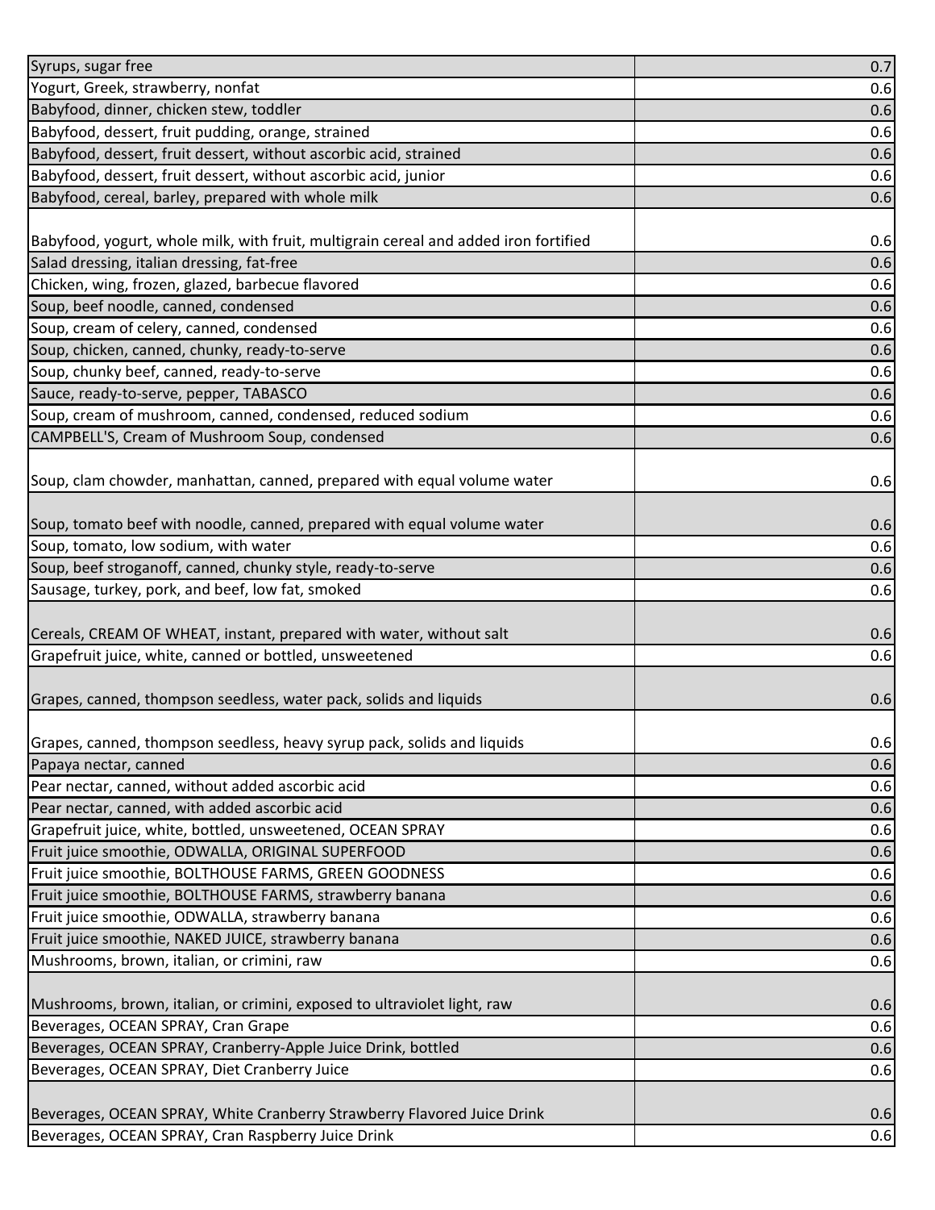| | |
|---|---|
| Syrups, sugar free | 0.7 |
| Yogurt, Greek, strawberry, nonfat | 0.6 |
| Babyfood, dinner, chicken stew, toddler | 0.6 |
| Babyfood, dessert, fruit pudding, orange, strained | 0.6 |
| Babyfood, dessert, fruit dessert, without ascorbic acid, strained | 0.6 |
| Babyfood, dessert, fruit dessert, without ascorbic acid, junior | 0.6 |
| Babyfood, cereal, barley, prepared with whole milk | 0.6 |
| Babyfood, yogurt, whole milk, with fruit, multigrain cereal and added iron fortified | 0.6 |
| Salad dressing, italian dressing, fat-free | 0.6 |
| Chicken, wing, frozen, glazed, barbecue flavored | 0.6 |
| Soup, beef noodle, canned, condensed | 0.6 |
| Soup, cream of celery, canned, condensed | 0.6 |
| Soup, chicken, canned, chunky, ready-to-serve | 0.6 |
| Soup, chunky beef, canned, ready-to-serve | 0.6 |
| Sauce, ready-to-serve, pepper, TABASCO | 0.6 |
| Soup, cream of mushroom, canned, condensed, reduced sodium | 0.6 |
| CAMPBELL'S, Cream of Mushroom Soup, condensed | 0.6 |
| Soup, clam chowder, manhattan, canned, prepared with equal volume water | 0.6 |
| Soup, tomato beef with noodle, canned, prepared with equal volume water | 0.6 |
| Soup, tomato, low sodium, with water | 0.6 |
| Soup, beef stroganoff, canned, chunky style, ready-to-serve | 0.6 |
| Sausage, turkey, pork, and beef, low fat, smoked | 0.6 |
| Cereals, CREAM OF WHEAT, instant, prepared with water, without salt | 0.6 |
| Grapefruit juice, white, canned or bottled, unsweetened | 0.6 |
| Grapes, canned, thompson seedless, water pack, solids and liquids | 0.6 |
| Grapes, canned, thompson seedless, heavy syrup pack, solids and liquids | 0.6 |
| Papaya nectar, canned | 0.6 |
| Pear nectar, canned, without added ascorbic acid | 0.6 |
| Pear nectar, canned, with added ascorbic acid | 0.6 |
| Grapefruit juice, white, bottled, unsweetened, OCEAN SPRAY | 0.6 |
| Fruit juice smoothie, ODWALLA, ORIGINAL SUPERFOOD | 0.6 |
| Fruit juice smoothie, BOLTHOUSE FARMS, GREEN GOODNESS | 0.6 |
| Fruit juice smoothie, BOLTHOUSE FARMS, strawberry banana | 0.6 |
| Fruit juice smoothie, ODWALLA, strawberry banana | 0.6 |
| Fruit juice smoothie, NAKED JUICE, strawberry banana | 0.6 |
| Mushrooms, brown, italian, or crimini, raw | 0.6 |
| Mushrooms, brown, italian, or crimini, exposed to ultraviolet light, raw | 0.6 |
| Beverages, OCEAN SPRAY, Cran Grape | 0.6 |
| Beverages, OCEAN SPRAY, Cranberry-Apple Juice Drink, bottled | 0.6 |
| Beverages, OCEAN SPRAY, Diet Cranberry Juice | 0.6 |
| Beverages, OCEAN SPRAY, White Cranberry Strawberry Flavored Juice Drink | 0.6 |
| Beverages, OCEAN SPRAY, Cran Raspberry Juice Drink | 0.6 |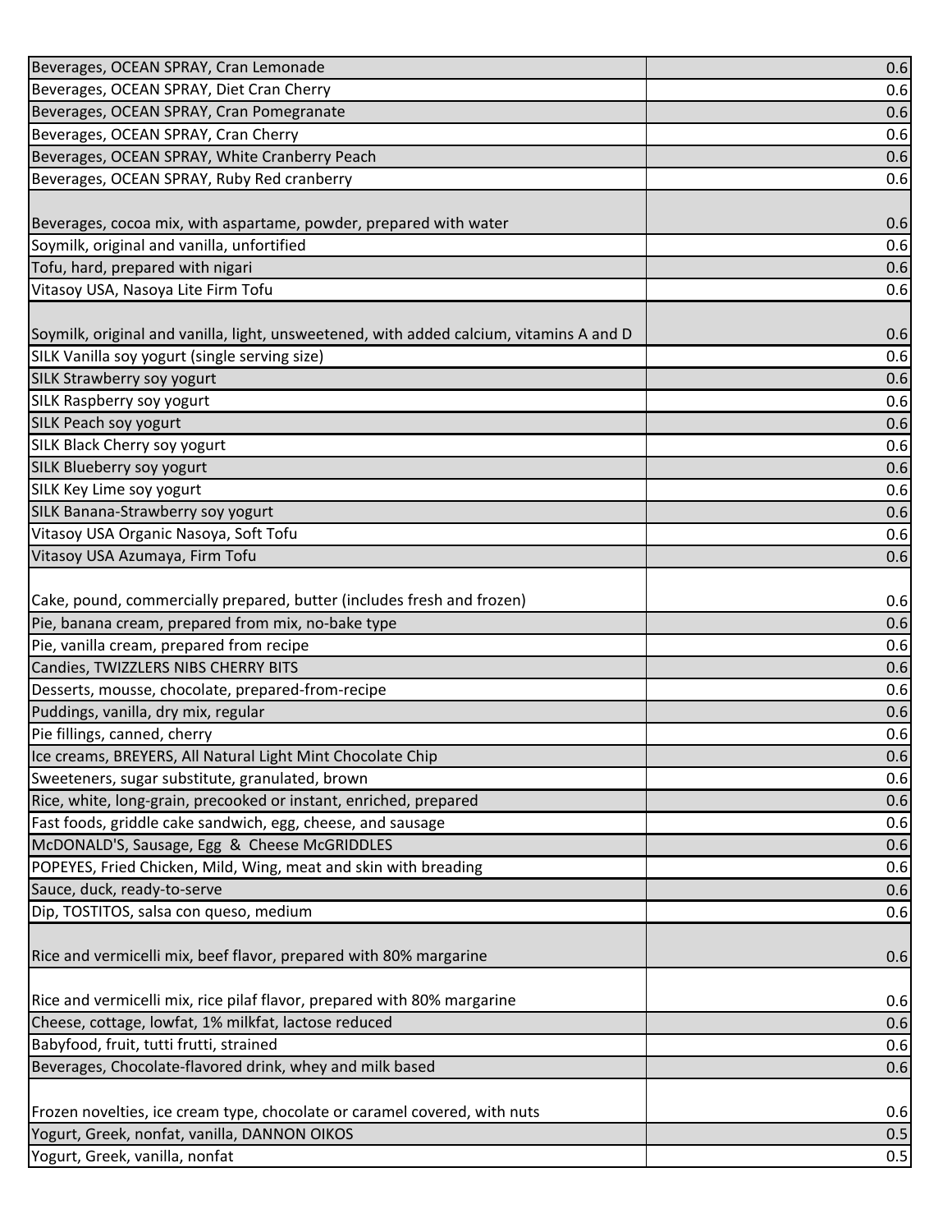| | |
|---|---|
| Beverages, OCEAN SPRAY, Cran Lemonade | 0.6 |
| Beverages, OCEAN SPRAY, Diet Cran Cherry | 0.6 |
| Beverages, OCEAN SPRAY, Cran Pomegranate | 0.6 |
| Beverages, OCEAN SPRAY, Cran Cherry | 0.6 |
| Beverages, OCEAN SPRAY, White Cranberry Peach | 0.6 |
| Beverages, OCEAN SPRAY, Ruby Red cranberry | 0.6 |
| Beverages, cocoa mix, with aspartame, powder, prepared with water | 0.6 |
| Soymilk, original and vanilla, unfortified | 0.6 |
| Tofu, hard, prepared with nigari | 0.6 |
| Vitasoy USA, Nasoya Lite Firm Tofu | 0.6 |
| Soymilk, original and vanilla, light, unsweetened, with added calcium, vitamins A and D | 0.6 |
| SILK Vanilla soy yogurt (single serving size) | 0.6 |
| SILK Strawberry soy yogurt | 0.6 |
| SILK Raspberry soy yogurt | 0.6 |
| SILK Peach soy yogurt | 0.6 |
| SILK Black Cherry soy yogurt | 0.6 |
| SILK Blueberry soy yogurt | 0.6 |
| SILK Key Lime soy yogurt | 0.6 |
| SILK Banana-Strawberry soy yogurt | 0.6 |
| Vitasoy USA Organic Nasoya, Soft Tofu | 0.6 |
| Vitasoy USA Azumaya, Firm Tofu | 0.6 |
| Cake, pound, commercially prepared, butter (includes fresh and frozen) | 0.6 |
| Pie, banana cream, prepared from mix, no-bake type | 0.6 |
| Pie, vanilla cream, prepared from recipe | 0.6 |
| Candies, TWIZZLERS NIBS CHERRY BITS | 0.6 |
| Desserts, mousse, chocolate, prepared-from-recipe | 0.6 |
| Puddings, vanilla, dry mix, regular | 0.6 |
| Pie fillings, canned, cherry | 0.6 |
| Ice creams, BREYERS, All Natural Light Mint Chocolate Chip | 0.6 |
| Sweeteners, sugar substitute, granulated, brown | 0.6 |
| Rice, white, long-grain, precooked or instant, enriched, prepared | 0.6 |
| Fast foods, griddle cake sandwich, egg, cheese, and sausage | 0.6 |
| McDONALD'S, Sausage, Egg & Cheese McGRIDDLES | 0.6 |
| POPEYES, Fried Chicken, Mild, Wing, meat and skin with breading | 0.6 |
| Sauce, duck, ready-to-serve | 0.6 |
| Dip, TOSTITOS, salsa con queso, medium | 0.6 |
| Rice and vermicelli mix, beef flavor, prepared with 80% margarine | 0.6 |
| Rice and vermicelli mix, rice pilaf flavor, prepared with 80% margarine | 0.6 |
| Cheese, cottage, lowfat, 1% milkfat, lactose reduced | 0.6 |
| Babyfood, fruit, tutti frutti, strained | 0.6 |
| Beverages, Chocolate-flavored drink, whey and milk based | 0.6 |
| Frozen novelties, ice cream type, chocolate or caramel covered, with nuts | 0.6 |
| Yogurt, Greek, nonfat, vanilla, DANNON OIKOS | 0.5 |
| Yogurt, Greek, vanilla, nonfat | 0.5 |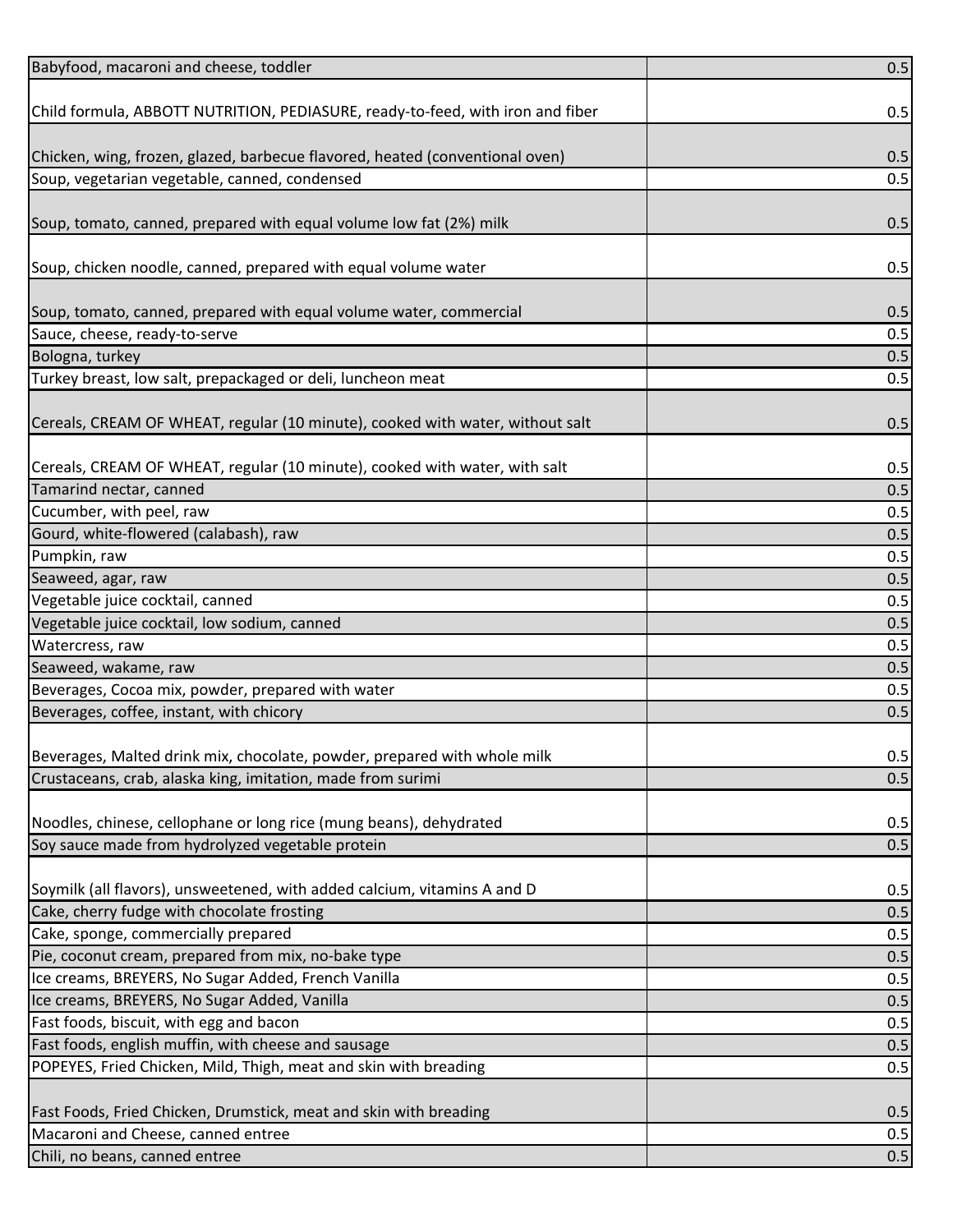| | |
|---|---|
| Babyfood, macaroni and cheese, toddler | 0.5 |
| Child formula, ABBOTT NUTRITION, PEDIASURE, ready-to-feed, with iron and fiber | 0.5 |
| Chicken, wing, frozen, glazed, barbecue flavored, heated (conventional oven) | 0.5 |
| Soup, vegetarian vegetable, canned, condensed | 0.5 |
| Soup, tomato, canned, prepared with equal volume low fat (2%) milk | 0.5 |
| Soup, chicken noodle, canned, prepared with equal volume water | 0.5 |
| Soup, tomato, canned, prepared with equal volume water, commercial | 0.5 |
| Sauce, cheese, ready-to-serve | 0.5 |
| Bologna, turkey | 0.5 |
| Turkey breast, low salt, prepackaged or deli, luncheon meat | 0.5 |
| Cereals, CREAM OF WHEAT, regular (10 minute), cooked with water, without salt | 0.5 |
| Cereals, CREAM OF WHEAT, regular (10 minute), cooked with water, with salt | 0.5 |
| Tamarind nectar, canned | 0.5 |
| Cucumber, with peel, raw | 0.5 |
| Gourd, white-flowered (calabash), raw | 0.5 |
| Pumpkin, raw | 0.5 |
| Seaweed, agar, raw | 0.5 |
| Vegetable juice cocktail, canned | 0.5 |
| Vegetable juice cocktail, low sodium, canned | 0.5 |
| Watercress, raw | 0.5 |
| Seaweed, wakame, raw | 0.5 |
| Beverages, Cocoa mix, powder, prepared with water | 0.5 |
| Beverages, coffee, instant, with chicory | 0.5 |
| Beverages, Malted drink mix, chocolate, powder, prepared with whole milk | 0.5 |
| Crustaceans, crab, alaska king, imitation, made from surimi | 0.5 |
| Noodles, chinese, cellophane or long rice (mung beans), dehydrated | 0.5 |
| Soy sauce made from hydrolyzed vegetable protein | 0.5 |
| Soymilk (all flavors), unsweetened, with added calcium, vitamins A and D | 0.5 |
| Cake, cherry fudge with chocolate frosting | 0.5 |
| Cake, sponge, commercially prepared | 0.5 |
| Pie, coconut cream, prepared from mix, no-bake type | 0.5 |
| Ice creams, BREYERS, No Sugar Added, French Vanilla | 0.5 |
| Ice creams, BREYERS, No Sugar Added, Vanilla | 0.5 |
| Fast foods, biscuit, with egg and bacon | 0.5 |
| Fast foods, english muffin, with cheese and sausage | 0.5 |
| POPEYES, Fried Chicken, Mild, Thigh, meat and skin with breading | 0.5 |
| Fast Foods, Fried Chicken, Drumstick, meat and skin with breading | 0.5 |
| Macaroni and Cheese, canned entree | 0.5 |
| Chili, no beans, canned entree | 0.5 |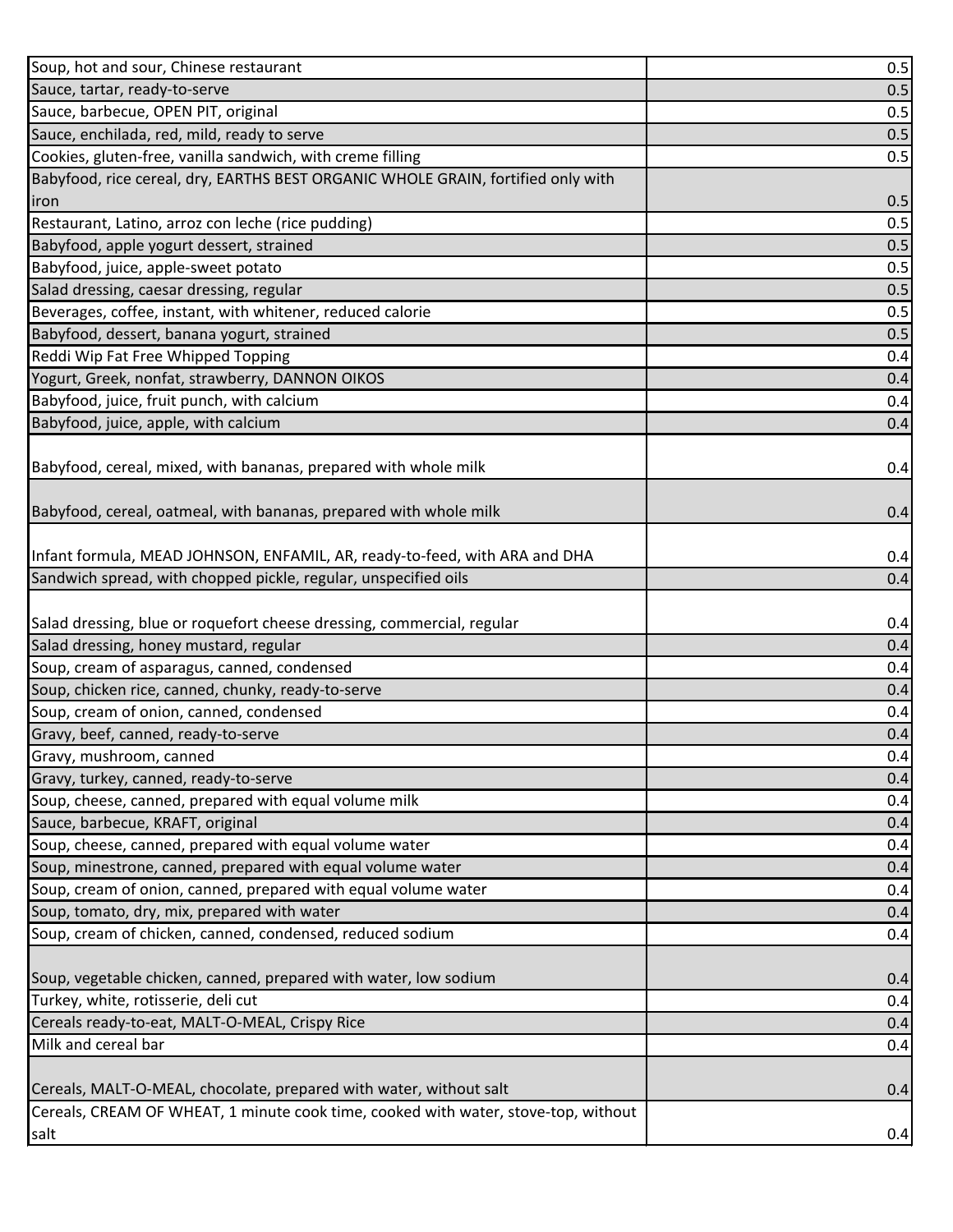| | |
|---|---|
| Soup, hot and sour, Chinese restaurant | 0.5 |
| Sauce, tartar, ready-to-serve | 0.5 |
| Sauce, barbecue, OPEN PIT, original | 0.5 |
| Sauce, enchilada, red, mild, ready to serve | 0.5 |
| Cookies, gluten-free, vanilla sandwich, with creme filling | 0.5 |
| Babyfood, rice cereal, dry, EARTHS BEST ORGANIC WHOLE GRAIN, fortified only with iron | 0.5 |
| Restaurant, Latino, arroz con leche (rice pudding) | 0.5 |
| Babyfood, apple yogurt dessert, strained | 0.5 |
| Babyfood, juice, apple-sweet potato | 0.5 |
| Salad dressing, caesar dressing, regular | 0.5 |
| Beverages, coffee, instant, with whitener, reduced calorie | 0.5 |
| Babyfood, dessert, banana yogurt, strained | 0.5 |
| Reddi Wip Fat Free Whipped Topping | 0.4 |
| Yogurt, Greek, nonfat, strawberry, DANNON OIKOS | 0.4 |
| Babyfood, juice, fruit punch, with calcium | 0.4 |
| Babyfood, juice, apple, with calcium | 0.4 |
| Babyfood, cereal, mixed, with bananas, prepared with whole milk | 0.4 |
| Babyfood, cereal, oatmeal, with bananas, prepared with whole milk | 0.4 |
| Infant formula, MEAD JOHNSON, ENFAMIL, AR, ready-to-feed, with ARA and DHA | 0.4 |
| Sandwich spread, with chopped pickle, regular, unspecified oils | 0.4 |
| Salad dressing, blue or roquefort cheese dressing, commercial, regular | 0.4 |
| Salad dressing, honey mustard, regular | 0.4 |
| Soup, cream of asparagus, canned, condensed | 0.4 |
| Soup, chicken rice, canned, chunky, ready-to-serve | 0.4 |
| Soup, cream of onion, canned, condensed | 0.4 |
| Gravy, beef, canned, ready-to-serve | 0.4 |
| Gravy, mushroom, canned | 0.4 |
| Gravy, turkey, canned, ready-to-serve | 0.4 |
| Soup, cheese, canned, prepared with equal volume milk | 0.4 |
| Sauce, barbecue, KRAFT, original | 0.4 |
| Soup, cheese, canned, prepared with equal volume water | 0.4 |
| Soup, minestrone, canned, prepared with equal volume water | 0.4 |
| Soup, cream of onion, canned, prepared with equal volume water | 0.4 |
| Soup, tomato, dry, mix, prepared with water | 0.4 |
| Soup, cream of chicken, canned, condensed, reduced sodium | 0.4 |
| Soup, vegetable chicken, canned, prepared with water, low sodium | 0.4 |
| Turkey, white, rotisserie, deli cut | 0.4 |
| Cereals ready-to-eat, MALT-O-MEAL, Crispy Rice | 0.4 |
| Milk and cereal bar | 0.4 |
| Cereals, MALT-O-MEAL, chocolate, prepared with water, without salt | 0.4 |
| Cereals, CREAM OF WHEAT, 1 minute cook time, cooked with water, stove-top, without salt | 0.4 |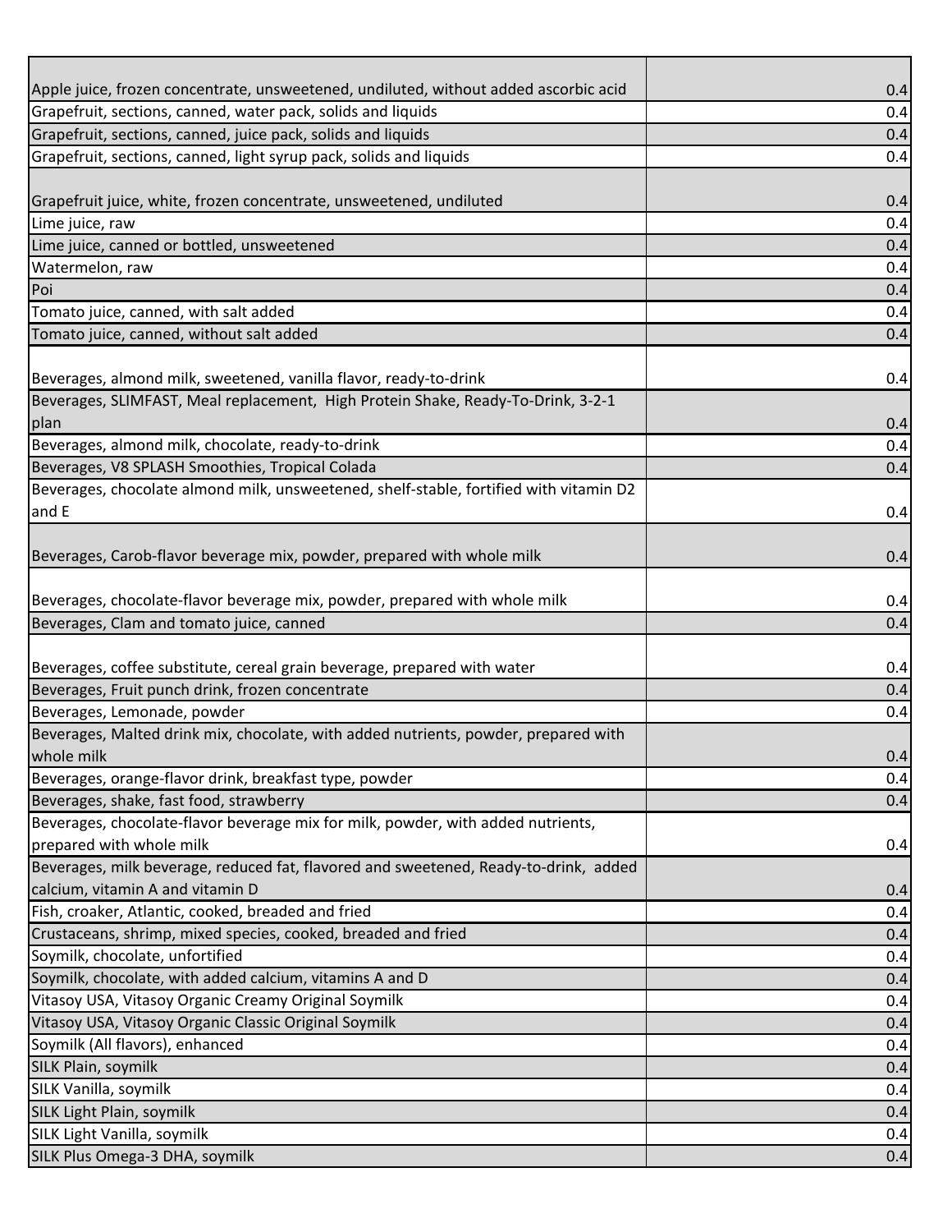| | |
|---|---|
| Apple juice, frozen concentrate, unsweetened, undiluted, without added ascorbic acid | 0.4 |
| Grapefruit, sections, canned, water pack, solids and liquids | 0.4 |
| Grapefruit, sections, canned, juice pack, solids and liquids | 0.4 |
| Grapefruit, sections, canned, light syrup pack, solids and liquids | 0.4 |
| Grapefruit juice, white, frozen concentrate, unsweetened, undiluted | 0.4 |
| Lime juice, raw | 0.4 |
| Lime juice, canned or bottled, unsweetened | 0.4 |
| Watermelon, raw | 0.4 |
| Poi | 0.4 |
| Tomato juice, canned, with salt added | 0.4 |
| Tomato juice, canned, without salt added | 0.4 |
| Beverages, almond milk, sweetened, vanilla flavor, ready-to-drink | 0.4 |
| Beverages, SLIMFAST, Meal replacement, High Protein Shake, Ready-To-Drink, 3-2-1 plan | 0.4 |
| Beverages, almond milk, chocolate, ready-to-drink | 0.4 |
| Beverages, V8 SPLASH Smoothies, Tropical Colada | 0.4 |
| Beverages, chocolate almond milk, unsweetened, shelf-stable, fortified with vitamin D2 and E | 0.4 |
| Beverages, Carob-flavor beverage mix, powder, prepared with whole milk | 0.4 |
| Beverages, chocolate-flavor beverage mix, powder, prepared with whole milk | 0.4 |
| Beverages, Clam and tomato juice, canned | 0.4 |
| Beverages, coffee substitute, cereal grain beverage, prepared with water | 0.4 |
| Beverages, Fruit punch drink, frozen concentrate | 0.4 |
| Beverages, Lemonade, powder | 0.4 |
| Beverages, Malted drink mix, chocolate, with added nutrients, powder, prepared with whole milk | 0.4 |
| Beverages, orange-flavor drink, breakfast type, powder | 0.4 |
| Beverages, shake, fast food, strawberry | 0.4 |
| Beverages, chocolate-flavor beverage mix for milk, powder, with added nutrients, prepared with whole milk | 0.4 |
| Beverages, milk beverage, reduced fat, flavored and sweetened, Ready-to-drink, added calcium, vitamin A and vitamin D | 0.4 |
| Fish, croaker, Atlantic, cooked, breaded and fried | 0.4 |
| Crustaceans, shrimp, mixed species, cooked, breaded and fried | 0.4 |
| Soymilk, chocolate, unfortified | 0.4 |
| Soymilk, chocolate, with added calcium, vitamins A and D | 0.4 |
| Vitasoy USA, Vitasoy Organic Creamy Original Soymilk | 0.4 |
| Vitasoy USA, Vitasoy Organic Classic Original Soymilk | 0.4 |
| Soymilk (All flavors), enhanced | 0.4 |
| SILK Plain, soymilk | 0.4 |
| SILK Vanilla, soymilk | 0.4 |
| SILK Light Plain, soymilk | 0.4 |
| SILK Light Vanilla, soymilk | 0.4 |
| SILK Plus Omega-3 DHA, soymilk | 0.4 |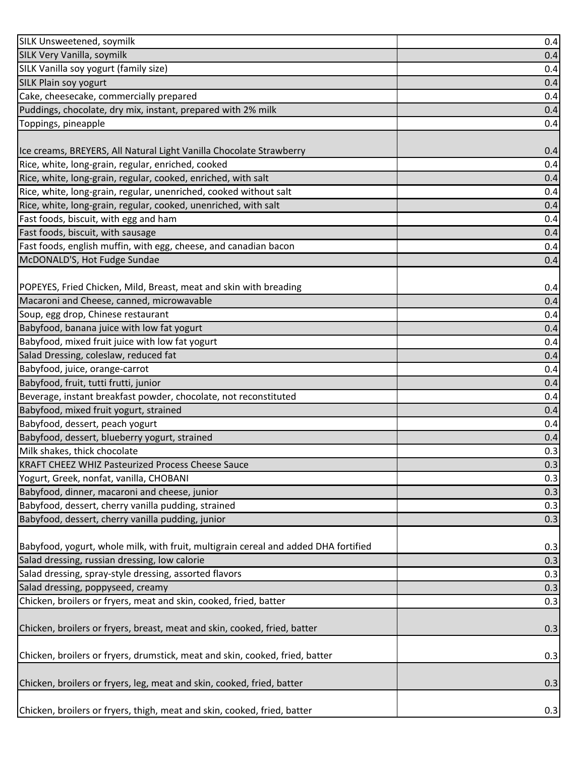| | |
|---|---|
| SILK Unsweetened, soymilk | 0.4 |
| SILK Very Vanilla, soymilk | 0.4 |
| SILK Vanilla soy yogurt (family size) | 0.4 |
| SILK Plain soy yogurt | 0.4 |
| Cake, cheesecake, commercially prepared | 0.4 |
| Puddings, chocolate, dry mix, instant, prepared with 2% milk | 0.4 |
| Toppings, pineapple | 0.4 |
| Ice creams, BREYERS, All Natural Light Vanilla Chocolate Strawberry | 0.4 |
| Rice, white, long-grain, regular, enriched, cooked | 0.4 |
| Rice, white, long-grain, regular, cooked, enriched, with salt | 0.4 |
| Rice, white, long-grain, regular, unenriched, cooked without salt | 0.4 |
| Rice, white, long-grain, regular, cooked, unenriched, with salt | 0.4 |
| Fast foods, biscuit, with egg and ham | 0.4 |
| Fast foods, biscuit, with sausage | 0.4 |
| Fast foods, english muffin, with egg, cheese, and canadian bacon | 0.4 |
| McDONALD'S, Hot Fudge Sundae | 0.4 |
| POPEYES, Fried Chicken, Mild, Breast, meat and skin with breading | 0.4 |
| Macaroni and Cheese, canned, microwavable | 0.4 |
| Soup, egg drop, Chinese restaurant | 0.4 |
| Babyfood, banana juice with low fat yogurt | 0.4 |
| Babyfood, mixed fruit juice with low fat yogurt | 0.4 |
| Salad Dressing, coleslaw, reduced fat | 0.4 |
| Babyfood, juice, orange-carrot | 0.4 |
| Babyfood, fruit, tutti frutti, junior | 0.4 |
| Beverage, instant breakfast powder, chocolate, not reconstituted | 0.4 |
| Babyfood, mixed fruit yogurt, strained | 0.4 |
| Babyfood, dessert, peach yogurt | 0.4 |
| Babyfood, dessert, blueberry yogurt, strained | 0.4 |
| Milk shakes, thick chocolate | 0.3 |
| KRAFT CHEEZ WHIZ Pasteurized Process Cheese Sauce | 0.3 |
| Yogurt, Greek, nonfat, vanilla, CHOBANI | 0.3 |
| Babyfood, dinner, macaroni and cheese, junior | 0.3 |
| Babyfood, dessert, cherry vanilla pudding, strained | 0.3 |
| Babyfood, dessert, cherry vanilla pudding, junior | 0.3 |
| Babyfood, yogurt, whole milk, with fruit, multigrain cereal and added DHA fortified | 0.3 |
| Salad dressing, russian dressing, low calorie | 0.3 |
| Salad dressing, spray-style dressing, assorted flavors | 0.3 |
| Salad dressing, poppyseed, creamy | 0.3 |
| Chicken, broilers or fryers, meat and skin, cooked, fried, batter | 0.3 |
| Chicken, broilers or fryers, breast, meat and skin, cooked, fried, batter | 0.3 |
| Chicken, broilers or fryers, drumstick, meat and skin, cooked, fried, batter | 0.3 |
| Chicken, broilers or fryers, leg, meat and skin, cooked, fried, batter | 0.3 |
| Chicken, broilers or fryers, thigh, meat and skin, cooked, fried, batter | 0.3 |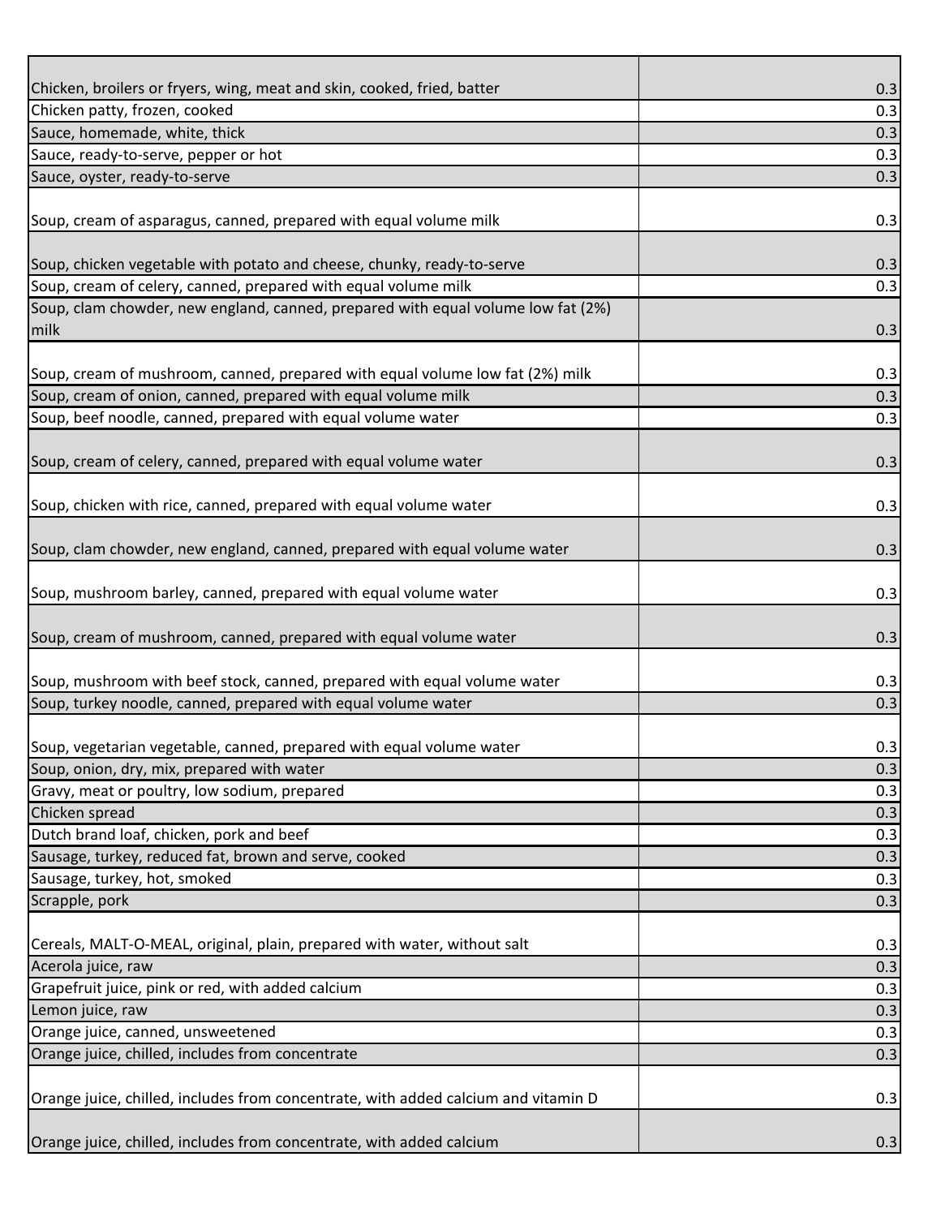| | |
|---|---|
| Chicken, broilers or fryers, wing, meat and skin, cooked, fried, batter | 0.3 |
| Chicken patty, frozen, cooked | 0.3 |
| Sauce, homemade, white, thick | 0.3 |
| Sauce, ready-to-serve, pepper or hot | 0.3 |
| Sauce, oyster, ready-to-serve | 0.3 |
| Soup, cream of asparagus, canned, prepared with equal volume milk | 0.3 |
| Soup, chicken vegetable with potato and cheese, chunky, ready-to-serve | 0.3 |
| Soup, cream of celery, canned, prepared with equal volume milk | 0.3 |
| Soup, clam chowder, new england, canned, prepared with equal volume low fat (2%) milk | 0.3 |
| Soup, cream of mushroom, canned, prepared with equal volume low fat (2%) milk | 0.3 |
| Soup, cream of onion, canned, prepared with equal volume milk | 0.3 |
| Soup, beef noodle, canned, prepared with equal volume water | 0.3 |
| Soup, cream of celery, canned, prepared with equal volume water | 0.3 |
| Soup, chicken with rice, canned, prepared with equal volume water | 0.3 |
| Soup, clam chowder, new england, canned, prepared with equal volume water | 0.3 |
| Soup, mushroom barley, canned, prepared with equal volume water | 0.3 |
| Soup, cream of mushroom, canned, prepared with equal volume water | 0.3 |
| Soup, mushroom with beef stock, canned, prepared with equal volume water | 0.3 |
| Soup, turkey noodle, canned, prepared with equal volume water | 0.3 |
| Soup, vegetarian vegetable, canned, prepared with equal volume water | 0.3 |
| Soup, onion, dry, mix, prepared with water | 0.3 |
| Gravy, meat or poultry, low sodium, prepared | 0.3 |
| Chicken spread | 0.3 |
| Dutch brand loaf, chicken, pork and beef | 0.3 |
| Sausage, turkey, reduced fat, brown and serve, cooked | 0.3 |
| Sausage, turkey, hot, smoked | 0.3 |
| Scrapple, pork | 0.3 |
| Cereals, MALT-O-MEAL, original, plain, prepared with water, without salt | 0.3 |
| Acerola juice, raw | 0.3 |
| Grapefruit juice, pink or red, with added calcium | 0.3 |
| Lemon juice, raw | 0.3 |
| Orange juice, canned, unsweetened | 0.3 |
| Orange juice, chilled, includes from concentrate | 0.3 |
| Orange juice, chilled, includes from concentrate, with added calcium and vitamin D | 0.3 |
| Orange juice, chilled, includes from concentrate, with added calcium | 0.3 |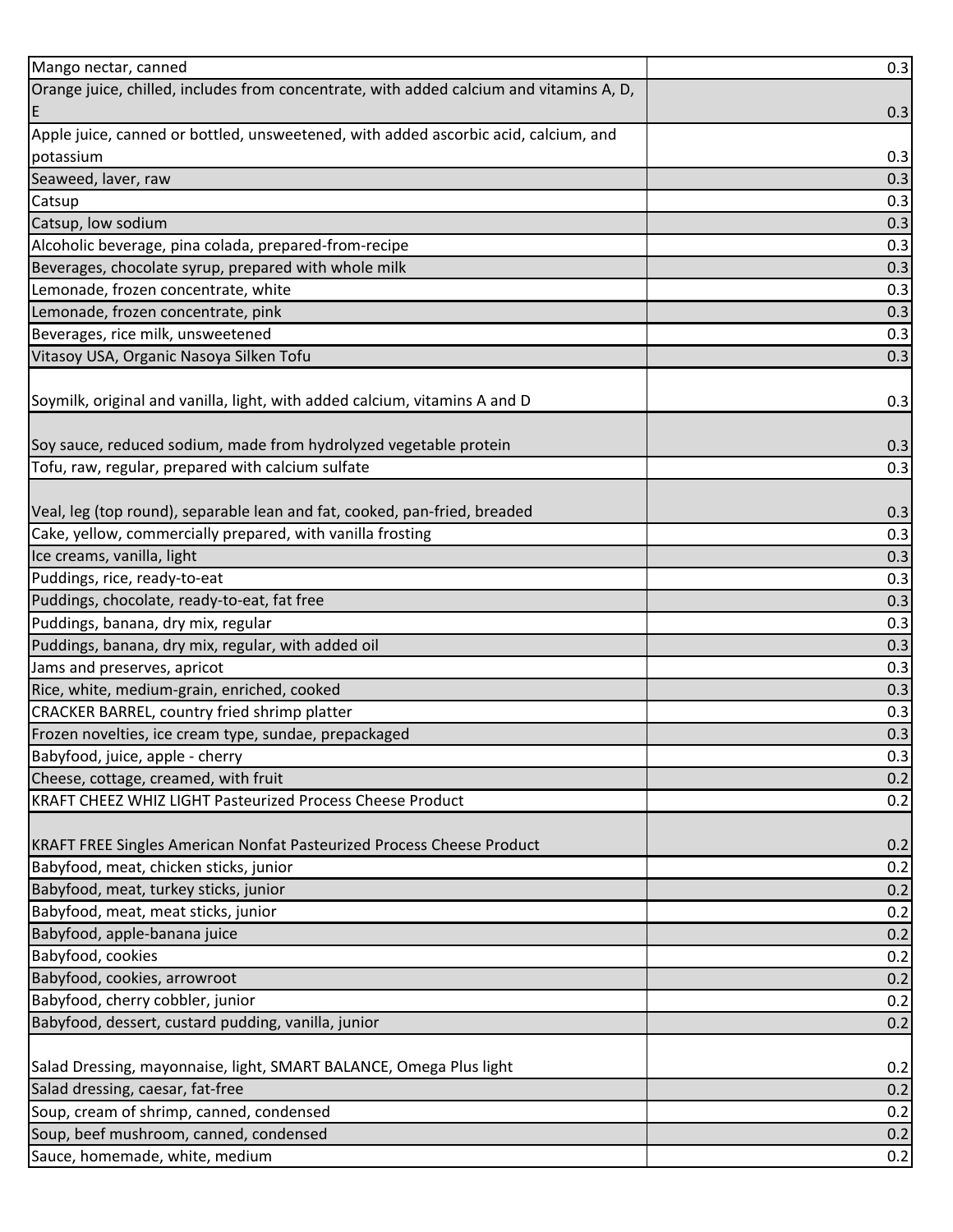| | |
|---|---|
| Mango nectar, canned | 0.3 |
| Orange juice, chilled, includes from concentrate, with added calcium and vitamins A, D, E | 0.3 |
| Apple juice, canned or bottled, unsweetened, with added ascorbic acid, calcium, and potassium | 0.3 |
| Seaweed, laver, raw | 0.3 |
| Catsup | 0.3 |
| Catsup, low sodium | 0.3 |
| Alcoholic beverage, pina colada, prepared-from-recipe | 0.3 |
| Beverages, chocolate syrup, prepared with whole milk | 0.3 |
| Lemonade, frozen concentrate, white | 0.3 |
| Lemonade, frozen concentrate, pink | 0.3 |
| Beverages, rice milk, unsweetened | 0.3 |
| Vitasoy USA, Organic Nasoya Silken Tofu | 0.3 |
| Soymilk, original and vanilla, light, with added calcium, vitamins A and D | 0.3 |
| Soy sauce, reduced sodium, made from hydrolyzed vegetable protein | 0.3 |
| Tofu, raw, regular, prepared with calcium sulfate | 0.3 |
| Veal, leg (top round), separable lean and fat, cooked, pan-fried, breaded | 0.3 |
| Cake, yellow, commercially prepared, with vanilla frosting | 0.3 |
| Ice creams, vanilla, light | 0.3 |
| Puddings, rice, ready-to-eat | 0.3 |
| Puddings, chocolate, ready-to-eat, fat free | 0.3 |
| Puddings, banana, dry mix, regular | 0.3 |
| Puddings, banana, dry mix, regular, with added oil | 0.3 |
| Jams and preserves, apricot | 0.3 |
| Rice, white, medium-grain, enriched, cooked | 0.3 |
| CRACKER BARREL, country fried shrimp platter | 0.3 |
| Frozen novelties, ice cream type, sundae, prepackaged | 0.3 |
| Babyfood, juice, apple - cherry | 0.3 |
| Cheese, cottage, creamed, with fruit | 0.2 |
| KRAFT CHEEZ WHIZ LIGHT Pasteurized Process Cheese Product | 0.2 |
| KRAFT FREE Singles American Nonfat Pasteurized Process Cheese Product | 0.2 |
| Babyfood, meat, chicken sticks, junior | 0.2 |
| Babyfood, meat, turkey sticks, junior | 0.2 |
| Babyfood, meat, meat sticks, junior | 0.2 |
| Babyfood, apple-banana juice | 0.2 |
| Babyfood, cookies | 0.2 |
| Babyfood, cookies, arrowroot | 0.2 |
| Babyfood, cherry cobbler, junior | 0.2 |
| Babyfood, dessert, custard pudding, vanilla, junior | 0.2 |
| Salad Dressing, mayonnaise, light, SMART BALANCE, Omega Plus light | 0.2 |
| Salad dressing, caesar, fat-free | 0.2 |
| Soup, cream of shrimp, canned, condensed | 0.2 |
| Soup, beef mushroom, canned, condensed | 0.2 |
| Sauce, homemade, white, medium | 0.2 |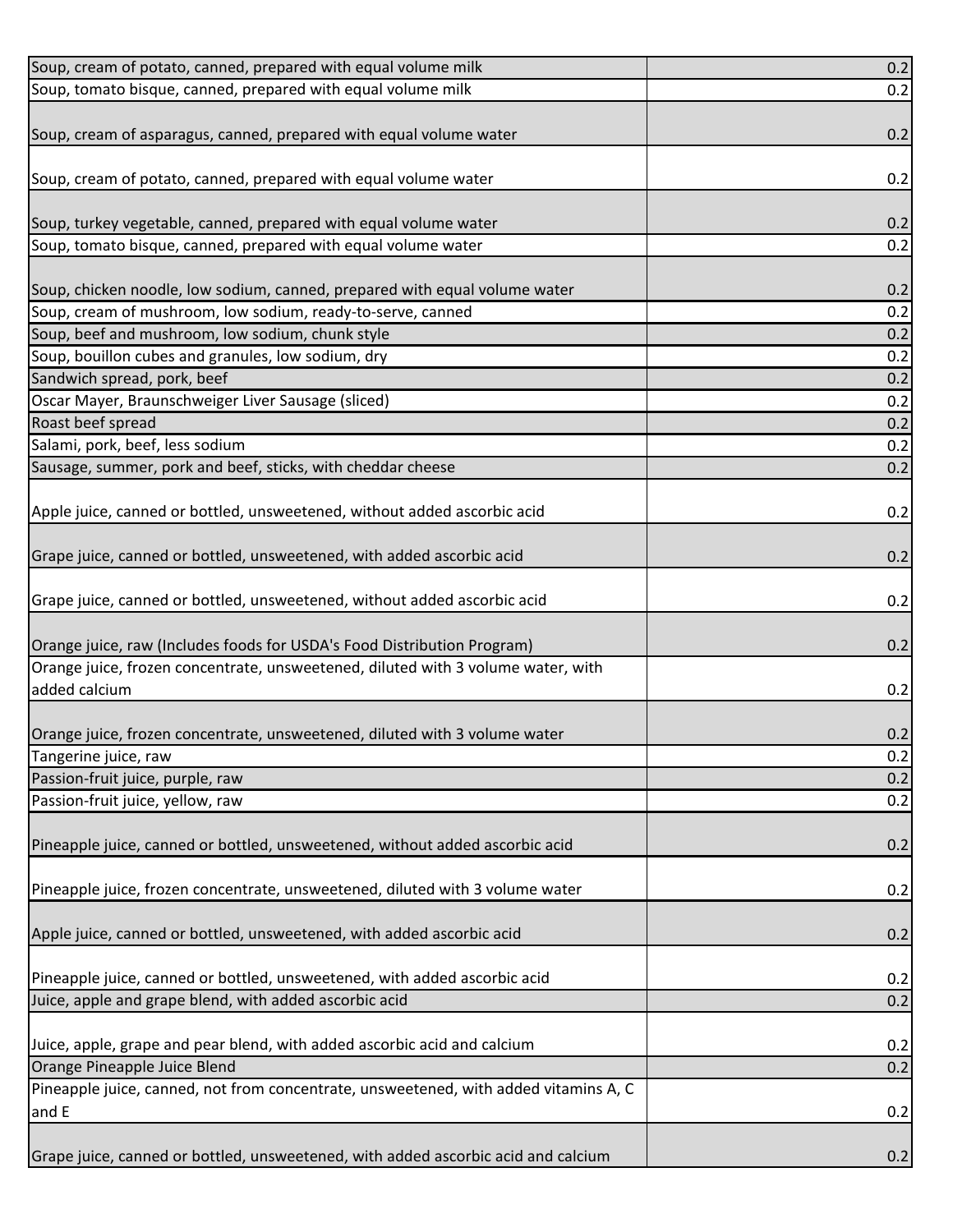| | |
|---|---|
| Soup, cream of potato, canned, prepared with equal volume milk | 0.2 |
| Soup, tomato bisque, canned, prepared with equal volume milk | 0.2 |
| Soup, cream of asparagus, canned, prepared with equal volume water | 0.2 |
| Soup, cream of potato, canned, prepared with equal volume water | 0.2 |
| Soup, turkey vegetable, canned, prepared with equal volume water | 0.2 |
| Soup, tomato bisque, canned, prepared with equal volume water | 0.2 |
| Soup, chicken noodle, low sodium, canned, prepared with equal volume water | 0.2 |
| Soup, cream of mushroom, low sodium, ready-to-serve, canned | 0.2 |
| Soup, beef and mushroom, low sodium, chunk style | 0.2 |
| Soup, bouillon cubes and granules, low sodium, dry | 0.2 |
| Sandwich spread, pork, beef | 0.2 |
| Oscar Mayer, Braunschweiger Liver Sausage (sliced) | 0.2 |
| Roast beef spread | 0.2 |
| Salami, pork, beef, less sodium | 0.2 |
| Sausage, summer, pork and beef, sticks, with cheddar cheese | 0.2 |
| Apple juice, canned or bottled, unsweetened, without added ascorbic acid | 0.2 |
| Grape juice, canned or bottled, unsweetened, with added ascorbic acid | 0.2 |
| Grape juice, canned or bottled, unsweetened, without added ascorbic acid | 0.2 |
| Orange juice, raw (Includes foods for USDA's Food Distribution Program) | 0.2 |
| Orange juice, frozen concentrate, unsweetened, diluted with 3 volume water, with added calcium | 0.2 |
| Orange juice, frozen concentrate, unsweetened, diluted with 3 volume water | 0.2 |
| Tangerine juice, raw | 0.2 |
| Passion-fruit juice, purple, raw | 0.2 |
| Passion-fruit juice, yellow, raw | 0.2 |
| Pineapple juice, canned or bottled, unsweetened, without added ascorbic acid | 0.2 |
| Pineapple juice, frozen concentrate, unsweetened, diluted with 3 volume water | 0.2 |
| Apple juice, canned or bottled, unsweetened, with added ascorbic acid | 0.2 |
| Pineapple juice, canned or bottled, unsweetened, with added ascorbic acid | 0.2 |
| Juice, apple and grape blend, with added ascorbic acid | 0.2 |
| Juice, apple, grape and pear blend, with added ascorbic acid and calcium | 0.2 |
| Orange Pineapple Juice Blend | 0.2 |
| Pineapple juice, canned, not from concentrate, unsweetened, with added vitamins A, C and E | 0.2 |
| Grape juice, canned or bottled, unsweetened, with added ascorbic acid and calcium | 0.2 |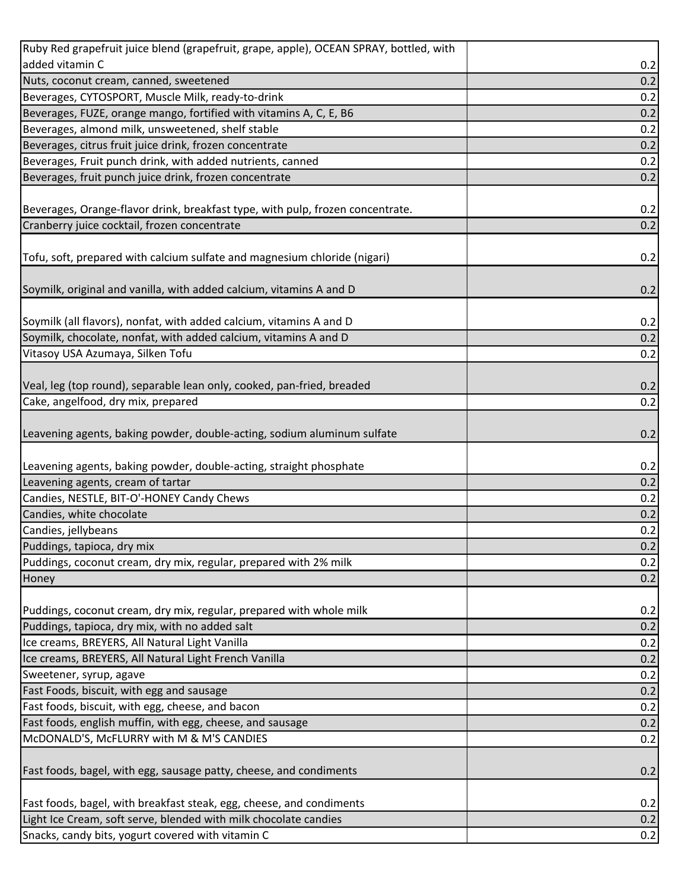| | |
|---|---|
| Ruby Red grapefruit juice blend (grapefruit, grape, apple), OCEAN SPRAY, bottled, with added vitamin C | 0.2 |
| Nuts, coconut cream, canned, sweetened | 0.2 |
| Beverages, CYTOSPORT, Muscle Milk, ready-to-drink | 0.2 |
| Beverages, FUZE, orange mango, fortified with vitamins A, C, E, B6 | 0.2 |
| Beverages, almond milk, unsweetened, shelf stable | 0.2 |
| Beverages, citrus fruit juice drink, frozen concentrate | 0.2 |
| Beverages, Fruit punch drink, with added nutrients, canned | 0.2 |
| Beverages, fruit punch juice drink, frozen concentrate | 0.2 |
| Beverages, Orange-flavor drink, breakfast type, with pulp, frozen concentrate. | 0.2 |
| Cranberry juice cocktail, frozen concentrate | 0.2 |
| Tofu, soft, prepared with calcium sulfate and magnesium chloride (nigari) | 0.2 |
| Soymilk, original and vanilla, with added calcium, vitamins A and D | 0.2 |
| Soymilk (all flavors), nonfat, with added calcium, vitamins A and D | 0.2 |
| Soymilk, chocolate, nonfat, with added calcium, vitamins A and D | 0.2 |
| Vitasoy USA Azumaya, Silken Tofu | 0.2 |
| Veal, leg (top round), separable lean only, cooked, pan-fried, breaded | 0.2 |
| Cake, angelfood, dry mix, prepared | 0.2 |
| Leavening agents, baking powder, double-acting, sodium aluminum sulfate | 0.2 |
| Leavening agents, baking powder, double-acting, straight phosphate | 0.2 |
| Leavening agents, cream of tartar | 0.2 |
| Candies, NESTLE, BIT-O'-HONEY Candy Chews | 0.2 |
| Candies, white chocolate | 0.2 |
| Candies, jellybeans | 0.2 |
| Puddings, tapioca, dry mix | 0.2 |
| Puddings, coconut cream, dry mix, regular, prepared with 2% milk | 0.2 |
| Honey | 0.2 |
| Puddings, coconut cream, dry mix, regular, prepared with whole milk | 0.2 |
| Puddings, tapioca, dry mix, with no added salt | 0.2 |
| Ice creams, BREYERS, All Natural Light Vanilla | 0.2 |
| Ice creams, BREYERS, All Natural Light French Vanilla | 0.2 |
| Sweetener, syrup, agave | 0.2 |
| Fast Foods, biscuit, with egg and sausage | 0.2 |
| Fast foods, biscuit, with egg, cheese, and bacon | 0.2 |
| Fast foods, english muffin, with egg, cheese, and sausage | 0.2 |
| McDONALD'S, McFLURRY with M & M'S CANDIES | 0.2 |
| Fast foods, bagel, with egg, sausage patty, cheese, and condiments | 0.2 |
| Fast foods, bagel, with breakfast steak, egg, cheese, and condiments | 0.2 |
| Light Ice Cream, soft serve, blended with milk chocolate candies | 0.2 |
| Snacks, candy bits, yogurt covered with vitamin C | 0.2 |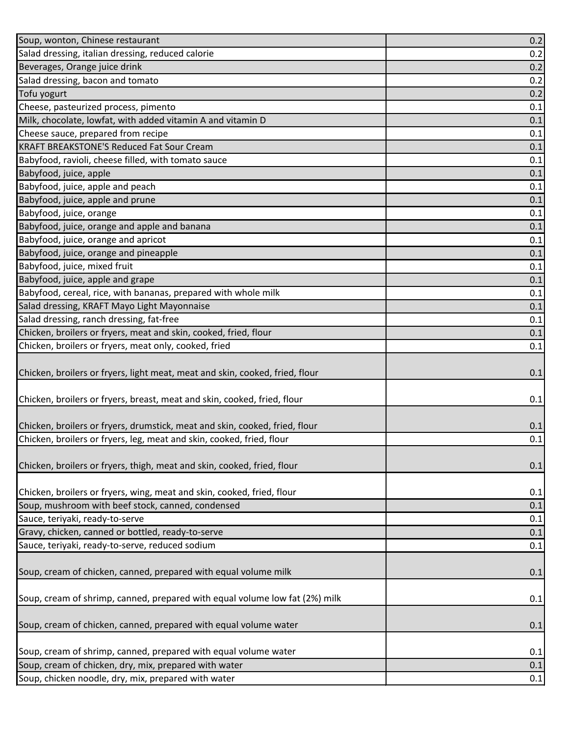| | |
|---|---|
| Soup, wonton, Chinese restaurant | 0.2 |
| Salad dressing, italian dressing, reduced calorie | 0.2 |
| Beverages, Orange juice drink | 0.2 |
| Salad dressing, bacon and tomato | 0.2 |
| Tofu yogurt | 0.2 |
| Cheese, pasteurized process, pimento | 0.1 |
| Milk, chocolate, lowfat, with added vitamin A and vitamin D | 0.1 |
| Cheese sauce, prepared from recipe | 0.1 |
| KRAFT BREAKSTONE'S Reduced Fat Sour Cream | 0.1 |
| Babyfood, ravioli, cheese filled, with tomato sauce | 0.1 |
| Babyfood, juice, apple | 0.1 |
| Babyfood, juice, apple and peach | 0.1 |
| Babyfood, juice, apple and prune | 0.1 |
| Babyfood, juice, orange | 0.1 |
| Babyfood, juice, orange and apple and banana | 0.1 |
| Babyfood, juice, orange and apricot | 0.1 |
| Babyfood, juice, orange and pineapple | 0.1 |
| Babyfood, juice, mixed fruit | 0.1 |
| Babyfood, juice, apple and grape | 0.1 |
| Babyfood, cereal, rice, with bananas, prepared with whole milk | 0.1 |
| Salad dressing, KRAFT Mayo Light Mayonnaise | 0.1 |
| Salad dressing, ranch dressing, fat-free | 0.1 |
| Chicken, broilers or fryers, meat and skin, cooked, fried, flour | 0.1 |
| Chicken, broilers or fryers, meat only, cooked, fried | 0.1 |
| Chicken, broilers or fryers, light meat, meat and skin, cooked, fried, flour | 0.1 |
| Chicken, broilers or fryers, breast, meat and skin, cooked, fried, flour | 0.1 |
| Chicken, broilers or fryers, drumstick, meat and skin, cooked, fried, flour | 0.1 |
| Chicken, broilers or fryers, leg, meat and skin, cooked, fried, flour | 0.1 |
| Chicken, broilers or fryers, thigh, meat and skin, cooked, fried, flour | 0.1 |
| Chicken, broilers or fryers, wing, meat and skin, cooked, fried, flour | 0.1 |
| Soup, mushroom with beef stock, canned, condensed | 0.1 |
| Sauce, teriyaki, ready-to-serve | 0.1 |
| Gravy, chicken, canned or bottled, ready-to-serve | 0.1 |
| Sauce, teriyaki, ready-to-serve, reduced sodium | 0.1 |
| Soup, cream of chicken, canned, prepared with equal volume milk | 0.1 |
| Soup, cream of shrimp, canned, prepared with equal volume low fat (2%) milk | 0.1 |
| Soup, cream of chicken, canned, prepared with equal volume water | 0.1 |
| Soup, cream of shrimp, canned, prepared with equal volume water | 0.1 |
| Soup, cream of chicken, dry, mix, prepared with water | 0.1 |
| Soup, chicken noodle, dry, mix, prepared with water | 0.1 |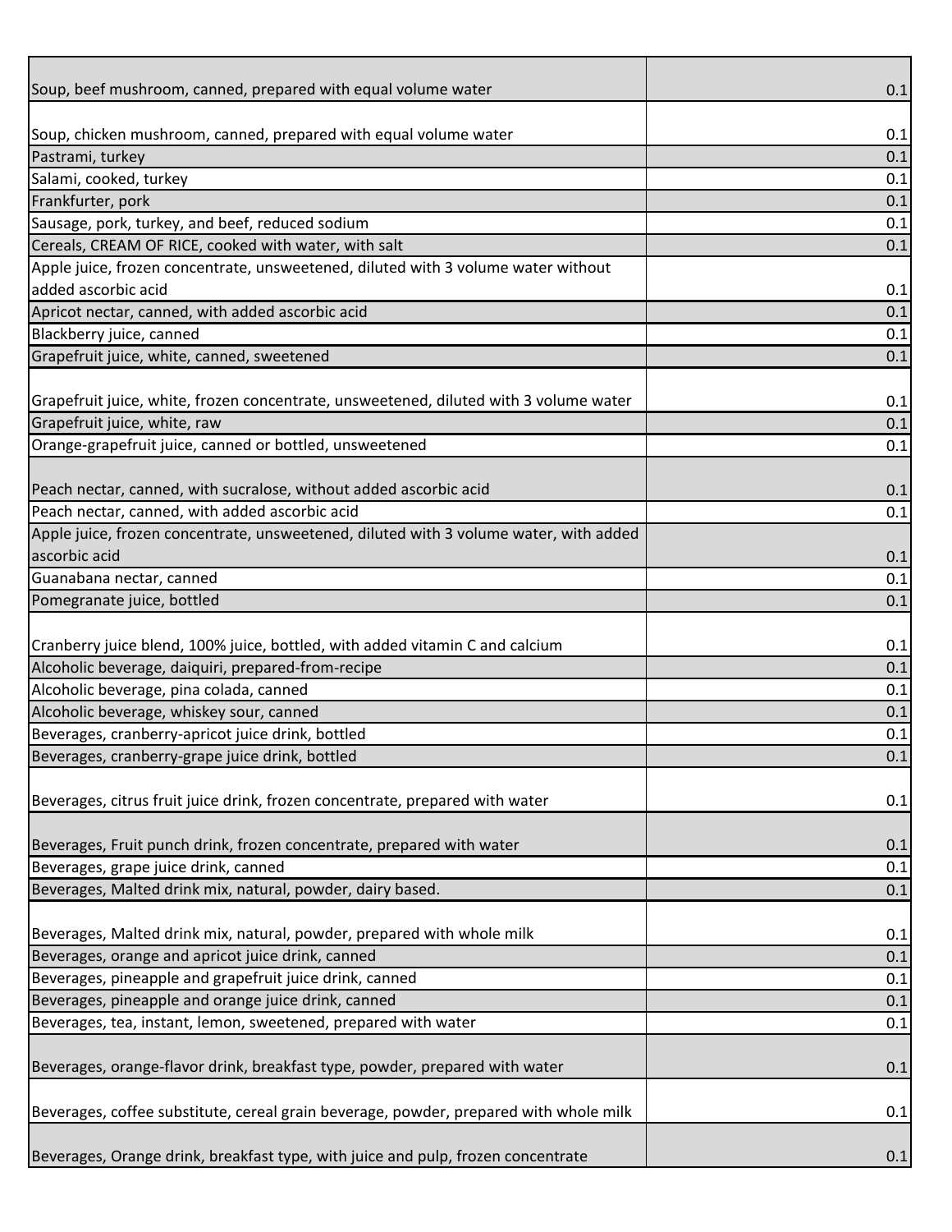| | |
|---|---|
| Soup, beef mushroom, canned, prepared with equal volume water | 0.1 |
| Soup, chicken mushroom, canned, prepared with equal volume water | 0.1 |
| Pastrami, turkey | 0.1 |
| Salami, cooked, turkey | 0.1 |
| Frankfurter, pork | 0.1 |
| Sausage, pork, turkey, and beef, reduced sodium | 0.1 |
| Cereals, CREAM OF RICE, cooked with water, with salt | 0.1 |
| Apple juice, frozen concentrate, unsweetened, diluted with 3 volume water without added ascorbic acid | 0.1 |
| Apricot nectar, canned, with added ascorbic acid | 0.1 |
| Blackberry juice, canned | 0.1 |
| Grapefruit juice, white, canned, sweetened | 0.1 |
| Grapefruit juice, white, frozen concentrate, unsweetened, diluted with 3 volume water | 0.1 |
| Grapefruit juice, white, raw | 0.1 |
| Orange-grapefruit juice, canned or bottled, unsweetened | 0.1 |
| Peach nectar, canned, with sucralose, without added ascorbic acid | 0.1 |
| Peach nectar, canned, with added ascorbic acid | 0.1 |
| Apple juice, frozen concentrate, unsweetened, diluted with 3 volume water, with added ascorbic acid | 0.1 |
| Guanabana nectar, canned | 0.1 |
| Pomegranate juice, bottled | 0.1 |
| Cranberry juice blend, 100% juice, bottled, with added vitamin C and calcium | 0.1 |
| Alcoholic beverage, daiquiri, prepared-from-recipe | 0.1 |
| Alcoholic beverage, pina colada, canned | 0.1 |
| Alcoholic beverage, whiskey sour, canned | 0.1 |
| Beverages, cranberry-apricot juice drink, bottled | 0.1 |
| Beverages, cranberry-grape juice drink, bottled | 0.1 |
| Beverages, citrus fruit juice drink, frozen concentrate, prepared with water | 0.1 |
| Beverages, Fruit punch drink, frozen concentrate, prepared with water | 0.1 |
| Beverages, grape juice drink, canned | 0.1 |
| Beverages, Malted drink mix, natural, powder, dairy based. | 0.1 |
| Beverages, Malted drink mix, natural, powder, prepared with whole milk | 0.1 |
| Beverages, orange and apricot juice drink, canned | 0.1 |
| Beverages, pineapple and grapefruit juice drink, canned | 0.1 |
| Beverages, pineapple and orange juice drink, canned | 0.1 |
| Beverages, tea, instant, lemon, sweetened, prepared with water | 0.1 |
| Beverages, orange-flavor drink, breakfast type, powder, prepared with water | 0.1 |
| Beverages, coffee substitute, cereal grain beverage, powder, prepared with whole milk | 0.1 |
| Beverages, Orange drink, breakfast type, with juice and pulp, frozen concentrate | 0.1 |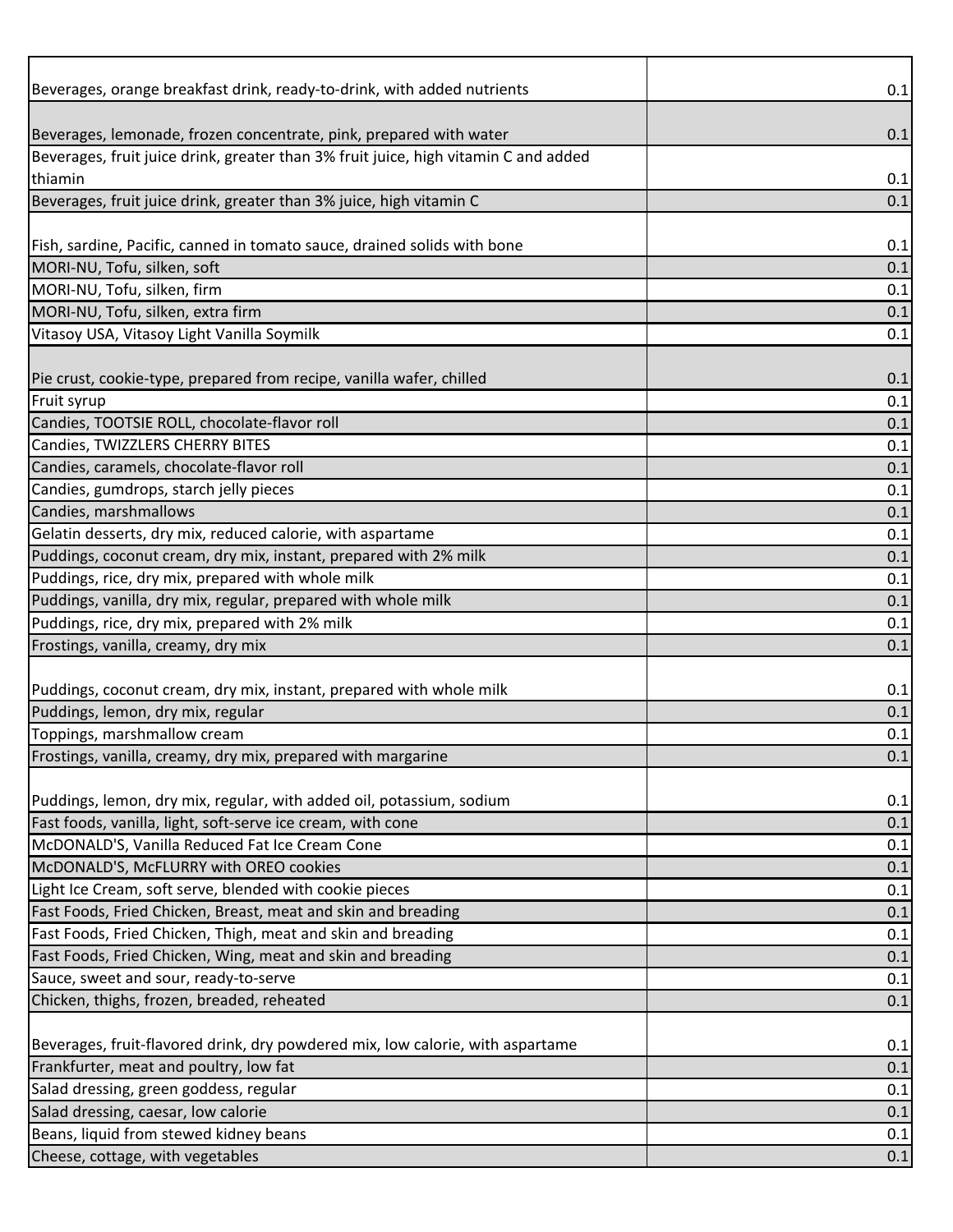| | |
|---|---|
| Beverages, orange breakfast drink, ready-to-drink, with added nutrients | 0.1 |
| Beverages, lemonade, frozen concentrate, pink, prepared with water | 0.1 |
| Beverages, fruit juice drink, greater than 3% fruit juice, high vitamin C and added thiamin | 0.1 |
| Beverages, fruit juice drink, greater than 3% juice, high vitamin C | 0.1 |
| Fish, sardine, Pacific, canned in tomato sauce, drained solids with bone | 0.1 |
| MORI-NU, Tofu, silken, soft | 0.1 |
| MORI-NU, Tofu, silken, firm | 0.1 |
| MORI-NU, Tofu, silken, extra firm | 0.1 |
| Vitasoy USA, Vitasoy Light Vanilla Soymilk | 0.1 |
| Pie crust, cookie-type, prepared from recipe, vanilla wafer, chilled | 0.1 |
| Fruit syrup | 0.1 |
| Candies, TOOTSIE ROLL, chocolate-flavor roll | 0.1 |
| Candies, TWIZZLERS CHERRY BITES | 0.1 |
| Candies, caramels, chocolate-flavor roll | 0.1 |
| Candies, gumdrops, starch jelly pieces | 0.1 |
| Candies, marshmallows | 0.1 |
| Gelatin desserts, dry mix, reduced calorie, with aspartame | 0.1 |
| Puddings, coconut cream, dry mix, instant, prepared with 2% milk | 0.1 |
| Puddings, rice, dry mix, prepared with whole milk | 0.1 |
| Puddings, vanilla, dry mix, regular, prepared with whole milk | 0.1 |
| Puddings, rice, dry mix, prepared with 2% milk | 0.1 |
| Frostings, vanilla, creamy, dry mix | 0.1 |
| Puddings, coconut cream, dry mix, instant, prepared with whole milk | 0.1 |
| Puddings, lemon, dry mix, regular | 0.1 |
| Toppings, marshmallow cream | 0.1 |
| Frostings, vanilla, creamy, dry mix, prepared with margarine | 0.1 |
| Puddings, lemon, dry mix, regular, with added oil, potassium, sodium | 0.1 |
| Fast foods, vanilla, light, soft-serve ice cream, with cone | 0.1 |
| McDONALD'S, Vanilla Reduced Fat Ice Cream Cone | 0.1 |
| McDONALD'S, McFLURRY with OREO cookies | 0.1 |
| Light Ice Cream, soft serve, blended with cookie pieces | 0.1 |
| Fast Foods, Fried Chicken, Breast, meat and skin and breading | 0.1 |
| Fast Foods, Fried Chicken, Thigh, meat and skin and breading | 0.1 |
| Fast Foods, Fried Chicken, Wing, meat and skin and breading | 0.1 |
| Sauce, sweet and sour, ready-to-serve | 0.1 |
| Chicken, thighs, frozen, breaded, reheated | 0.1 |
| Beverages, fruit-flavored drink, dry powdered mix, low calorie, with aspartame | 0.1 |
| Frankfurter, meat and poultry, low fat | 0.1 |
| Salad dressing, green goddess, regular | 0.1 |
| Salad dressing, caesar, low calorie | 0.1 |
| Beans, liquid from stewed kidney beans | 0.1 |
| Cheese, cottage, with vegetables | 0.1 |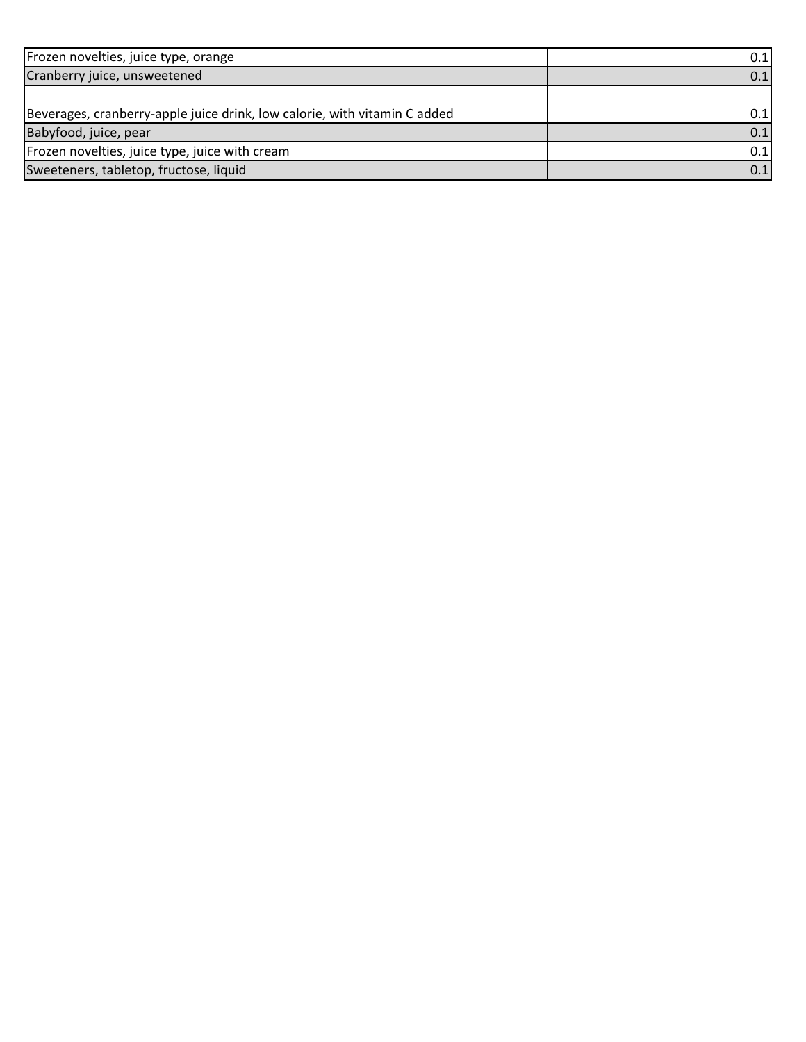| | |
|---|---|
| Frozen novelties, juice type, orange | 0.1 |
| Cranberry juice, unsweetened | 0.1 |
| Beverages, cranberry-apple juice drink, low calorie, with vitamin C added | 0.1 |
| Babyfood, juice, pear | 0.1 |
| Frozen novelties, juice type, juice with cream | 0.1 |
| Sweeteners, tabletop, fructose, liquid | 0.1 |